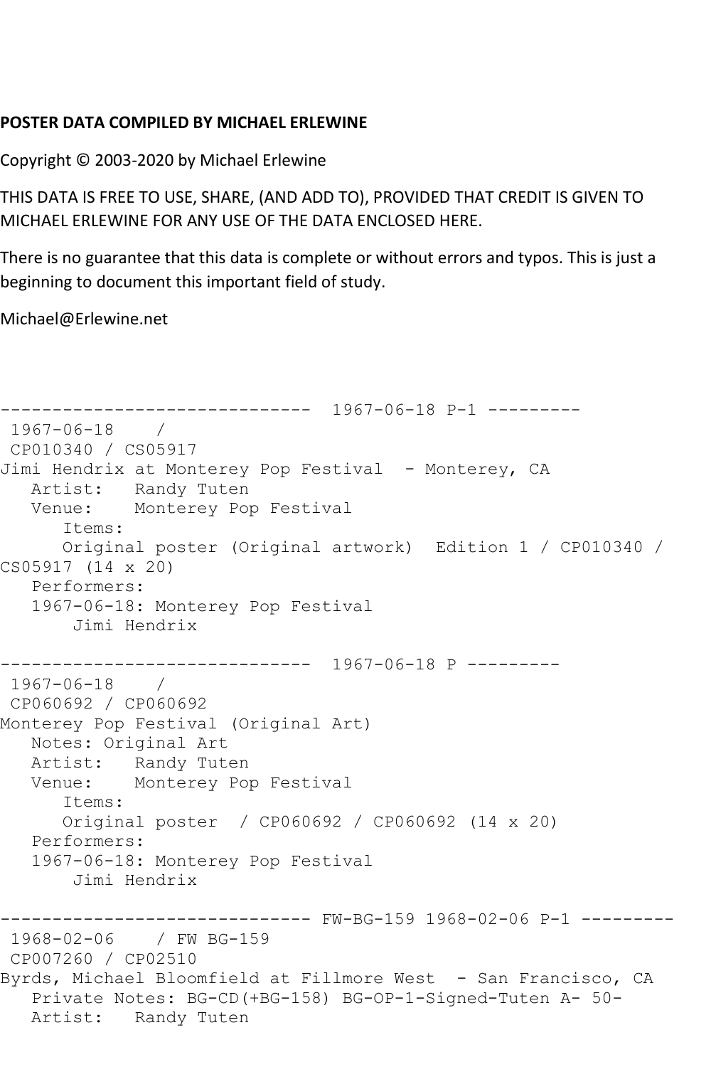**POSTER DATA COMPILED BY MICHAEL ERLEWINE**

Copyright © 2003-2020 by Michael Erlewine

THIS DATA IS FREE TO USE, SHARE, (AND ADD TO), PROVIDED THAT CREDIT IS GIVEN TO MICHAEL ERLEWINE FOR ANY USE OF THE DATA ENCLOSED HERE.

There is no guarantee that this data is complete or without errors and typos. This is just a beginning to document this important field of study.

Michael@Erlewine.net

```
------------------------------  1967-06-18 P-1 ---------
 1967-06-18    / 
 CP010340 / CS05917
Jimi Hendrix at Monterey Pop Festival  - Monterey, CA
   Artist:   Randy Tuten
   Venue:    Monterey Pop Festival
      Items:
      Original poster (Original artwork)  Edition 1 / CP010340 / 
CS05917 (14 x 20)
   Performers:
   1967-06-18: Monterey Pop Festival
       Jimi Hendrix

------------------------------  1967-06-18 P ---------
 1967-06-18    / 
 CP060692 / CP060692
Monterey Pop Festival (Original Art)
   Notes: Original Art
   Artist:   Randy Tuten
   Venue:    Monterey Pop Festival
      Items:
      Original poster  / CP060692 / CP060692 (14 x 20)
   Performers:
   1967-06-18: Monterey Pop Festival
       Jimi Hendrix

------------------------------ FW-BG-159 1968-02-06 P-1 ---------
 1968-02-06    / FW BG-159
 CP007260 / CP02510
Byrds, Michael Bloomfield at Fillmore West  - San Francisco, CA
   Private Notes: BG-CD(+BG-158) BG-OP-1-Signed-Tuten A- 50-
   Artist:   Randy Tuten
```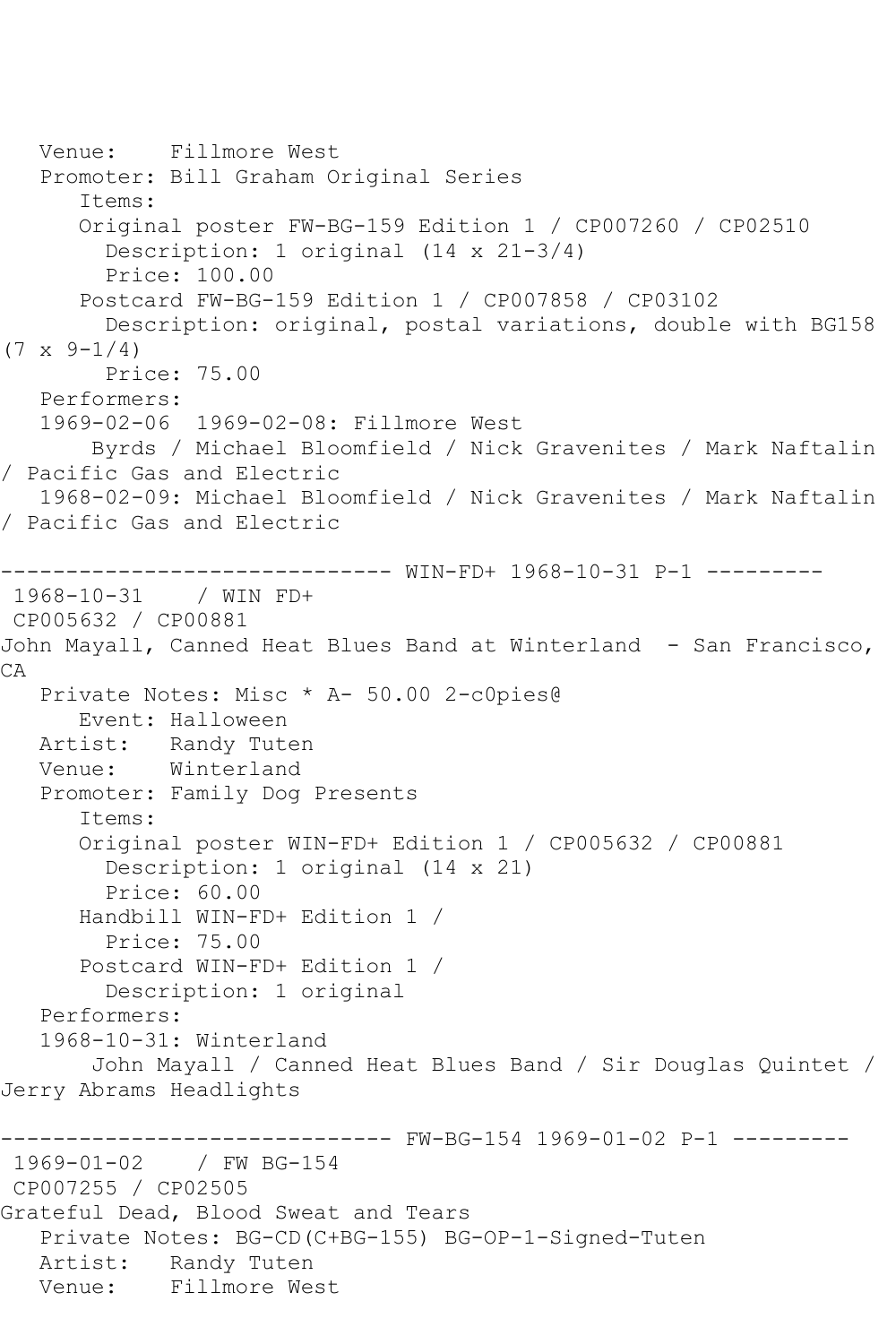Venue: Fillmore West
Promoter: Bill Graham Original Series
Items:
Original poster FW-BG-159 Edition 1 / CP007260 / CP02510
Description: 1 original (14 x 21-3/4)
Price: 100.00
Postcard FW-BG-159 Edition 1 / CP007858 / CP03102
Description: original, postal variations, double with BG158 (7 x 9-1/4)
Price: 75.00
Performers:
1969-02-06 1969-02-08: Fillmore West
Byrds / Michael Bloomfield / Nick Gravenites / Mark Naftalin / Pacific Gas and Electric
1968-02-09: Michael Bloomfield / Nick Gravenites / Mark Naftalin / Pacific Gas and Electric

------------------------------ WIN-FD+ 1968-10-31 P-1 ---------

1968-10-31 / WIN FD+
CP005632 / CP00881
John Mayall, Canned Heat Blues Band at Winterland - San Francisco, CA
Private Notes: Misc * A- 50.00 2-c0pies@
Event: Halloween
Artist: Randy Tuten
Venue: Winterland
Promoter: Family Dog Presents
Items:
Original poster WIN-FD+ Edition 1 / CP005632 / CP00881
Description: 1 original (14 x 21)
Price: 60.00
Handbill WIN-FD+ Edition 1 /
Price: 75.00
Postcard WIN-FD+ Edition 1 /
Description: 1 original
Performers:
1968-10-31: Winterland
John Mayall / Canned Heat Blues Band / Sir Douglas Quintet / Jerry Abrams Headlights

------------------------------ FW-BG-154 1969-01-02 P-1 ---------

1969-01-02 / FW BG-154
CP007255 / CP02505
Grateful Dead, Blood Sweat and Tears
Private Notes: BG-CD(C+BG-155) BG-OP-1-Signed-Tuten
Artist: Randy Tuten
Venue: Fillmore West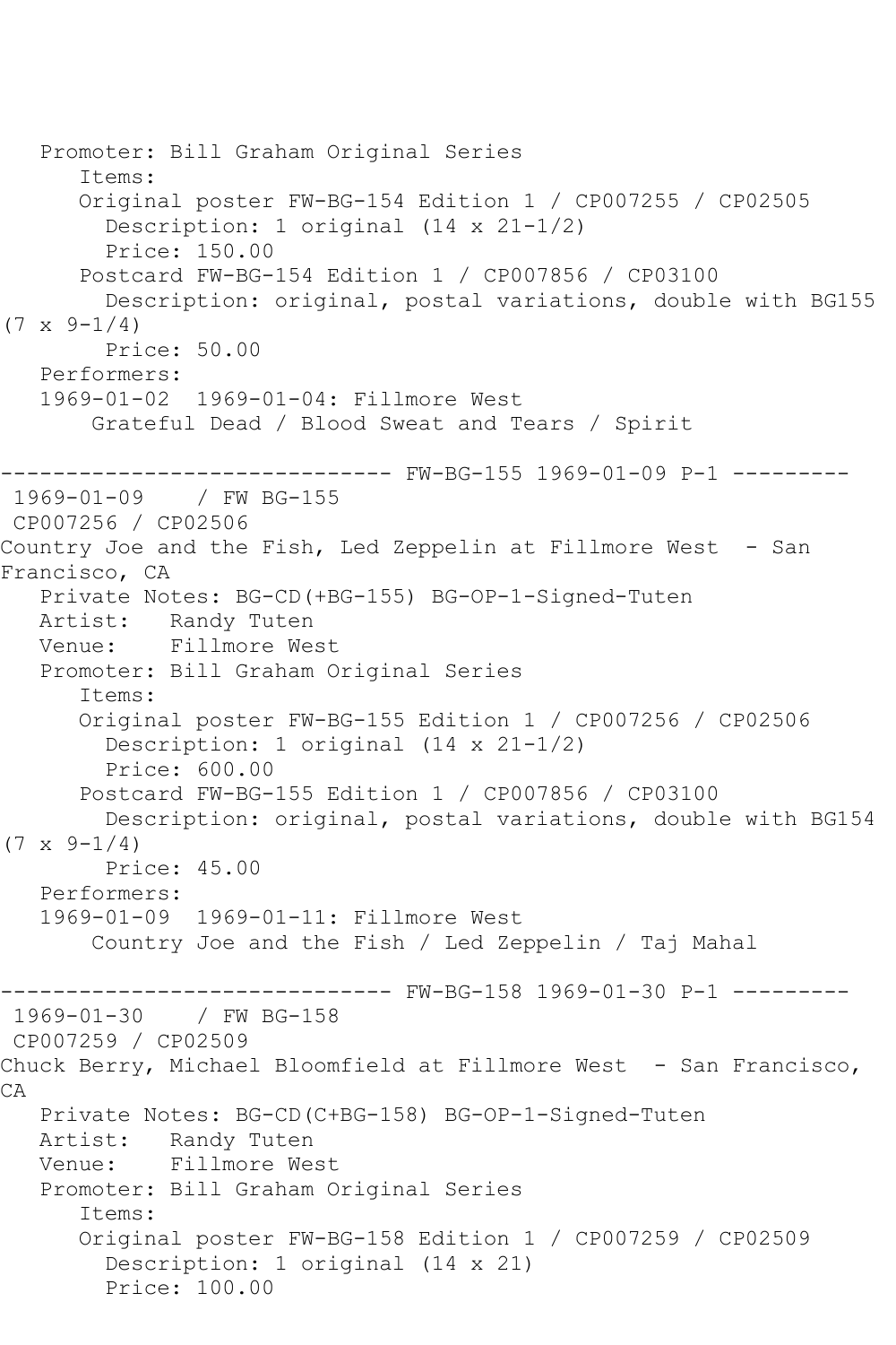```
   Promoter: Bill Graham Original Series
      Items:
      Original poster FW-BG-154 Edition 1 / CP007255 / CP02505
        Description: 1 original (14 x 21-1/2)
        Price: 150.00
      Postcard FW-BG-154 Edition 1 / CP007856 / CP03100
        Description: original, postal variations, double with BG155
(7 x 9-1/4)
        Price: 50.00
   Performers:
   1969-01-02  1969-01-04: Fillmore West
       Grateful Dead / Blood Sweat and Tears / Spirit

------------------------------ FW-BG-155 1969-01-09 P-1 ---------
 1969-01-09    / FW BG-155
 CP007256 / CP02506
Country Joe and the Fish, Led Zeppelin at Fillmore West  - San
Francisco, CA
   Private Notes: BG-CD(+BG-155) BG-OP-1-Signed-Tuten
   Artist:   Randy Tuten
   Venue:    Fillmore West
   Promoter: Bill Graham Original Series
      Items:
      Original poster FW-BG-155 Edition 1 / CP007256 / CP02506
        Description: 1 original (14 x 21-1/2)
        Price: 600.00
      Postcard FW-BG-155 Edition 1 / CP007856 / CP03100
        Description: original, postal variations, double with BG154
(7 x 9-1/4)
        Price: 45.00
   Performers:
   1969-01-09  1969-01-11: Fillmore West
       Country Joe and the Fish / Led Zeppelin / Taj Mahal

------------------------------ FW-BG-158 1969-01-30 P-1 ---------
 1969-01-30    / FW BG-158
 CP007259 / CP02509
Chuck Berry, Michael Bloomfield at Fillmore West  - San Francisco,
CA
   Private Notes: BG-CD(C+BG-158) BG-OP-1-Signed-Tuten
   Artist:   Randy Tuten
   Venue:    Fillmore West
   Promoter: Bill Graham Original Series
      Items:
      Original poster FW-BG-158 Edition 1 / CP007259 / CP02509
        Description: 1 original (14 x 21)
        Price: 100.00
```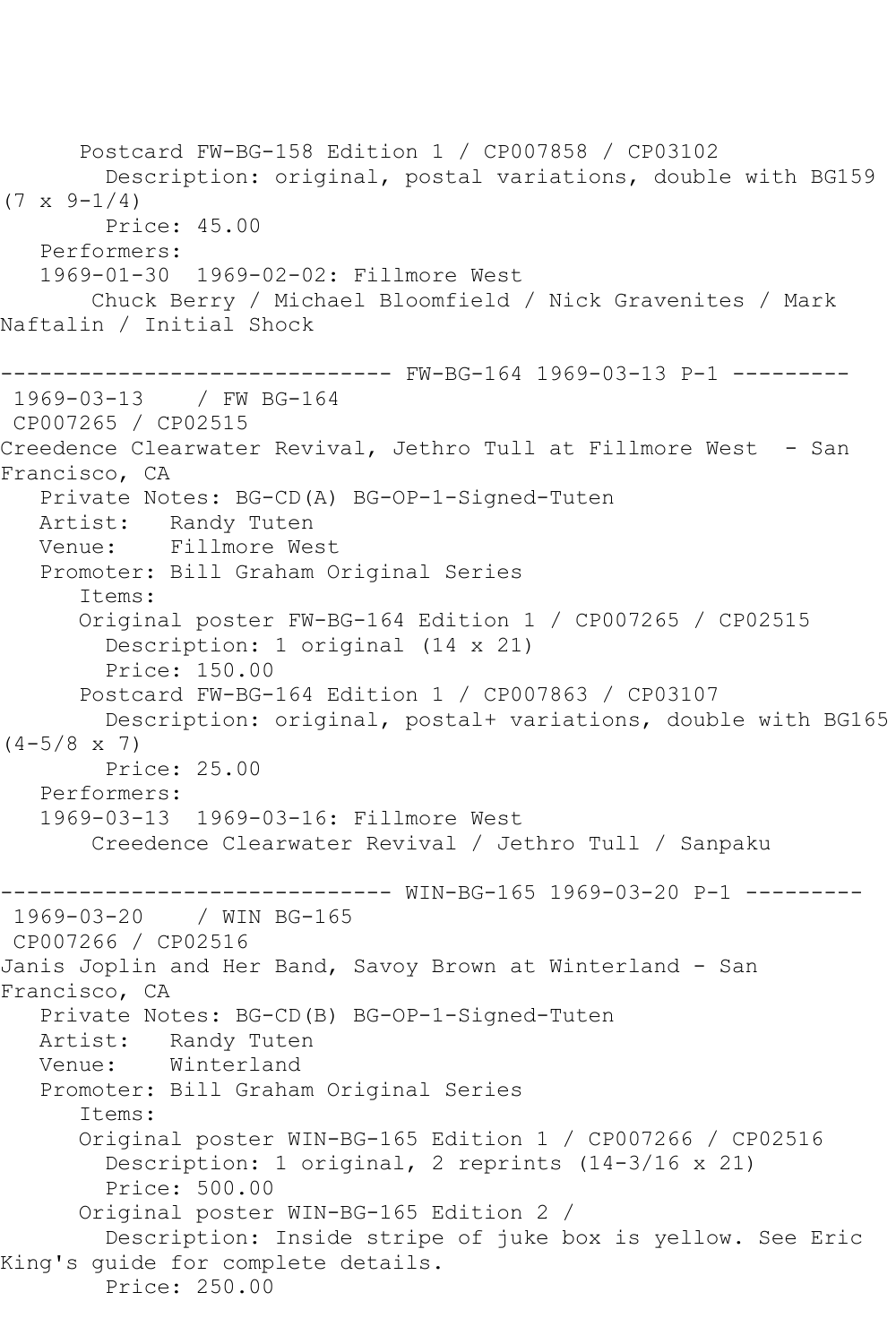Postcard FW-BG-158 Edition 1 / CP007858 / CP03102
Description: original, postal variations, double with BG159 (7 x 9-1/4)
Price: 45.00
Performers:
1969-01-30 1969-02-02: Fillmore West
Chuck Berry / Michael Bloomfield / Nick Gravenites / Mark Naftalin / Initial Shock

------------------------------ FW-BG-164 1969-03-13 P-1 ---------

1969-03-13 / FW BG-164
CP007265 / CP02515
Creedence Clearwater Revival, Jethro Tull at Fillmore West - San Francisco, CA
Private Notes: BG-CD(A) BG-OP-1-Signed-Tuten
Artist: Randy Tuten
Venue: Fillmore West
Promoter: Bill Graham Original Series
Items:
Original poster FW-BG-164 Edition 1 / CP007265 / CP02515
Description: 1 original (14 x 21)
Price: 150.00
Postcard FW-BG-164 Edition 1 / CP007863 / CP03107
Description: original, postal+ variations, double with BG165 (4-5/8 x 7)
Price: 25.00
Performers:
1969-03-13 1969-03-16: Fillmore West
Creedence Clearwater Revival / Jethro Tull / Sanpaku

------------------------------ WIN-BG-165 1969-03-20 P-1 ---------

1969-03-20 / WIN BG-165
CP007266 / CP02516
Janis Joplin and Her Band, Savoy Brown at Winterland - San Francisco, CA
Private Notes: BG-CD(B) BG-OP-1-Signed-Tuten
Artist: Randy Tuten
Venue: Winterland
Promoter: Bill Graham Original Series
Items:
Original poster WIN-BG-165 Edition 1 / CP007266 / CP02516
Description: 1 original, 2 reprints (14-3/16 x 21)
Price: 500.00
Original poster WIN-BG-165 Edition 2 /
Description: Inside stripe of juke box is yellow. See Eric King's guide for complete details.
Price: 250.00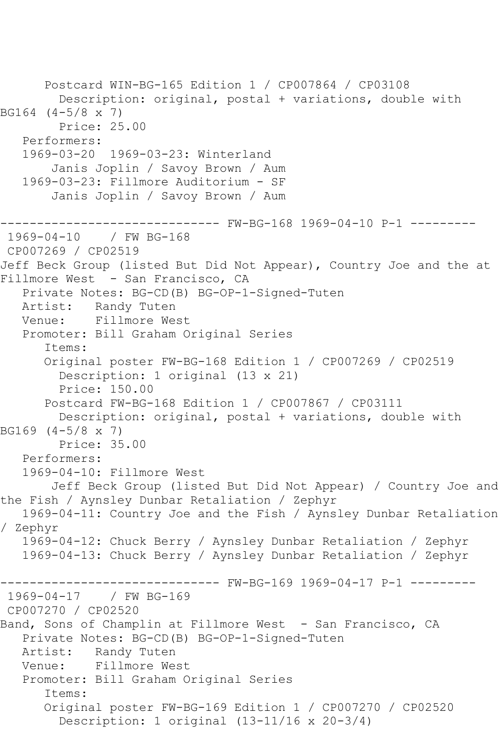Postcard WIN-BG-165 Edition 1 / CP007864 / CP03108
Description: original, postal + variations, double with BG164 (4-5/8 x 7)
Price: 25.00
Performers:
1969-03-20 1969-03-23: Winterland
Janis Joplin / Savoy Brown / Aum
1969-03-23: Fillmore Auditorium - SF
Janis Joplin / Savoy Brown / Aum

------------------------------ FW-BG-168 1969-04-10 P-1 ---------
1969-04-10 / FW BG-168
CP007269 / CP02519
Jeff Beck Group (listed But Did Not Appear), Country Joe and the at Fillmore West - San Francisco, CA
Private Notes: BG-CD(B) BG-OP-1-Signed-Tuten
Artist: Randy Tuten
Venue: Fillmore West
Promoter: Bill Graham Original Series
Items:
Original poster FW-BG-168 Edition 1 / CP007269 / CP02519
Description: 1 original (13 x 21)
Price: 150.00
Postcard FW-BG-168 Edition 1 / CP007867 / CP03111
Description: original, postal + variations, double with BG169 (4-5/8 x 7)
Price: 35.00
Performers:
1969-04-10: Fillmore West
Jeff Beck Group (listed But Did Not Appear) / Country Joe and the Fish / Aynsley Dunbar Retaliation / Zephyr
1969-04-11: Country Joe and the Fish / Aynsley Dunbar Retaliation / Zephyr
1969-04-12: Chuck Berry / Aynsley Dunbar Retaliation / Zephyr
1969-04-13: Chuck Berry / Aynsley Dunbar Retaliation / Zephyr

------------------------------ FW-BG-169 1969-04-17 P-1 ---------
1969-04-17 / FW BG-169
CP007270 / CP02520
Band, Sons of Champlin at Fillmore West - San Francisco, CA
Private Notes: BG-CD(B) BG-OP-1-Signed-Tuten
Artist: Randy Tuten
Venue: Fillmore West
Promoter: Bill Graham Original Series
Items:
Original poster FW-BG-169 Edition 1 / CP007270 / CP02520
Description: 1 original (13-11/16 x 20-3/4)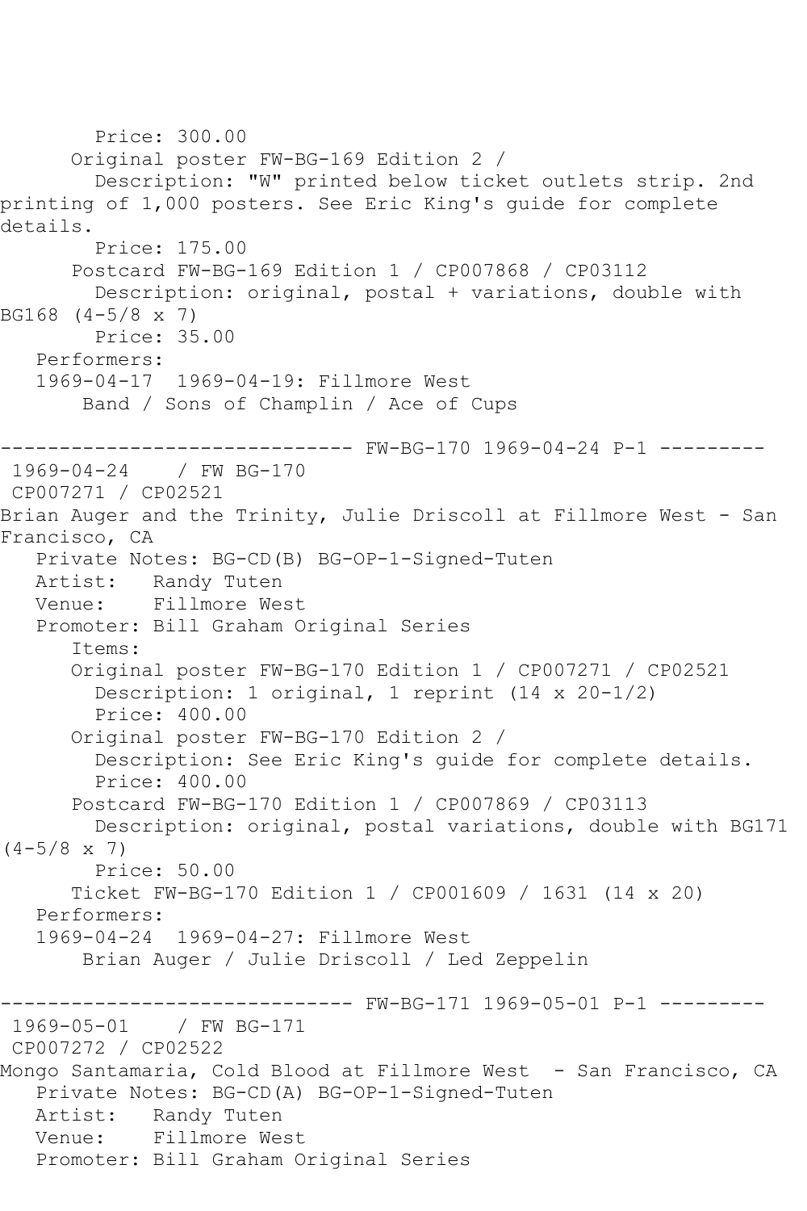Price: 300.00
      Original poster FW-BG-169 Edition 2 /
        Description: "W" printed below ticket outlets strip. 2nd printing of 1,000 posters. See Eric King's guide for complete details.
        Price: 175.00
      Postcard FW-BG-169 Edition 1 / CP007868 / CP03112
        Description: original, postal + variations, double with BG168 (4-5/8 x 7)
        Price: 35.00
   Performers:
   1969-04-17  1969-04-19: Fillmore West
       Band / Sons of Champlin / Ace of Cups

------------------------------ FW-BG-170 1969-04-24 P-1 ---------

1969-04-24    / FW BG-170
CP007271 / CP02521
Brian Auger and the Trinity, Julie Driscoll at Fillmore West - San Francisco, CA
   Private Notes: BG-CD(B) BG-OP-1-Signed-Tuten
   Artist:   Randy Tuten
   Venue:    Fillmore West
   Promoter: Bill Graham Original Series
      Items:
      Original poster FW-BG-170 Edition 1 / CP007271 / CP02521
        Description: 1 original, 1 reprint (14 x 20-1/2)
        Price: 400.00
      Original poster FW-BG-170 Edition 2 /
        Description: See Eric King's guide for complete details.
        Price: 400.00
      Postcard FW-BG-170 Edition 1 / CP007869 / CP03113
        Description: original, postal variations, double with BG171 (4-5/8 x 7)
        Price: 50.00
      Ticket FW-BG-170 Edition 1 / CP001609 / 1631 (14 x 20)
   Performers:
   1969-04-24  1969-04-27: Fillmore West
       Brian Auger / Julie Driscoll / Led Zeppelin

------------------------------ FW-BG-171 1969-05-01 P-1 ---------

1969-05-01    / FW BG-171
CP007272 / CP02522
Mongo Santamaria, Cold Blood at Fillmore West  - San Francisco, CA
   Private Notes: BG-CD(A) BG-OP-1-Signed-Tuten
   Artist:   Randy Tuten
   Venue:    Fillmore West
   Promoter: Bill Graham Original Series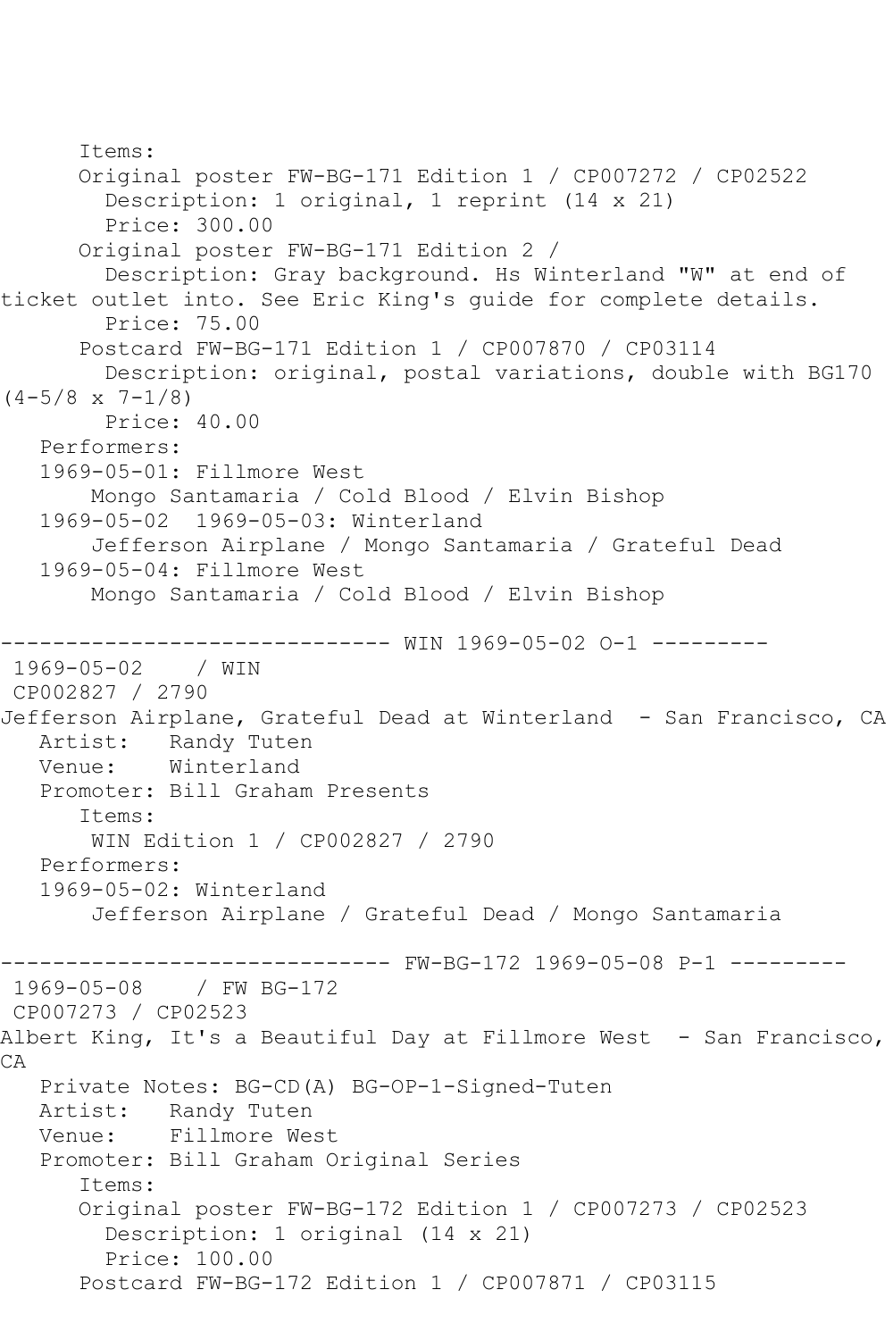Items:

Original poster FW-BG-171 Edition 1 / CP007272 / CP02522
  Description: 1 original, 1 reprint (14 x 21)
  Price: 300.00

Original poster FW-BG-171 Edition 2 /
  Description: Gray background. Hs Winterland "W" at end of ticket outlet into. See Eric King's guide for complete details.
  Price: 75.00

Postcard FW-BG-171 Edition 1 / CP007870 / CP03114
  Description: original, postal variations, double with BG170 (4-5/8 x 7-1/8)
  Price: 40.00

Performers:

1969-05-01: Fillmore West
  Mongo Santamaria / Cold Blood / Elvin Bishop

1969-05-02  1969-05-03: Winterland
  Jefferson Airplane / Mongo Santamaria / Grateful Dead

1969-05-04: Fillmore West
  Mongo Santamaria / Cold Blood / Elvin Bishop

------------------------------ WIN 1969-05-02 O-1 ---------

1969-05-02    / WIN
CP002827 / 2790
Jefferson Airplane, Grateful Dead at Winterland  - San Francisco, CA
  Artist:   Randy Tuten
  Venue:    Winterland
  Promoter: Bill Graham Presents
  Items:
    WIN Edition 1 / CP002827 / 2790
  Performers:
  1969-05-02: Winterland
    Jefferson Airplane / Grateful Dead / Mongo Santamaria

------------------------------ FW-BG-172 1969-05-08 P-1 ---------

1969-05-08    / FW BG-172
CP007273 / CP02523
Albert King, It's a Beautiful Day at Fillmore West  - San Francisco, CA
  Private Notes: BG-CD(A) BG-OP-1-Signed-Tuten
  Artist:   Randy Tuten
  Venue:    Fillmore West
  Promoter: Bill Graham Original Series
  Items:
    Original poster FW-BG-172 Edition 1 / CP007273 / CP02523
      Description: 1 original (14 x 21)
      Price: 100.00
    Postcard FW-BG-172 Edition 1 / CP007871 / CP03115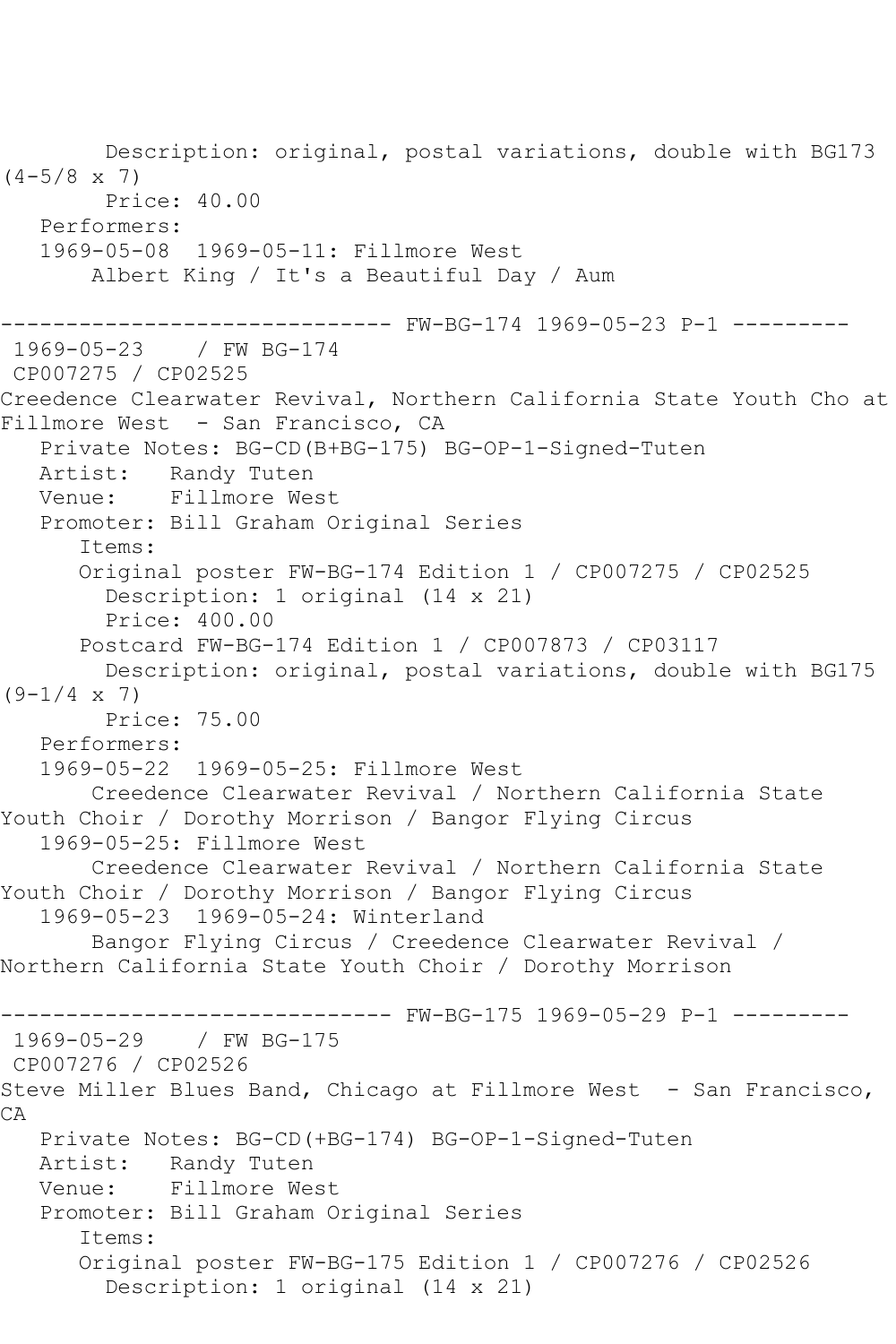Description: original, postal variations, double with BG173 (4-5/8 x 7)
Price: 40.00
Performers:
1969-05-08  1969-05-11: Fillmore West
Albert King / It's a Beautiful Day / Aum

------------------------------ FW-BG-174 1969-05-23 P-1 ---------

1969-05-23    / FW BG-174
CP007275 / CP02525
Creedence Clearwater Revival, Northern California State Youth Cho at Fillmore West  - San Francisco, CA
Private Notes: BG-CD(B+BG-175) BG-OP-1-Signed-Tuten
Artist:   Randy Tuten
Venue:    Fillmore West
Promoter: Bill Graham Original Series
Items:
Original poster FW-BG-174 Edition 1 / CP007275 / CP02525
Description: 1 original (14 x 21)
Price: 400.00
Postcard FW-BG-174 Edition 1 / CP007873 / CP03117
Description: original, postal variations, double with BG175 (9-1/4 x 7)
Price: 75.00
Performers:
1969-05-22  1969-05-25: Fillmore West
Creedence Clearwater Revival / Northern California State Youth Choir / Dorothy Morrison / Bangor Flying Circus
1969-05-25: Fillmore West
Creedence Clearwater Revival / Northern California State Youth Choir / Dorothy Morrison / Bangor Flying Circus
1969-05-23  1969-05-24: Winterland
Bangor Flying Circus / Creedence Clearwater Revival / Northern California State Youth Choir / Dorothy Morrison

------------------------------ FW-BG-175 1969-05-29 P-1 ---------

1969-05-29    / FW BG-175
CP007276 / CP02526
Steve Miller Blues Band, Chicago at Fillmore West  - San Francisco, CA
Private Notes: BG-CD(+BG-174) BG-OP-1-Signed-Tuten
Artist:   Randy Tuten
Venue:    Fillmore West
Promoter: Bill Graham Original Series
Items:
Original poster FW-BG-175 Edition 1 / CP007276 / CP02526
Description: 1 original (14 x 21)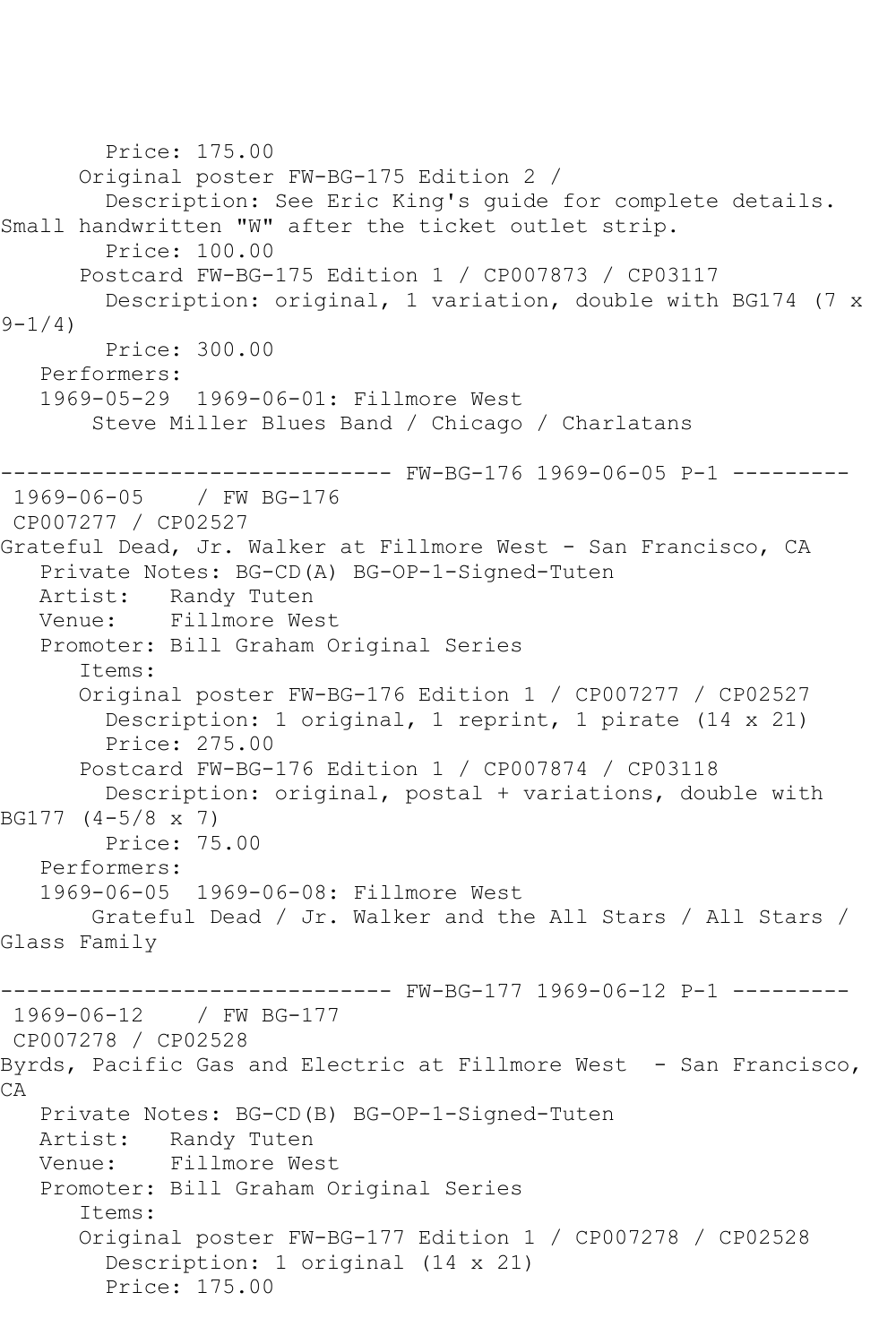Price: 175.00
      Original poster FW-BG-175 Edition 2 / 
        Description: See Eric King's guide for complete details. Small handwritten "W" after the ticket outlet strip.
        Price: 100.00
      Postcard FW-BG-175 Edition 1 / CP007873 / CP03117
        Description: original, 1 variation, double with BG174 (7 x 9-1/4)
        Price: 300.00
   Performers:
   1969-05-29  1969-06-01: Fillmore West
       Steve Miller Blues Band / Chicago / Charlatans

------------------------------ FW-BG-176 1969-06-05 P-1 ---------
 1969-06-05    / FW BG-176
 CP007277 / CP02527
Grateful Dead, Jr. Walker at Fillmore West - San Francisco, CA
   Private Notes: BG-CD(A) BG-OP-1-Signed-Tuten
   Artist:   Randy Tuten
   Venue:    Fillmore West
   Promoter: Bill Graham Original Series
      Items:
      Original poster FW-BG-176 Edition 1 / CP007277 / CP02527
        Description: 1 original, 1 reprint, 1 pirate (14 x 21)
        Price: 275.00
      Postcard FW-BG-176 Edition 1 / CP007874 / CP03118
        Description: original, postal + variations, double with BG177 (4-5/8 x 7)
        Price: 75.00
   Performers:
   1969-06-05  1969-06-08: Fillmore West
       Grateful Dead / Jr. Walker and the All Stars / All Stars / Glass Family

------------------------------ FW-BG-177 1969-06-12 P-1 ---------
 1969-06-12    / FW BG-177
 CP007278 / CP02528
Byrds, Pacific Gas and Electric at Fillmore West  - San Francisco, CA
   Private Notes: BG-CD(B) BG-OP-1-Signed-Tuten
   Artist:   Randy Tuten
   Venue:    Fillmore West
   Promoter: Bill Graham Original Series
      Items:
      Original poster FW-BG-177 Edition 1 / CP007278 / CP02528
        Description: 1 original (14 x 21)
        Price: 175.00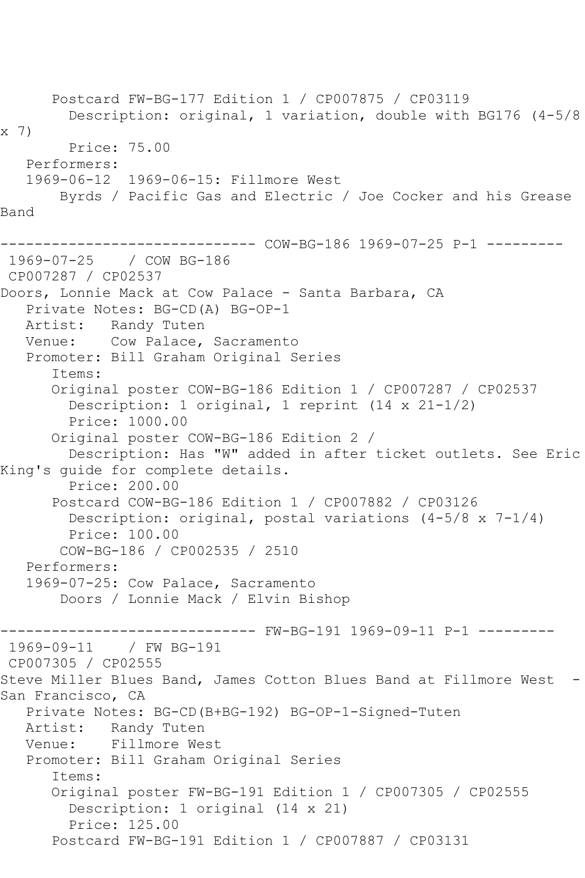Postcard FW-BG-177 Edition 1 / CP007875 / CP03119
Description: original, 1 variation, double with BG176 (4-5/8 x 7)
Price: 75.00
Performers:
1969-06-12 1969-06-15: Fillmore West
Byrds / Pacific Gas and Electric / Joe Cocker and his Grease Band

------------------------------ COW-BG-186 1969-07-25 P-1 ---------
1969-07-25 / COW BG-186
CP007287 / CP02537
Doors, Lonnie Mack at Cow Palace - Santa Barbara, CA
Private Notes: BG-CD(A) BG-OP-1
Artist: Randy Tuten
Venue: Cow Palace, Sacramento
Promoter: Bill Graham Original Series
Items:
Original poster COW-BG-186 Edition 1 / CP007287 / CP02537
Description: 1 original, 1 reprint (14 x 21-1/2)
Price: 1000.00
Original poster COW-BG-186 Edition 2 /
Description: Has "W" added in after ticket outlets. See Eric King's guide for complete details.
Price: 200.00
Postcard COW-BG-186 Edition 1 / CP007882 / CP03126
Description: original, postal variations (4-5/8 x 7-1/4)
Price: 100.00
COW-BG-186 / CP002535 / 2510
Performers:
1969-07-25: Cow Palace, Sacramento
Doors / Lonnie Mack / Elvin Bishop

------------------------------ FW-BG-191 1969-09-11 P-1 ---------
1969-09-11 / FW BG-191
CP007305 / CP02555
Steve Miller Blues Band, James Cotton Blues Band at Fillmore West - San Francisco, CA
Private Notes: BG-CD(B+BG-192) BG-OP-1-Signed-Tuten
Artist: Randy Tuten
Venue: Fillmore West
Promoter: Bill Graham Original Series
Items:
Original poster FW-BG-191 Edition 1 / CP007305 / CP02555
Description: 1 original (14 x 21)
Price: 125.00
Postcard FW-BG-191 Edition 1 / CP007887 / CP03131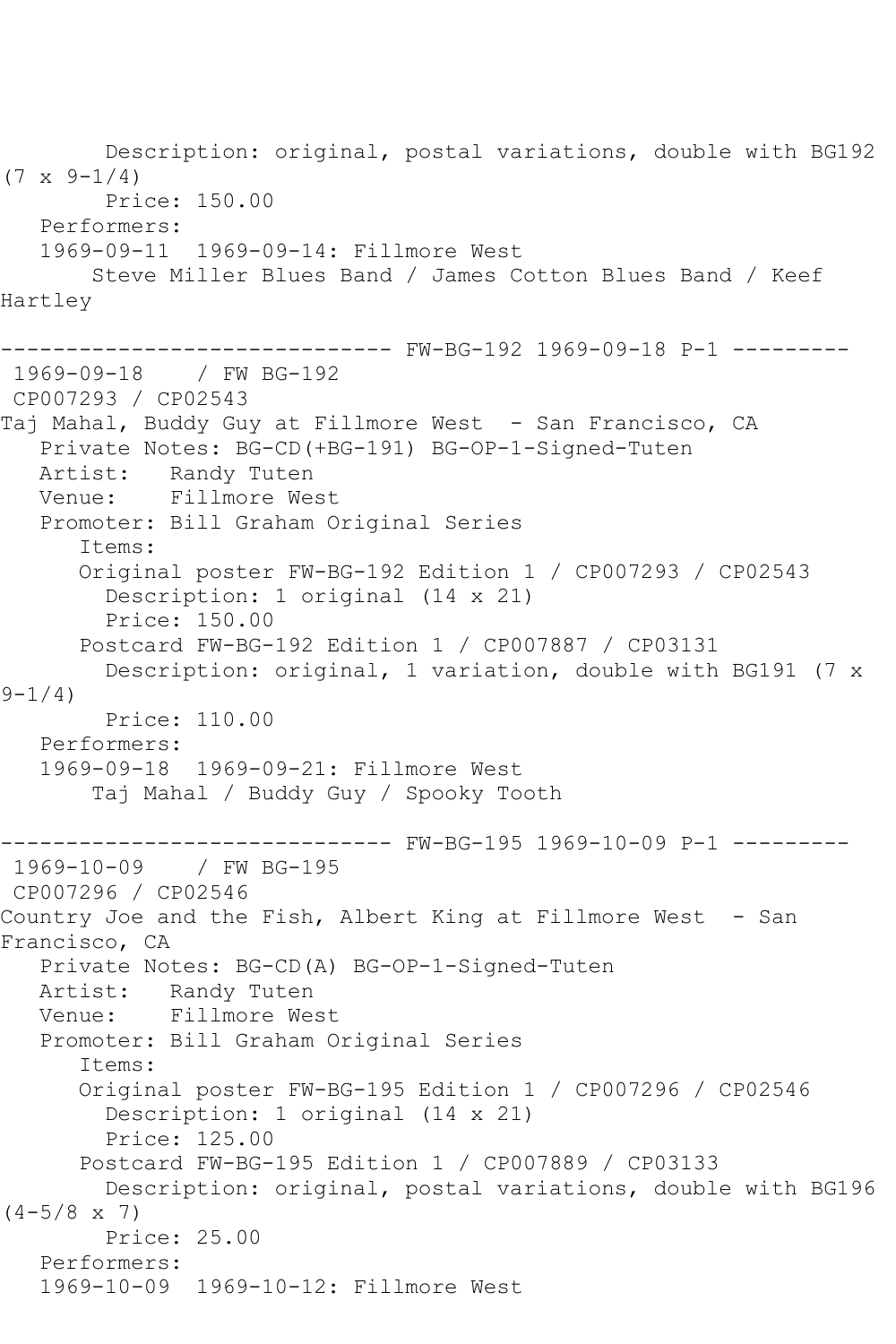Description: original, postal variations, double with BG192 (7 x 9-1/4)
Price: 150.00
Performers:
1969-09-11 1969-09-14: Fillmore West
Steve Miller Blues Band / James Cotton Blues Band / Keef Hartley

------------------------------ FW-BG-192 1969-09-18 P-1 ---------

1969-09-18 / FW BG-192
CP007293 / CP02543
Taj Mahal, Buddy Guy at Fillmore West - San Francisco, CA
Private Notes: BG-CD(+BG-191) BG-OP-1-Signed-Tuten
Artist: Randy Tuten
Venue: Fillmore West
Promoter: Bill Graham Original Series
Items:
Original poster FW-BG-192 Edition 1 / CP007293 / CP02543
Description: 1 original (14 x 21)
Price: 150.00
Postcard FW-BG-192 Edition 1 / CP007887 / CP03131
Description: original, 1 variation, double with BG191 (7 x 9-1/4)
Price: 110.00
Performers:
1969-09-18 1969-09-21: Fillmore West
Taj Mahal / Buddy Guy / Spooky Tooth

------------------------------ FW-BG-195 1969-10-09 P-1 ---------

1969-10-09 / FW BG-195
CP007296 / CP02546
Country Joe and the Fish, Albert King at Fillmore West - San Francisco, CA
Private Notes: BG-CD(A) BG-OP-1-Signed-Tuten
Artist: Randy Tuten
Venue: Fillmore West
Promoter: Bill Graham Original Series
Items:
Original poster FW-BG-195 Edition 1 / CP007296 / CP02546
Description: 1 original (14 x 21)
Price: 125.00
Postcard FW-BG-195 Edition 1 / CP007889 / CP03133
Description: original, postal variations, double with BG196 (4-5/8 x 7)
Price: 25.00
Performers:
1969-10-09 1969-10-12: Fillmore West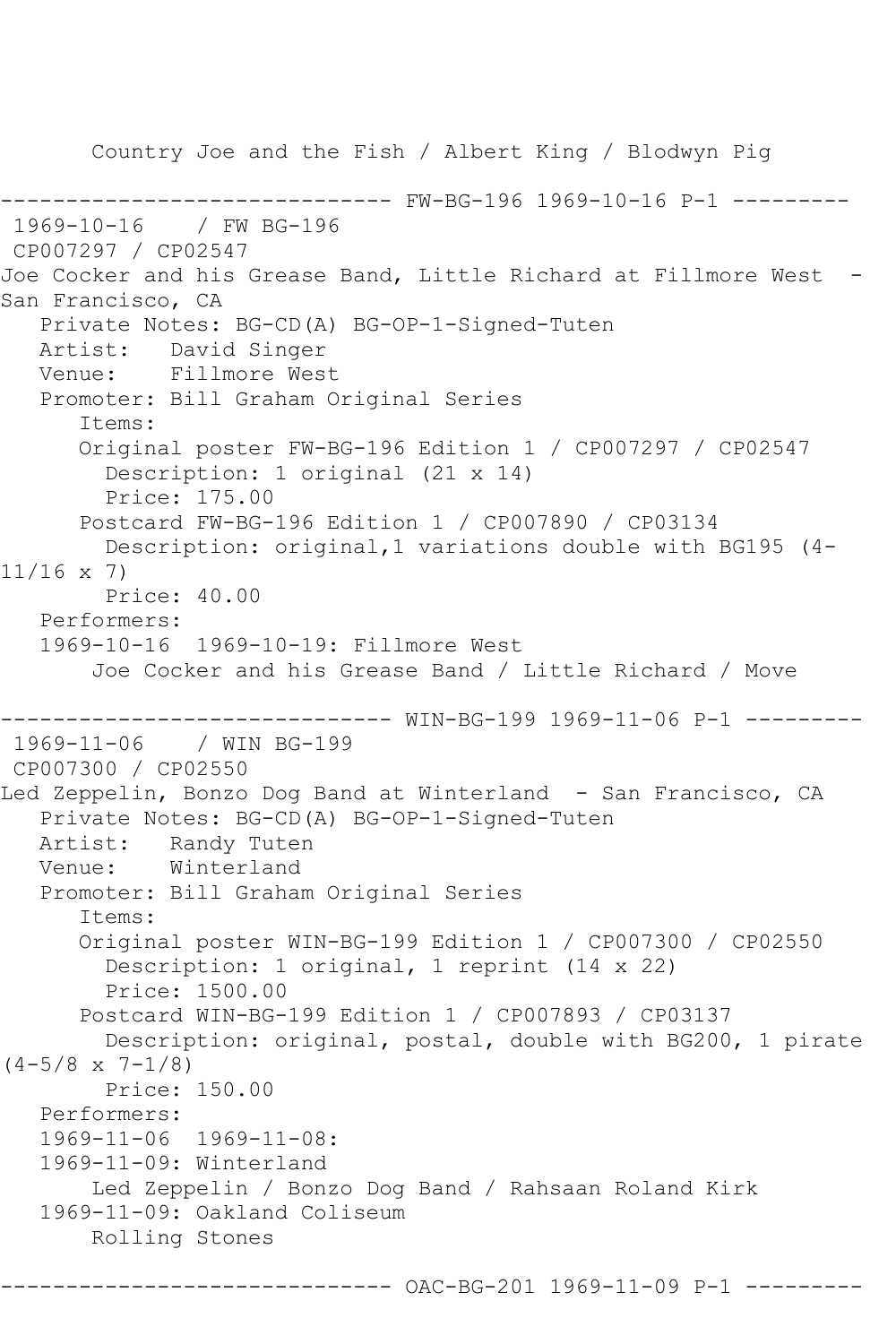Country Joe and the Fish / Albert King / Blodwyn Pig

------------------------------ FW-BG-196 1969-10-16 P-1 ---------

1969-10-16 / FW BG-196

CP007297 / CP02547

Joe Cocker and his Grease Band, Little Richard at Fillmore West - San Francisco, CA

Private Notes: BG-CD(A) BG-OP-1-Signed-Tuten

Artist: David Singer

Venue: Fillmore West

Promoter: Bill Graham Original Series

Items:

Original poster FW-BG-196 Edition 1 / CP007297 / CP02547

Description: 1 original (21 x 14)

Price: 175.00

Postcard FW-BG-196 Edition 1 / CP007890 / CP03134

Description: original,1 variations double with BG195 (4-11/16 x 7)

Price: 40.00

Performers:

1969-10-16 1969-10-19: Fillmore West

Joe Cocker and his Grease Band / Little Richard / Move

------------------------------ WIN-BG-199 1969-11-06 P-1 ---------

1969-11-06 / WIN BG-199

CP007300 / CP02550

Led Zeppelin, Bonzo Dog Band at Winterland - San Francisco, CA

Private Notes: BG-CD(A) BG-OP-1-Signed-Tuten

Artist: Randy Tuten

Venue: Winterland

Promoter: Bill Graham Original Series

Items:

Original poster WIN-BG-199 Edition 1 / CP007300 / CP02550

Description: 1 original, 1 reprint (14 x 22)

Price: 1500.00

Postcard WIN-BG-199 Edition 1 / CP007893 / CP03137

Description: original, postal, double with BG200, 1 pirate (4-5/8 x 7-1/8)

Price: 150.00

Performers:

1969-11-06 1969-11-08:

1969-11-09: Winterland

Led Zeppelin / Bonzo Dog Band / Rahsaan Roland Kirk

1969-11-09: Oakland Coliseum

Rolling Stones

------------------------------ OAC-BG-201 1969-11-09 P-1 ---------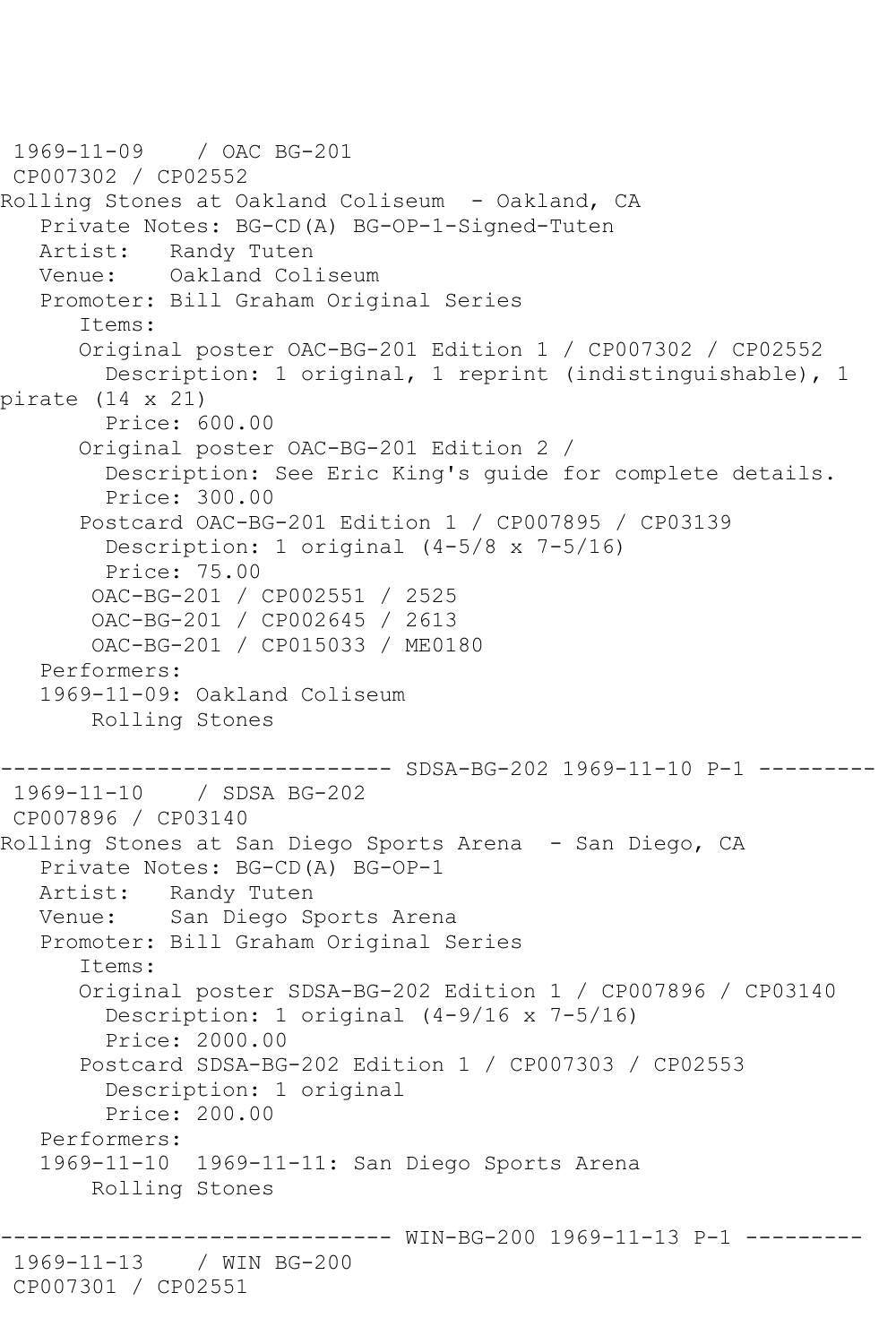1969-11-09 / OAC BG-201
CP007302 / CP02552
Rolling Stones at Oakland Coliseum - Oakland, CA
Private Notes: BG-CD(A) BG-OP-1-Signed-Tuten
Artist: Randy Tuten
Venue: Oakland Coliseum
Promoter: Bill Graham Original Series
Items:
Original poster OAC-BG-201 Edition 1 / CP007302 / CP02552
Description: 1 original, 1 reprint (indistinguishable), 1 pirate (14 x 21)
Price: 600.00
Original poster OAC-BG-201 Edition 2 /
Description: See Eric King's guide for complete details.
Price: 300.00
Postcard OAC-BG-201 Edition 1 / CP007895 / CP03139
Description: 1 original (4-5/8 x 7-5/16)
Price: 75.00
OAC-BG-201 / CP002551 / 2525
OAC-BG-201 / CP002645 / 2613
OAC-BG-201 / CP015033 / ME0180
Performers:
1969-11-09: Oakland Coliseum
Rolling Stones

------------------------------ SDSA-BG-202 1969-11-10 P-1 ---------

1969-11-10 / SDSA BG-202
CP007896 / CP03140
Rolling Stones at San Diego Sports Arena - San Diego, CA
Private Notes: BG-CD(A) BG-OP-1
Artist: Randy Tuten
Venue: San Diego Sports Arena
Promoter: Bill Graham Original Series
Items:
Original poster SDSA-BG-202 Edition 1 / CP007896 / CP03140
Description: 1 original (4-9/16 x 7-5/16)
Price: 2000.00
Postcard SDSA-BG-202 Edition 1 / CP007303 / CP02553
Description: 1 original
Price: 200.00
Performers:
1969-11-10 1969-11-11: San Diego Sports Arena
Rolling Stones

------------------------------ WIN-BG-200 1969-11-13 P-1 ---------

1969-11-13 / WIN BG-200
CP007301 / CP02551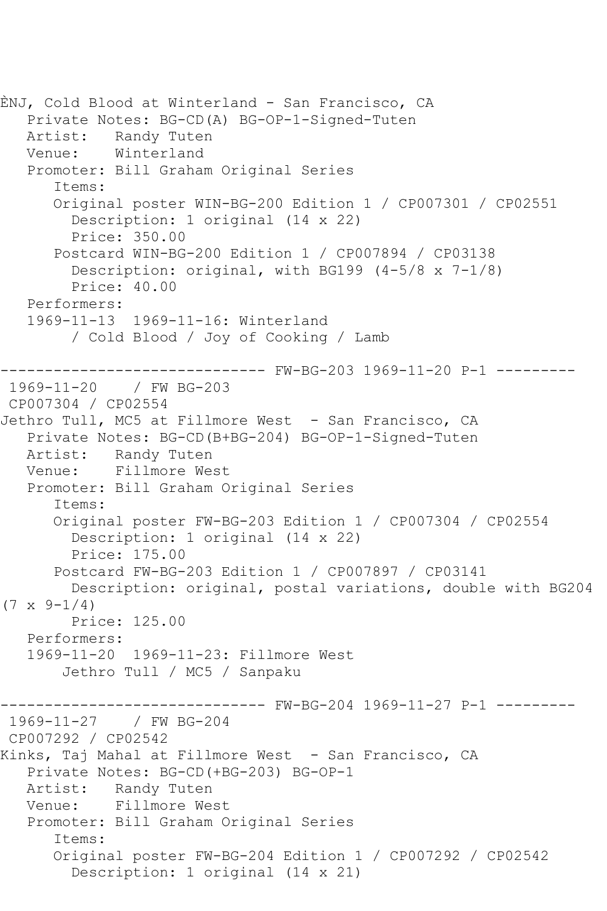ÈNJ, Cold Blood at Winterland - San Francisco, CA
   Private Notes: BG-CD(A) BG-OP-1-Signed-Tuten
   Artist:   Randy Tuten
   Venue:    Winterland
   Promoter: Bill Graham Original Series
      Items:
      Original poster WIN-BG-200 Edition 1 / CP007301 / CP02551
        Description: 1 original (14 x 22)
        Price: 350.00
      Postcard WIN-BG-200 Edition 1 / CP007894 / CP03138
        Description: original, with BG199 (4-5/8 x 7-1/8)
        Price: 40.00
   Performers:
   1969-11-13  1969-11-16: Winterland
        / Cold Blood / Joy of Cooking / Lamb

------------------------------ FW-BG-203 1969-11-20 P-1 ---------
 1969-11-20    / FW BG-203
 CP007304 / CP02554
Jethro Tull, MC5 at Fillmore West  - San Francisco, CA
   Private Notes: BG-CD(B+BG-204) BG-OP-1-Signed-Tuten
   Artist:   Randy Tuten
   Venue:    Fillmore West
   Promoter: Bill Graham Original Series
      Items:
      Original poster FW-BG-203 Edition 1 / CP007304 / CP02554
        Description: 1 original (14 x 22)
        Price: 175.00
      Postcard FW-BG-203 Edition 1 / CP007897 / CP03141
        Description: original, postal variations, double with BG204 (7 x 9-1/4)
        Price: 125.00
   Performers:
   1969-11-20  1969-11-23: Fillmore West
       Jethro Tull / MC5 / Sanpaku

------------------------------ FW-BG-204 1969-11-27 P-1 ---------
 1969-11-27    / FW BG-204
 CP007292 / CP02542
Kinks, Taj Mahal at Fillmore West  - San Francisco, CA
   Private Notes: BG-CD(+BG-203) BG-OP-1
   Artist:   Randy Tuten
   Venue:    Fillmore West
   Promoter: Bill Graham Original Series
      Items:
      Original poster FW-BG-204 Edition 1 / CP007292 / CP02542
        Description: 1 original (14 x 21)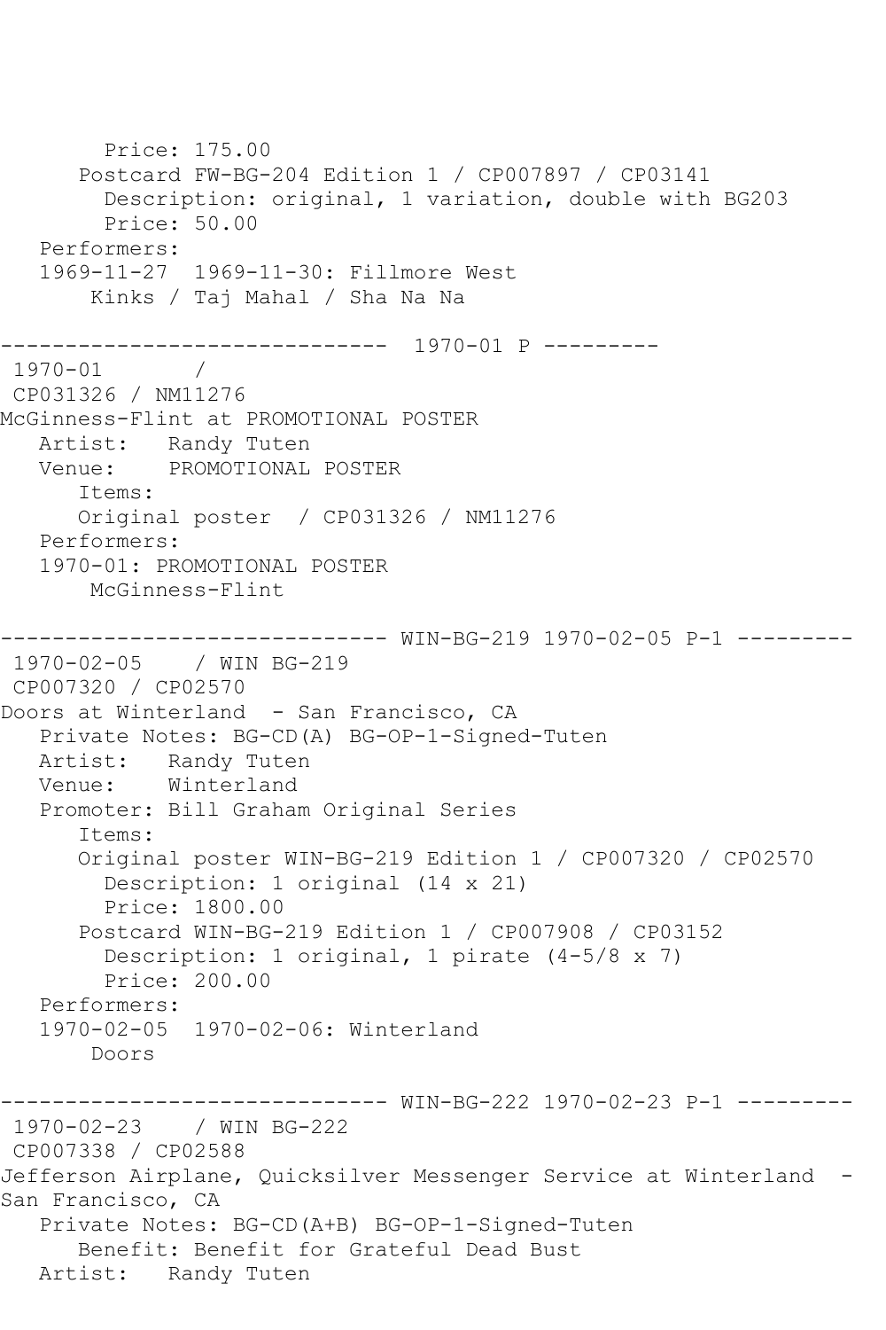```
        Price: 175.00
      Postcard FW-BG-204 Edition 1 / CP007897 / CP03141
        Description: original, 1 variation, double with BG203
        Price: 50.00
   Performers:
   1969-11-27  1969-11-30: Fillmore West
       Kinks / Taj Mahal / Sha Na Na

------------------------------  1970-01 P ---------
 1970-01       /
 CP031326 / NM11276
McGinness-Flint at PROMOTIONAL POSTER
   Artist:   Randy Tuten
   Venue:    PROMOTIONAL POSTER
      Items:
      Original poster  / CP031326 / NM11276
   Performers:
   1970-01: PROMOTIONAL POSTER
       McGinness-Flint

------------------------------ WIN-BG-219 1970-02-05 P-1 ---------
 1970-02-05    / WIN BG-219
 CP007320 / CP02570
Doors at Winterland  - San Francisco, CA
   Private Notes: BG-CD(A) BG-OP-1-Signed-Tuten
   Artist:   Randy Tuten
   Venue:    Winterland
   Promoter: Bill Graham Original Series
      Items:
      Original poster WIN-BG-219 Edition 1 / CP007320 / CP02570
        Description: 1 original (14 x 21)
        Price: 1800.00
      Postcard WIN-BG-219 Edition 1 / CP007908 / CP03152
        Description: 1 original, 1 pirate (4-5/8 x 7)
        Price: 200.00
   Performers:
   1970-02-05  1970-02-06: Winterland
       Doors

------------------------------ WIN-BG-222 1970-02-23 P-1 ---------
 1970-02-23    / WIN BG-222
 CP007338 / CP02588
Jefferson Airplane, Quicksilver Messenger Service at Winterland  - 
San Francisco, CA
   Private Notes: BG-CD(A+B) BG-OP-1-Signed-Tuten
      Benefit: Benefit for Grateful Dead Bust
   Artist:   Randy Tuten
```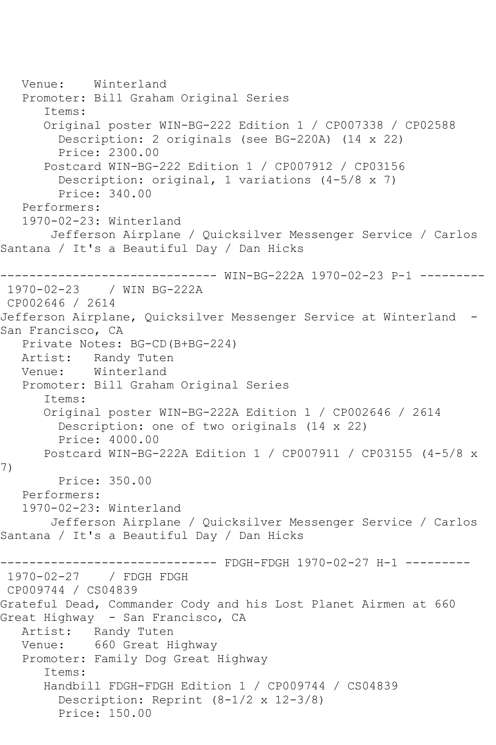Venue: Winterland
Promoter: Bill Graham Original Series
Items:
Original poster WIN-BG-222 Edition 1 / CP007338 / CP02588
Description: 2 originals (see BG-220A) (14 x 22)
Price: 2300.00
Postcard WIN-BG-222 Edition 1 / CP007912 / CP03156
Description: original, 1 variations (4-5/8 x 7)
Price: 340.00
Performers:
1970-02-23: Winterland
Jefferson Airplane / Quicksilver Messenger Service / Carlos Santana / It's a Beautiful Day / Dan Hicks

------------------------------ WIN-BG-222A 1970-02-23 P-1 ---------

1970-02-23 / WIN BG-222A
CP002646 / 2614
Jefferson Airplane, Quicksilver Messenger Service at Winterland - San Francisco, CA
Private Notes: BG-CD(B+BG-224)
Artist: Randy Tuten
Venue: Winterland
Promoter: Bill Graham Original Series
Items:
Original poster WIN-BG-222A Edition 1 / CP002646 / 2614
Description: one of two originals (14 x 22)
Price: 4000.00
Postcard WIN-BG-222A Edition 1 / CP007911 / CP03155 (4-5/8 x 7)
Price: 350.00
Performers:
1970-02-23: Winterland
Jefferson Airplane / Quicksilver Messenger Service / Carlos Santana / It's a Beautiful Day / Dan Hicks

------------------------------ FDGH-FDGH 1970-02-27 H-1 ---------

1970-02-27 / FDGH FDGH
CP009744 / CS04839
Grateful Dead, Commander Cody and his Lost Planet Airmen at 660 Great Highway - San Francisco, CA
Artist: Randy Tuten
Venue: 660 Great Highway
Promoter: Family Dog Great Highway
Items:
Handbill FDGH-FDGH Edition 1 / CP009744 / CS04839
Description: Reprint (8-1/2 x 12-3/8)
Price: 150.00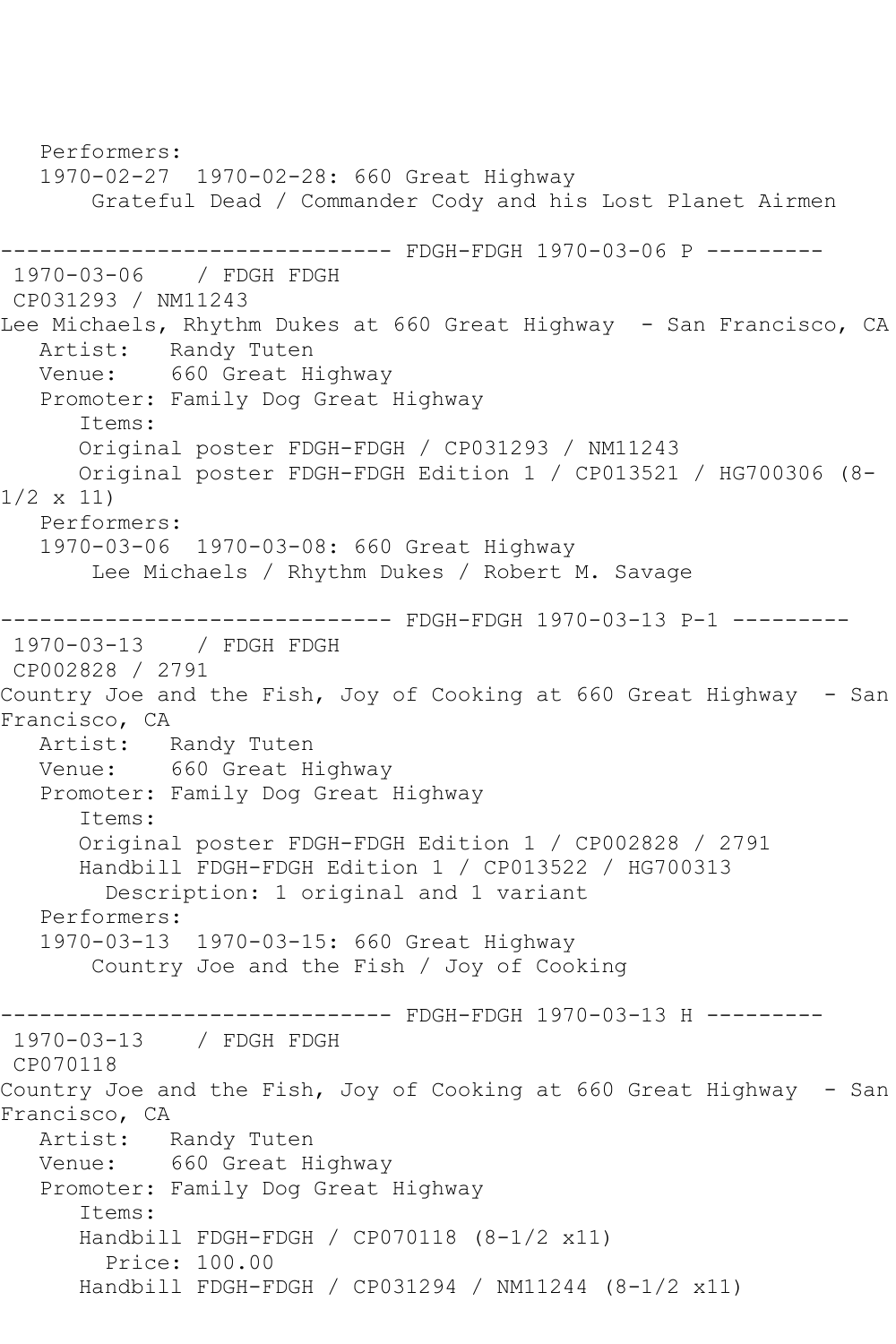```
   Performers:
   1970-02-27  1970-02-28: 660 Great Highway
       Grateful Dead / Commander Cody and his Lost Planet Airmen

------------------------------ FDGH-FDGH 1970-03-06 P ---------
 1970-03-06    / FDGH FDGH
 CP031293 / NM11243
Lee Michaels, Rhythm Dukes at 660 Great Highway  - San Francisco, CA
   Artist:   Randy Tuten
   Venue:    660 Great Highway
   Promoter: Family Dog Great Highway
      Items:
      Original poster FDGH-FDGH / CP031293 / NM11243
      Original poster FDGH-FDGH Edition 1 / CP013521 / HG700306 (8-
1/2 x 11)
   Performers:
   1970-03-06  1970-03-08: 660 Great Highway
       Lee Michaels / Rhythm Dukes / Robert M. Savage

------------------------------ FDGH-FDGH 1970-03-13 P-1 ---------
 1970-03-13    / FDGH FDGH
 CP002828 / 2791
Country Joe and the Fish, Joy of Cooking at 660 Great Highway  - San
Francisco, CA
   Artist:   Randy Tuten
   Venue:    660 Great Highway
   Promoter: Family Dog Great Highway
      Items:
      Original poster FDGH-FDGH Edition 1 / CP002828 / 2791
      Handbill FDGH-FDGH Edition 1 / CP013522 / HG700313
        Description: 1 original and 1 variant
   Performers:
   1970-03-13  1970-03-15: 660 Great Highway
       Country Joe and the Fish / Joy of Cooking

------------------------------ FDGH-FDGH 1970-03-13 H ---------
 1970-03-13    / FDGH FDGH
 CP070118
Country Joe and the Fish, Joy of Cooking at 660 Great Highway  - San
Francisco, CA
   Artist:   Randy Tuten
   Venue:    660 Great Highway
   Promoter: Family Dog Great Highway
      Items:
      Handbill FDGH-FDGH / CP070118 (8-1/2 x11)
        Price: 100.00
      Handbill FDGH-FDGH / CP031294 / NM11244 (8-1/2 x11)
```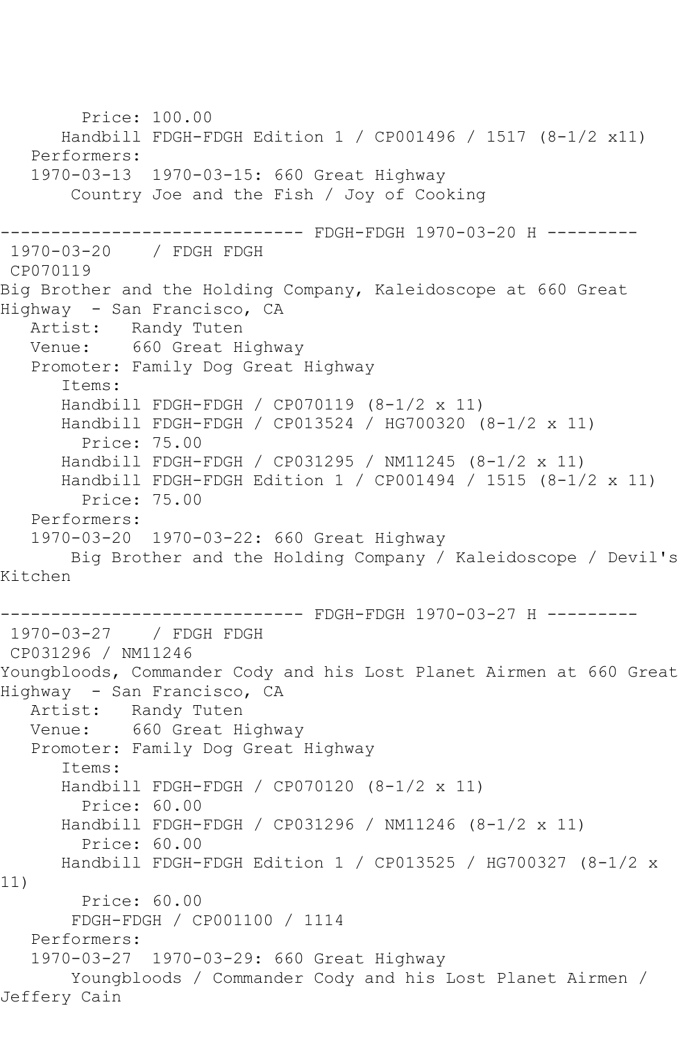Price: 100.00
      Handbill FDGH-FDGH Edition 1 / CP001496 / 1517 (8-1/2 x11)
   Performers:
   1970-03-13  1970-03-15: 660 Great Highway
       Country Joe and the Fish / Joy of Cooking

------------------------------ FDGH-FDGH 1970-03-20 H ---------
 1970-03-20    / FDGH FDGH
 CP070119
Big Brother and the Holding Company, Kaleidoscope at 660 Great Highway  - San Francisco, CA
   Artist:   Randy Tuten
   Venue:    660 Great Highway
   Promoter: Family Dog Great Highway
      Items:
      Handbill FDGH-FDGH / CP070119 (8-1/2 x 11)
      Handbill FDGH-FDGH / CP013524 / HG700320 (8-1/2 x 11)
        Price: 75.00
      Handbill FDGH-FDGH / CP031295 / NM11245 (8-1/2 x 11)
      Handbill FDGH-FDGH Edition 1 / CP001494 / 1515 (8-1/2 x 11)
        Price: 75.00
   Performers:
   1970-03-20  1970-03-22: 660 Great Highway
       Big Brother and the Holding Company / Kaleidoscope / Devil's Kitchen

------------------------------ FDGH-FDGH 1970-03-27 H ---------
 1970-03-27    / FDGH FDGH
 CP031296 / NM11246
Youngbloods, Commander Cody and his Lost Planet Airmen at 660 Great Highway  - San Francisco, CA
   Artist:   Randy Tuten
   Venue:    660 Great Highway
   Promoter: Family Dog Great Highway
      Items:
      Handbill FDGH-FDGH / CP070120 (8-1/2 x 11)
        Price: 60.00
      Handbill FDGH-FDGH / CP031296 / NM11246 (8-1/2 x 11)
        Price: 60.00
      Handbill FDGH-FDGH Edition 1 / CP013525 / HG700327 (8-1/2 x 11)
        Price: 60.00
       FDGH-FDGH / CP001100 / 1114
   Performers:
   1970-03-27  1970-03-29: 660 Great Highway
       Youngbloods / Commander Cody and his Lost Planet Airmen / Jeffery Cain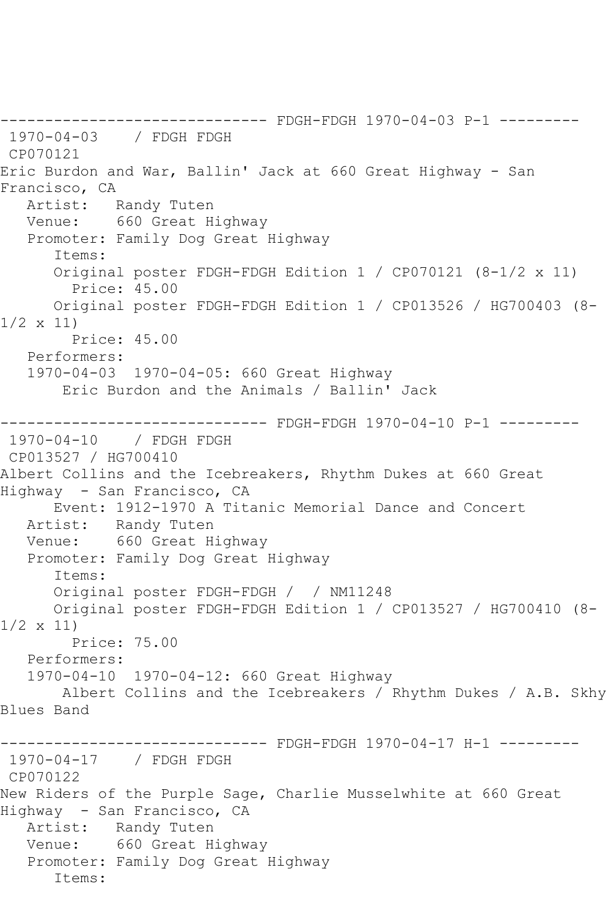------------------------------ FDGH-FDGH 1970-04-03 P-1 ---------
1970-04-03 / FDGH FDGH
CP070121
Eric Burdon and War, Ballin' Jack at 660 Great Highway - San Francisco, CA
Artist: Randy Tuten
Venue: 660 Great Highway
Promoter: Family Dog Great Highway
Items:
Original poster FDGH-FDGH Edition 1 / CP070121 (8-1/2 x 11)
Price: 45.00
Original poster FDGH-FDGH Edition 1 / CP013526 / HG700403 (8-1/2 x 11)
Price: 45.00
Performers:
1970-04-03 1970-04-05: 660 Great Highway
Eric Burdon and the Animals / Ballin' Jack

------------------------------ FDGH-FDGH 1970-04-10 P-1 ---------
1970-04-10 / FDGH FDGH
CP013527 / HG700410
Albert Collins and the Icebreakers, Rhythm Dukes at 660 Great Highway - San Francisco, CA
Event: 1912-1970 A Titanic Memorial Dance and Concert
Artist: Randy Tuten
Venue: 660 Great Highway
Promoter: Family Dog Great Highway
Items:
Original poster FDGH-FDGH / / NM11248
Original poster FDGH-FDGH Edition 1 / CP013527 / HG700410 (8-1/2 x 11)
Price: 75.00
Performers:
1970-04-10 1970-04-12: 660 Great Highway
Albert Collins and the Icebreakers / Rhythm Dukes / A.B. Skhy Blues Band

------------------------------ FDGH-FDGH 1970-04-17 H-1 ---------
1970-04-17 / FDGH FDGH
CP070122
New Riders of the Purple Sage, Charlie Musselwhite at 660 Great Highway - San Francisco, CA
Artist: Randy Tuten
Venue: 660 Great Highway
Promoter: Family Dog Great Highway
Items: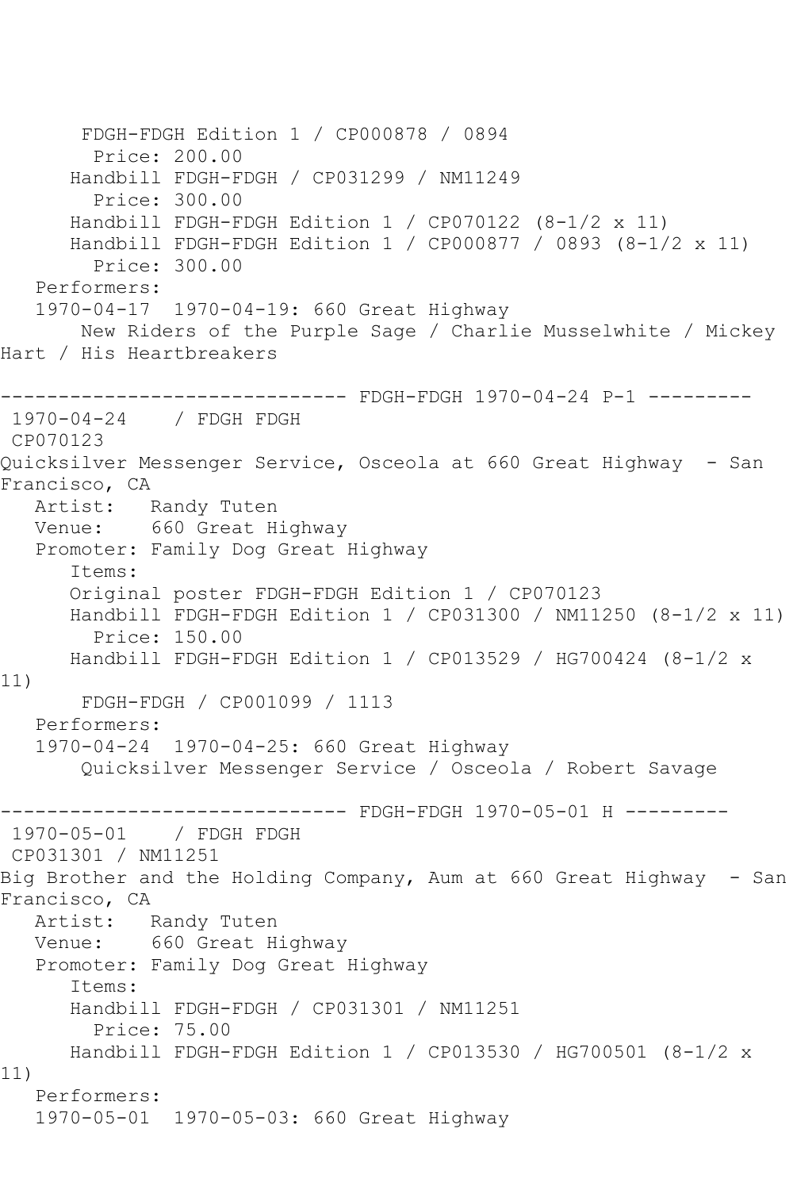FDGH-FDGH Edition 1 / CP000878 / 0894
Price: 200.00
Handbill FDGH-FDGH / CP031299 / NM11249
Price: 300.00
Handbill FDGH-FDGH Edition 1 / CP070122 (8-1/2 x 11)
Handbill FDGH-FDGH Edition 1 / CP000877 / 0893 (8-1/2 x 11)
Price: 300.00
Performers:
1970-04-17 1970-04-19: 660 Great Highway
New Riders of the Purple Sage / Charlie Musselwhite / Mickey Hart / His Heartbreakers

------------------------------ FDGH-FDGH 1970-04-24 P-1 ---------

1970-04-24 / FDGH FDGH
CP070123
Quicksilver Messenger Service, Osceola at 660 Great Highway - San Francisco, CA
Artist: Randy Tuten
Venue: 660 Great Highway
Promoter: Family Dog Great Highway
Items:
Original poster FDGH-FDGH Edition 1 / CP070123
Handbill FDGH-FDGH Edition 1 / CP031300 / NM11250 (8-1/2 x 11)
Price: 150.00
Handbill FDGH-FDGH Edition 1 / CP013529 / HG700424 (8-1/2 x 11)
FDGH-FDGH / CP001099 / 1113
Performers:
1970-04-24 1970-04-25: 660 Great Highway
Quicksilver Messenger Service / Osceola / Robert Savage

------------------------------ FDGH-FDGH 1970-05-01 H ---------

1970-05-01 / FDGH FDGH
CP031301 / NM11251
Big Brother and the Holding Company, Aum at 660 Great Highway - San Francisco, CA
Artist: Randy Tuten
Venue: 660 Great Highway
Promoter: Family Dog Great Highway
Items:
Handbill FDGH-FDGH / CP031301 / NM11251
Price: 75.00
Handbill FDGH-FDGH Edition 1 / CP013530 / HG700501 (8-1/2 x 11)
Performers:
1970-05-01 1970-05-03: 660 Great Highway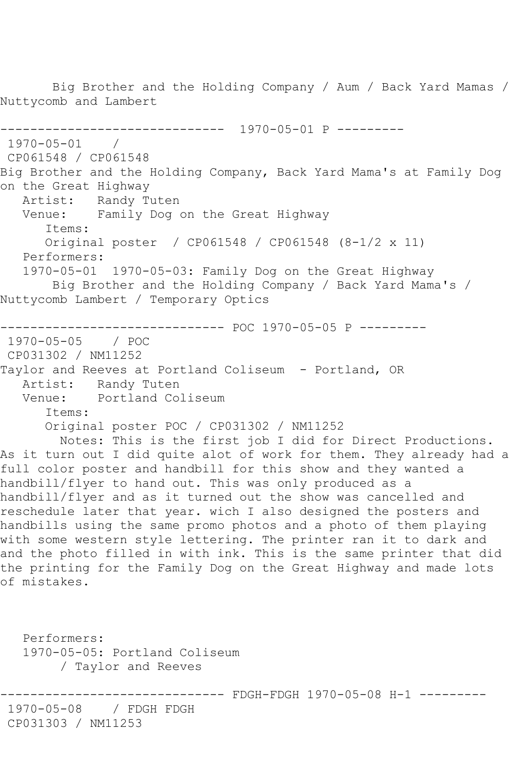Big Brother and the Holding Company / Aum / Back Yard Mamas / Nuttycomb and Lambert

------------------------------ 1970-05-01 P ---------

1970-05-01 /
CP061548 / CP061548

Big Brother and the Holding Company, Back Yard Mama's at Family Dog on the Great Highway

Artist: Randy Tuten
Venue: Family Dog on the Great Highway

Items:
Original poster / CP061548 / CP061548 (8-1/2 x 11)

Performers:
1970-05-01 1970-05-03: Family Dog on the Great Highway
Big Brother and the Holding Company / Back Yard Mama's / Nuttycomb Lambert / Temporary Optics

------------------------------ POC 1970-05-05 P ---------

1970-05-05 / POC
CP031302 / NM11252

Taylor and Reeves at Portland Coliseum - Portland, OR

Artist: Randy Tuten
Venue: Portland Coliseum

Items:
Original poster POC / CP031302 / NM11252

Notes: This is the first job I did for Direct Productions. As it turn out I did quite alot of work for them. They already had a full color poster and handbill for this show and they wanted a handbill/flyer to hand out. This was only produced as a handbill/flyer and as it turned out the show was cancelled and reschedule later that year. wich I also designed the posters and handbills using the same promo photos and a photo of them playing with some western style lettering. The printer ran it to dark and and the photo filled in with ink. This is the same printer that did the printing for the Family Dog on the Great Highway and made lots of mistakes.

Performers:
1970-05-05: Portland Coliseum
/ Taylor and Reeves

------------------------------ FDGH-FDGH 1970-05-08 H-1 ---------

1970-05-08 / FDGH FDGH
CP031303 / NM11253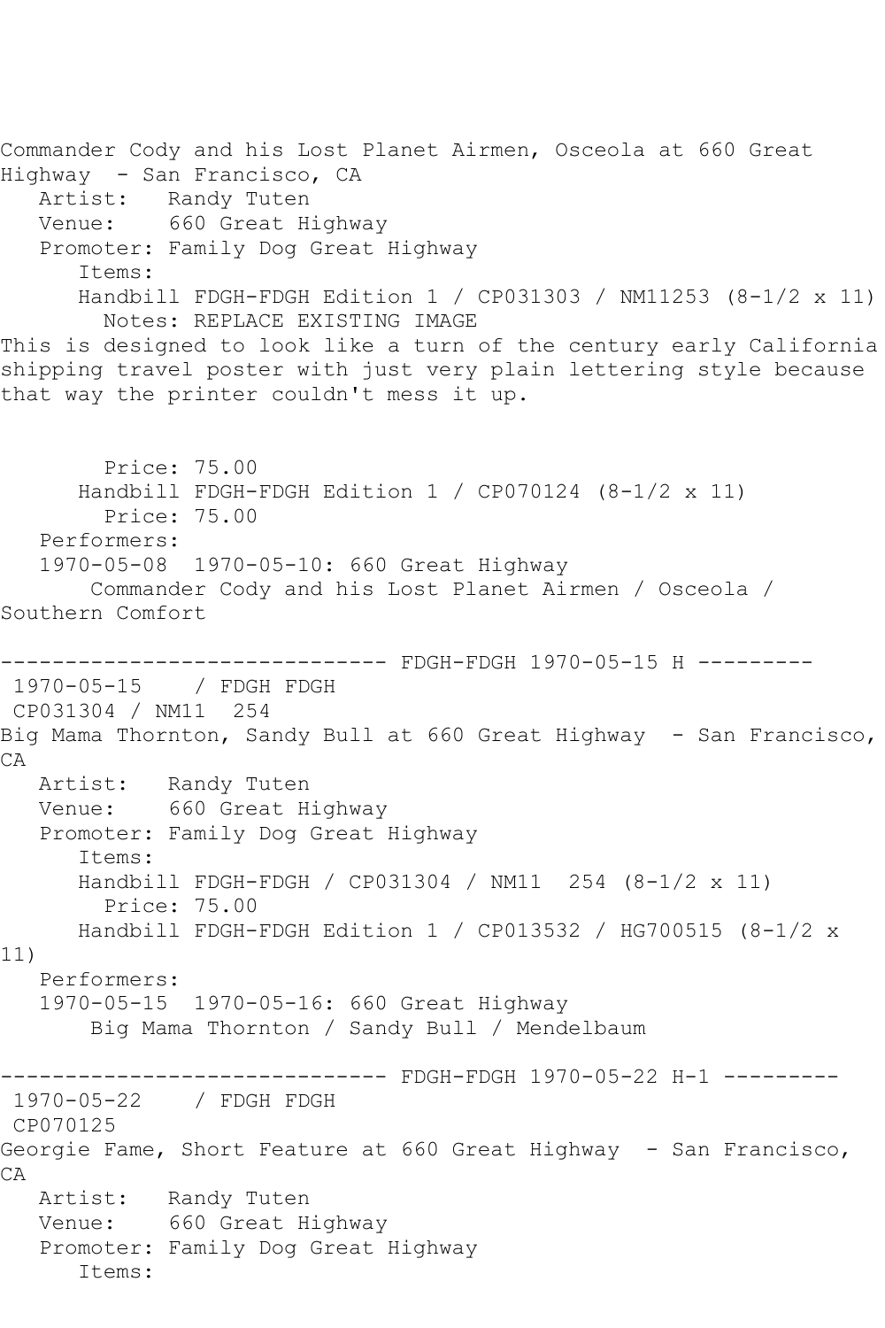Commander Cody and his Lost Planet Airmen, Osceola at 660 Great Highway - San Francisco, CA
   Artist:   Randy Tuten
   Venue:    660 Great Highway
   Promoter: Family Dog Great Highway
      Items:
      Handbill FDGH-FDGH Edition 1 / CP031303 / NM11253 (8-1/2 x 11)
        Notes: REPLACE EXISTING IMAGE
This is designed to look like a turn of the century early California shipping travel poster with just very plain lettering style because that way the printer couldn't mess it up.

        Price: 75.00
      Handbill FDGH-FDGH Edition 1 / CP070124 (8-1/2 x 11)
        Price: 75.00
   Performers:
   1970-05-08  1970-05-10: 660 Great Highway
       Commander Cody and his Lost Planet Airmen / Osceola / Southern Comfort

------------------------------ FDGH-FDGH 1970-05-15 H ---------
 1970-05-15    / FDGH FDGH
 CP031304 / NM11  254
Big Mama Thornton, Sandy Bull at 660 Great Highway  - San Francisco, CA
   Artist:   Randy Tuten
   Venue:    660 Great Highway
   Promoter: Family Dog Great Highway
      Items:
      Handbill FDGH-FDGH / CP031304 / NM11  254 (8-1/2 x 11)
        Price: 75.00
      Handbill FDGH-FDGH Edition 1 / CP013532 / HG700515 (8-1/2 x 11)
   Performers:
   1970-05-15  1970-05-16: 660 Great Highway
       Big Mama Thornton / Sandy Bull / Mendelbaum

------------------------------ FDGH-FDGH 1970-05-22 H-1 ---------
 1970-05-22    / FDGH FDGH
 CP070125
Georgie Fame, Short Feature at 660 Great Highway  - San Francisco, CA
   Artist:   Randy Tuten
   Venue:    660 Great Highway
   Promoter: Family Dog Great Highway
      Items: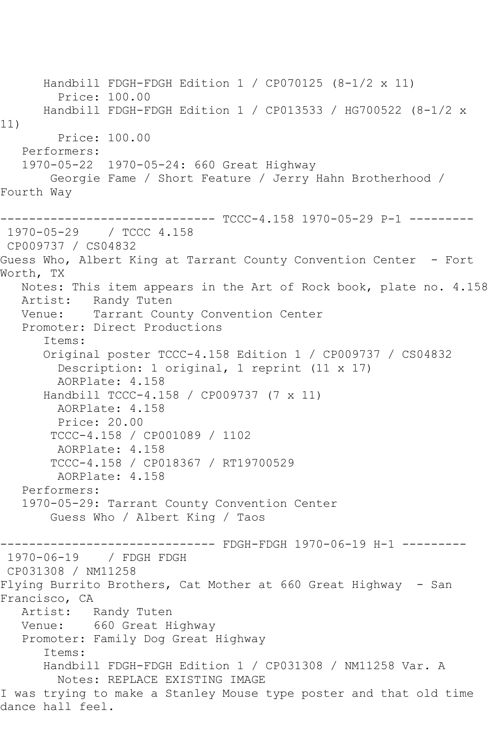```
      Handbill FDGH-FDGH Edition 1 / CP070125 (8-1/2 x 11)
        Price: 100.00
      Handbill FDGH-FDGH Edition 1 / CP013533 / HG700522 (8-1/2 x 
11)
        Price: 100.00
   Performers:
   1970-05-22  1970-05-24: 660 Great Highway
       Georgie Fame / Short Feature / Jerry Hahn Brotherhood / 
Fourth Way

------------------------------ TCCC-4.158 1970-05-29 P-1 ---------
 1970-05-29    / TCCC 4.158
 CP009737 / CS04832
Guess Who, Albert King at Tarrant County Convention Center  - Fort 
Worth, TX
   Notes: This item appears in the Art of Rock book, plate no. 4.158
   Artist:   Randy Tuten
   Venue:    Tarrant County Convention Center
   Promoter: Direct Productions
      Items:
      Original poster TCCC-4.158 Edition 1 / CP009737 / CS04832
        Description: 1 original, 1 reprint (11 x 17)
        AORPlate: 4.158 
      Handbill TCCC-4.158 / CP009737 (7 x 11)
        AORPlate: 4.158 
        Price: 20.00
       TCCC-4.158 / CP001089 / 1102
        AORPlate: 4.158 
       TCCC-4.158 / CP018367 / RT19700529
        AORPlate: 4.158 
   Performers:
   1970-05-29: Tarrant County Convention Center
       Guess Who / Albert King / Taos

------------------------------ FDGH-FDGH 1970-06-19 H-1 ---------
 1970-06-19    / FDGH FDGH
 CP031308 / NM11258
Flying Burrito Brothers, Cat Mother at 660 Great Highway  - San 
Francisco, CA
   Artist:   Randy Tuten
   Venue:    660 Great Highway
   Promoter: Family Dog Great Highway
      Items:
      Handbill FDGH-FDGH Edition 1 / CP031308 / NM11258 Var. A
        Notes: REPLACE EXISTING IMAGE
I was trying to make a Stanley Mouse type poster and that old time 
dance hall feel.
```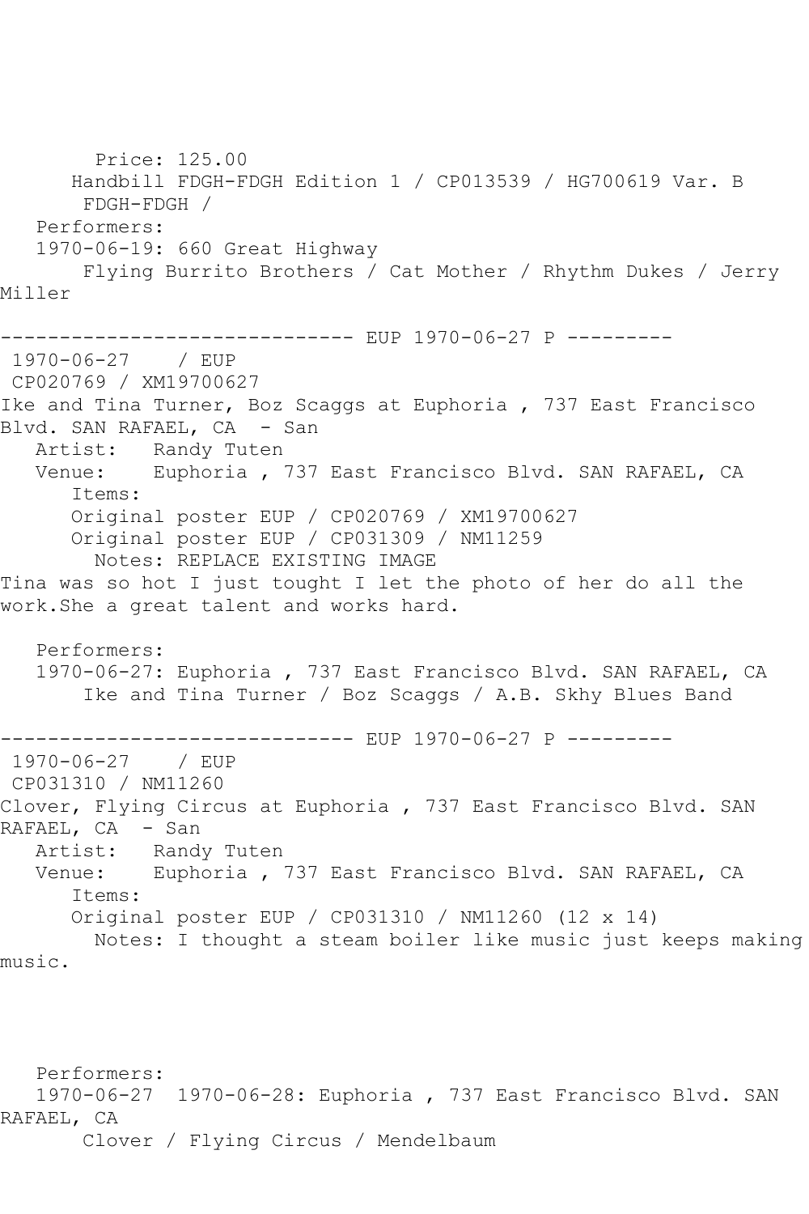Price: 125.00
Handbill FDGH-FDGH Edition 1 / CP013539 / HG700619 Var. B
FDGH-FDGH /
Performers:
1970-06-19: 660 Great Highway
Flying Burrito Brothers / Cat Mother / Rhythm Dukes / Jerry Miller

------------------------------ EUP 1970-06-27 P ---------
1970-06-27 / EUP
CP020769 / XM19700627
Ike and Tina Turner, Boz Scaggs at Euphoria , 737 East Francisco Blvd. SAN RAFAEL, CA - San
Artist: Randy Tuten
Venue: Euphoria , 737 East Francisco Blvd. SAN RAFAEL, CA
Items:
Original poster EUP / CP020769 / XM19700627
Original poster EUP / CP031309 / NM11259
Notes: REPLACE EXISTING IMAGE
Tina was so hot I just tought I let the photo of her do all the work.She a great talent and works hard.

Performers:
1970-06-27: Euphoria , 737 East Francisco Blvd. SAN RAFAEL, CA
Ike and Tina Turner / Boz Scaggs / A.B. Skhy Blues Band

------------------------------ EUP 1970-06-27 P ---------
1970-06-27 / EUP
CP031310 / NM11260
Clover, Flying Circus at Euphoria , 737 East Francisco Blvd. SAN RAFAEL, CA - San
Artist: Randy Tuten
Venue: Euphoria , 737 East Francisco Blvd. SAN RAFAEL, CA
Items:
Original poster EUP / CP031310 / NM11260 (12 x 14)
Notes: I thought a steam boiler like music just keeps making music.

Performers:
1970-06-27 1970-06-28: Euphoria , 737 East Francisco Blvd. SAN RAFAEL, CA
Clover / Flying Circus / Mendelbaum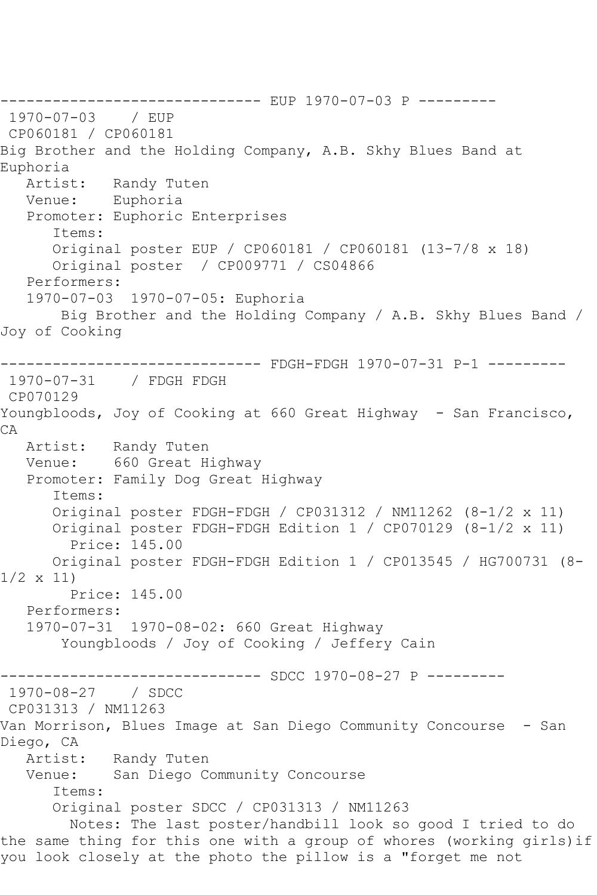------------------------------ EUP 1970-07-03 P ---------
1970-07-03 / EUP
CP060181 / CP060181
Big Brother and the Holding Company, A.B. Skhy Blues Band at Euphoria
   Artist: Randy Tuten
   Venue: Euphoria
   Promoter: Euphoric Enterprises
      Items:
      Original poster EUP / CP060181 / CP060181 (13-7/8 x 18)
      Original poster / CP009771 / CS04866
   Performers:
   1970-07-03 1970-07-05: Euphoria
      Big Brother and the Holding Company / A.B. Skhy Blues Band / Joy of Cooking

------------------------------ FDGH-FDGH 1970-07-31 P-1 ---------
1970-07-31 / FDGH FDGH
CP070129
Youngbloods, Joy of Cooking at 660 Great Highway - San Francisco, CA
   Artist: Randy Tuten
   Venue: 660 Great Highway
   Promoter: Family Dog Great Highway
      Items:
      Original poster FDGH-FDGH / CP031312 / NM11262 (8-1/2 x 11)
      Original poster FDGH-FDGH Edition 1 / CP070129 (8-1/2 x 11)
         Price: 145.00
      Original poster FDGH-FDGH Edition 1 / CP013545 / HG700731 (8-1/2 x 11)
         Price: 145.00
   Performers:
   1970-07-31 1970-08-02: 660 Great Highway
      Youngbloods / Joy of Cooking / Jeffery Cain

------------------------------ SDCC 1970-08-27 P ---------
1970-08-27 / SDCC
CP031313 / NM11263
Van Morrison, Blues Image at San Diego Community Concourse - San Diego, CA
   Artist: Randy Tuten
   Venue: San Diego Community Concourse
      Items:
      Original poster SDCC / CP031313 / NM11263
         Notes: The last poster/handbill look so good I tried to do the same thing for this one with a group of whores (working girls)if you look closely at the photo the pillow is a "forget me not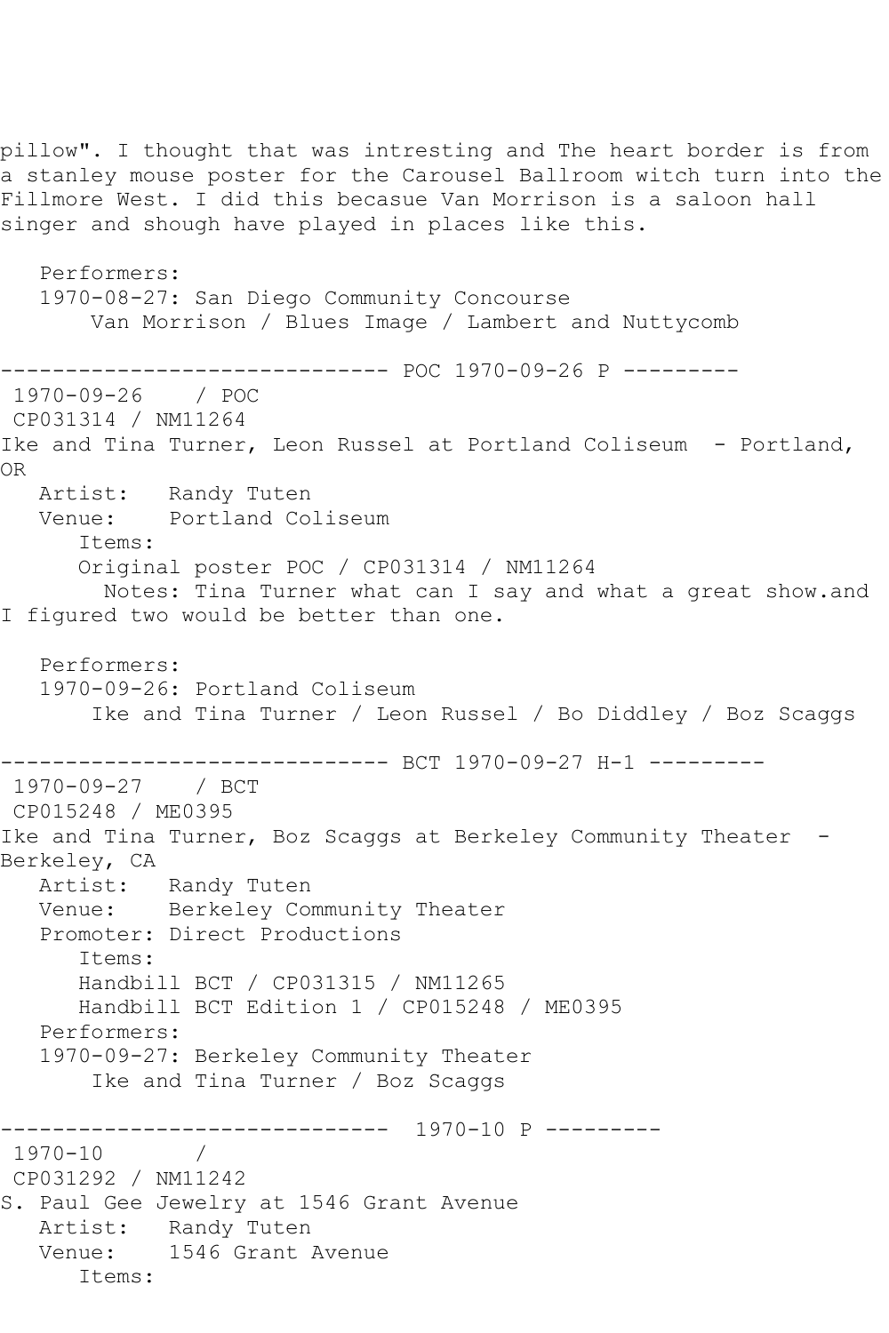pillow". I thought that was intresting and The heart border is from a stanley mouse poster for the Carousel Ballroom witch turn into the Fillmore West. I did this becasue Van Morrison is a saloon hall singer and shough have played in places like this.

Performers:
1970-08-27: San Diego Community Concourse
Van Morrison / Blues Image / Lambert and Nuttycomb

------------------------------ POC 1970-09-26 P ---------

1970-09-26 / POC
CP031314 / NM11264
Ike and Tina Turner, Leon Russel at Portland Coliseum - Portland, OR

Artist: Randy Tuten
Venue: Portland Coliseum
Items:
Original poster POC / CP031314 / NM11264
Notes: Tina Turner what can I say and what a great show.and I figured two would be better than one.

Performers:
1970-09-26: Portland Coliseum
Ike and Tina Turner / Leon Russel / Bo Diddley / Boz Scaggs

------------------------------ BCT 1970-09-27 H-1 ---------

1970-09-27 / BCT
CP015248 / ME0395
Ike and Tina Turner, Boz Scaggs at Berkeley Community Theater - Berkeley, CA

Artist: Randy Tuten
Venue: Berkeley Community Theater
Promoter: Direct Productions
Items:
Handbill BCT / CP031315 / NM11265
Handbill BCT Edition 1 / CP015248 / ME0395
Performers:
1970-09-27: Berkeley Community Theater
Ike and Tina Turner / Boz Scaggs

------------------------------ 1970-10 P ---------

1970-10 /
CP031292 / NM11242
S. Paul Gee Jewelry at 1546 Grant Avenue

Artist: Randy Tuten
Venue: 1546 Grant Avenue
Items: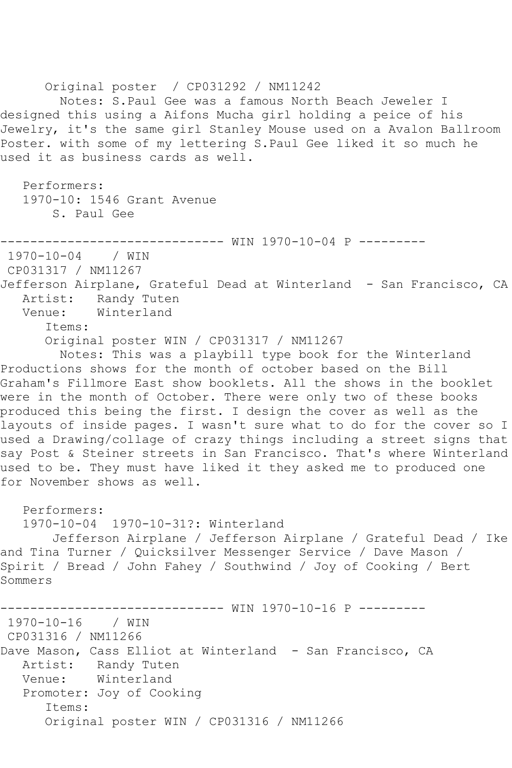Original poster / CP031292 / NM11242

Notes: S.Paul Gee was a famous North Beach Jeweler I designed this using a Aifons Mucha girl holding a peice of his Jewelry, it's the same girl Stanley Mouse used on a Avalon Ballroom Poster. with some of my lettering S.Paul Gee liked it so much he used it as business cards as well.

Performers:
1970-10: 1546 Grant Avenue
S. Paul Gee

------------------------------ WIN 1970-10-04 P ---------

1970-10-04 / WIN
CP031317 / NM11267
Jefferson Airplane, Grateful Dead at Winterland - San Francisco, CA
Artist: Randy Tuten
Venue: Winterland
Items:
Original poster WIN / CP031317 / NM11267

Notes: This was a playbill type book for the Winterland Productions shows for the month of october based on the Bill Graham's Fillmore East show booklets. All the shows in the booklet were in the month of October. There were only two of these books produced this being the first. I design the cover as well as the layouts of inside pages. I wasn't sure what to do for the cover so I used a Drawing/collage of crazy things including a street signs that say Post & Steiner streets in San Francisco. That's where Winterland used to be. They must have liked it they asked me to produced one for November shows as well.

Performers:
1970-10-04 1970-10-31?: Winterland
Jefferson Airplane / Jefferson Airplane / Grateful Dead / Ike and Tina Turner / Quicksilver Messenger Service / Dave Mason / Spirit / Bread / John Fahey / Southwind / Joy of Cooking / Bert Sommers

------------------------------ WIN 1970-10-16 P ---------

1970-10-16 / WIN
CP031316 / NM11266
Dave Mason, Cass Elliot at Winterland - San Francisco, CA
Artist: Randy Tuten
Venue: Winterland
Promoter: Joy of Cooking
Items:
Original poster WIN / CP031316 / NM11266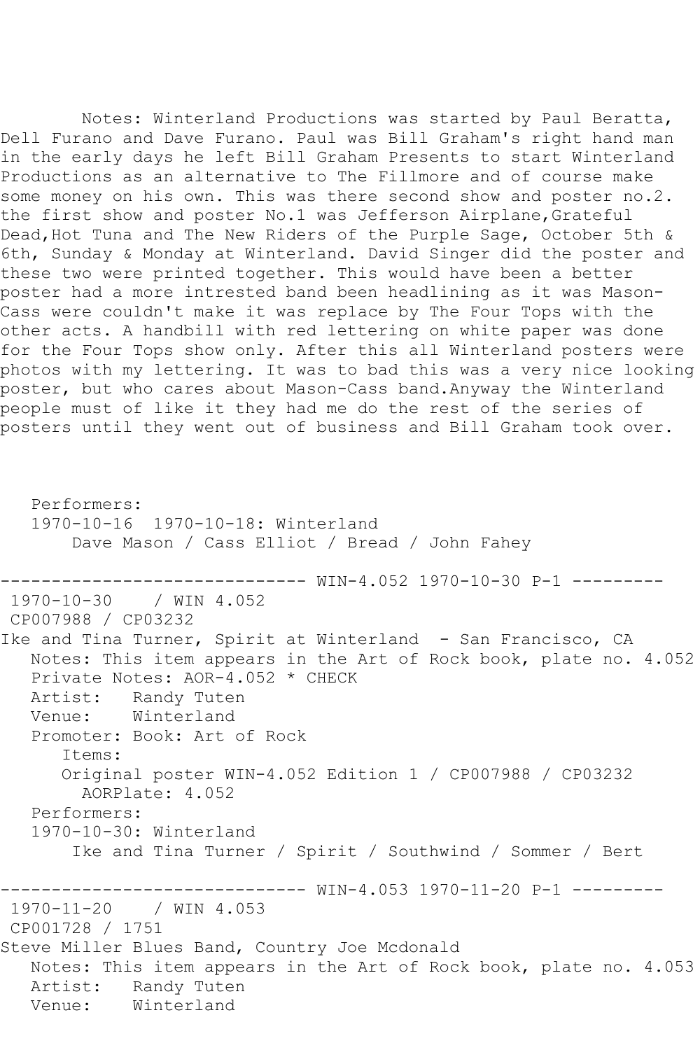Notes: Winterland Productions was started by Paul Beratta, Dell Furano and Dave Furano. Paul was Bill Graham's right hand man in the early days he left Bill Graham Presents to start Winterland Productions as an alternative to The Fillmore and of course make some money on his own. This was there second show and poster no.2. the first show and poster No.1 was Jefferson Airplane,Grateful Dead,Hot Tuna and The New Riders of the Purple Sage, October 5th & 6th, Sunday & Monday at Winterland. David Singer did the poster and these two were printed together. This would have been a better poster had a more intrested band been headlining as it was Mason-Cass were couldn't make it was replace by The Four Tops with the other acts. A handbill with red lettering on white paper was done for the Four Tops show only. After this all Winterland posters were photos with my lettering. It was to bad this was a very nice looking poster, but who cares about Mason-Cass band.Anyway the Winterland people must of like it they had me do the rest of the series of posters until they went out of business and Bill Graham took over.

Performers:
1970-10-16  1970-10-18: Winterland
Dave Mason / Cass Elliot / Bread / John Fahey

------------------------------ WIN-4.052 1970-10-30 P-1 ---------

1970-10-30    / WIN 4.052
CP007988 / CP03232
Ike and Tina Turner, Spirit at Winterland  - San Francisco, CA
Notes: This item appears in the Art of Rock book, plate no. 4.052
Private Notes: AOR-4.052 * CHECK
Artist:   Randy Tuten
Venue:    Winterland
Promoter: Book: Art of Rock
Items:
Original poster WIN-4.052 Edition 1 / CP007988 / CP03232
AORPlate: 4.052
Performers:
1970-10-30: Winterland
Ike and Tina Turner / Spirit / Southwind / Sommer / Bert

------------------------------ WIN-4.053 1970-11-20 P-1 ---------

1970-11-20    / WIN 4.053
CP001728 / 1751
Steve Miller Blues Band, Country Joe Mcdonald
Notes: This item appears in the Art of Rock book, plate no. 4.053
Artist:   Randy Tuten
Venue:    Winterland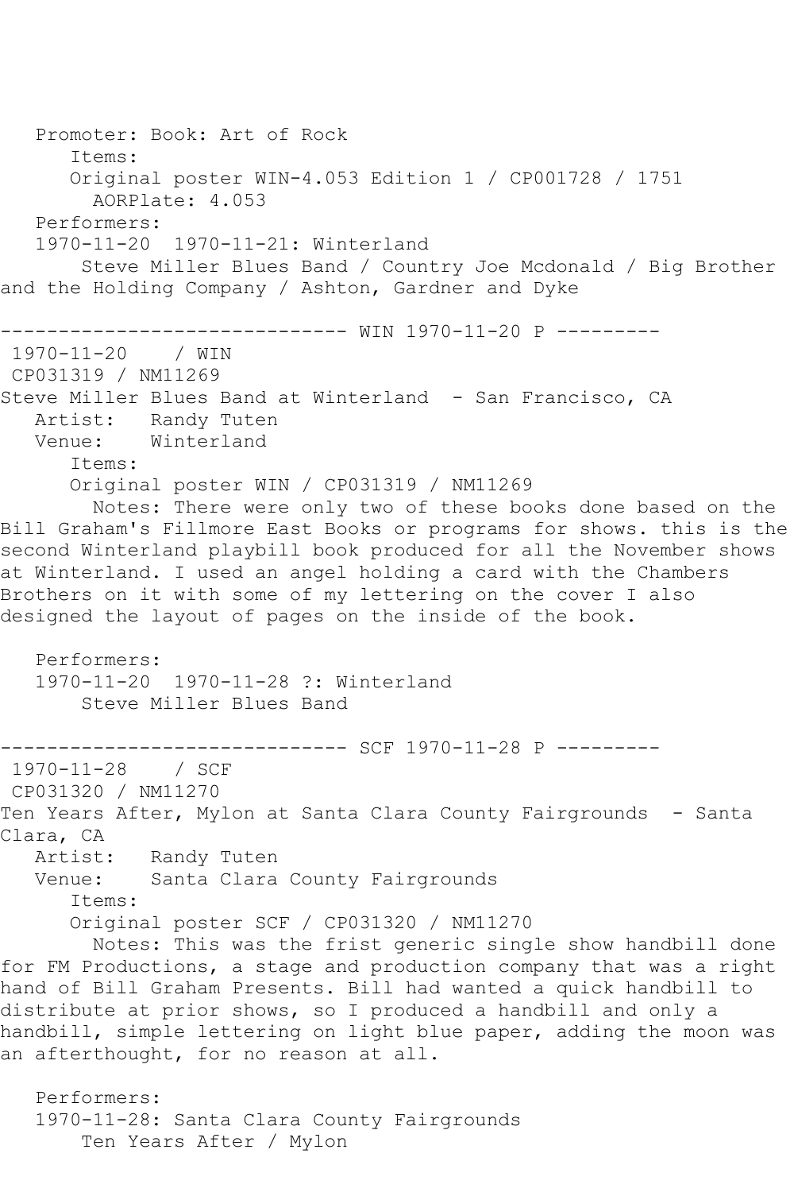Promoter: Book: Art of Rock
Items:
Original poster WIN-4.053 Edition 1 / CP001728 / 1751
AORPlate: 4.053
Performers:
1970-11-20  1970-11-21: Winterland
Steve Miller Blues Band / Country Joe Mcdonald / Big Brother and the Holding Company / Ashton, Gardner and Dyke

------------------------------ WIN 1970-11-20 P ---------

1970-11-20    / WIN
CP031319 / NM11269
Steve Miller Blues Band at Winterland  - San Francisco, CA
Artist:   Randy Tuten
Venue:    Winterland
Items:
Original poster WIN / CP031319 / NM11269
Notes: There were only two of these books done based on the Bill Graham's Fillmore East Books or programs for shows. this is the second Winterland playbill book produced for all the November shows at Winterland. I used an angel holding a card with the Chambers Brothers on it with some of my lettering on the cover I also designed the layout of pages on the inside of the book.

Performers:
1970-11-20  1970-11-28 ?: Winterland
Steve Miller Blues Band

------------------------------ SCF 1970-11-28 P ---------

1970-11-28    / SCF
CP031320 / NM11270
Ten Years After, Mylon at Santa Clara County Fairgrounds  - Santa Clara, CA
Artist:   Randy Tuten
Venue:    Santa Clara County Fairgrounds
Items:
Original poster SCF / CP031320 / NM11270
Notes: This was the frist generic single show handbill done for FM Productions, a stage and production company that was a right hand of Bill Graham Presents. Bill had wanted a quick handbill to distribute at prior shows, so I produced a handbill and only a handbill, simple lettering on light blue paper, adding the moon was an afterthought, for no reason at all.

Performers:
1970-11-28: Santa Clara County Fairgrounds
Ten Years After / Mylon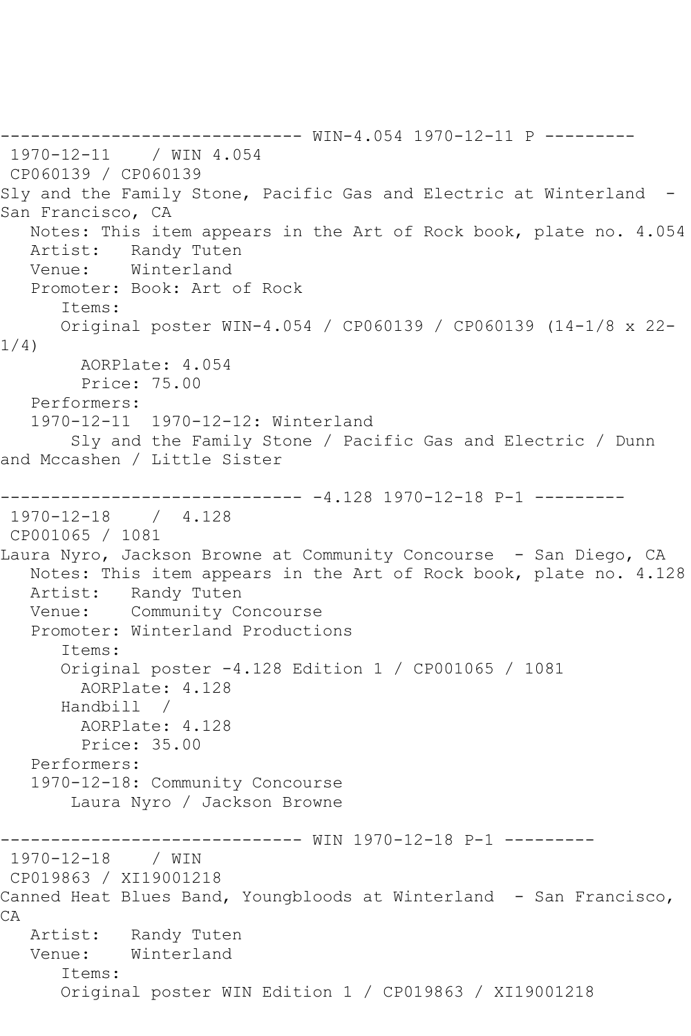------------------------------ WIN-4.054 1970-12-11 P ---------
1970-12-11 / WIN 4.054
CP060139 / CP060139
Sly and the Family Stone, Pacific Gas and Electric at Winterland - San Francisco, CA
   Notes: This item appears in the Art of Rock book, plate no. 4.054
   Artist: Randy Tuten
   Venue: Winterland
   Promoter: Book: Art of Rock
      Items:
      Original poster WIN-4.054 / CP060139 / CP060139 (14-1/8 x 22-1/4)
        AORPlate: 4.054
        Price: 75.00
   Performers:
   1970-12-11 1970-12-12: Winterland
       Sly and the Family Stone / Pacific Gas and Electric / Dunn and Mccashen / Little Sister

------------------------------ -4.128 1970-12-18 P-1 ---------
1970-12-18 / 4.128
CP001065 / 1081
Laura Nyro, Jackson Browne at Community Concourse - San Diego, CA
   Notes: This item appears in the Art of Rock book, plate no. 4.128
   Artist: Randy Tuten
   Venue: Community Concourse
   Promoter: Winterland Productions
      Items:
      Original poster -4.128 Edition 1 / CP001065 / 1081
        AORPlate: 4.128
      Handbill /
        AORPlate: 4.128
        Price: 35.00
   Performers:
   1970-12-18: Community Concourse
       Laura Nyro / Jackson Browne

------------------------------ WIN 1970-12-18 P-1 ---------
1970-12-18 / WIN
CP019863 / XI19001218
Canned Heat Blues Band, Youngbloods at Winterland - San Francisco, CA
   Artist: Randy Tuten
   Venue: Winterland
      Items:
      Original poster WIN Edition 1 / CP019863 / XI19001218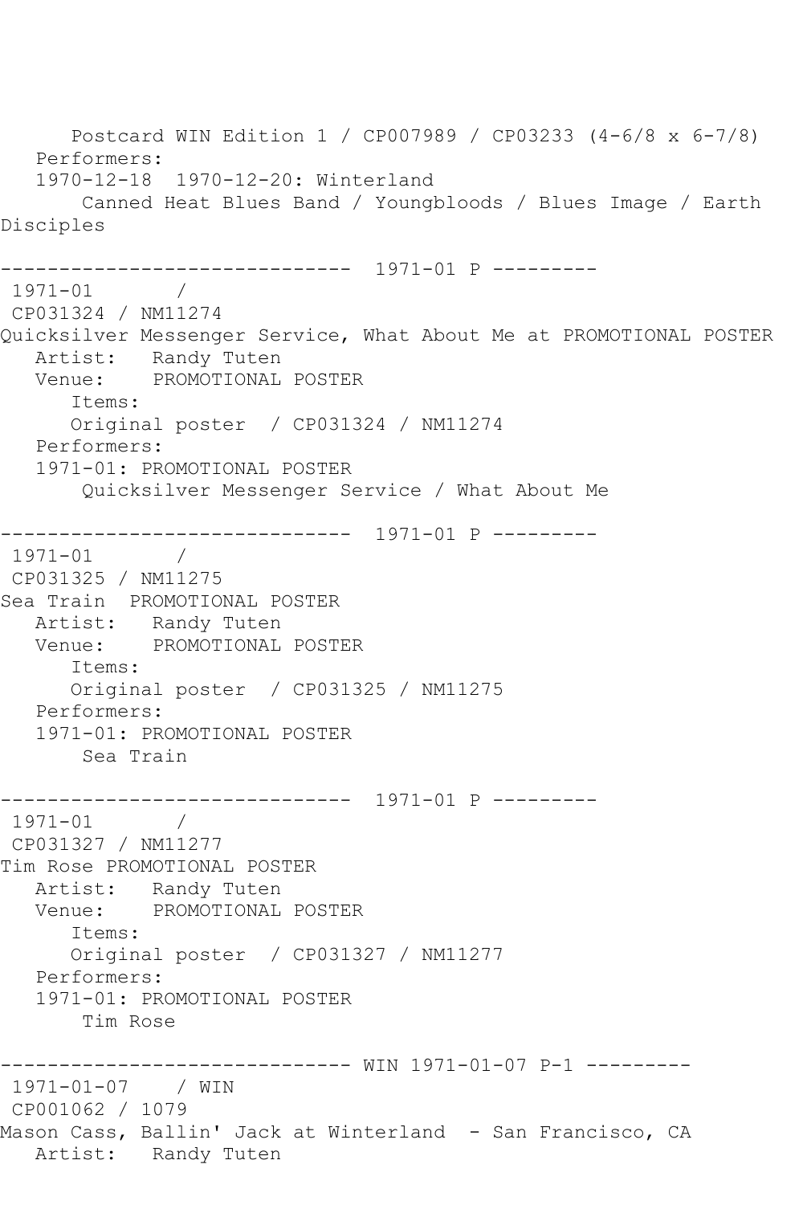Postcard WIN Edition 1 / CP007989 / CP03233 (4-6/8 x 6-7/8)
   Performers:
   1970-12-18  1970-12-20: Winterland
       Canned Heat Blues Band / Youngbloods / Blues Image / Earth Disciples

------------------------------  1971-01 P ---------
 1971-01       /
 CP031324 / NM11274
Quicksilver Messenger Service, What About Me at PROMOTIONAL POSTER
   Artist:   Randy Tuten
   Venue:    PROMOTIONAL POSTER
      Items:
      Original poster  / CP031324 / NM11274
   Performers:
   1971-01: PROMOTIONAL POSTER
       Quicksilver Messenger Service / What About Me

------------------------------  1971-01 P ---------
 1971-01       /
 CP031325 / NM11275
Sea Train  PROMOTIONAL POSTER
   Artist:   Randy Tuten
   Venue:    PROMOTIONAL POSTER
      Items:
      Original poster  / CP031325 / NM11275
   Performers:
   1971-01: PROMOTIONAL POSTER
       Sea Train

------------------------------  1971-01 P ---------
 1971-01       /
 CP031327 / NM11277
Tim Rose PROMOTIONAL POSTER
   Artist:   Randy Tuten
   Venue:    PROMOTIONAL POSTER
      Items:
      Original poster  / CP031327 / NM11277
   Performers:
   1971-01: PROMOTIONAL POSTER
       Tim Rose

------------------------------ WIN 1971-01-07 P-1 ---------
 1971-01-07    / WIN
 CP001062 / 1079
Mason Cass, Ballin' Jack at Winterland  - San Francisco, CA
   Artist:   Randy Tuten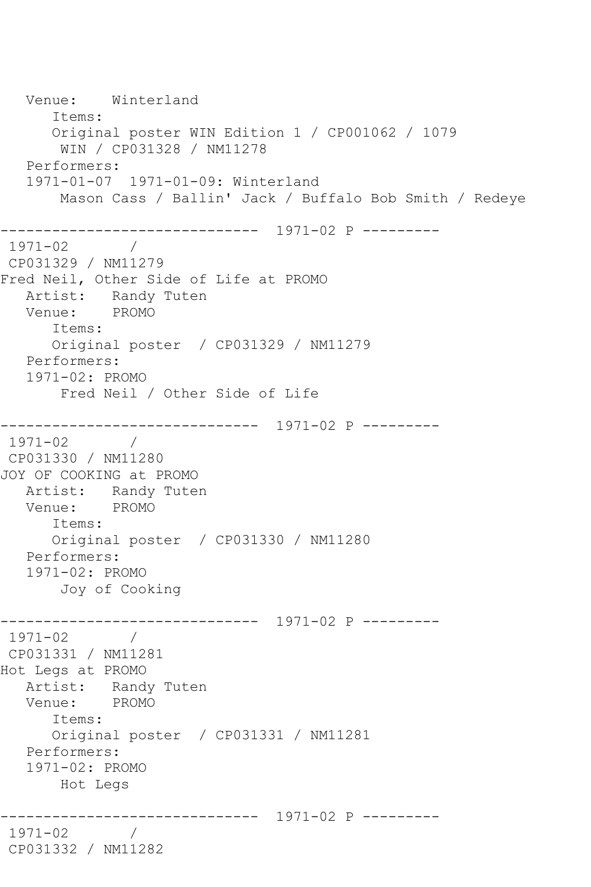```
   Venue:    Winterland
      Items:
      Original poster WIN Edition 1 / CP001062 / 1079
       WIN / CP031328 / NM11278
   Performers:
   1971-01-07  1971-01-09: Winterland
       Mason Cass / Ballin' Jack / Buffalo Bob Smith / Redeye

------------------------------  1971-02 P ---------
 1971-02       / 
 CP031329 / NM11279
Fred Neil, Other Side of Life at PROMO
   Artist:   Randy Tuten
   Venue:    PROMO
      Items:
      Original poster  / CP031329 / NM11279
   Performers:
   1971-02: PROMO
       Fred Neil / Other Side of Life

------------------------------  1971-02 P ---------
 1971-02       / 
 CP031330 / NM11280
JOY OF COOKING at PROMO
   Artist:   Randy Tuten
   Venue:    PROMO
      Items:
      Original poster  / CP031330 / NM11280
   Performers:
   1971-02: PROMO
       Joy of Cooking

------------------------------  1971-02 P ---------
 1971-02       / 
 CP031331 / NM11281
Hot Legs at PROMO
   Artist:   Randy Tuten
   Venue:    PROMO
      Items:
      Original poster  / CP031331 / NM11281
   Performers:
   1971-02: PROMO
       Hot Legs

------------------------------  1971-02 P ---------
 1971-02       / 
 CP031332 / NM11282
```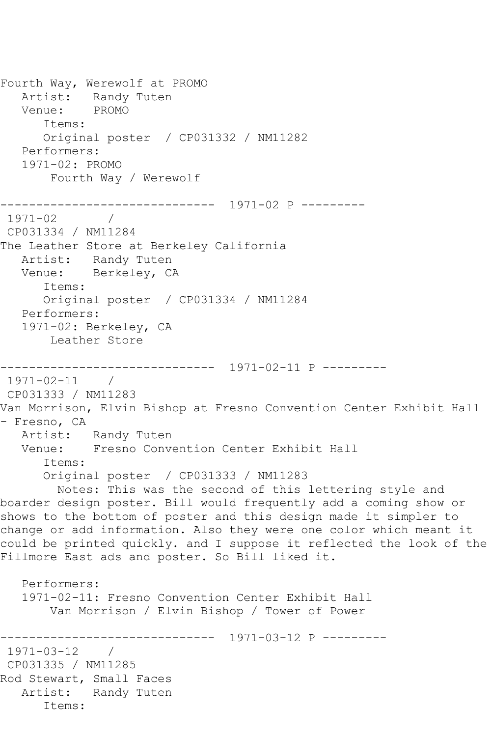Fourth Way, Werewolf at PROMO
   Artist:   Randy Tuten
   Venue:    PROMO
      Items:
      Original poster  / CP031332 / NM11282
   Performers:
   1971-02: PROMO
       Fourth Way / Werewolf

------------------------------  1971-02 P ---------
 1971-02       /
 CP031334 / NM11284
The Leather Store at Berkeley California
   Artist:   Randy Tuten
   Venue:    Berkeley, CA
      Items:
      Original poster  / CP031334 / NM11284
   Performers:
   1971-02: Berkeley, CA
       Leather Store

------------------------------  1971-02-11 P ---------
 1971-02-11    /
 CP031333 / NM11283
Van Morrison, Elvin Bishop at Fresno Convention Center Exhibit Hall - Fresno, CA
   Artist:   Randy Tuten
   Venue:    Fresno Convention Center Exhibit Hall
      Items:
      Original poster  / CP031333 / NM11283
        Notes: This was the second of this lettering style and boarder design poster. Bill would frequently add a coming show or shows to the bottom of poster and this design made it simpler to change or add information. Also they were one color which meant it could be printed quickly. and I suppose it reflected the look of the Fillmore East ads and poster. So Bill liked it.

   Performers:
   1971-02-11: Fresno Convention Center Exhibit Hall
       Van Morrison / Elvin Bishop / Tower of Power

------------------------------  1971-03-12 P ---------
 1971-03-12    /
 CP031335 / NM11285
Rod Stewart, Small Faces
   Artist:   Randy Tuten
      Items: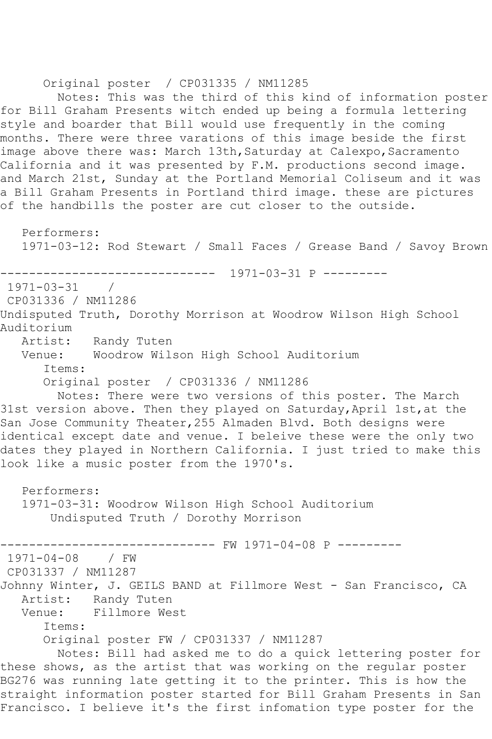Original poster / CP031335 / NM11285

Notes: This was the third of this kind of information poster for Bill Graham Presents witch ended up being a formula lettering style and boarder that Bill would use frequently in the coming months. There were three varations of this image beside the first image above there was: March 13th,Saturday at Calexpo,Sacramento California and it was presented by F.M. productions second image. and March 21st, Sunday at the Portland Memorial Coliseum and it was a Bill Graham Presents in Portland third image. these are pictures of the handbills the poster are cut closer to the outside.

Performers:
1971-03-12: Rod Stewart / Small Faces / Grease Band / Savoy Brown

------------------------------ 1971-03-31 P ---------

1971-03-31 /
CP031336 / NM11286
Undisputed Truth, Dorothy Morrison at Woodrow Wilson High School Auditorium
Artist: Randy Tuten
Venue: Woodrow Wilson High School Auditorium
Items:
Original poster / CP031336 / NM11286

Notes: There were two versions of this poster. The March 31st version above. Then they played on Saturday,April 1st,at the San Jose Community Theater,255 Almaden Blvd. Both designs were identical except date and venue. I beleive these were the only two dates they played in Northern California. I just tried to make this look like a music poster from the 1970's.

Performers:
1971-03-31: Woodrow Wilson High School Auditorium
Undisputed Truth / Dorothy Morrison

------------------------------ FW 1971-04-08 P ---------

1971-04-08 / FW
CP031337 / NM11287
Johnny Winter, J. GEILS BAND at Fillmore West - San Francisco, CA
Artist: Randy Tuten
Venue: Fillmore West
Items:
Original poster FW / CP031337 / NM11287

Notes: Bill had asked me to do a quick lettering poster for these shows, as the artist that was working on the regular poster BG276 was running late getting it to the printer. This is how the straight information poster started for Bill Graham Presents in San Francisco. I believe it's the first infomation type poster for the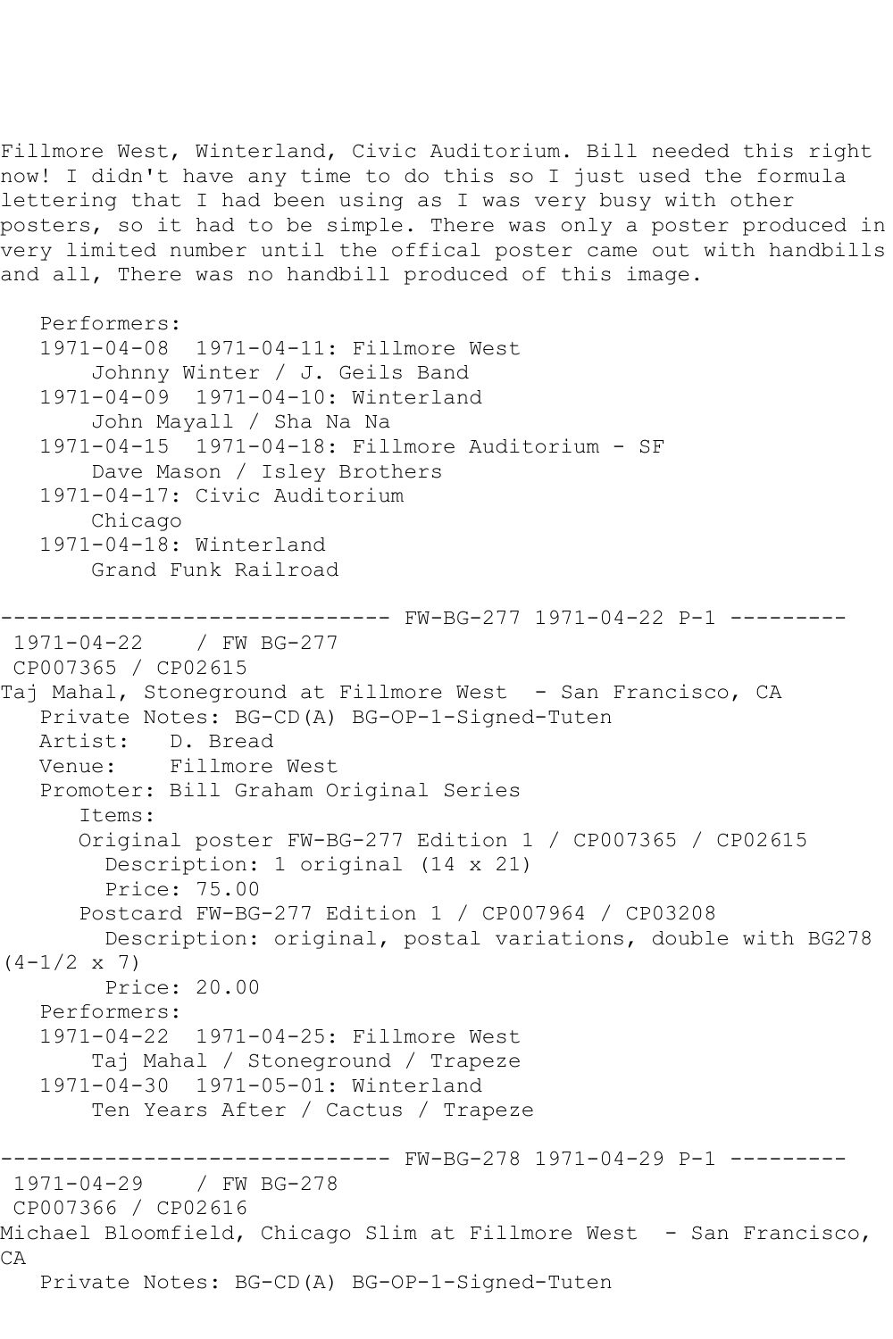Fillmore West, Winterland, Civic Auditorium. Bill needed this right now! I didn't have any time to do this so I just used the formula lettering that I had been using as I was very busy with other posters, so it had to be simple. There was only a poster produced in very limited number until the offical poster came out with handbills and all, There was no handbill produced of this image.

```
   Performers:
   1971-04-08  1971-04-11: Fillmore West
       Johnny Winter / J. Geils Band
   1971-04-09  1971-04-10: Winterland
       John Mayall / Sha Na Na
   1971-04-15  1971-04-18: Fillmore Auditorium - SF
       Dave Mason / Isley Brothers
   1971-04-17: Civic Auditorium
       Chicago
   1971-04-18: Winterland
       Grand Funk Railroad
```

------------------------------ FW-BG-277 1971-04-22 P-1 ---------

```
 1971-04-22    / FW BG-277
 CP007365 / CP02615
Taj Mahal, Stoneground at Fillmore West  - San Francisco, CA
   Private Notes: BG-CD(A) BG-OP-1-Signed-Tuten
   Artist:   D. Bread
   Venue:    Fillmore West
   Promoter: Bill Graham Original Series
      Items:
      Original poster FW-BG-277 Edition 1 / CP007365 / CP02615
        Description: 1 original (14 x 21)
        Price: 75.00
      Postcard FW-BG-277 Edition 1 / CP007964 / CP03208
        Description: original, postal variations, double with BG278 (4-1/2 x 7)
        Price: 20.00
   Performers:
   1971-04-22  1971-04-25: Fillmore West
       Taj Mahal / Stoneground / Trapeze
   1971-04-30  1971-05-01: Winterland
       Ten Years After / Cactus / Trapeze
```

------------------------------ FW-BG-278 1971-04-29 P-1 ---------

```
 1971-04-29    / FW BG-278
 CP007366 / CP02616
Michael Bloomfield, Chicago Slim at Fillmore West  - San Francisco, CA
   Private Notes: BG-CD(A) BG-OP-1-Signed-Tuten
```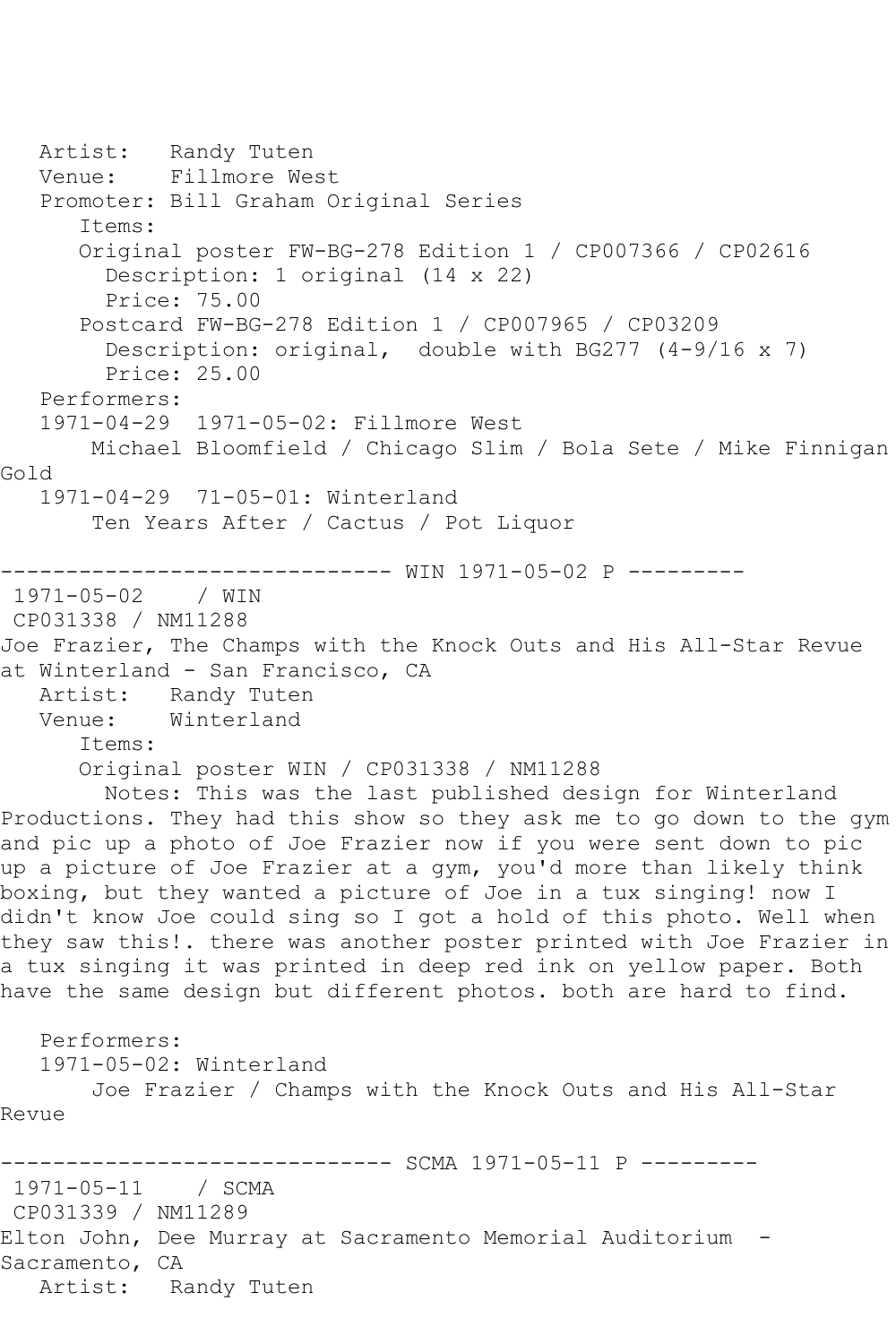Artist: Randy Tuten
Venue: Fillmore West
Promoter: Bill Graham Original Series
Items:
Original poster FW-BG-278 Edition 1 / CP007366 / CP02616
Description: 1 original (14 x 22)
Price: 75.00
Postcard FW-BG-278 Edition 1 / CP007965 / CP03209
Description: original, double with BG277 (4-9/16 x 7)
Price: 25.00
Performers:
1971-04-29 1971-05-02: Fillmore West
Michael Bloomfield / Chicago Slim / Bola Sete / Mike Finnigan
Gold
1971-04-29 71-05-01: Winterland
Ten Years After / Cactus / Pot Liquor

------------------------------ WIN 1971-05-02 P ---------

1971-05-02 / WIN
CP031338 / NM11288
Joe Frazier, The Champs with the Knock Outs and His All-Star Revue at Winterland - San Francisco, CA
Artist: Randy Tuten
Venue: Winterland
Items:
Original poster WIN / CP031338 / NM11288
Notes: This was the last published design for Winterland Productions. They had this show so they ask me to go down to the gym and pic up a photo of Joe Frazier now if you were sent down to pic up a picture of Joe Frazier at a gym, you'd more than likely think boxing, but they wanted a picture of Joe in a tux singing! now I didn't know Joe could sing so I got a hold of this photo. Well when they saw this!. there was another poster printed with Joe Frazier in a tux singing it was printed in deep red ink on yellow paper. Both have the same design but different photos. both are hard to find.

Performers:
1971-05-02: Winterland
Joe Frazier / Champs with the Knock Outs and His All-Star Revue

------------------------------ SCMA 1971-05-11 P ---------

1971-05-11 / SCMA
CP031339 / NM11289
Elton John, Dee Murray at Sacramento Memorial Auditorium - Sacramento, CA
Artist: Randy Tuten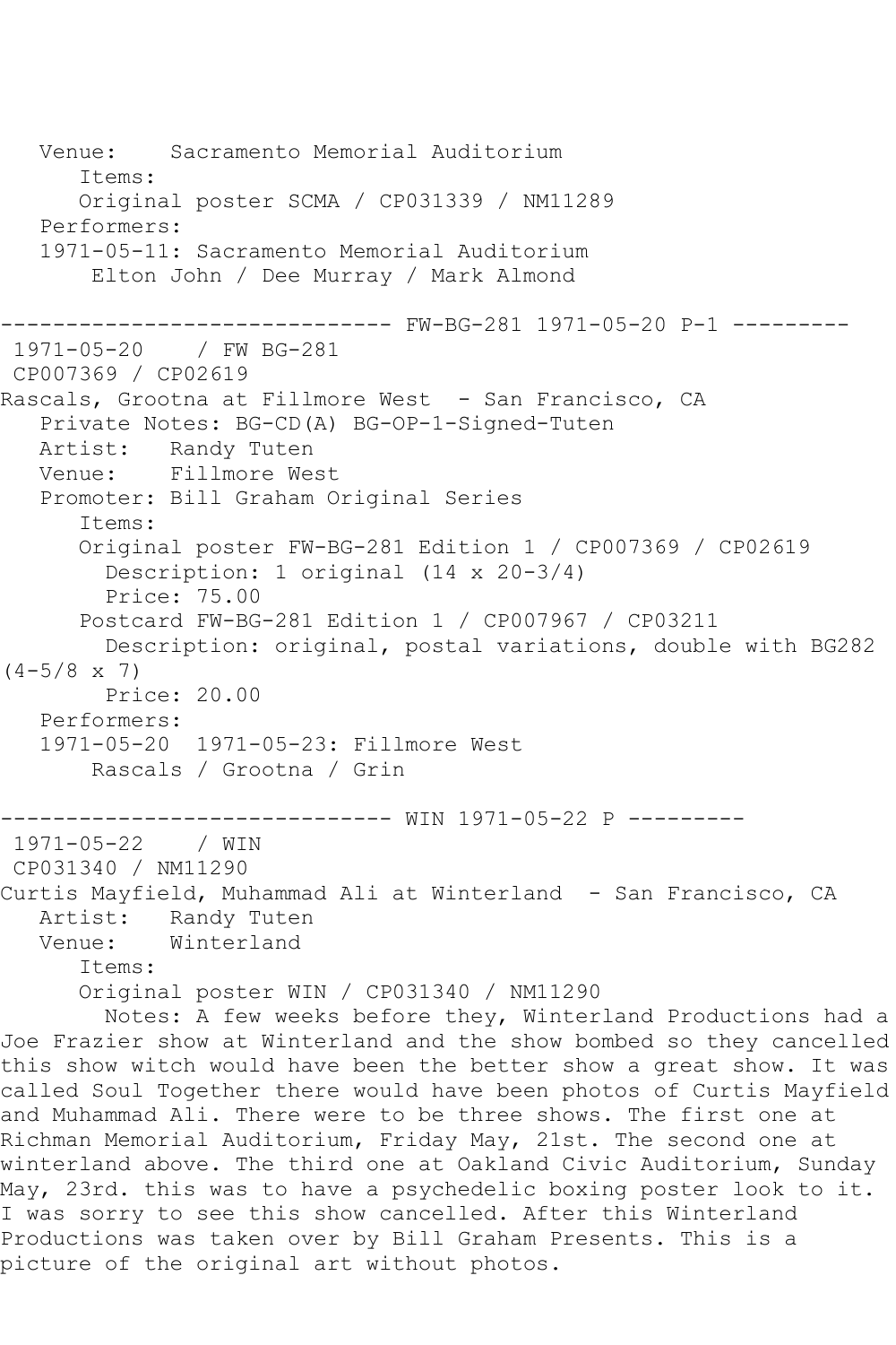Venue: Sacramento Memorial Auditorium
Items:
Original poster SCMA / CP031339 / NM11289
Performers:
1971-05-11: Sacramento Memorial Auditorium
Elton John / Dee Murray / Mark Almond

------------------------------ FW-BG-281 1971-05-20 P-1 ---------

1971-05-20 / FW BG-281
CP007369 / CP02619
Rascals, Grootna at Fillmore West - San Francisco, CA
Private Notes: BG-CD(A) BG-OP-1-Signed-Tuten
Artist: Randy Tuten
Venue: Fillmore West
Promoter: Bill Graham Original Series
Items:
Original poster FW-BG-281 Edition 1 / CP007369 / CP02619
Description: 1 original (14 x 20-3/4)
Price: 75.00
Postcard FW-BG-281 Edition 1 / CP007967 / CP03211
Description: original, postal variations, double with BG282 (4-5/8 x 7)
Price: 20.00
Performers:
1971-05-20 1971-05-23: Fillmore West
Rascals / Grootna / Grin

------------------------------ WIN 1971-05-22 P ---------

1971-05-22 / WIN
CP031340 / NM11290
Curtis Mayfield, Muhammad Ali at Winterland - San Francisco, CA
Artist: Randy Tuten
Venue: Winterland
Items:
Original poster WIN / CP031340 / NM11290
Notes: A few weeks before they, Winterland Productions had a Joe Frazier show at Winterland and the show bombed so they cancelled this show witch would have been the better show a great show. It was called Soul Together there would have been photos of Curtis Mayfield and Muhammad Ali. There were to be three shows. The first one at Richman Memorial Auditorium, Friday May, 21st. The second one at winterland above. The third one at Oakland Civic Auditorium, Sunday May, 23rd. this was to have a psychedelic boxing poster look to it. I was sorry to see this show cancelled. After this Winterland Productions was taken over by Bill Graham Presents. This is a picture of the original art without photos.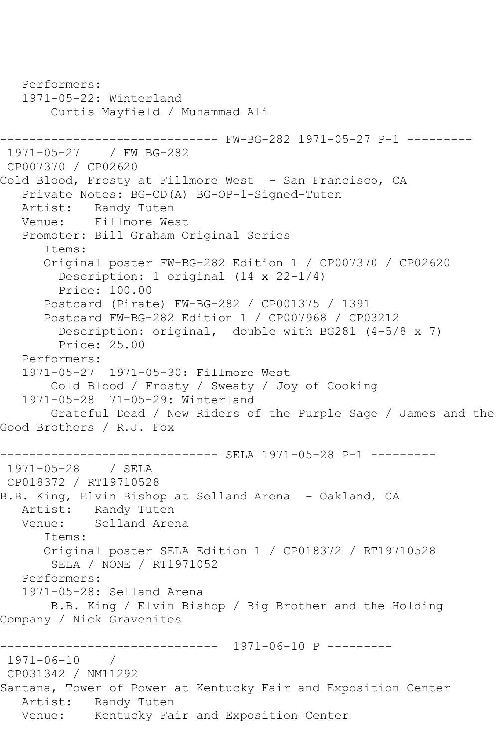```
   Performers:
   1971-05-22: Winterland
       Curtis Mayfield / Muhammad Ali

------------------------------ FW-BG-282 1971-05-27 P-1 ---------
 1971-05-27    / FW BG-282
 CP007370 / CP02620
Cold Blood, Frosty at Fillmore West  - San Francisco, CA
   Private Notes: BG-CD(A) BG-OP-1-Signed-Tuten
   Artist:   Randy Tuten
   Venue:    Fillmore West
   Promoter: Bill Graham Original Series
      Items:
      Original poster FW-BG-282 Edition 1 / CP007370 / CP02620
        Description: 1 original (14 x 22-1/4)
        Price: 100.00
      Postcard (Pirate) FW-BG-282 / CP001375 / 1391
      Postcard FW-BG-282 Edition 1 / CP007968 / CP03212
        Description: original,  double with BG281 (4-5/8 x 7)
        Price: 25.00
   Performers:
   1971-05-27  1971-05-30: Fillmore West
       Cold Blood / Frosty / Sweaty / Joy of Cooking
   1971-05-28  71-05-29: Winterland
       Grateful Dead / New Riders of the Purple Sage / James and the
Good Brothers / R.J. Fox

------------------------------ SELA 1971-05-28 P-1 ---------
 1971-05-28    / SELA
 CP018372 / RT19710528
B.B. King, Elvin Bishop at Selland Arena  - Oakland, CA
   Artist:   Randy Tuten
   Venue:    Selland Arena
      Items:
      Original poster SELA Edition 1 / CP018372 / RT19710528
       SELA / NONE / RT1971052
   Performers:
   1971-05-28: Selland Arena
       B.B. King / Elvin Bishop / Big Brother and the Holding
Company / Nick Gravenites

------------------------------  1971-06-10 P ---------
 1971-06-10    /
 CP031342 / NM11292
Santana, Tower of Power at Kentucky Fair and Exposition Center
   Artist:   Randy Tuten
   Venue:    Kentucky Fair and Exposition Center
```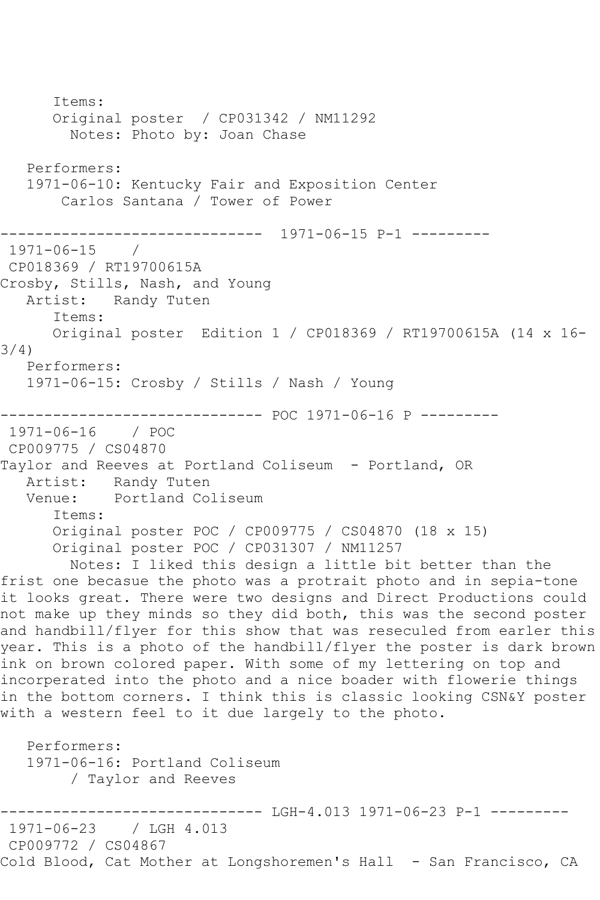Items:
      Original poster  / CP031342 / NM11292
        Notes: Photo by: Joan Chase

   Performers:
   1971-06-10: Kentucky Fair and Exposition Center
       Carlos Santana / Tower of Power

------------------------------  1971-06-15 P-1 ---------
 1971-06-15    /
 CP018369 / RT19700615A
Crosby, Stills, Nash, and Young
   Artist:   Randy Tuten
      Items:
      Original poster  Edition 1 / CP018369 / RT19700615A (14 x 16-3/4)
   Performers:
   1971-06-15: Crosby / Stills / Nash / Young

------------------------------ POC 1971-06-16 P ---------
 1971-06-16    / POC
 CP009775 / CS04870
Taylor and Reeves at Portland Coliseum  - Portland, OR
   Artist:   Randy Tuten
   Venue:    Portland Coliseum
      Items:
      Original poster POC / CP009775 / CS04870 (18 x 15)
      Original poster POC / CP031307 / NM11257
        Notes: I liked this design a little bit better than the frist one becasue the photo was a protrait photo and in sepia-tone it looks great. There were two designs and Direct Productions could not make up they minds so they did both, this was the second poster and handbill/flyer for this show that was reseculed from earler this year. This is a photo of the handbill/flyer the poster is dark brown ink on brown colored paper. With some of my lettering on top and incorperated into the photo and a nice boader with flowerie things in the bottom corners. I think this is classic looking CSN&Y poster with a western feel to it due largely to the photo.

   Performers:
   1971-06-16: Portland Coliseum
        / Taylor and Reeves

------------------------------ LGH-4.013 1971-06-23 P-1 ---------
 1971-06-23    / LGH 4.013
 CP009772 / CS04867
Cold Blood, Cat Mother at Longshoremen's Hall  - San Francisco, CA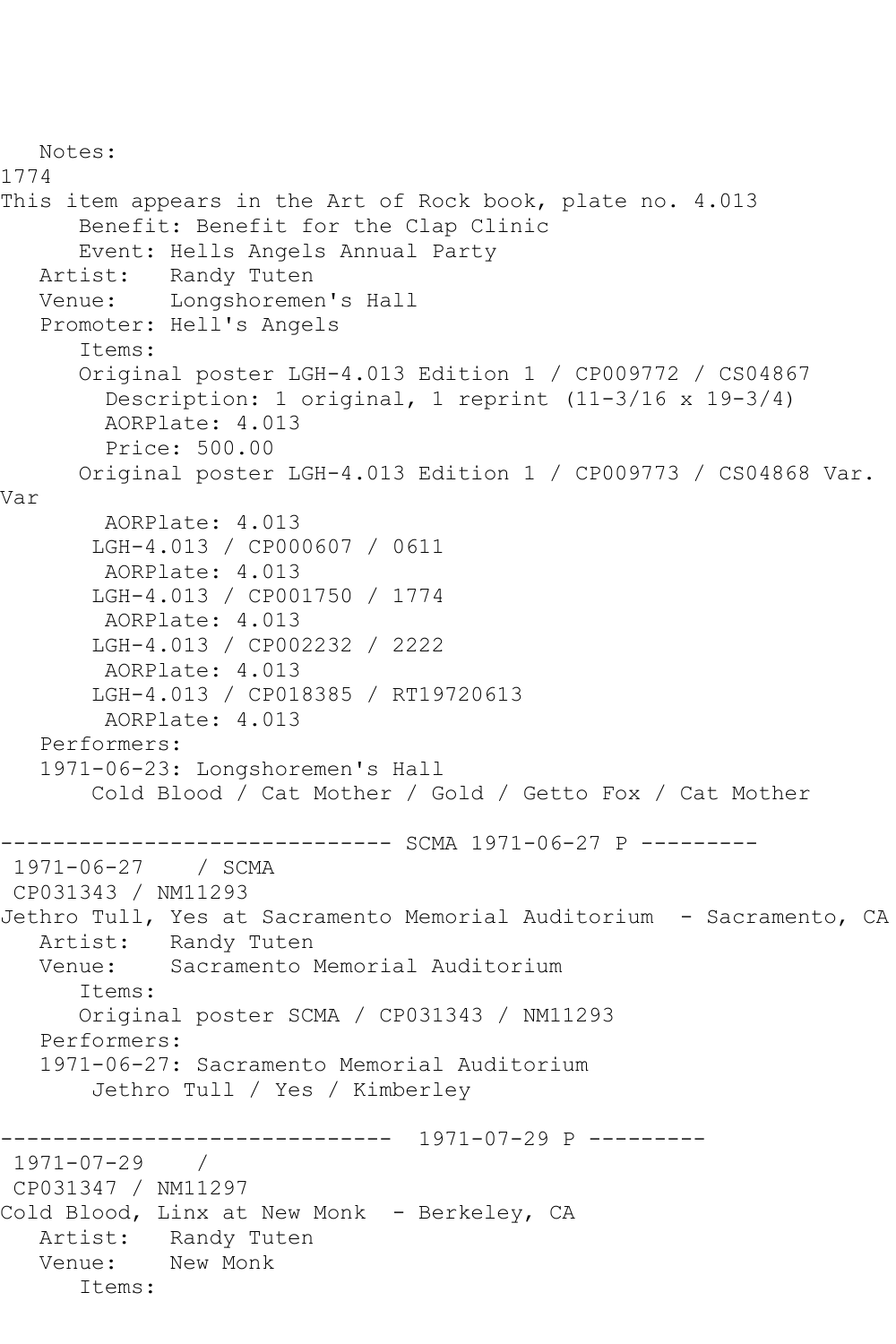```
   Notes:
1774
This item appears in the Art of Rock book, plate no. 4.013
      Benefit: Benefit for the Clap Clinic
      Event: Hells Angels Annual Party
   Artist:   Randy Tuten
   Venue:    Longshoremen's Hall
   Promoter: Hell's Angels
      Items:
      Original poster LGH-4.013 Edition 1 / CP009772 / CS04867
        Description: 1 original, 1 reprint (11-3/16 x 19-3/4)
        AORPlate: 4.013
        Price: 500.00
      Original poster LGH-4.013 Edition 1 / CP009773 / CS04868 Var.
Var
        AORPlate: 4.013
       LGH-4.013 / CP000607 / 0611
        AORPlate: 4.013
       LGH-4.013 / CP001750 / 1774
        AORPlate: 4.013
       LGH-4.013 / CP002232 / 2222
        AORPlate: 4.013
       LGH-4.013 / CP018385 / RT19720613
        AORPlate: 4.013
   Performers:
   1971-06-23: Longshoremen's Hall
       Cold Blood / Cat Mother / Gold / Getto Fox / Cat Mother

------------------------------ SCMA 1971-06-27 P ---------
 1971-06-27    / SCMA
 CP031343 / NM11293
Jethro Tull, Yes at Sacramento Memorial Auditorium  - Sacramento, CA
   Artist:   Randy Tuten
   Venue:    Sacramento Memorial Auditorium
      Items:
      Original poster SCMA / CP031343 / NM11293
   Performers:
   1971-06-27: Sacramento Memorial Auditorium
       Jethro Tull / Yes / Kimberley

------------------------------  1971-07-29 P ---------
 1971-07-29    /
 CP031347 / NM11297
Cold Blood, Linx at New Monk  - Berkeley, CA
   Artist:   Randy Tuten
   Venue:    New Monk
      Items:
```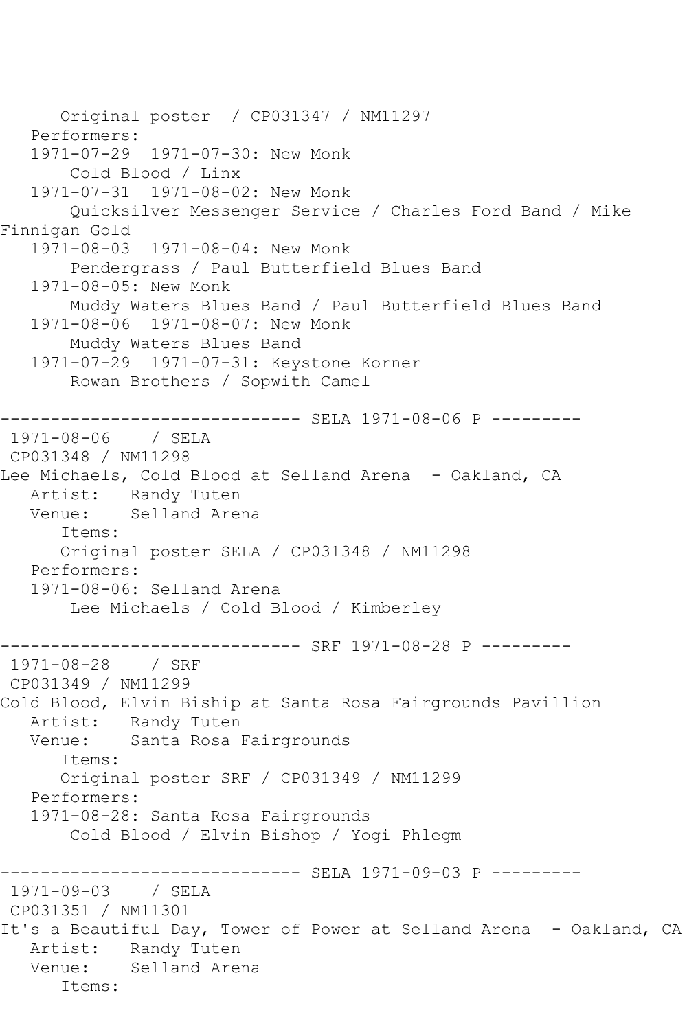```
      Original poster  / CP031347 / NM11297
   Performers:
   1971-07-29  1971-07-30: New Monk
       Cold Blood / Linx
   1971-07-31  1971-08-02: New Monk
       Quicksilver Messenger Service / Charles Ford Band / Mike
Finnigan Gold
   1971-08-03  1971-08-04: New Monk
       Pendergrass / Paul Butterfield Blues Band
   1971-08-05: New Monk
       Muddy Waters Blues Band / Paul Butterfield Blues Band
   1971-08-06  1971-08-07: New Monk
       Muddy Waters Blues Band
   1971-07-29  1971-07-31: Keystone Korner
       Rowan Brothers / Sopwith Camel

------------------------------ SELA 1971-08-06 P ---------
 1971-08-06    / SELA
 CP031348 / NM11298
Lee Michaels, Cold Blood at Selland Arena  - Oakland, CA
   Artist:   Randy Tuten
   Venue:    Selland Arena
      Items:
      Original poster SELA / CP031348 / NM11298
   Performers:
   1971-08-06: Selland Arena
       Lee Michaels / Cold Blood / Kimberley

------------------------------ SRF 1971-08-28 P ---------
 1971-08-28    / SRF
 CP031349 / NM11299
Cold Blood, Elvin Biship at Santa Rosa Fairgrounds Pavillion
   Artist:   Randy Tuten
   Venue:    Santa Rosa Fairgrounds
      Items:
      Original poster SRF / CP031349 / NM11299
   Performers:
   1971-08-28: Santa Rosa Fairgrounds
       Cold Blood / Elvin Bishop / Yogi Phlegm

------------------------------ SELA 1971-09-03 P ---------
 1971-09-03    / SELA
 CP031351 / NM11301
It's a Beautiful Day, Tower of Power at Selland Arena  - Oakland, CA
   Artist:   Randy Tuten
   Venue:    Selland Arena
      Items:
```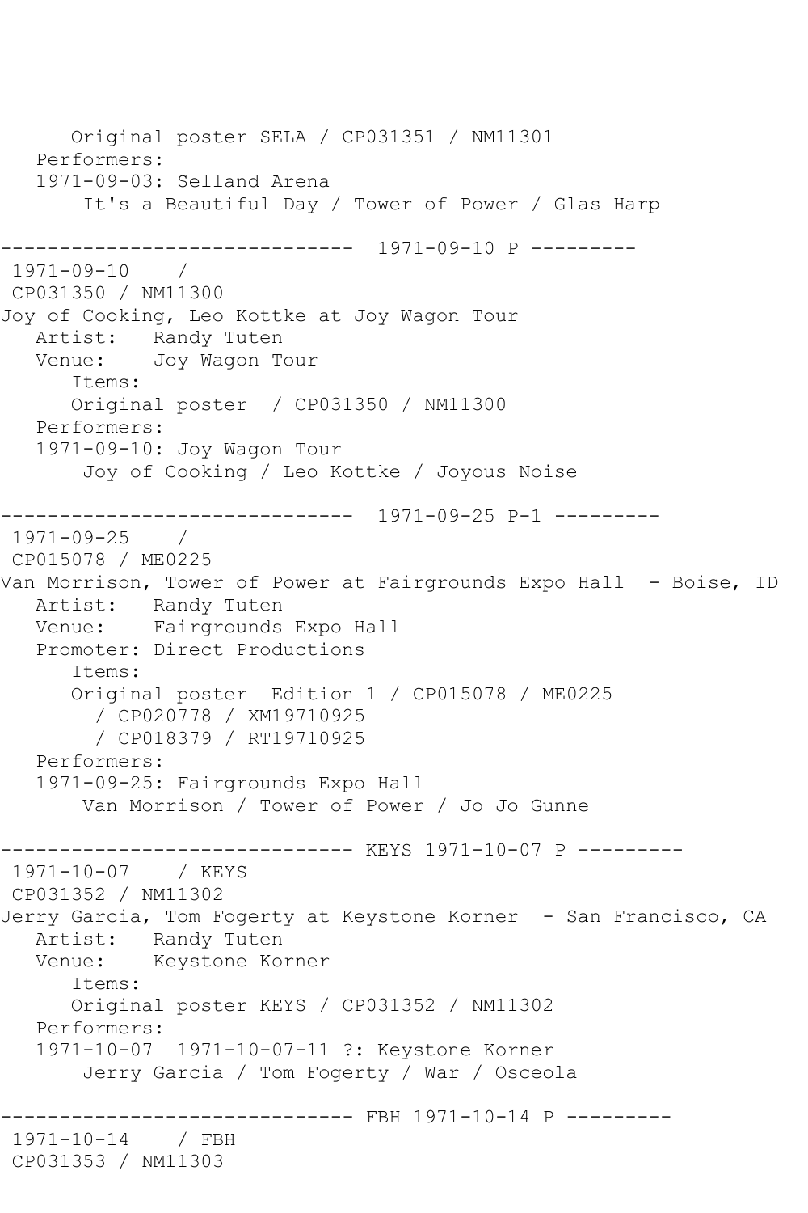```
      Original poster SELA / CP031351 / NM11301
   Performers:
   1971-09-03: Selland Arena
       It's a Beautiful Day / Tower of Power / Glas Harp

------------------------------  1971-09-10 P ---------
 1971-09-10    /
 CP031350 / NM11300
Joy of Cooking, Leo Kottke at Joy Wagon Tour
   Artist:   Randy Tuten
   Venue:    Joy Wagon Tour
      Items:
      Original poster  / CP031350 / NM11300
   Performers:
   1971-09-10: Joy Wagon Tour
       Joy of Cooking / Leo Kottke / Joyous Noise

------------------------------  1971-09-25 P-1 ---------
 1971-09-25    /
 CP015078 / ME0225
Van Morrison, Tower of Power at Fairgrounds Expo Hall  - Boise, ID
   Artist:   Randy Tuten
   Venue:    Fairgrounds Expo Hall
   Promoter: Direct Productions
      Items:
      Original poster  Edition 1 / CP015078 / ME0225
        / CP020778 / XM19710925
        / CP018379 / RT19710925
   Performers:
   1971-09-25: Fairgrounds Expo Hall
       Van Morrison / Tower of Power / Jo Jo Gunne

------------------------------ KEYS 1971-10-07 P ---------
 1971-10-07    / KEYS
 CP031352 / NM11302
Jerry Garcia, Tom Fogerty at Keystone Korner  - San Francisco, CA
   Artist:   Randy Tuten
   Venue:    Keystone Korner
      Items:
      Original poster KEYS / CP031352 / NM11302
   Performers:
   1971-10-07  1971-10-07-11 ?: Keystone Korner
       Jerry Garcia / Tom Fogerty / War / Osceola

------------------------------ FBH 1971-10-14 P ---------
 1971-10-14    / FBH
 CP031353 / NM11303
```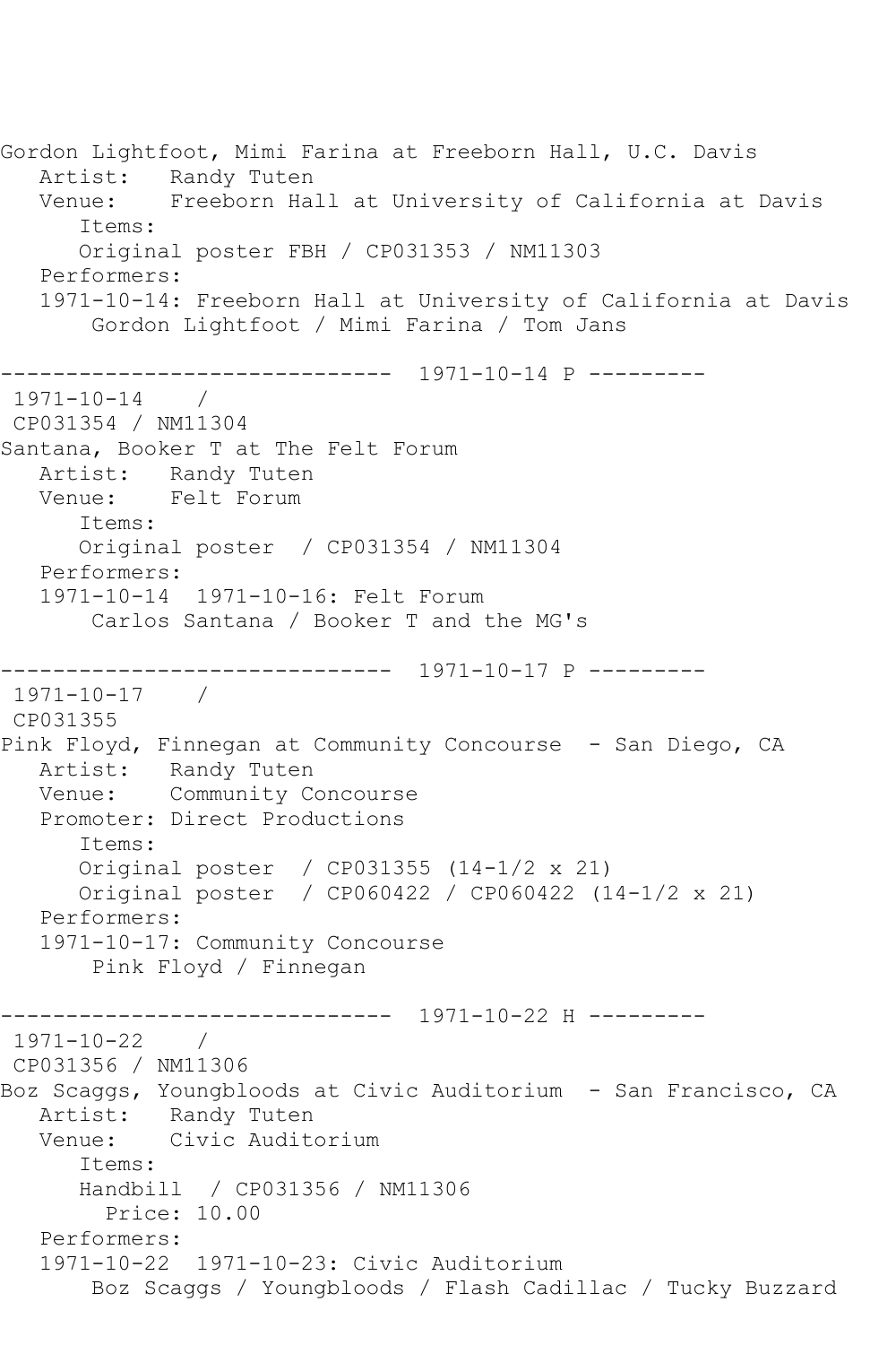Gordon Lightfoot, Mimi Farina at Freeborn Hall, U.C. Davis
   Artist:   Randy Tuten
   Venue:    Freeborn Hall at University of California at Davis
      Items:
      Original poster FBH / CP031353 / NM11303
   Performers:
   1971-10-14: Freeborn Hall at University of California at Davis
       Gordon Lightfoot / Mimi Farina / Tom Jans

------------------------------  1971-10-14 P ---------
 1971-10-14    /
 CP031354 / NM11304
Santana, Booker T at The Felt Forum
   Artist:   Randy Tuten
   Venue:    Felt Forum
      Items:
      Original poster  / CP031354 / NM11304
   Performers:
   1971-10-14  1971-10-16: Felt Forum
       Carlos Santana / Booker T and the MG's

------------------------------  1971-10-17 P ---------
 1971-10-17    /
 CP031355
Pink Floyd, Finnegan at Community Concourse  - San Diego, CA
   Artist:   Randy Tuten
   Venue:    Community Concourse
   Promoter: Direct Productions
      Items:
      Original poster  / CP031355 (14-1/2 x 21)
      Original poster  / CP060422 / CP060422 (14-1/2 x 21)
   Performers:
   1971-10-17: Community Concourse
       Pink Floyd / Finnegan

------------------------------  1971-10-22 H ---------
 1971-10-22    /
 CP031356 / NM11306
Boz Scaggs, Youngbloods at Civic Auditorium  - San Francisco, CA
   Artist:   Randy Tuten
   Venue:    Civic Auditorium
      Items:
      Handbill  / CP031356 / NM11306
        Price: 10.00
   Performers:
   1971-10-22  1971-10-23: Civic Auditorium
       Boz Scaggs / Youngbloods / Flash Cadillac / Tucky Buzzard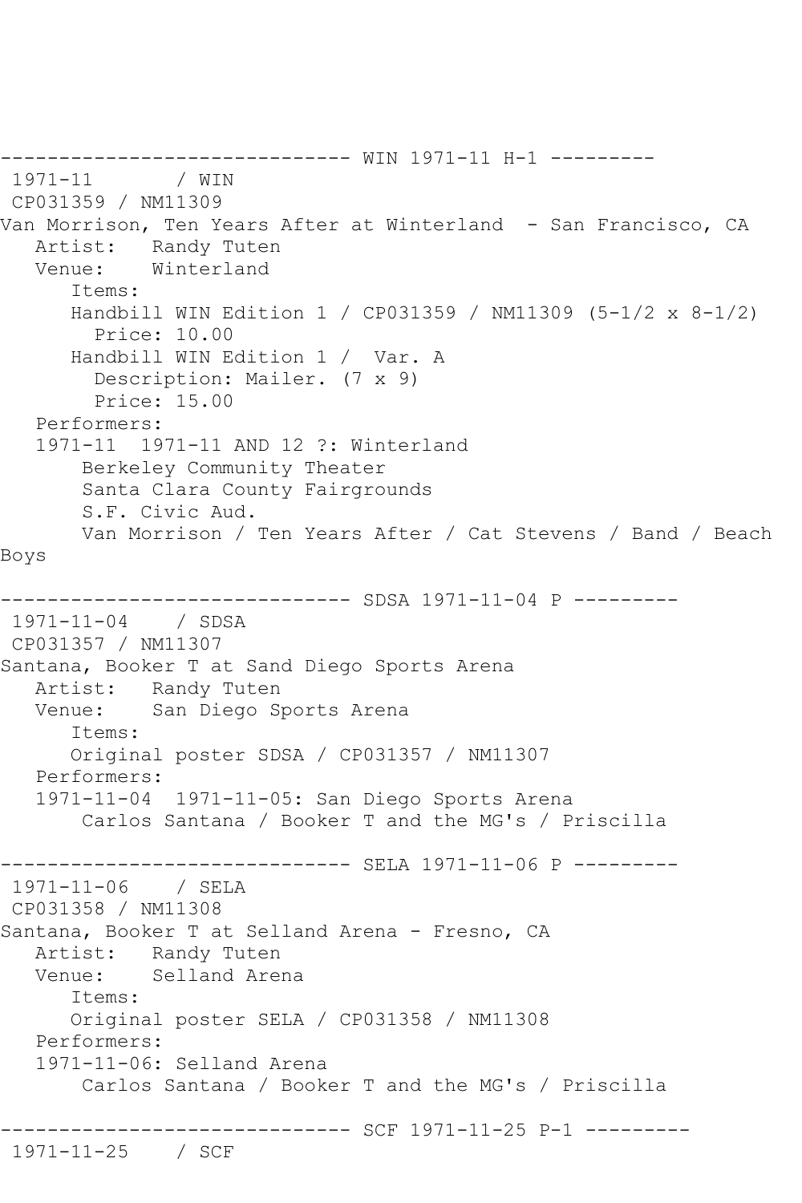------------------------------ WIN 1971-11 H-1 ---------
 1971-11       / WIN
 CP031359 / NM11309
Van Morrison, Ten Years After at Winterland  - San Francisco, CA
   Artist:   Randy Tuten
   Venue:    Winterland
      Items:
      Handbill WIN Edition 1 / CP031359 / NM11309 (5-1/2 x 8-1/2)
        Price: 10.00
      Handbill WIN Edition 1 /  Var. A
        Description: Mailer. (7 x 9)
        Price: 15.00
   Performers:
   1971-11  1971-11 AND 12 ?: Winterland
       Berkeley Community Theater
       Santa Clara County Fairgrounds
       S.F. Civic Aud.
       Van Morrison / Ten Years After / Cat Stevens / Band / Beach Boys

------------------------------ SDSA 1971-11-04 P ---------
 1971-11-04    / SDSA
 CP031357 / NM11307
Santana, Booker T at Sand Diego Sports Arena
   Artist:   Randy Tuten
   Venue:    San Diego Sports Arena
      Items:
      Original poster SDSA / CP031357 / NM11307
   Performers:
   1971-11-04  1971-11-05: San Diego Sports Arena
       Carlos Santana / Booker T and the MG's / Priscilla

------------------------------ SELA 1971-11-06 P ---------
 1971-11-06    / SELA
 CP031358 / NM11308
Santana, Booker T at Selland Arena - Fresno, CA
   Artist:   Randy Tuten
   Venue:    Selland Arena
      Items:
      Original poster SELA / CP031358 / NM11308
   Performers:
   1971-11-06: Selland Arena
       Carlos Santana / Booker T and the MG's / Priscilla

------------------------------ SCF 1971-11-25 P-1 ---------
 1971-11-25    / SCF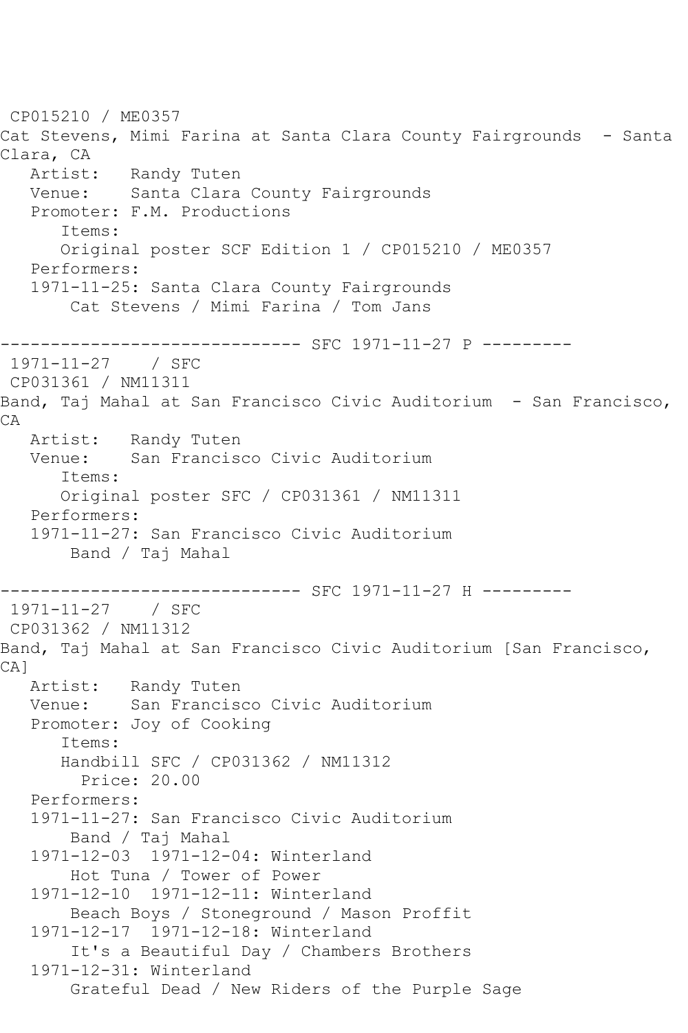CP015210 / ME0357
Cat Stevens, Mimi Farina at Santa Clara County Fairgrounds - Santa Clara, CA

Artist: Randy Tuten
Venue: Santa Clara County Fairgrounds
Promoter: F.M. Productions
Items:
Original poster SCF Edition 1 / CP015210 / ME0357
Performers:
1971-11-25: Santa Clara County Fairgrounds
Cat Stevens / Mimi Farina / Tom Jans

------------------------------ SFC 1971-11-27 P ---------

1971-11-27 / SFC
CP031361 / NM11311
Band, Taj Mahal at San Francisco Civic Auditorium - San Francisco, CA

Artist: Randy Tuten
Venue: San Francisco Civic Auditorium
Items:
Original poster SFC / CP031361 / NM11311
Performers:
1971-11-27: San Francisco Civic Auditorium
Band / Taj Mahal

------------------------------ SFC 1971-11-27 H ---------

1971-11-27 / SFC
CP031362 / NM11312
Band, Taj Mahal at San Francisco Civic Auditorium [San Francisco, CA]

Artist: Randy Tuten
Venue: San Francisco Civic Auditorium
Promoter: Joy of Cooking
Items:
Handbill SFC / CP031362 / NM11312
Price: 20.00
Performers:
1971-11-27: San Francisco Civic Auditorium
Band / Taj Mahal
1971-12-03 1971-12-04: Winterland
Hot Tuna / Tower of Power
1971-12-10 1971-12-11: Winterland
Beach Boys / Stoneground / Mason Proffit
1971-12-17 1971-12-18: Winterland
It's a Beautiful Day / Chambers Brothers
1971-12-31: Winterland
Grateful Dead / New Riders of the Purple Sage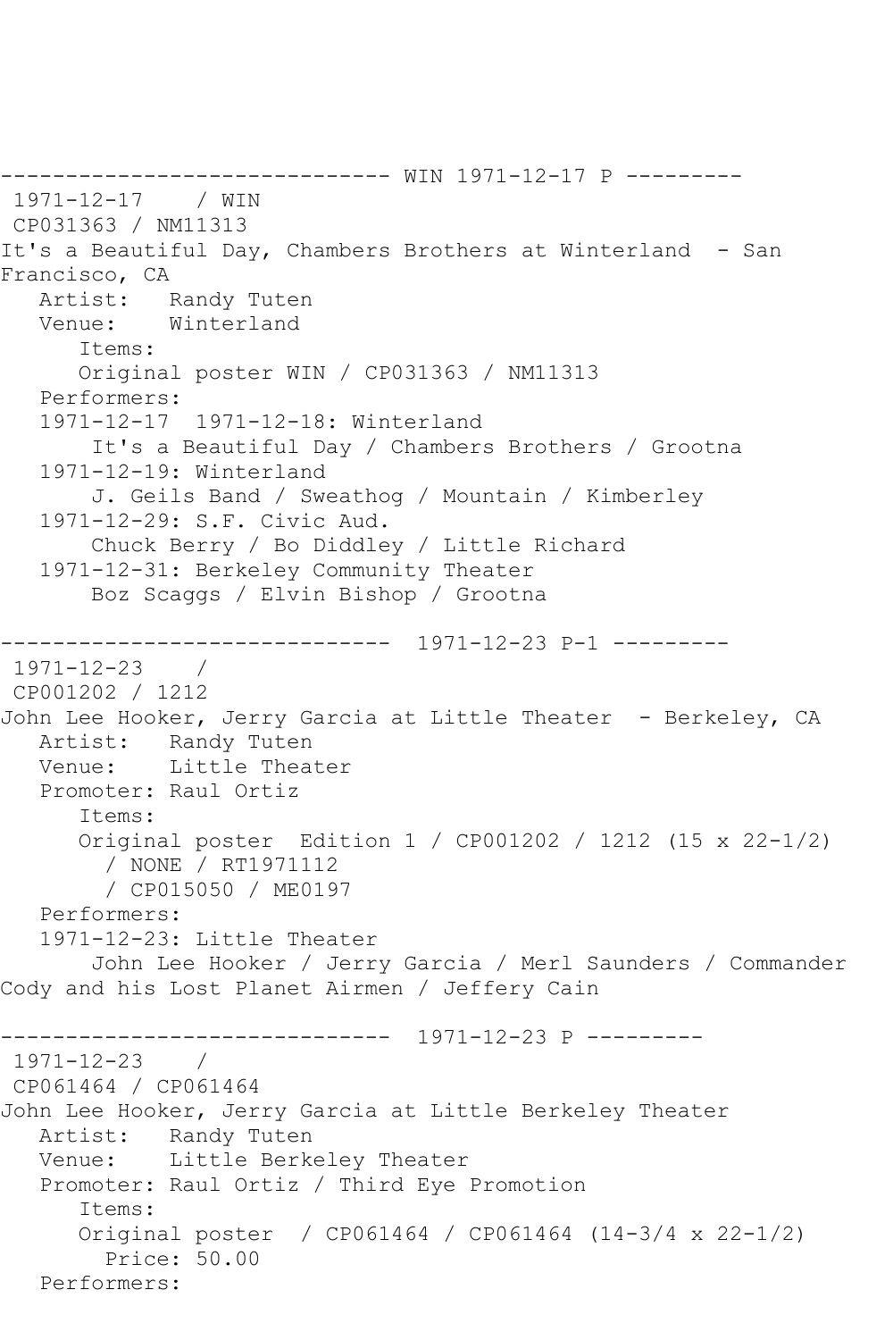```
------------------------------ WIN 1971-12-17 P ---------
 1971-12-17    / WIN
 CP031363 / NM11313
It's a Beautiful Day, Chambers Brothers at Winterland  - San
Francisco, CA
   Artist:   Randy Tuten
   Venue:    Winterland
      Items:
      Original poster WIN / CP031363 / NM11313
   Performers:
   1971-12-17  1971-12-18: Winterland
       It's a Beautiful Day / Chambers Brothers / Grootna
   1971-12-19: Winterland
       J. Geils Band / Sweathog / Mountain / Kimberley
   1971-12-29: S.F. Civic Aud.
       Chuck Berry / Bo Diddley / Little Richard
   1971-12-31: Berkeley Community Theater
       Boz Scaggs / Elvin Bishop / Grootna

------------------------------  1971-12-23 P-1 ---------
 1971-12-23    /
 CP001202 / 1212
John Lee Hooker, Jerry Garcia at Little Theater  - Berkeley, CA
   Artist:   Randy Tuten
   Venue:    Little Theater
   Promoter: Raul Ortiz
      Items:
      Original poster  Edition 1 / CP001202 / 1212 (15 x 22-1/2)
        / NONE / RT1971112
        / CP015050 / ME0197
   Performers:
   1971-12-23: Little Theater
       John Lee Hooker / Jerry Garcia / Merl Saunders / Commander
Cody and his Lost Planet Airmen / Jeffery Cain

------------------------------  1971-12-23 P ---------
 1971-12-23    /
 CP061464 / CP061464
John Lee Hooker, Jerry Garcia at Little Berkeley Theater
   Artist:   Randy Tuten
   Venue:    Little Berkeley Theater
   Promoter: Raul Ortiz / Third Eye Promotion
      Items:
      Original poster  / CP061464 / CP061464 (14-3/4 x 22-1/2)
        Price: 50.00
   Performers:
```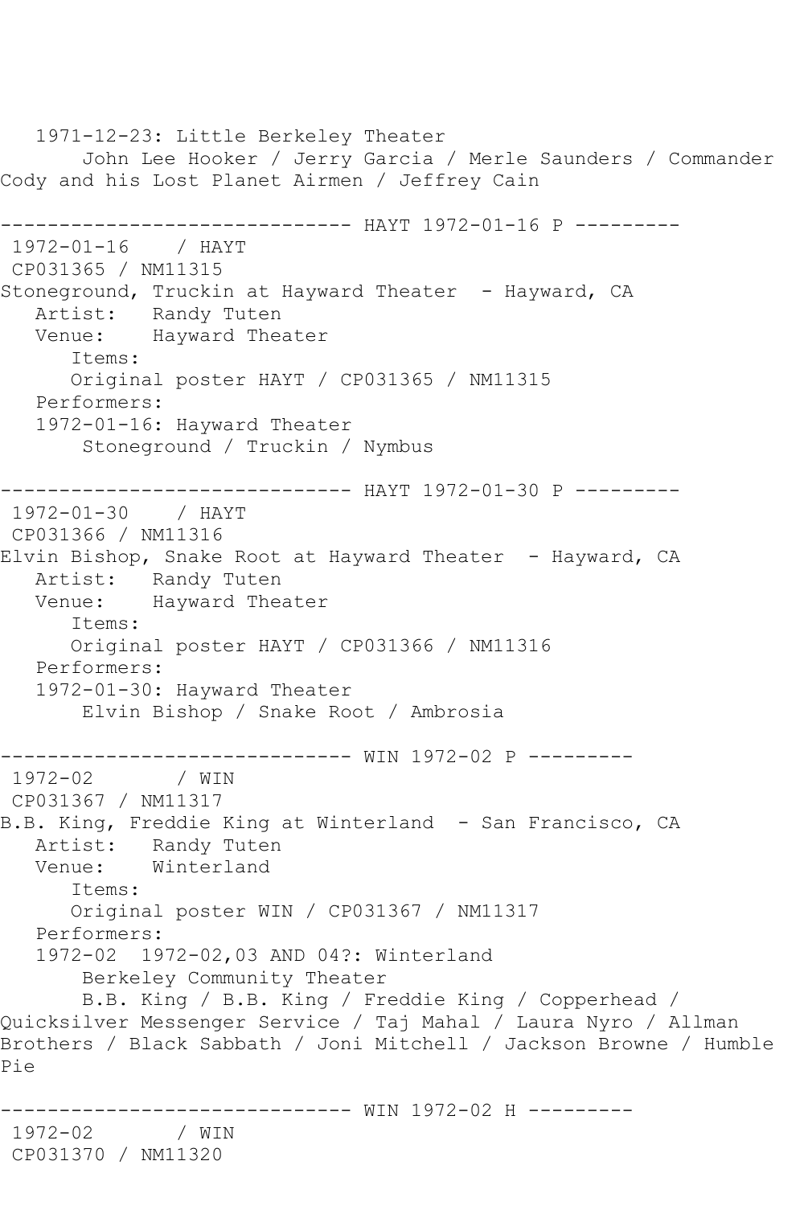1971-12-23: Little Berkeley Theater
       John Lee Hooker / Jerry Garcia / Merle Saunders / Commander Cody and his Lost Planet Airmen / Jeffrey Cain

------------------------------ HAYT 1972-01-16 P ---------
 1972-01-16    / HAYT
 CP031365 / NM11315
Stoneground, Truckin at Hayward Theater  - Hayward, CA
   Artist:   Randy Tuten
   Venue:    Hayward Theater
      Items:
      Original poster HAYT / CP031365 / NM11315
   Performers:
   1972-01-16: Hayward Theater
       Stoneground / Truckin / Nymbus

------------------------------ HAYT 1972-01-30 P ---------
 1972-01-30    / HAYT
 CP031366 / NM11316
Elvin Bishop, Snake Root at Hayward Theater  - Hayward, CA
   Artist:   Randy Tuten
   Venue:    Hayward Theater
      Items:
      Original poster HAYT / CP031366 / NM11316
   Performers:
   1972-01-30: Hayward Theater
       Elvin Bishop / Snake Root / Ambrosia

------------------------------ WIN 1972-02 P ---------
 1972-02       / WIN
 CP031367 / NM11317
B.B. King, Freddie King at Winterland  - San Francisco, CA
   Artist:   Randy Tuten
   Venue:    Winterland
      Items:
      Original poster WIN / CP031367 / NM11317
   Performers:
   1972-02  1972-02,03 AND 04?: Winterland
       Berkeley Community Theater
       B.B. King / B.B. King / Freddie King / Copperhead / Quicksilver Messenger Service / Taj Mahal / Laura Nyro / Allman Brothers / Black Sabbath / Joni Mitchell / Jackson Browne / Humble Pie

------------------------------ WIN 1972-02 H ---------
 1972-02       / WIN
 CP031370 / NM11320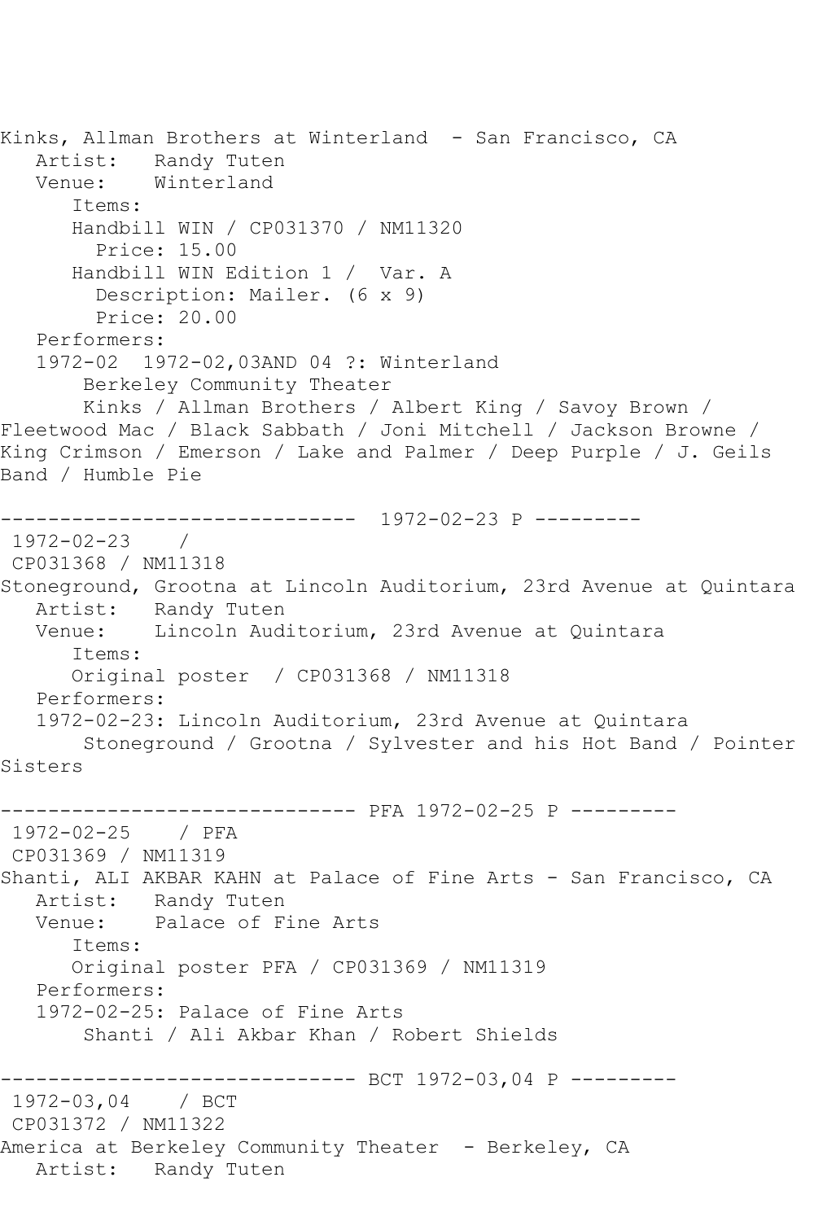Kinks, Allman Brothers at Winterland - San Francisco, CA
   Artist:   Randy Tuten
   Venue:    Winterland
      Items:
      Handbill WIN / CP031370 / NM11320
        Price: 15.00
      Handbill WIN Edition 1 /  Var. A
        Description: Mailer. (6 x 9)
        Price: 20.00
   Performers:
   1972-02  1972-02,03AND 04 ?: Winterland
       Berkeley Community Theater
       Kinks / Allman Brothers / Albert King / Savoy Brown / Fleetwood Mac / Black Sabbath / Joni Mitchell / Jackson Browne / King Crimson / Emerson / Lake and Palmer / Deep Purple / J. Geils Band / Humble Pie

------------------------------  1972-02-23 P ---------
 1972-02-23    /
 CP031368 / NM11318
Stoneground, Grootna at Lincoln Auditorium, 23rd Avenue at Quintara
   Artist:   Randy Tuten
   Venue:    Lincoln Auditorium, 23rd Avenue at Quintara
      Items:
      Original poster  / CP031368 / NM11318
   Performers:
   1972-02-23: Lincoln Auditorium, 23rd Avenue at Quintara
       Stoneground / Grootna / Sylvester and his Hot Band / Pointer Sisters

------------------------------ PFA 1972-02-25 P ---------
 1972-02-25    / PFA
 CP031369 / NM11319
Shanti, ALI AKBAR KAHN at Palace of Fine Arts - San Francisco, CA
   Artist:   Randy Tuten
   Venue:    Palace of Fine Arts
      Items:
      Original poster PFA / CP031369 / NM11319
   Performers:
   1972-02-25: Palace of Fine Arts
       Shanti / Ali Akbar Khan / Robert Shields

------------------------------ BCT 1972-03,04 P ---------
 1972-03,04    / BCT
 CP031372 / NM11322
America at Berkeley Community Theater  - Berkeley, CA
   Artist:   Randy Tuten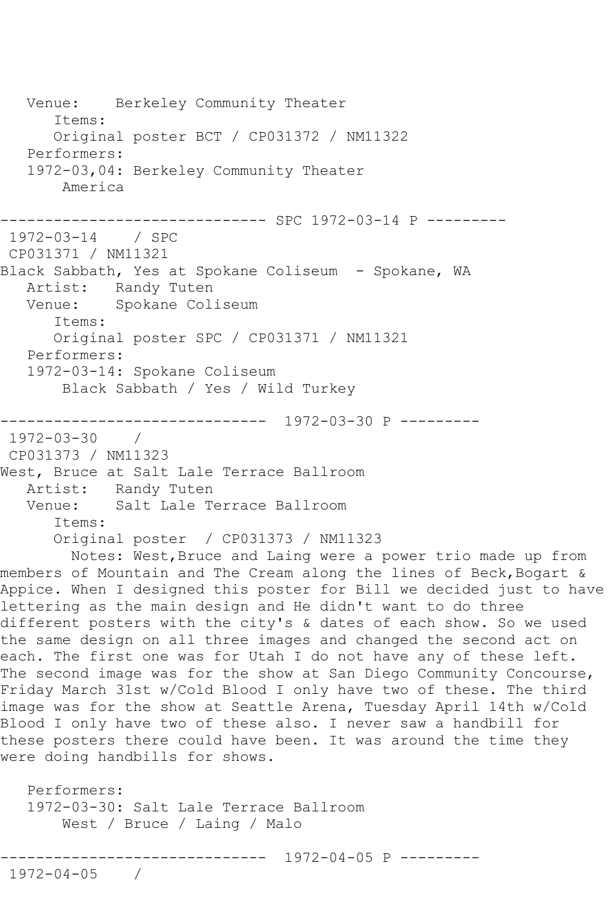```
   Venue:    Berkeley Community Theater
      Items:
      Original poster BCT / CP031372 / NM11322
   Performers:
   1972-03,04: Berkeley Community Theater
       America

------------------------------ SPC 1972-03-14 P ---------
 1972-03-14    / SPC
 CP031371 / NM11321
Black Sabbath, Yes at Spokane Coliseum  - Spokane, WA
   Artist:   Randy Tuten
   Venue:    Spokane Coliseum
      Items:
      Original poster SPC / CP031371 / NM11321
   Performers:
   1972-03-14: Spokane Coliseum
       Black Sabbath / Yes / Wild Turkey

------------------------------  1972-03-30 P ---------
 1972-03-30    /
 CP031373 / NM11323
West, Bruce at Salt Lale Terrace Ballroom
   Artist:   Randy Tuten
   Venue:    Salt Lale Terrace Ballroom
      Items:
      Original poster  / CP031373 / NM11323
        Notes: West,Bruce and Laing were a power trio made up from
members of Mountain and The Cream along the lines of Beck,Bogart &
Appice. When I designed this poster for Bill we decided just to have
lettering as the main design and He didn't want to do three
different posters with the city's & dates of each show. So we used
the same design on all three images and changed the second act on
each. The first one was for Utah I do not have any of these left.
The second image was for the show at San Diego Community Concourse,
Friday March 31st w/Cold Blood I only have two of these. The third
image was for the show at Seattle Arena, Tuesday April 14th w/Cold
Blood I only have two of these also. I never saw a handbill for
these posters there could have been. It was around the time they
were doing handbills for shows.

   Performers:
   1972-03-30: Salt Lale Terrace Ballroom
       West / Bruce / Laing / Malo

------------------------------  1972-04-05 P ---------
 1972-04-05    /
```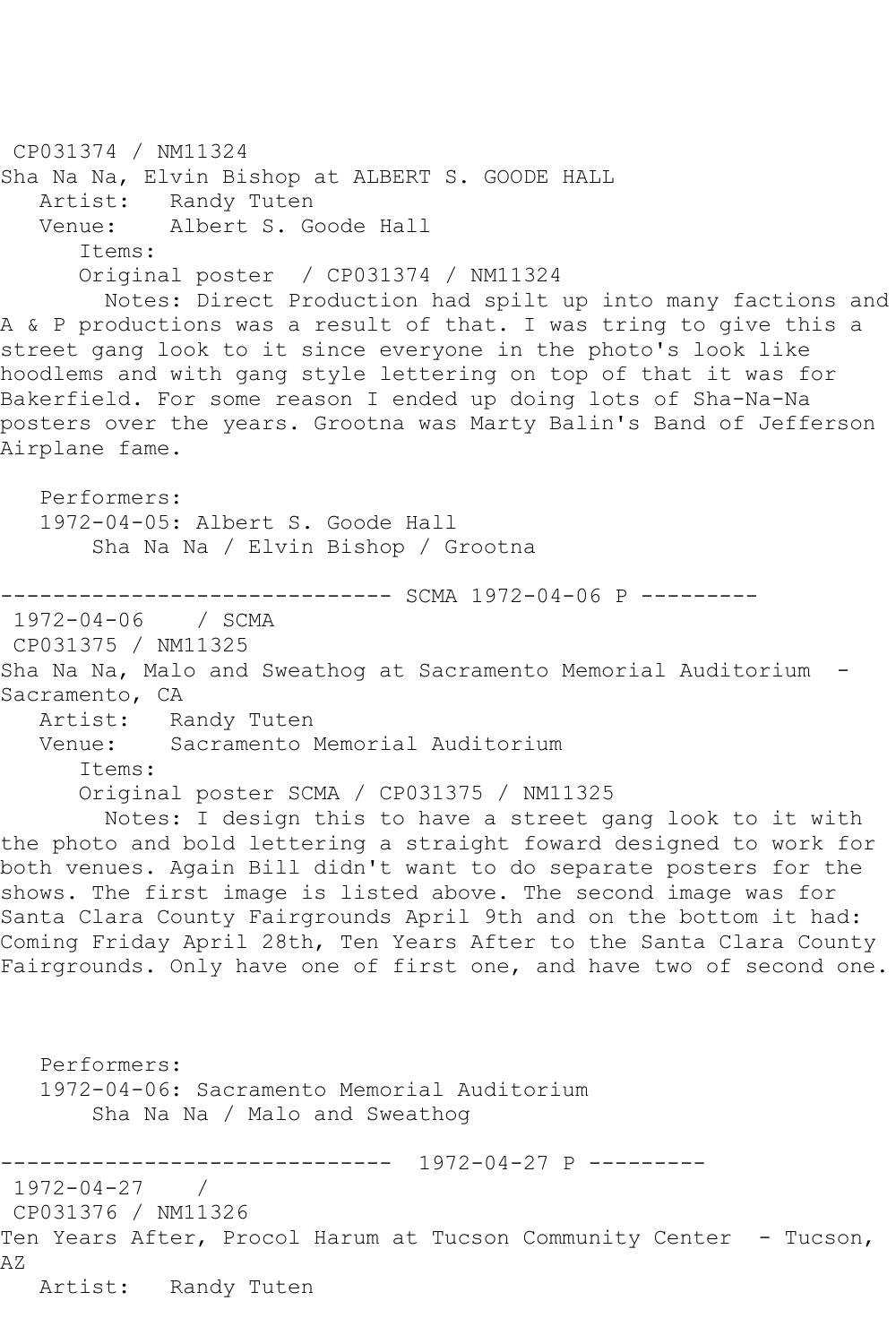CP031374 / NM11324
Sha Na Na, Elvin Bishop at ALBERT S. GOODE HALL
   Artist:   Randy Tuten
   Venue:    Albert S. Goode Hall
      Items:
      Original poster  / CP031374 / NM11324
        Notes: Direct Production had spilt up into many factions and A & P productions was a result of that. I was tring to give this a street gang look to it since everyone in the photo's look like hoodlems and with gang style lettering on top of that it was for Bakerfield. For some reason I ended up doing lots of Sha-Na-Na posters over the years. Grootna was Marty Balin's Band of Jefferson Airplane fame.

   Performers:
   1972-04-05: Albert S. Goode Hall
        Sha Na Na / Elvin Bishop / Grootna

------------------------------ SCMA 1972-04-06 P ---------
 1972-04-06    / SCMA
 CP031375 / NM11325
Sha Na Na, Malo and Sweathog at Sacramento Memorial Auditorium  - Sacramento, CA
   Artist:   Randy Tuten
   Venue:    Sacramento Memorial Auditorium
      Items:
      Original poster SCMA / CP031375 / NM11325
        Notes: I design this to have a street gang look to it with the photo and bold lettering a straight foward designed to work for both venues. Again Bill didn't want to do separate posters for the shows. The first image is listed above. The second image was for Santa Clara County Fairgrounds April 9th and on the bottom it had: Coming Friday April 28th, Ten Years After to the Santa Clara County Fairgrounds. Only have one of first one, and have two of second one.

   Performers:
   1972-04-06: Sacramento Memorial Auditorium
        Sha Na Na / Malo and Sweathog

------------------------------  1972-04-27 P ---------
 1972-04-27    /
 CP031376 / NM11326
Ten Years After, Procol Harum at Tucson Community Center  - Tucson, AZ
   Artist:   Randy Tuten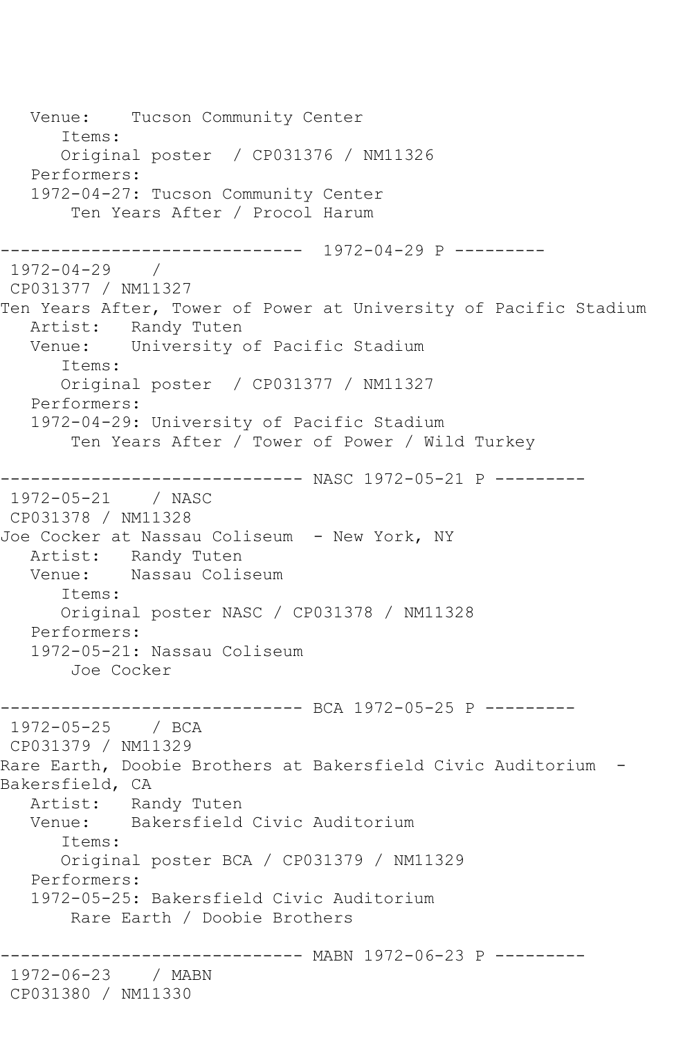```
   Venue:    Tucson Community Center
      Items:
      Original poster  / CP031376 / NM11326
   Performers:
   1972-04-27: Tucson Community Center
       Ten Years After / Procol Harum

------------------------------  1972-04-29 P ---------
 1972-04-29    /
 CP031377 / NM11327
Ten Years After, Tower of Power at University of Pacific Stadium
   Artist:   Randy Tuten
   Venue:    University of Pacific Stadium
      Items:
      Original poster  / CP031377 / NM11327
   Performers:
   1972-04-29: University of Pacific Stadium
       Ten Years After / Tower of Power / Wild Turkey

------------------------------ NASC 1972-05-21 P ---------
 1972-05-21    / NASC
 CP031378 / NM11328
Joe Cocker at Nassau Coliseum  - New York, NY
   Artist:   Randy Tuten
   Venue:    Nassau Coliseum
      Items:
      Original poster NASC / CP031378 / NM11328
   Performers:
   1972-05-21: Nassau Coliseum
       Joe Cocker

------------------------------ BCA 1972-05-25 P ---------
 1972-05-25    / BCA
 CP031379 / NM11329
Rare Earth, Doobie Brothers at Bakersfield Civic Auditorium  -
Bakersfield, CA
   Artist:   Randy Tuten
   Venue:    Bakersfield Civic Auditorium
      Items:
      Original poster BCA / CP031379 / NM11329
   Performers:
   1972-05-25: Bakersfield Civic Auditorium
       Rare Earth / Doobie Brothers

------------------------------ MABN 1972-06-23 P ---------
 1972-06-23    / MABN
 CP031380 / NM11330
```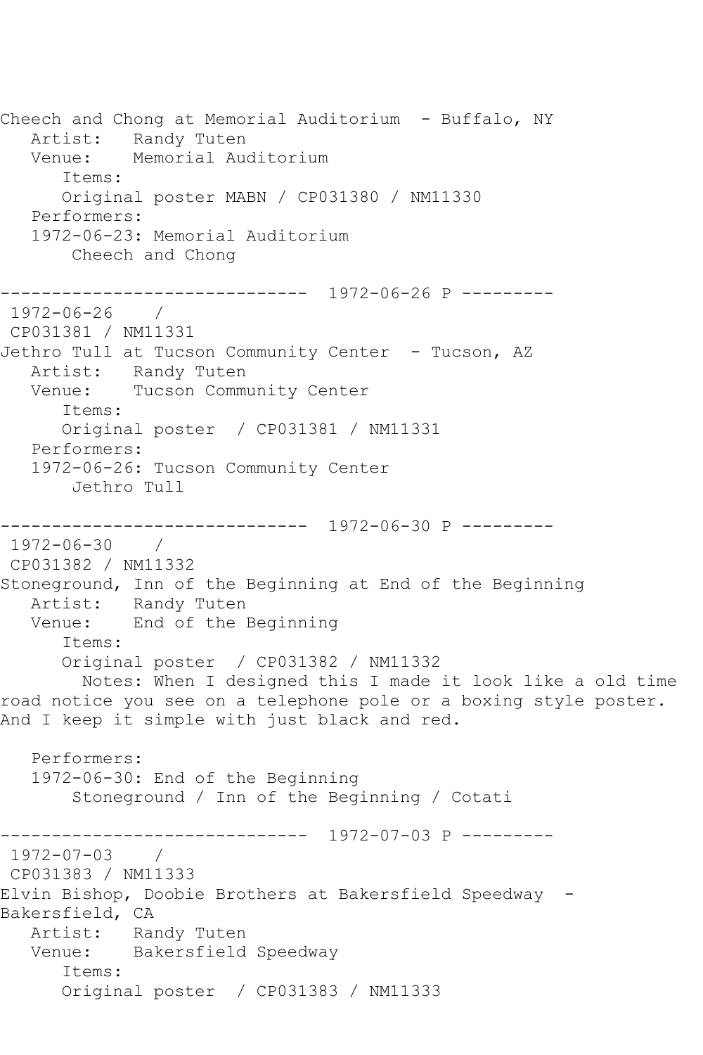Cheech and Chong at Memorial Auditorium - Buffalo, NY
   Artist:   Randy Tuten
   Venue:    Memorial Auditorium
      Items:
      Original poster MABN / CP031380 / NM11330
   Performers:
   1972-06-23: Memorial Auditorium
       Cheech and Chong

------------------------------ 1972-06-26 P ---------
1972-06-26    /
CP031381 / NM11331
Jethro Tull at Tucson Community Center - Tucson, AZ
   Artist:   Randy Tuten
   Venue:    Tucson Community Center
      Items:
      Original poster  / CP031381 / NM11331
   Performers:
   1972-06-26: Tucson Community Center
       Jethro Tull

------------------------------ 1972-06-30 P ---------
1972-06-30    /
CP031382 / NM11332
Stoneground, Inn of the Beginning at End of the Beginning
   Artist:   Randy Tuten
   Venue:    End of the Beginning
      Items:
      Original poster  / CP031382 / NM11332
        Notes: When I designed this I made it look like a old time road notice you see on a telephone pole or a boxing style poster. And I keep it simple with just black and red.

   Performers:
   1972-06-30: End of the Beginning
       Stoneground / Inn of the Beginning / Cotati

------------------------------ 1972-07-03 P ---------
1972-07-03    /
CP031383 / NM11333
Elvin Bishop, Doobie Brothers at Bakersfield Speedway - Bakersfield, CA
   Artist:   Randy Tuten
   Venue:    Bakersfield Speedway
      Items:
      Original poster  / CP031383 / NM11333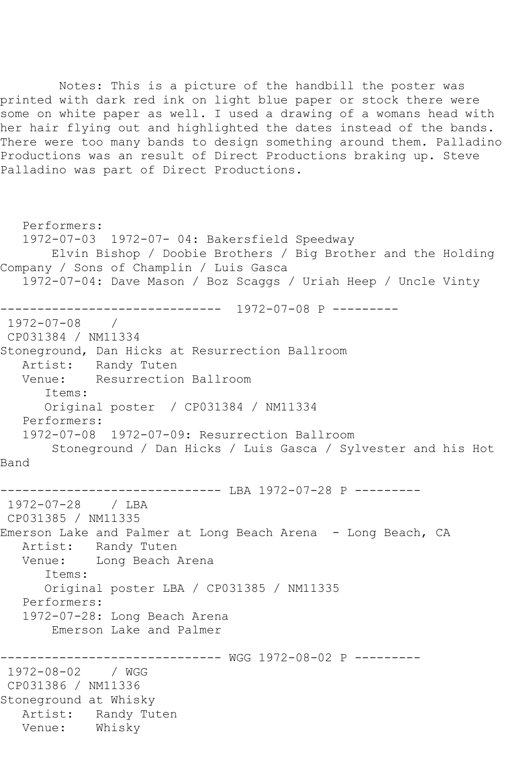Notes: This is a picture of the handbill the poster was printed with dark red ink on light blue paper or stock there were some on white paper as well. I used a drawing of a womans head with her hair flying out and highlighted the dates instead of the bands. There were too many bands to design something around them. Palladino Productions was an result of Direct Productions braking up. Steve Palladino was part of Direct Productions.

Performers:
1972-07-03 1972-07- 04: Bakersfield Speedway
Elvin Bishop / Doobie Brothers / Big Brother and the Holding Company / Sons of Champlin / Luis Gasca
1972-07-04: Dave Mason / Boz Scaggs / Uriah Heep / Uncle Vinty

------------------------------ 1972-07-08 P ---------

1972-07-08 /
CP031384 / NM11334
Stoneground, Dan Hicks at Resurrection Ballroom
Artist: Randy Tuten
Venue: Resurrection Ballroom
Items:
Original poster / CP031384 / NM11334
Performers:
1972-07-08 1972-07-09: Resurrection Ballroom
Stoneground / Dan Hicks / Luis Gasca / Sylvester and his Hot Band

------------------------------ LBA 1972-07-28 P ---------

1972-07-28 / LBA
CP031385 / NM11335
Emerson Lake and Palmer at Long Beach Arena - Long Beach, CA
Artist: Randy Tuten
Venue: Long Beach Arena
Items:
Original poster LBA / CP031385 / NM11335
Performers:
1972-07-28: Long Beach Arena
Emerson Lake and Palmer

------------------------------ WGG 1972-08-02 P ---------

1972-08-02 / WGG
CP031386 / NM11336
Stoneground at Whisky
Artist: Randy Tuten
Venue: Whisky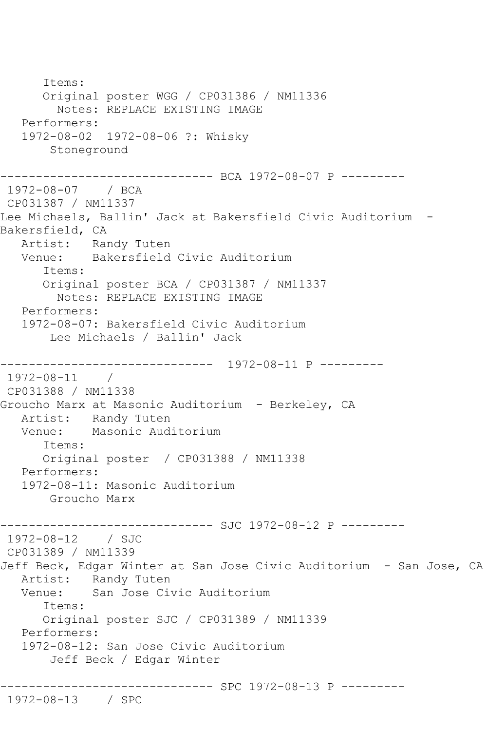```
      Items:
      Original poster WGG / CP031386 / NM11336
        Notes: REPLACE EXISTING IMAGE
   Performers:
   1972-08-02  1972-08-06 ?: Whisky
       Stoneground

------------------------------ BCA 1972-08-07 P ---------
 1972-08-07    / BCA
 CP031387 / NM11337
Lee Michaels, Ballin' Jack at Bakersfield Civic Auditorium  -
Bakersfield, CA
   Artist:   Randy Tuten
   Venue:    Bakersfield Civic Auditorium
      Items:
      Original poster BCA / CP031387 / NM11337
        Notes: REPLACE EXISTING IMAGE
   Performers:
   1972-08-07: Bakersfield Civic Auditorium
       Lee Michaels / Ballin' Jack

------------------------------  1972-08-11 P ---------
 1972-08-11    /
 CP031388 / NM11338
Groucho Marx at Masonic Auditorium  - Berkeley, CA
   Artist:   Randy Tuten
   Venue:    Masonic Auditorium
      Items:
      Original poster  / CP031388 / NM11338
   Performers:
   1972-08-11: Masonic Auditorium
       Groucho Marx

------------------------------ SJC 1972-08-12 P ---------
 1972-08-12    / SJC
 CP031389 / NM11339
Jeff Beck, Edgar Winter at San Jose Civic Auditorium  - San Jose, CA
   Artist:   Randy Tuten
   Venue:    San Jose Civic Auditorium
      Items:
      Original poster SJC / CP031389 / NM11339
   Performers:
   1972-08-12: San Jose Civic Auditorium
       Jeff Beck / Edgar Winter

------------------------------ SPC 1972-08-13 P ---------
 1972-08-13    / SPC
```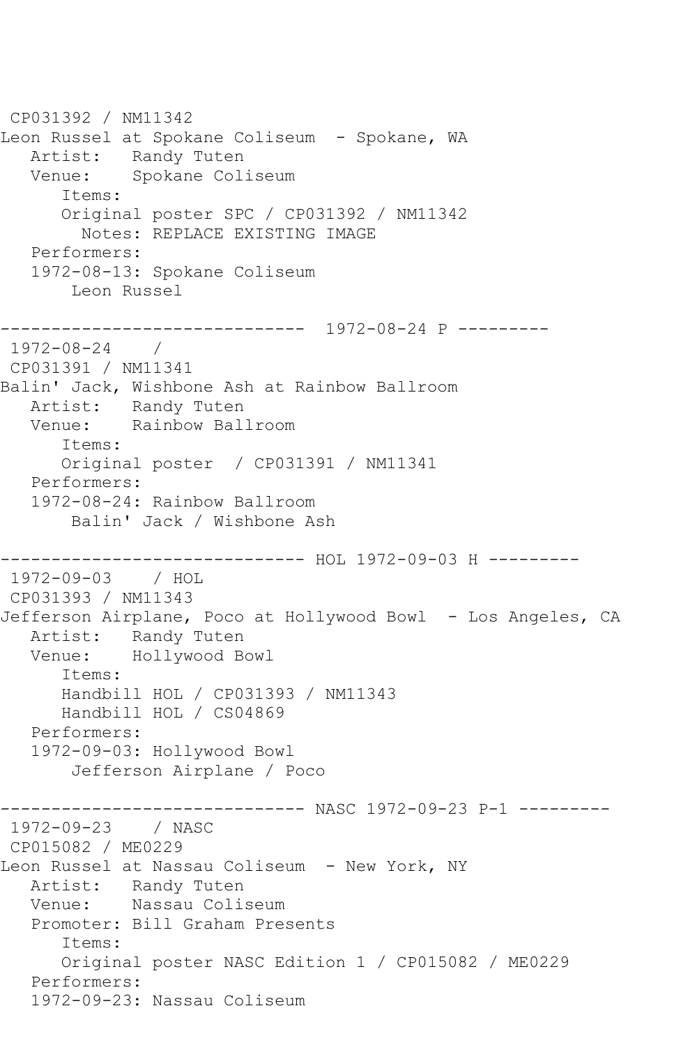CP031392 / NM11342
Leon Russel at Spokane Coliseum - Spokane, WA
Artist: Randy Tuten
Venue: Spokane Coliseum
Items:
Original poster SPC / CP031392 / NM11342
Notes: REPLACE EXISTING IMAGE
Performers:
1972-08-13: Spokane Coliseum
Leon Russel

------------------------------ 1972-08-24 P ---------
1972-08-24 /
CP031391 / NM11341
Balin' Jack, Wishbone Ash at Rainbow Ballroom
Artist: Randy Tuten
Venue: Rainbow Ballroom
Items:
Original poster / CP031391 / NM11341
Performers:
1972-08-24: Rainbow Ballroom
Balin' Jack / Wishbone Ash

------------------------------ HOL 1972-09-03 H ---------
1972-09-03 / HOL
CP031393 / NM11343
Jefferson Airplane, Poco at Hollywood Bowl - Los Angeles, CA
Artist: Randy Tuten
Venue: Hollywood Bowl
Items:
Handbill HOL / CP031393 / NM11343
Handbill HOL / CS04869
Performers:
1972-09-03: Hollywood Bowl
Jefferson Airplane / Poco

------------------------------ NASC 1972-09-23 P-1 ---------
1972-09-23 / NASC
CP015082 / ME0229
Leon Russel at Nassau Coliseum - New York, NY
Artist: Randy Tuten
Venue: Nassau Coliseum
Promoter: Bill Graham Presents
Items:
Original poster NASC Edition 1 / CP015082 / ME0229
Performers:
1972-09-23: Nassau Coliseum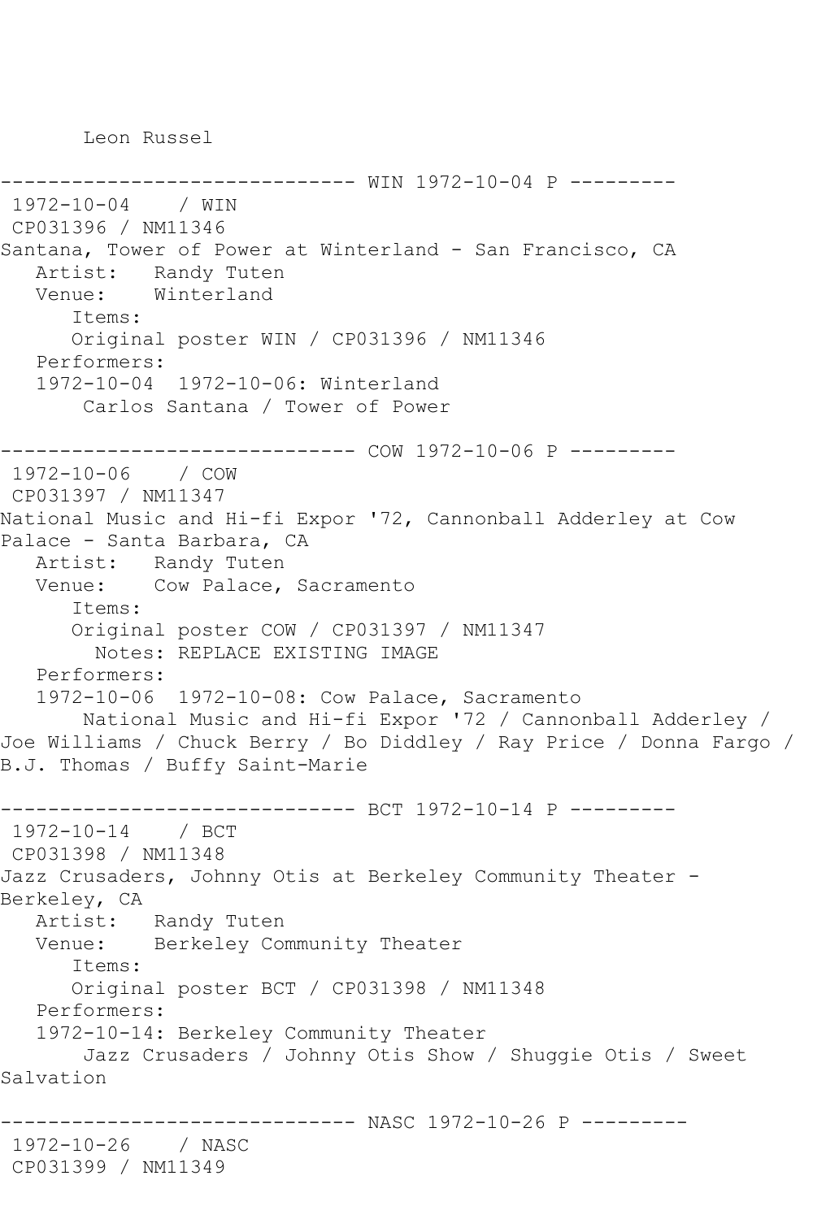Leon Russel

------------------------------ WIN 1972-10-04 P ---------
1972-10-04 / WIN
CP031396 / NM11346
Santana, Tower of Power at Winterland - San Francisco, CA
Artist: Randy Tuten
Venue: Winterland
Items:
Original poster WIN / CP031396 / NM11346
Performers:
1972-10-04 1972-10-06: Winterland
Carlos Santana / Tower of Power

------------------------------ COW 1972-10-06 P ---------
1972-10-06 / COW
CP031397 / NM11347
National Music and Hi-fi Expor '72, Cannonball Adderley at Cow Palace - Santa Barbara, CA
Artist: Randy Tuten
Venue: Cow Palace, Sacramento
Items:
Original poster COW / CP031397 / NM11347
Notes: REPLACE EXISTING IMAGE
Performers:
1972-10-06 1972-10-08: Cow Palace, Sacramento
National Music and Hi-fi Expor '72 / Cannonball Adderley / Joe Williams / Chuck Berry / Bo Diddley / Ray Price / Donna Fargo / B.J. Thomas / Buffy Saint-Marie

------------------------------ BCT 1972-10-14 P ---------
1972-10-14 / BCT
CP031398 / NM11348
Jazz Crusaders, Johnny Otis at Berkeley Community Theater - Berkeley, CA
Artist: Randy Tuten
Venue: Berkeley Community Theater
Items:
Original poster BCT / CP031398 / NM11348
Performers:
1972-10-14: Berkeley Community Theater
Jazz Crusaders / Johnny Otis Show / Shuggie Otis / Sweet Salvation

------------------------------ NASC 1972-10-26 P ---------
1972-10-26 / NASC
CP031399 / NM11349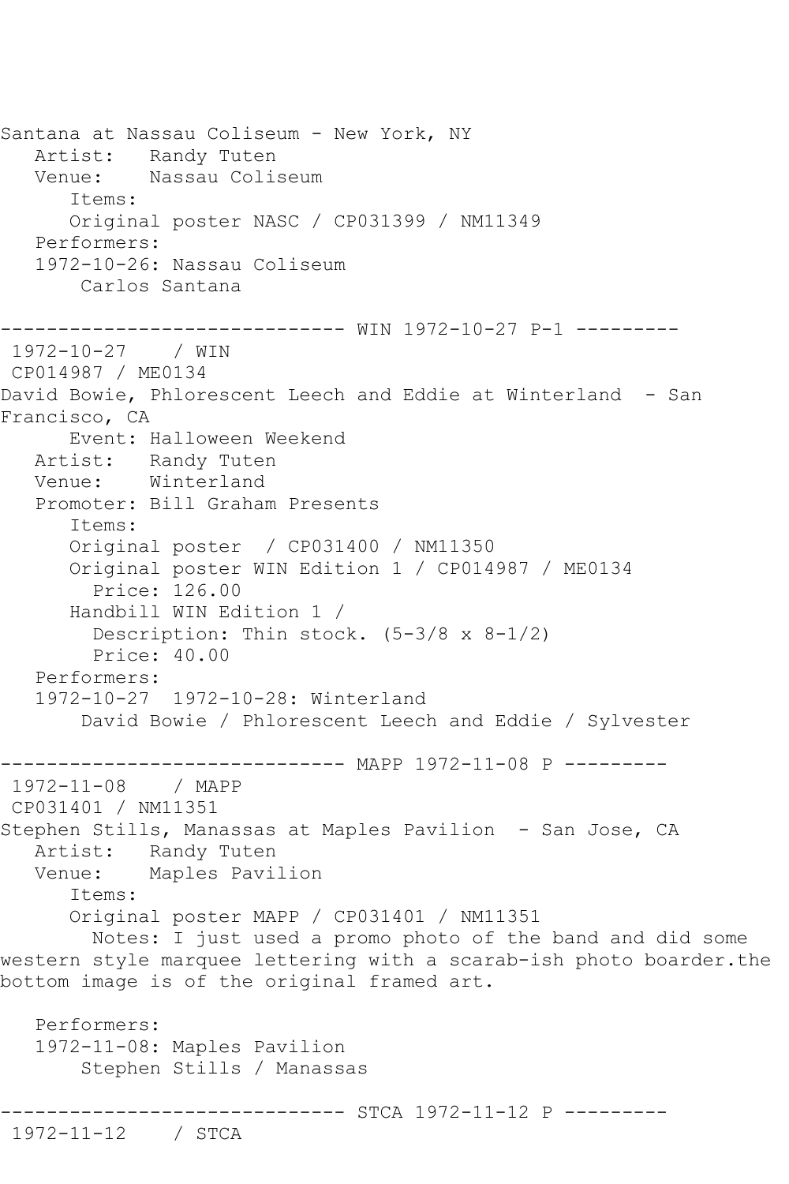Santana at Nassau Coliseum - New York, NY
   Artist:   Randy Tuten
   Venue:    Nassau Coliseum
      Items:
      Original poster NASC / CP031399 / NM11349
   Performers:
   1972-10-26: Nassau Coliseum
       Carlos Santana

------------------------------ WIN 1972-10-27 P-1 ---------
 1972-10-27    / WIN
 CP014987 / ME0134
David Bowie, Phlorescent Leech and Eddie at Winterland  - San Francisco, CA
      Event: Halloween Weekend
   Artist:   Randy Tuten
   Venue:    Winterland
   Promoter: Bill Graham Presents
      Items:
      Original poster  / CP031400 / NM11350
      Original poster WIN Edition 1 / CP014987 / ME0134
        Price: 126.00
      Handbill WIN Edition 1 /
        Description: Thin stock. (5-3/8 x 8-1/2)
        Price: 40.00
   Performers:
   1972-10-27  1972-10-28: Winterland
       David Bowie / Phlorescent Leech and Eddie / Sylvester

------------------------------ MAPP 1972-11-08 P ---------
 1972-11-08    / MAPP
 CP031401 / NM11351
Stephen Stills, Manassas at Maples Pavilion  - San Jose, CA
   Artist:   Randy Tuten
   Venue:    Maples Pavilion
      Items:
      Original poster MAPP / CP031401 / NM11351
        Notes: I just used a promo photo of the band and did some western style marquee lettering with a scarab-ish photo boarder.the bottom image is of the original framed art.

   Performers:
   1972-11-08: Maples Pavilion
       Stephen Stills / Manassas

------------------------------ STCA 1972-11-12 P ---------
 1972-11-12    / STCA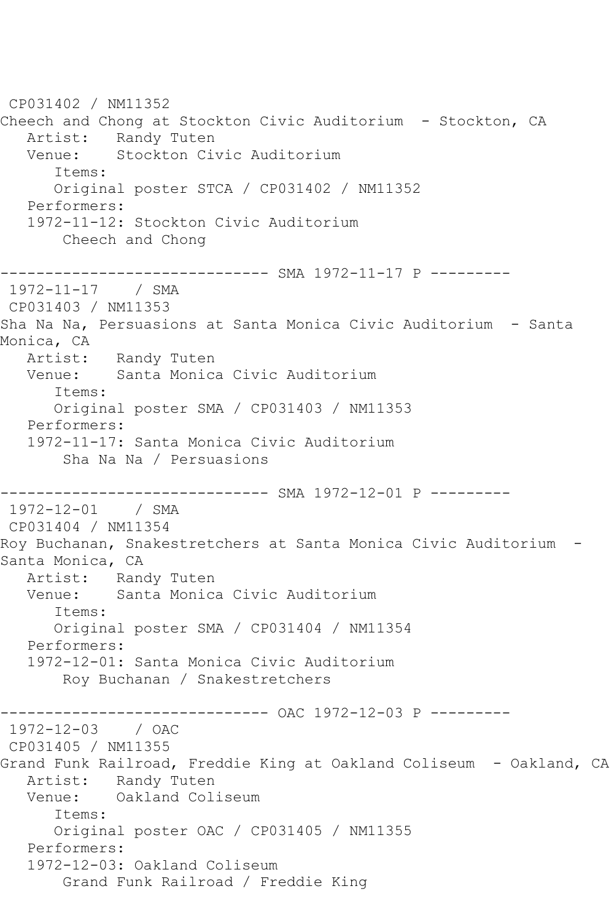```
 CP031402 / NM11352
Cheech and Chong at Stockton Civic Auditorium  - Stockton, CA
   Artist:   Randy Tuten
   Venue:    Stockton Civic Auditorium
      Items:
      Original poster STCA / CP031402 / NM11352
   Performers:
   1972-11-12: Stockton Civic Auditorium
       Cheech and Chong

------------------------------ SMA 1972-11-17 P ---------
 1972-11-17    / SMA
 CP031403 / NM11353
Sha Na Na, Persuasions at Santa Monica Civic Auditorium  - Santa
Monica, CA
   Artist:   Randy Tuten
   Venue:    Santa Monica Civic Auditorium
      Items:
      Original poster SMA / CP031403 / NM11353
   Performers:
   1972-11-17: Santa Monica Civic Auditorium
       Sha Na Na / Persuasions

------------------------------ SMA 1972-12-01 P ---------
 1972-12-01    / SMA
 CP031404 / NM11354
Roy Buchanan, Snakestretchers at Santa Monica Civic Auditorium  -
Santa Monica, CA
   Artist:   Randy Tuten
   Venue:    Santa Monica Civic Auditorium
      Items:
      Original poster SMA / CP031404 / NM11354
   Performers:
   1972-12-01: Santa Monica Civic Auditorium
       Roy Buchanan / Snakestretchers

------------------------------ OAC 1972-12-03 P ---------
 1972-12-03    / OAC
 CP031405 / NM11355
Grand Funk Railroad, Freddie King at Oakland Coliseum  - Oakland, CA
   Artist:   Randy Tuten
   Venue:    Oakland Coliseum
      Items:
      Original poster OAC / CP031405 / NM11355
   Performers:
   1972-12-03: Oakland Coliseum
       Grand Funk Railroad / Freddie King
```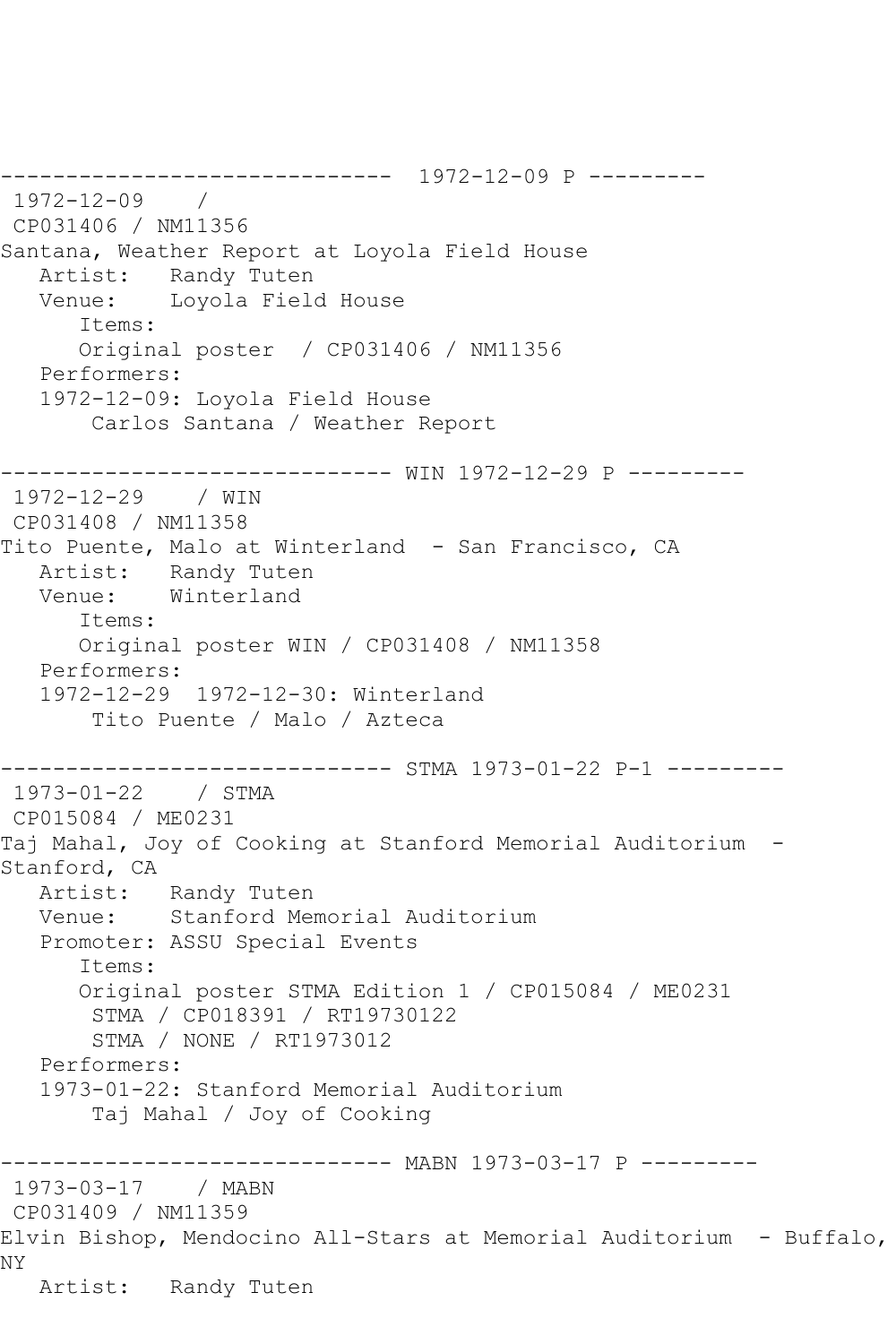```
------------------------------  1972-12-09 P ---------
 1972-12-09    /
 CP031406 / NM11356
Santana, Weather Report at Loyola Field House
   Artist:   Randy Tuten
   Venue:    Loyola Field House
      Items:
      Original poster  / CP031406 / NM11356
   Performers:
   1972-12-09: Loyola Field House
       Carlos Santana / Weather Report

------------------------------ WIN 1972-12-29 P ---------
 1972-12-29    / WIN
 CP031408 / NM11358
Tito Puente, Malo at Winterland  - San Francisco, CA
   Artist:   Randy Tuten
   Venue:    Winterland
      Items:
      Original poster WIN / CP031408 / NM11358
   Performers:
   1972-12-29  1972-12-30: Winterland
       Tito Puente / Malo / Azteca

------------------------------ STMA 1973-01-22 P-1 ---------
 1973-01-22    / STMA
 CP015084 / ME0231
Taj Mahal, Joy of Cooking at Stanford Memorial Auditorium  -
Stanford, CA
   Artist:   Randy Tuten
   Venue:    Stanford Memorial Auditorium
   Promoter: ASSU Special Events
      Items:
      Original poster STMA Edition 1 / CP015084 / ME0231
       STMA / CP018391 / RT19730122
       STMA / NONE / RT1973012
   Performers:
   1973-01-22: Stanford Memorial Auditorium
       Taj Mahal / Joy of Cooking

------------------------------ MABN 1973-03-17 P ---------
 1973-03-17    / MABN
 CP031409 / NM11359
Elvin Bishop, Mendocino All-Stars at Memorial Auditorium  - Buffalo,
NY
   Artist:   Randy Tuten
```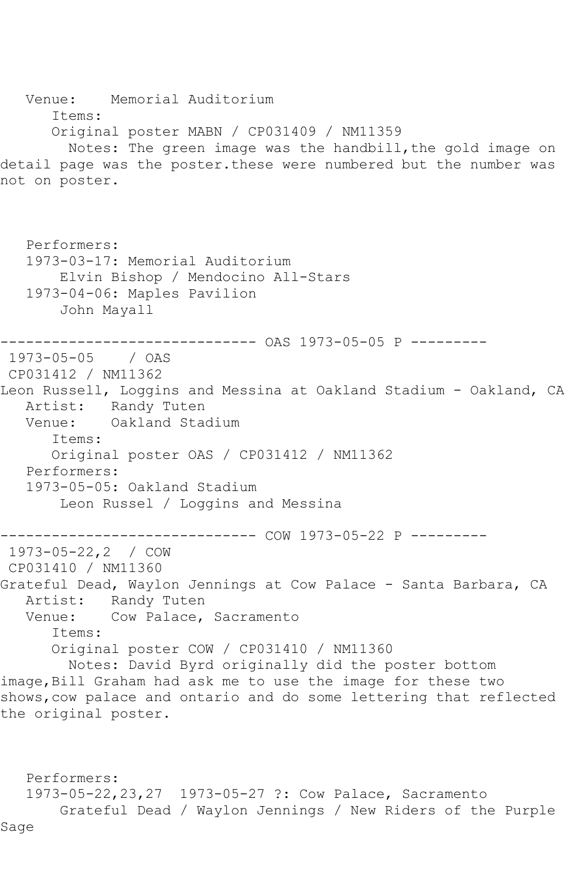Venue:    Memorial Auditorium
Items:
Original poster MABN / CP031409 / NM11359
Notes: The green image was the handbill,the gold image on detail page was the poster.these were numbered but the number was not on poster.

Performers:
1973-03-17: Memorial Auditorium
Elvin Bishop / Mendocino All-Stars
1973-04-06: Maples Pavilion
John Mayall

------------------------------ OAS 1973-05-05 P ---------

1973-05-05    / OAS
CP031412 / NM11362
Leon Russell, Loggins and Messina at Oakland Stadium - Oakland, CA
Artist:   Randy Tuten
Venue:    Oakland Stadium
Items:
Original poster OAS / CP031412 / NM11362
Performers:
1973-05-05: Oakland Stadium
Leon Russel / Loggins and Messina

------------------------------ COW 1973-05-22 P ---------

1973-05-22,2  / COW
CP031410 / NM11360
Grateful Dead, Waylon Jennings at Cow Palace - Santa Barbara, CA
Artist:   Randy Tuten
Venue:    Cow Palace, Sacramento
Items:
Original poster COW / CP031410 / NM11360
Notes: David Byrd originally did the poster bottom image,Bill Graham had ask me to use the image for these two shows,cow palace and ontario and do some lettering that reflected the original poster.

Performers:
1973-05-22,23,27  1973-05-27 ?: Cow Palace, Sacramento
Grateful Dead / Waylon Jennings / New Riders of the Purple Sage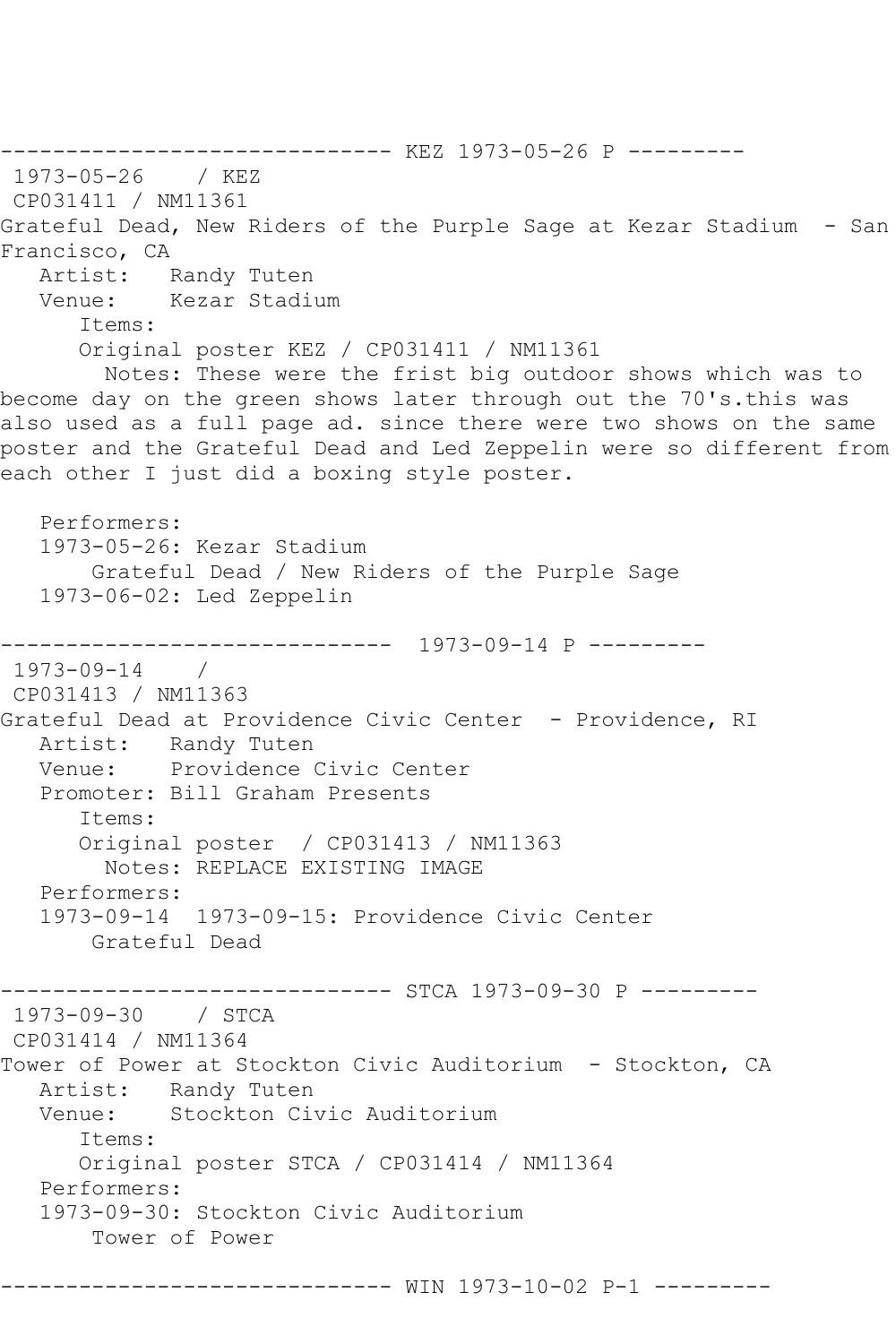------------------------------ KEZ 1973-05-26 P ---------

1973-05-26 / KEZ
CP031411 / NM11361
Grateful Dead, New Riders of the Purple Sage at Kezar Stadium - San Francisco, CA
Artist: Randy Tuten
Venue: Kezar Stadium
Items:
Original poster KEZ / CP031411 / NM11361
Notes: These were the frist big outdoor shows which was to become day on the green shows later through out the 70's.this was also used as a full page ad. since there were two shows on the same poster and the Grateful Dead and Led Zeppelin were so different from each other I just did a boxing style poster.

Performers:
1973-05-26: Kezar Stadium
Grateful Dead / New Riders of the Purple Sage
1973-06-02: Led Zeppelin

------------------------------ 1973-09-14 P ---------

1973-09-14 /
CP031413 / NM11363
Grateful Dead at Providence Civic Center - Providence, RI
Artist: Randy Tuten
Venue: Providence Civic Center
Promoter: Bill Graham Presents
Items:
Original poster / CP031413 / NM11363
Notes: REPLACE EXISTING IMAGE
Performers:
1973-09-14 1973-09-15: Providence Civic Center
Grateful Dead

------------------------------ STCA 1973-09-30 P ---------

1973-09-30 / STCA
CP031414 / NM11364
Tower of Power at Stockton Civic Auditorium - Stockton, CA
Artist: Randy Tuten
Venue: Stockton Civic Auditorium
Items:
Original poster STCA / CP031414 / NM11364
Performers:
1973-09-30: Stockton Civic Auditorium
Tower of Power

------------------------------ WIN 1973-10-02 P-1 ---------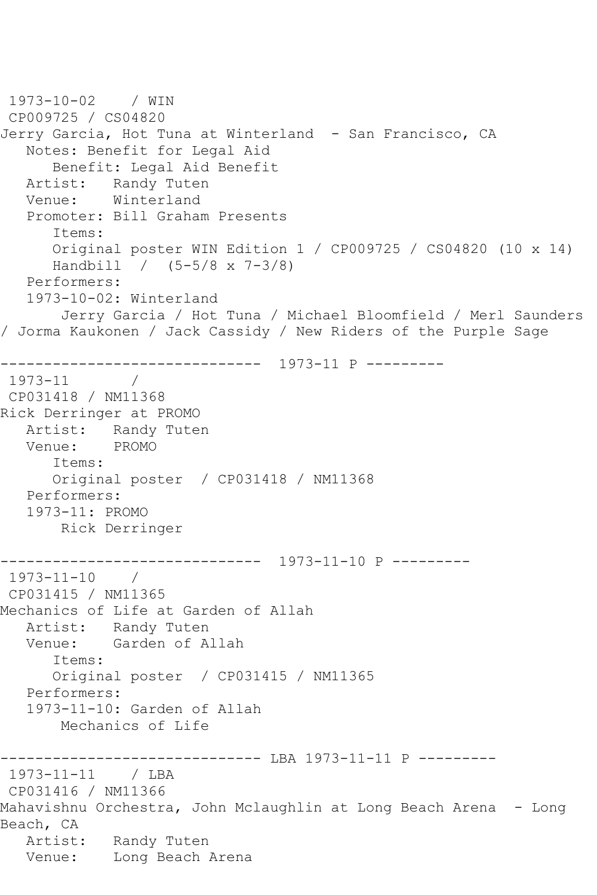1973-10-02 / WIN
CP009725 / CS04820
Jerry Garcia, Hot Tuna at Winterland - San Francisco, CA
Notes: Benefit for Legal Aid
Benefit: Legal Aid Benefit
Artist: Randy Tuten
Venue: Winterland
Promoter: Bill Graham Presents
Items:
Original poster WIN Edition 1 / CP009725 / CS04820 (10 x 14)
Handbill / (5-5/8 x 7-3/8)
Performers:
1973-10-02: Winterland
Jerry Garcia / Hot Tuna / Michael Bloomfield / Merl Saunders / Jorma Kaukonen / Jack Cassidy / New Riders of the Purple Sage

------------------------------ 1973-11 P ---------

1973-11 /
CP031418 / NM11368
Rick Derringer at PROMO
Artist: Randy Tuten
Venue: PROMO
Items:
Original poster / CP031418 / NM11368
Performers:
1973-11: PROMO
Rick Derringer

------------------------------ 1973-11-10 P ---------

1973-11-10 /
CP031415 / NM11365
Mechanics of Life at Garden of Allah
Artist: Randy Tuten
Venue: Garden of Allah
Items:
Original poster / CP031415 / NM11365
Performers:
1973-11-10: Garden of Allah
Mechanics of Life

------------------------------ LBA 1973-11-11 P ---------

1973-11-11 / LBA
CP031416 / NM11366
Mahavishnu Orchestra, John Mclaughlin at Long Beach Arena - Long Beach, CA
Artist: Randy Tuten
Venue: Long Beach Arena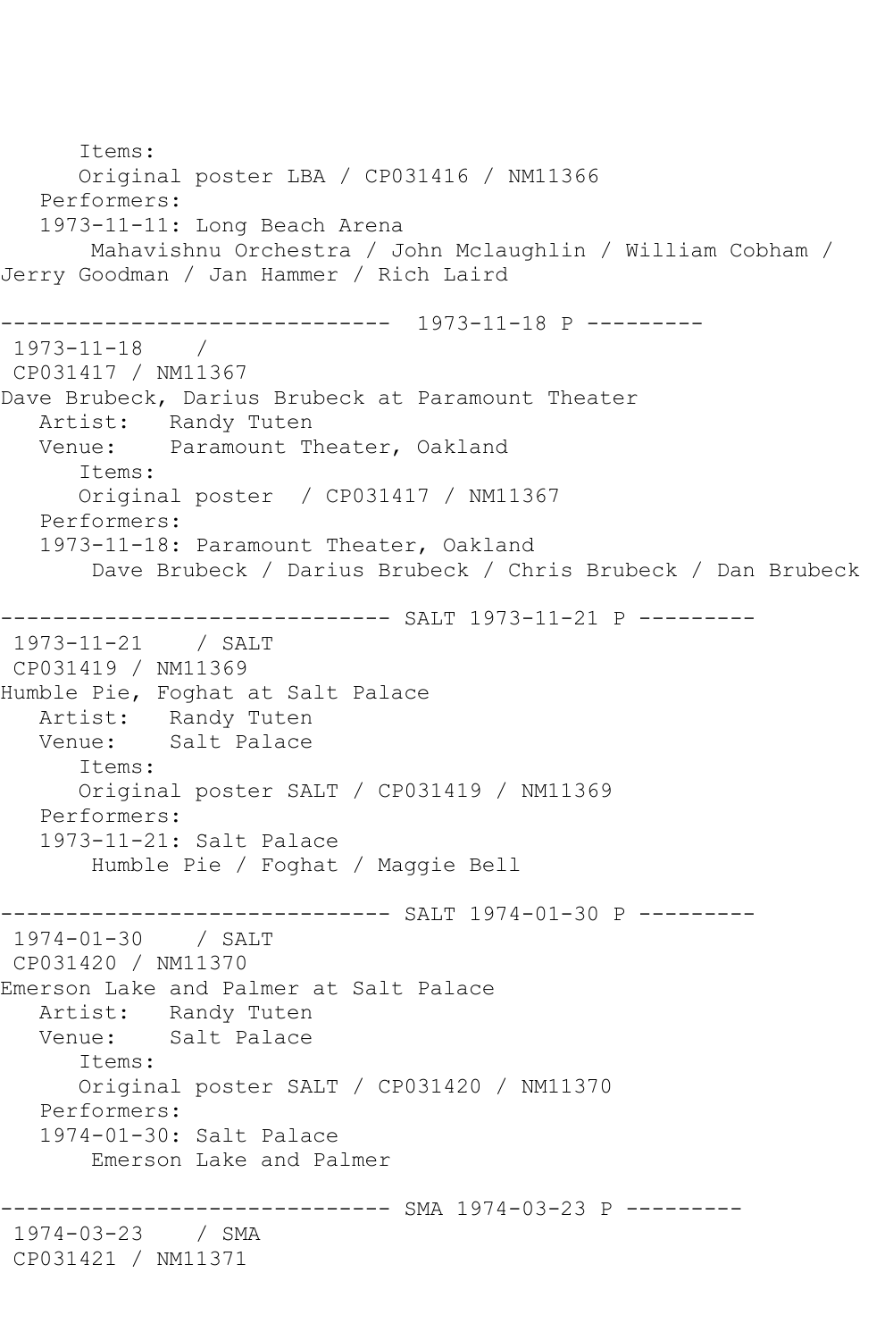```
      Items:
      Original poster LBA / CP031416 / NM11366
   Performers:
   1973-11-11: Long Beach Arena
       Mahavishnu Orchestra / John Mclaughlin / William Cobham /
Jerry Goodman / Jan Hammer / Rich Laird

------------------------------  1973-11-18 P ---------
 1973-11-18    /
 CP031417 / NM11367
Dave Brubeck, Darius Brubeck at Paramount Theater
   Artist:   Randy Tuten
   Venue:    Paramount Theater, Oakland
      Items:
      Original poster  / CP031417 / NM11367
   Performers:
   1973-11-18: Paramount Theater, Oakland
       Dave Brubeck / Darius Brubeck / Chris Brubeck / Dan Brubeck

------------------------------ SALT 1973-11-21 P ---------
 1973-11-21    / SALT
 CP031419 / NM11369
Humble Pie, Foghat at Salt Palace
   Artist:   Randy Tuten
   Venue:    Salt Palace
      Items:
      Original poster SALT / CP031419 / NM11369
   Performers:
   1973-11-21: Salt Palace
       Humble Pie / Foghat / Maggie Bell

------------------------------ SALT 1974-01-30 P ---------
 1974-01-30    / SALT
 CP031420 / NM11370
Emerson Lake and Palmer at Salt Palace
   Artist:   Randy Tuten
   Venue:    Salt Palace
      Items:
      Original poster SALT / CP031420 / NM11370
   Performers:
   1974-01-30: Salt Palace
       Emerson Lake and Palmer

------------------------------ SMA 1974-03-23 P ---------
 1974-03-23    / SMA
 CP031421 / NM11371
```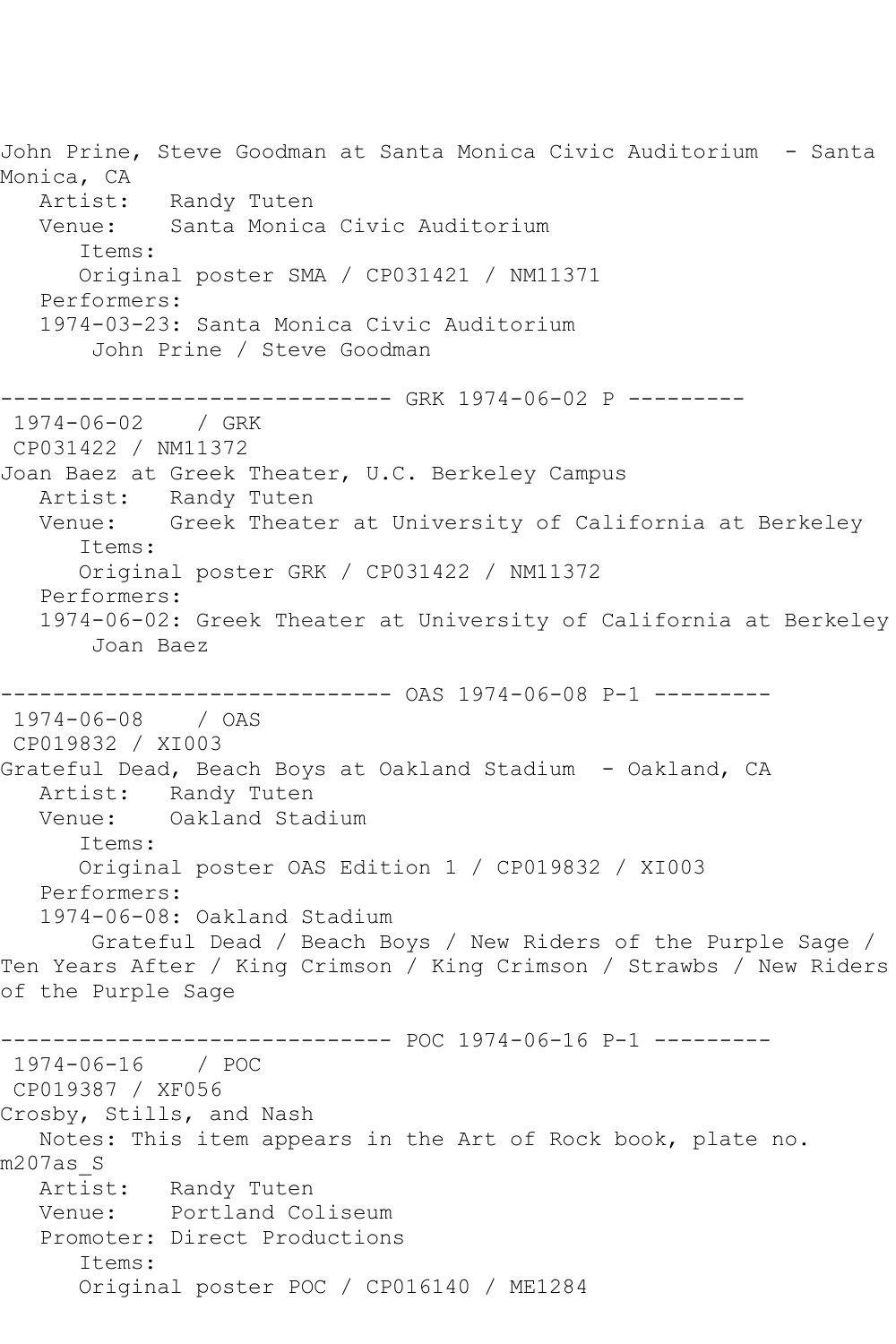John Prine, Steve Goodman at Santa Monica Civic Auditorium - Santa Monica, CA
   Artist: Randy Tuten
   Venue: Santa Monica Civic Auditorium
      Items:
      Original poster SMA / CP031421 / NM11371
   Performers:
   1974-03-23: Santa Monica Civic Auditorium
       John Prine / Steve Goodman

------------------------------ GRK 1974-06-02 P ---------
 1974-06-02 / GRK
 CP031422 / NM11372
Joan Baez at Greek Theater, U.C. Berkeley Campus
   Artist: Randy Tuten
   Venue: Greek Theater at University of California at Berkeley
      Items:
      Original poster GRK / CP031422 / NM11372
   Performers:
   1974-06-02: Greek Theater at University of California at Berkeley
       Joan Baez

------------------------------ OAS 1974-06-08 P-1 ---------
 1974-06-08 / OAS
 CP019832 / XI003
Grateful Dead, Beach Boys at Oakland Stadium - Oakland, CA
   Artist: Randy Tuten
   Venue: Oakland Stadium
      Items:
      Original poster OAS Edition 1 / CP019832 / XI003
   Performers:
   1974-06-08: Oakland Stadium
       Grateful Dead / Beach Boys / New Riders of the Purple Sage / Ten Years After / King Crimson / King Crimson / Strawbs / New Riders of the Purple Sage

------------------------------ POC 1974-06-16 P-1 ---------
 1974-06-16 / POC
 CP019387 / XF056
Crosby, Stills, and Nash
   Notes: This item appears in the Art of Rock book, plate no. m207as_S
   Artist: Randy Tuten
   Venue: Portland Coliseum
   Promoter: Direct Productions
      Items:
      Original poster POC / CP016140 / ME1284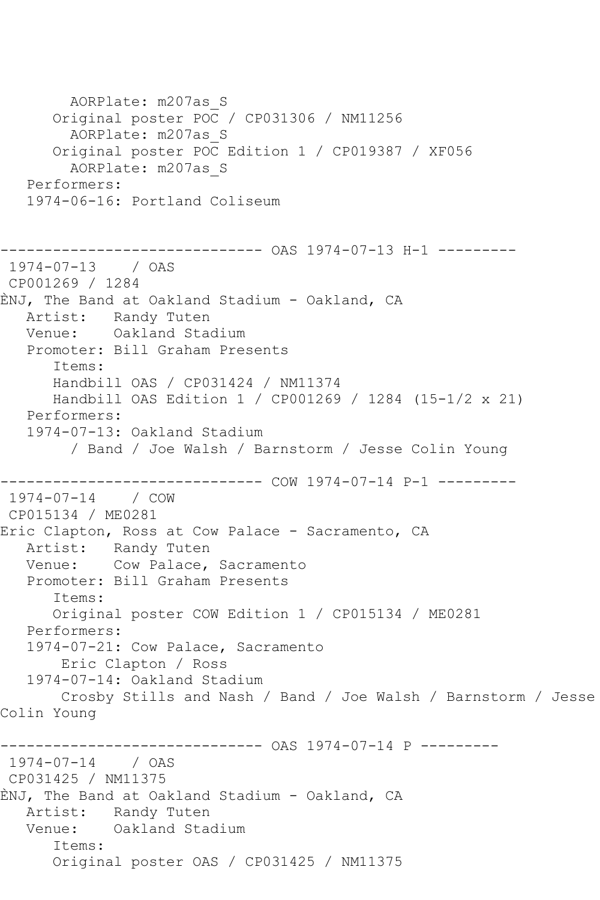```
        AORPlate: m207as_S
      Original poster POC / CP031306 / NM11256
        AORPlate: m207as_S
      Original poster POC Edition 1 / CP019387 / XF056
        AORPlate: m207as_S
   Performers:
   1974-06-16: Portland Coliseum


------------------------------ OAS 1974-07-13 H-1 ---------
 1974-07-13    / OAS
 CP001269 / 1284
ÈNJ, The Band at Oakland Stadium - Oakland, CA
   Artist:   Randy Tuten
   Venue:    Oakland Stadium
   Promoter: Bill Graham Presents
      Items:
      Handbill OAS / CP031424 / NM11374
      Handbill OAS Edition 1 / CP001269 / 1284 (15-1/2 x 21)
   Performers:
   1974-07-13: Oakland Stadium
        / Band / Joe Walsh / Barnstorm / Jesse Colin Young

------------------------------ COW 1974-07-14 P-1 ---------
 1974-07-14    / COW
 CP015134 / ME0281
Eric Clapton, Ross at Cow Palace - Sacramento, CA
   Artist:   Randy Tuten
   Venue:    Cow Palace, Sacramento
   Promoter: Bill Graham Presents
      Items:
      Original poster COW Edition 1 / CP015134 / ME0281
   Performers:
   1974-07-21: Cow Palace, Sacramento
       Eric Clapton / Ross
   1974-07-14: Oakland Stadium
       Crosby Stills and Nash / Band / Joe Walsh / Barnstorm / Jesse
Colin Young

------------------------------ OAS 1974-07-14 P ---------
 1974-07-14    / OAS
 CP031425 / NM11375
ÈNJ, The Band at Oakland Stadium - Oakland, CA
   Artist:   Randy Tuten
   Venue:    Oakland Stadium
      Items:
      Original poster OAS / CP031425 / NM11375
```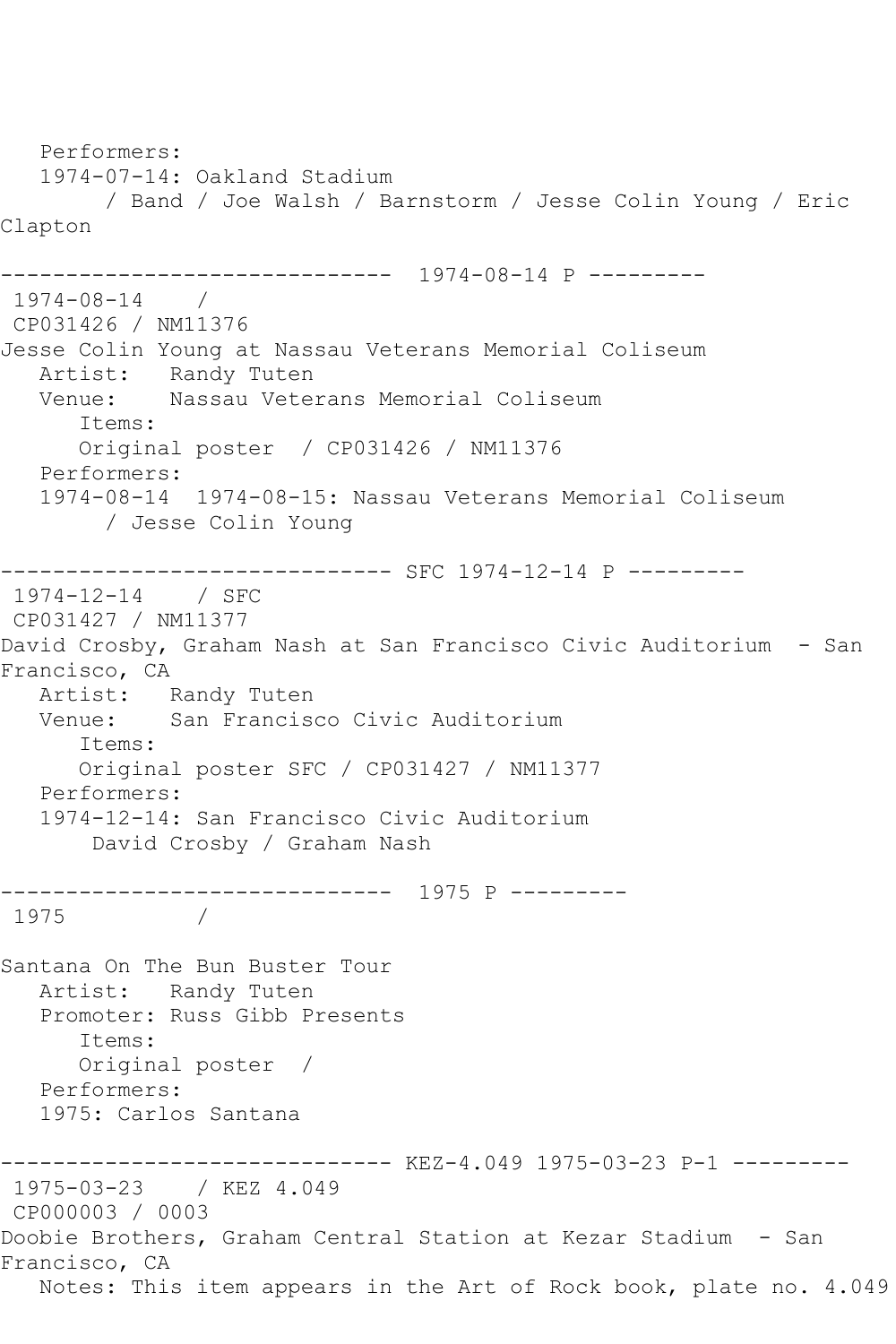```
   Performers:
   1974-07-14: Oakland Stadium
        / Band / Joe Walsh / Barnstorm / Jesse Colin Young / Eric
Clapton

------------------------------  1974-08-14 P ---------
 1974-08-14    / 
 CP031426 / NM11376
Jesse Colin Young at Nassau Veterans Memorial Coliseum
   Artist:   Randy Tuten
   Venue:    Nassau Veterans Memorial Coliseum
      Items:
      Original poster  / CP031426 / NM11376
   Performers:
   1974-08-14  1974-08-15: Nassau Veterans Memorial Coliseum
        / Jesse Colin Young

------------------------------ SFC 1974-12-14 P ---------
 1974-12-14    / SFC
 CP031427 / NM11377
David Crosby, Graham Nash at San Francisco Civic Auditorium  - San
Francisco, CA
   Artist:   Randy Tuten
   Venue:    San Francisco Civic Auditorium
      Items:
      Original poster SFC / CP031427 / NM11377
   Performers:
   1974-12-14: San Francisco Civic Auditorium
       David Crosby / Graham Nash

------------------------------  1975 P ---------
 1975          / 

Santana On The Bun Buster Tour
   Artist:   Randy Tuten
   Promoter: Russ Gibb Presents
      Items:
      Original poster  / 
   Performers:
   1975: Carlos Santana

------------------------------ KEZ-4.049 1975-03-23 P-1 ---------
 1975-03-23    / KEZ 4.049
 CP000003 / 0003
Doobie Brothers, Graham Central Station at Kezar Stadium  - San
Francisco, CA
   Notes: This item appears in the Art of Rock book, plate no. 4.049
```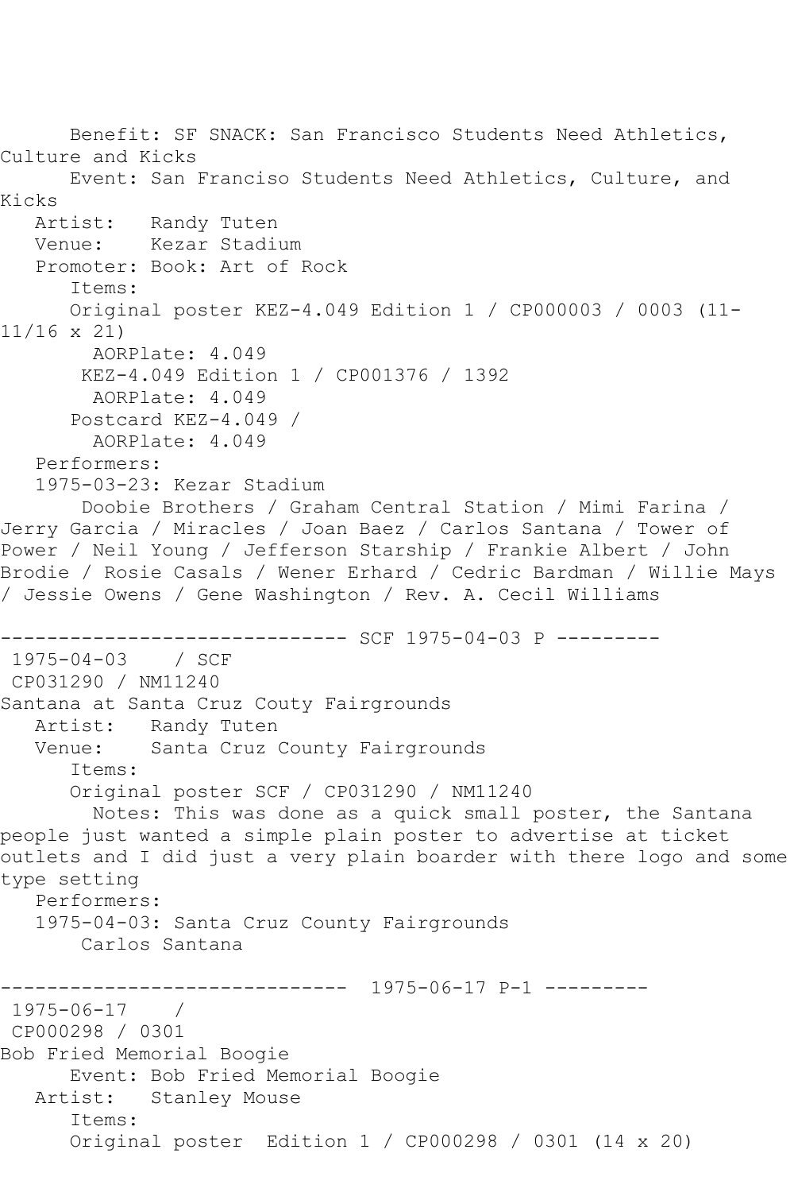Benefit: SF SNACK: San Francisco Students Need Athletics, Culture and Kicks
Event: San Franciso Students Need Athletics, Culture, and Kicks
Artist: Randy Tuten
Venue: Kezar Stadium
Promoter: Book: Art of Rock
Items:
Original poster KEZ-4.049 Edition 1 / CP000003 / 0003 (11-11/16 x 21)
AORPlate: 4.049
KEZ-4.049 Edition 1 / CP001376 / 1392
AORPlate: 4.049
Postcard KEZ-4.049 /
AORPlate: 4.049
Performers:
1975-03-23: Kezar Stadium
Doobie Brothers / Graham Central Station / Mimi Farina / Jerry Garcia / Miracles / Joan Baez / Carlos Santana / Tower of Power / Neil Young / Jefferson Starship / Frankie Albert / John Brodie / Rosie Casals / Wener Erhard / Cedric Bardman / Willie Mays / Jessie Owens / Gene Washington / Rev. A. Cecil Williams

------------------------------ SCF 1975-04-03 P ---------

1975-04-03 / SCF
CP031290 / NM11240
Santana at Santa Cruz Couty Fairgrounds
Artist: Randy Tuten
Venue: Santa Cruz County Fairgrounds
Items:
Original poster SCF / CP031290 / NM11240
Notes: This was done as a quick small poster, the Santana people just wanted a simple plain poster to advertise at ticket outlets and I did just a very plain boarder with there logo and some type setting
Performers:
1975-04-03: Santa Cruz County Fairgrounds
Carlos Santana

------------------------------ 1975-06-17 P-1 ---------

1975-06-17 /
CP000298 / 0301
Bob Fried Memorial Boogie
Event: Bob Fried Memorial Boogie
Artist: Stanley Mouse
Items:
Original poster Edition 1 / CP000298 / 0301 (14 x 20)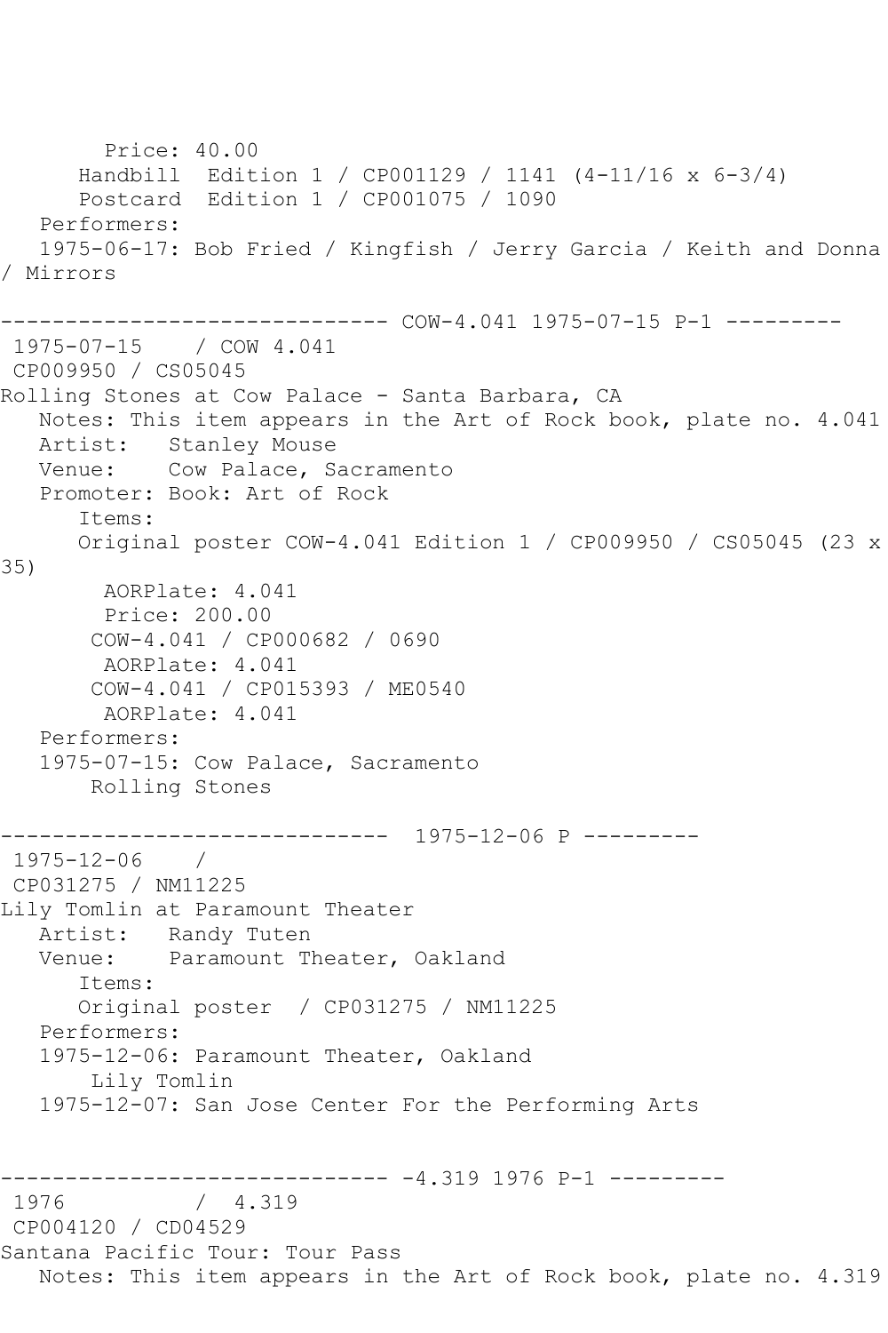```
        Price: 40.00
      Handbill  Edition 1 / CP001129 / 1141 (4-11/16 x 6-3/4)
      Postcard  Edition 1 / CP001075 / 1090
   Performers:
   1975-06-17: Bob Fried / Kingfish / Jerry Garcia / Keith and Donna
/ Mirrors

------------------------------ COW-4.041 1975-07-15 P-1 ---------
 1975-07-15    / COW 4.041
 CP009950 / CS05045
Rolling Stones at Cow Palace - Santa Barbara, CA
   Notes: This item appears in the Art of Rock book, plate no. 4.041
   Artist:   Stanley Mouse
   Venue:    Cow Palace, Sacramento
   Promoter: Book: Art of Rock
      Items:
      Original poster COW-4.041 Edition 1 / CP009950 / CS05045 (23 x
35)
        AORPlate: 4.041
        Price: 200.00
       COW-4.041 / CP000682 / 0690
        AORPlate: 4.041
       COW-4.041 / CP015393 / ME0540
        AORPlate: 4.041
   Performers:
   1975-07-15: Cow Palace, Sacramento
       Rolling Stones

------------------------------  1975-12-06 P ---------
 1975-12-06    /
 CP031275 / NM11225
Lily Tomlin at Paramount Theater
   Artist:   Randy Tuten
   Venue:    Paramount Theater, Oakland
      Items:
      Original poster  / CP031275 / NM11225
   Performers:
   1975-12-06: Paramount Theater, Oakland
       Lily Tomlin
   1975-12-07: San Jose Center For the Performing Arts


------------------------------ -4.319 1976 P-1 ---------
 1976          /  4.319
 CP004120 / CD04529
Santana Pacific Tour: Tour Pass
   Notes: This item appears in the Art of Rock book, plate no. 4.319
```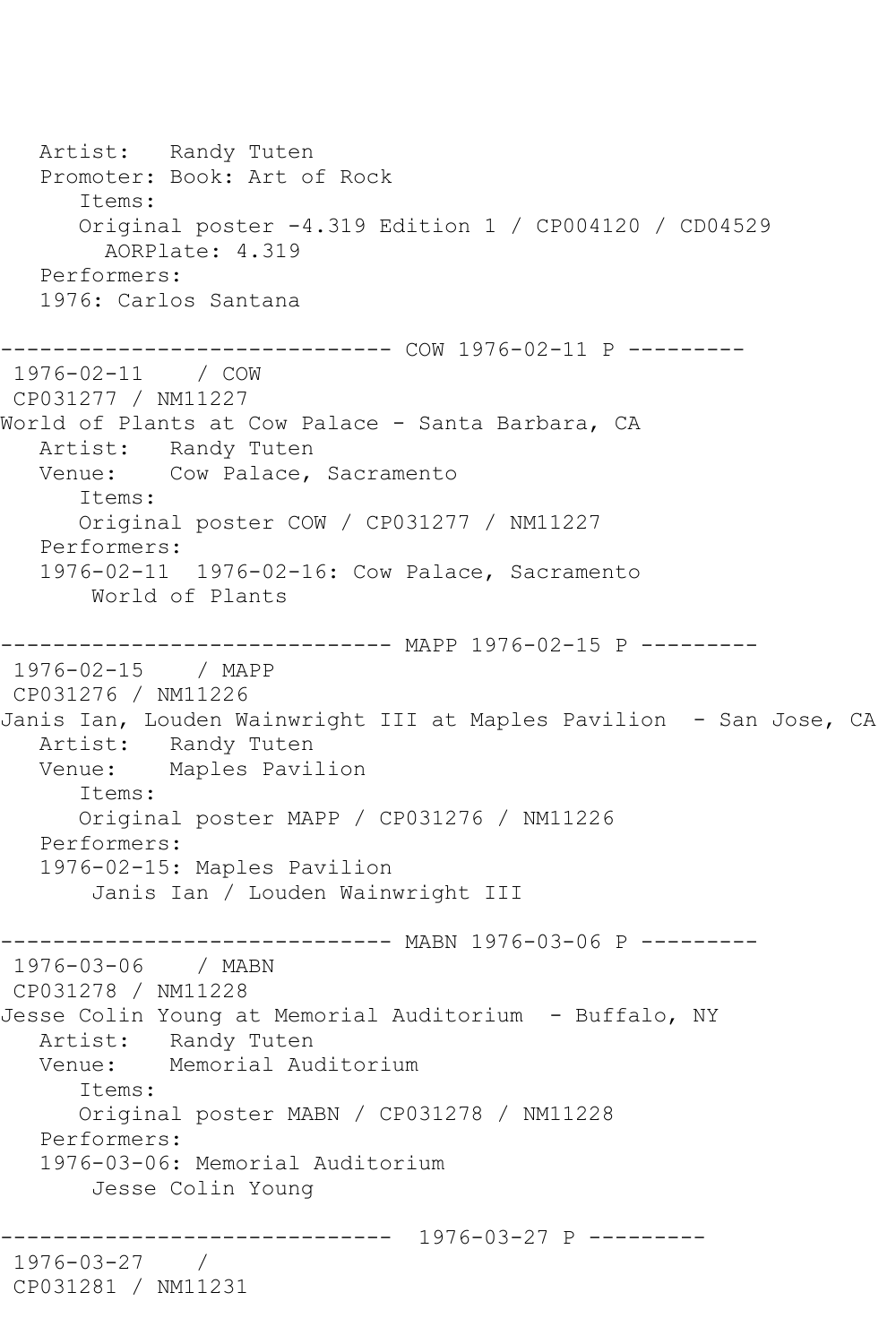```
   Artist:   Randy Tuten
   Promoter: Book: Art of Rock
      Items:
      Original poster -4.319 Edition 1 / CP004120 / CD04529
        AORPlate: 4.319
   Performers:
   1976: Carlos Santana

------------------------------ COW 1976-02-11 P ---------
 1976-02-11    / COW
 CP031277 / NM11227
World of Plants at Cow Palace - Santa Barbara, CA
   Artist:   Randy Tuten
   Venue:    Cow Palace, Sacramento
      Items:
      Original poster COW / CP031277 / NM11227
   Performers:
   1976-02-11  1976-02-16: Cow Palace, Sacramento
       World of Plants

------------------------------ MAPP 1976-02-15 P ---------
 1976-02-15    / MAPP
 CP031276 / NM11226
Janis Ian, Louden Wainwright III at Maples Pavilion  - San Jose, CA
   Artist:   Randy Tuten
   Venue:    Maples Pavilion
      Items:
      Original poster MAPP / CP031276 / NM11226
   Performers:
   1976-02-15: Maples Pavilion
       Janis Ian / Louden Wainwright III

------------------------------ MABN 1976-03-06 P ---------
 1976-03-06    / MABN
 CP031278 / NM11228
Jesse Colin Young at Memorial Auditorium  - Buffalo, NY
   Artist:   Randy Tuten
   Venue:    Memorial Auditorium
      Items:
      Original poster MABN / CP031278 / NM11228
   Performers:
   1976-03-06: Memorial Auditorium
       Jesse Colin Young

------------------------------  1976-03-27 P ---------
 1976-03-27    /
 CP031281 / NM11231
```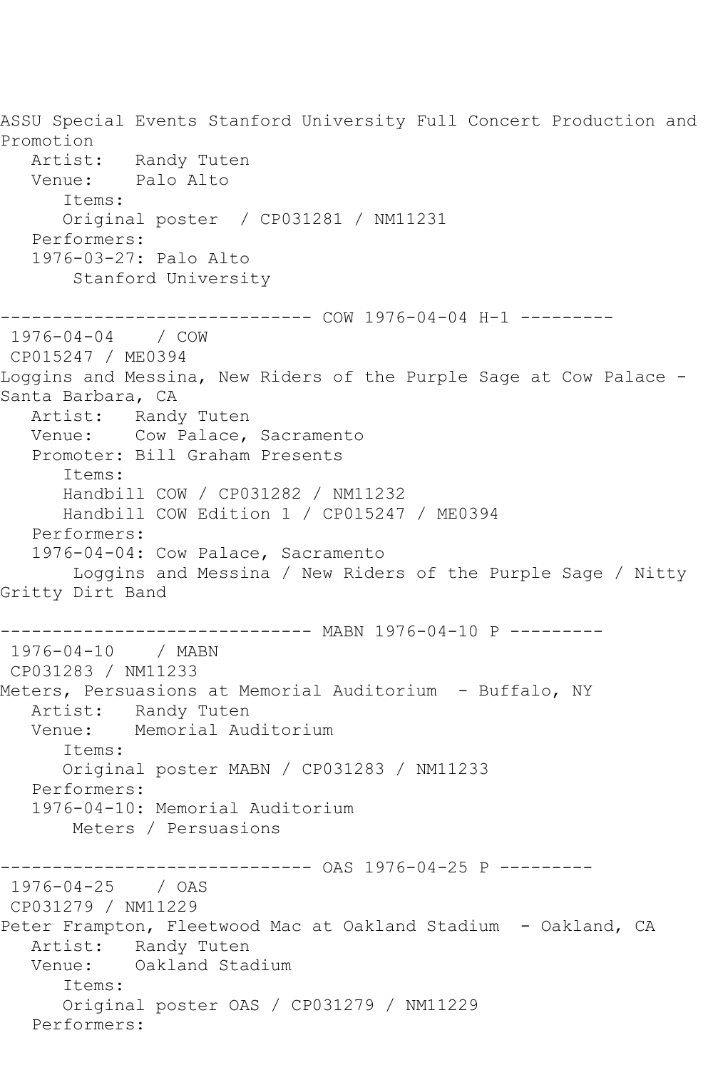ASSU Special Events Stanford University Full Concert Production and Promotion
   Artist:   Randy Tuten
   Venue:    Palo Alto
      Items:
      Original poster  / CP031281 / NM11231
   Performers:
   1976-03-27: Palo Alto
       Stanford University

------------------------------ COW 1976-04-04 H-1 ---------
 1976-04-04    / COW
 CP015247 / ME0394
Loggins and Messina, New Riders of the Purple Sage at Cow Palace - Santa Barbara, CA
   Artist:   Randy Tuten
   Venue:    Cow Palace, Sacramento
   Promoter: Bill Graham Presents
      Items:
      Handbill COW / CP031282 / NM11232
      Handbill COW Edition 1 / CP015247 / ME0394
   Performers:
   1976-04-04: Cow Palace, Sacramento
       Loggins and Messina / New Riders of the Purple Sage / Nitty Gritty Dirt Band

------------------------------ MABN 1976-04-10 P ---------
 1976-04-10    / MABN
 CP031283 / NM11233
Meters, Persuasions at Memorial Auditorium  - Buffalo, NY
   Artist:   Randy Tuten
   Venue:    Memorial Auditorium
      Items:
      Original poster MABN / CP031283 / NM11233
   Performers:
   1976-04-10: Memorial Auditorium
       Meters / Persuasions

------------------------------ OAS 1976-04-25 P ---------
 1976-04-25    / OAS
 CP031279 / NM11229
Peter Frampton, Fleetwood Mac at Oakland Stadium  - Oakland, CA
   Artist:   Randy Tuten
   Venue:    Oakland Stadium
      Items:
      Original poster OAS / CP031279 / NM11229
   Performers: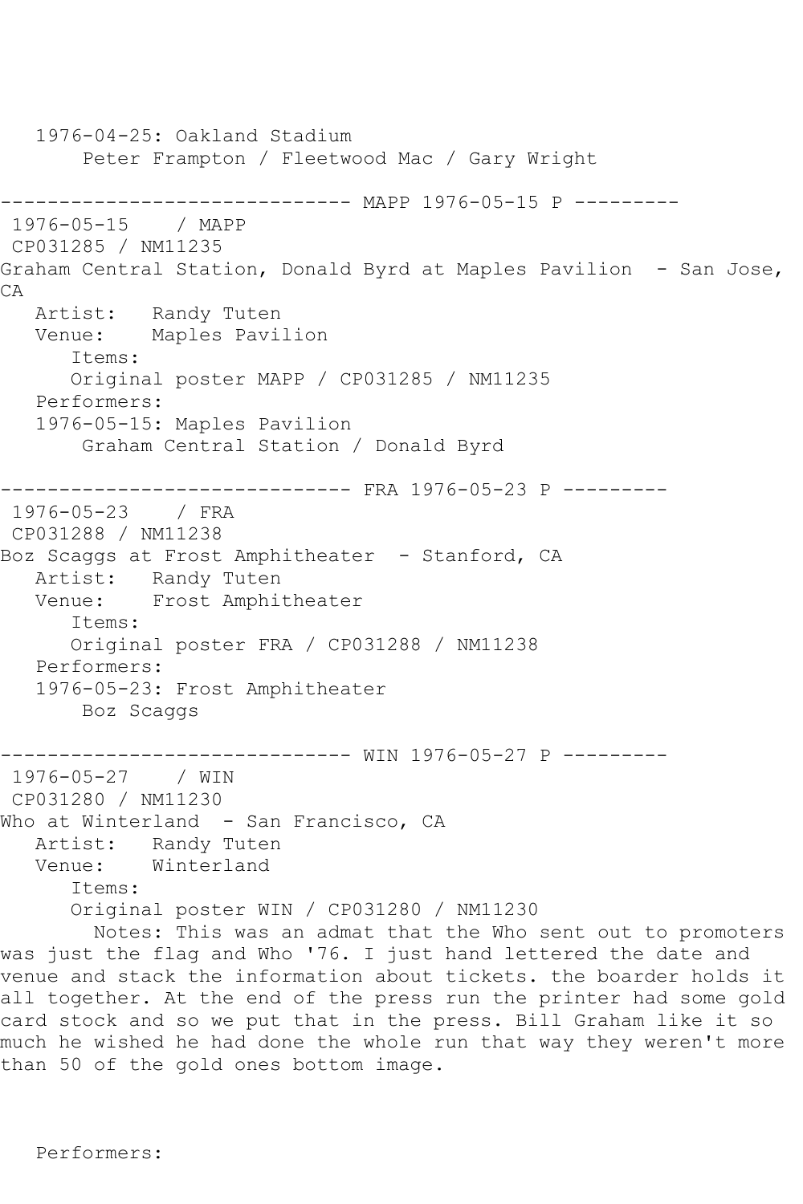1976-04-25: Oakland Stadium
Peter Frampton / Fleetwood Mac / Gary Wright

------------------------------ MAPP 1976-05-15 P ---------

1976-05-15 / MAPP
CP031285 / NM11235
Graham Central Station, Donald Byrd at Maples Pavilion - San Jose, CA

Artist: Randy Tuten
Venue: Maples Pavilion
Items:
Original poster MAPP / CP031285 / NM11235
Performers:
1976-05-15: Maples Pavilion
Graham Central Station / Donald Byrd

------------------------------ FRA 1976-05-23 P ---------

1976-05-23 / FRA
CP031288 / NM11238
Boz Scaggs at Frost Amphitheater - Stanford, CA

Artist: Randy Tuten
Venue: Frost Amphitheater
Items:
Original poster FRA / CP031288 / NM11238
Performers:
1976-05-23: Frost Amphitheater
Boz Scaggs

------------------------------ WIN 1976-05-27 P ---------

1976-05-27 / WIN
CP031280 / NM11230
Who at Winterland - San Francisco, CA

Artist: Randy Tuten
Venue: Winterland
Items:
Original poster WIN / CP031280 / NM11230
Notes: This was an admat that the Who sent out to promoters was just the flag and Who '76. I just hand lettered the date and venue and stack the information about tickets. the boarder holds it all together. At the end of the press run the printer had some gold card stock and so we put that in the press. Bill Graham like it so much he wished he had done the whole run that way they weren't more than 50 of the gold ones bottom image.

Performers: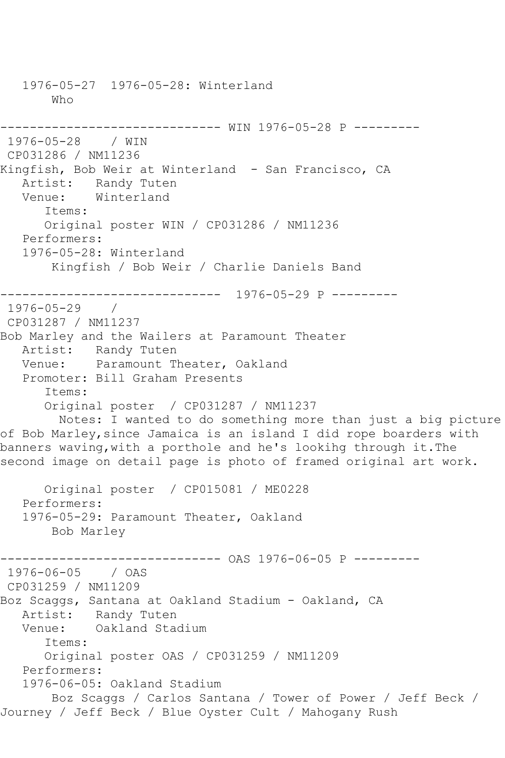1976-05-27  1976-05-28: Winterland
Who

------------------------------ WIN 1976-05-28 P ---------
1976-05-28    / WIN
CP031286 / NM11236
Kingfish, Bob Weir at Winterland  - San Francisco, CA
Artist:   Randy Tuten
Venue:    Winterland
Items:
Original poster WIN / CP031286 / NM11236
Performers:
1976-05-28: Winterland
Kingfish / Bob Weir / Charlie Daniels Band

------------------------------  1976-05-29 P ---------
1976-05-29    /
CP031287 / NM11237
Bob Marley and the Wailers at Paramount Theater
Artist:   Randy Tuten
Venue:    Paramount Theater, Oakland
Promoter: Bill Graham Presents
Items:
Original poster  / CP031287 / NM11237
Notes: I wanted to do something more than just a big picture of Bob Marley,since Jamaica is an island I did rope boarders with banners waving,with a porthole and he's lookihg through it.The second image on detail page is photo of framed original art work.

Original poster  / CP015081 / ME0228
Performers:
1976-05-29: Paramount Theater, Oakland
Bob Marley

------------------------------ OAS 1976-06-05 P ---------
1976-06-05    / OAS
CP031259 / NM11209
Boz Scaggs, Santana at Oakland Stadium - Oakland, CA
Artist:   Randy Tuten
Venue:    Oakland Stadium
Items:
Original poster OAS / CP031259 / NM11209
Performers:
1976-06-05: Oakland Stadium
Boz Scaggs / Carlos Santana / Tower of Power / Jeff Beck / Journey / Jeff Beck / Blue Oyster Cult / Mahogany Rush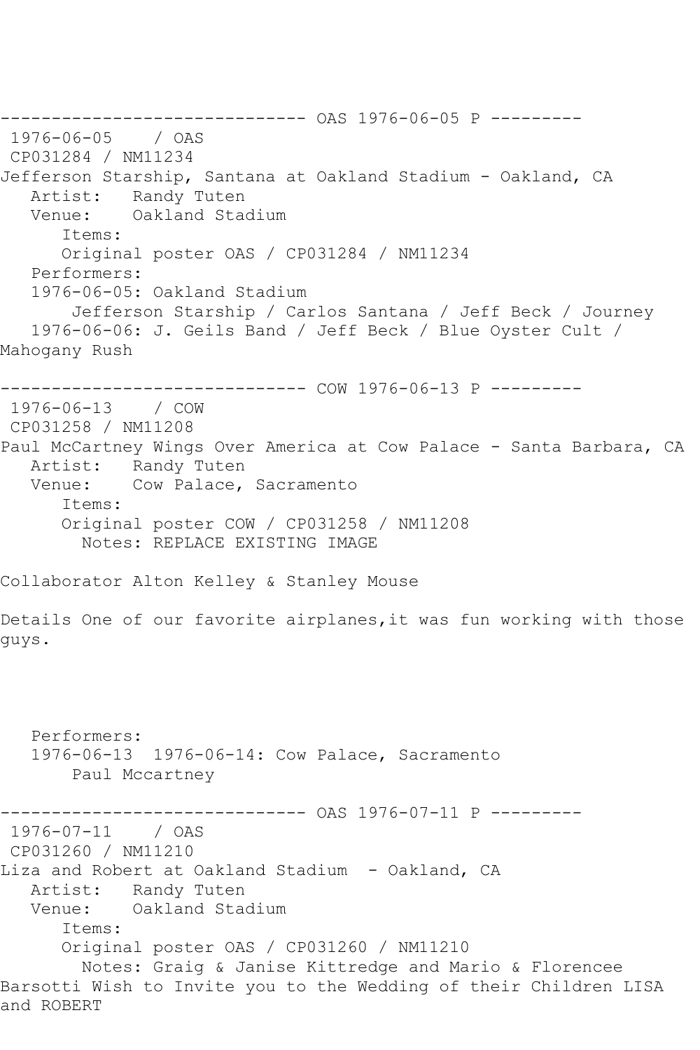------------------------------ OAS 1976-06-05 P ---------

1976-06-05 / OAS

CP031284 / NM11234

Jefferson Starship, Santana at Oakland Stadium - Oakland, CA

Artist: Randy Tuten

Venue: Oakland Stadium

Items:

Original poster OAS / CP031284 / NM11234

Performers:

1976-06-05: Oakland Stadium

Jefferson Starship / Carlos Santana / Jeff Beck / Journey

1976-06-06: J. Geils Band / Jeff Beck / Blue Oyster Cult / Mahogany Rush

------------------------------ COW 1976-06-13 P ---------

1976-06-13 / COW

CP031258 / NM11208

Paul McCartney Wings Over America at Cow Palace - Santa Barbara, CA

Artist: Randy Tuten

Venue: Cow Palace, Sacramento

Items:

Original poster COW / CP031258 / NM11208

Notes: REPLACE EXISTING IMAGE

Collaborator Alton Kelley & Stanley Mouse

Details One of our favorite airplanes,it was fun working with those guys.

Performers:

1976-06-13 1976-06-14: Cow Palace, Sacramento

Paul Mccartney

------------------------------ OAS 1976-07-11 P ---------

1976-07-11 / OAS

CP031260 / NM11210

Liza and Robert at Oakland Stadium - Oakland, CA

Artist: Randy Tuten

Venue: Oakland Stadium

Items:

Original poster OAS / CP031260 / NM11210

Notes: Graig & Janise Kittredge and Mario & Florencee Barsotti Wish to Invite you to the Wedding of their Children LISA and ROBERT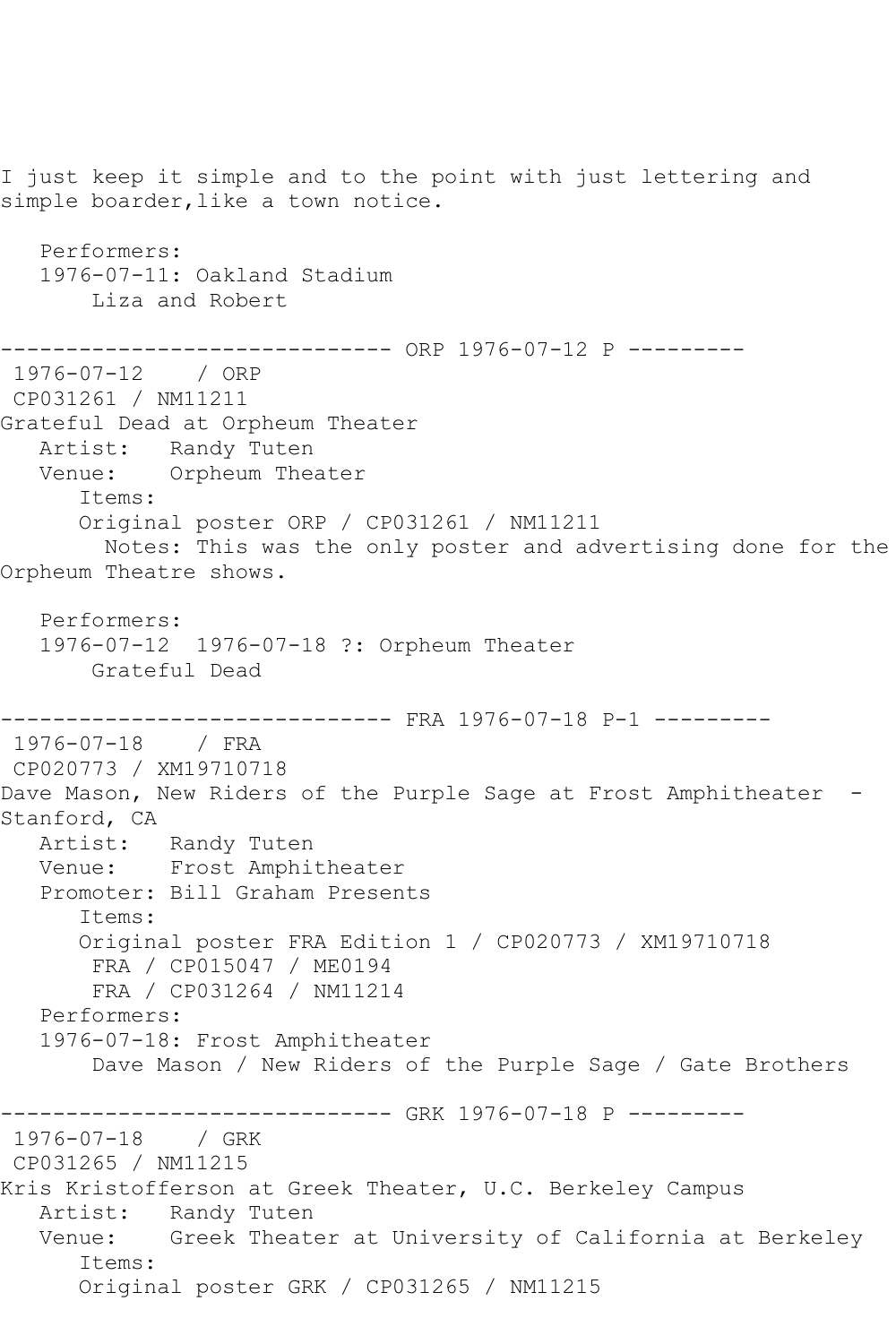I just keep it simple and to the point with just lettering and simple boarder,like a town notice.

Performers:
1976-07-11: Oakland Stadium
Liza and Robert

------------------------------ ORP 1976-07-12 P ---------
1976-07-12 / ORP
CP031261 / NM11211
Grateful Dead at Orpheum Theater
Artist: Randy Tuten
Venue: Orpheum Theater
Items:
Original poster ORP / CP031261 / NM11211
Notes: This was the only poster and advertising done for the Orpheum Theatre shows.

Performers:
1976-07-12 1976-07-18 ?: Orpheum Theater
Grateful Dead

------------------------------ FRA 1976-07-18 P-1 ---------
1976-07-18 / FRA
CP020773 / XM19710718
Dave Mason, New Riders of the Purple Sage at Frost Amphitheater - Stanford, CA
Artist: Randy Tuten
Venue: Frost Amphitheater
Promoter: Bill Graham Presents
Items:
Original poster FRA Edition 1 / CP020773 / XM19710718
FRA / CP015047 / ME0194
FRA / CP031264 / NM11214
Performers:
1976-07-18: Frost Amphitheater
Dave Mason / New Riders of the Purple Sage / Gate Brothers

------------------------------ GRK 1976-07-18 P ---------
1976-07-18 / GRK
CP031265 / NM11215
Kris Kristofferson at Greek Theater, U.C. Berkeley Campus
Artist: Randy Tuten
Venue: Greek Theater at University of California at Berkeley
Items:
Original poster GRK / CP031265 / NM11215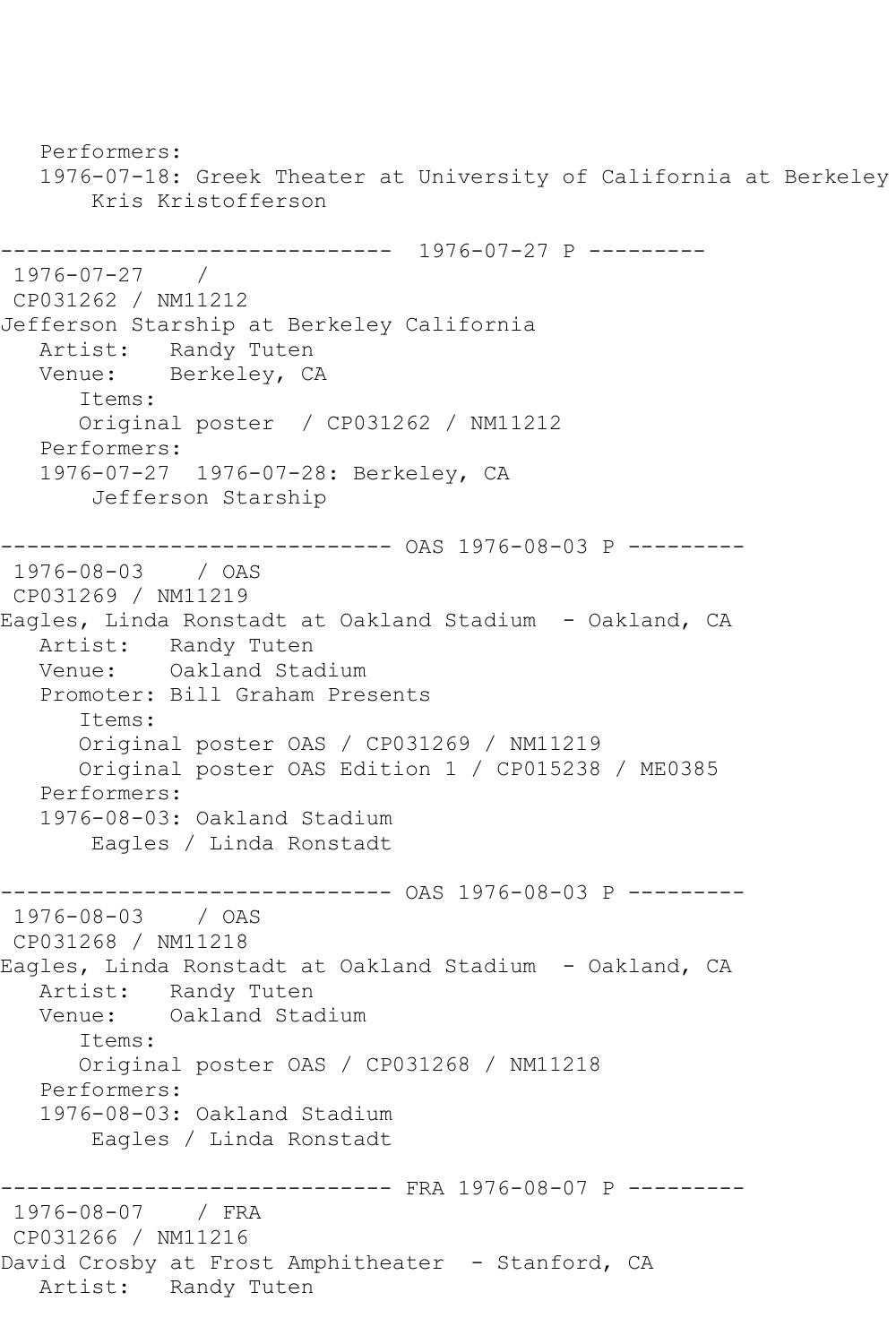```
   Performers:
   1976-07-18: Greek Theater at University of California at Berkeley
        Kris Kristofferson

------------------------------  1976-07-27 P ---------
 1976-07-27    /
 CP031262 / NM11212
Jefferson Starship at Berkeley California
   Artist:   Randy Tuten
   Venue:    Berkeley, CA
      Items:
      Original poster  / CP031262 / NM11212
   Performers:
   1976-07-27  1976-07-28: Berkeley, CA
        Jefferson Starship

------------------------------ OAS 1976-08-03 P ---------
 1976-08-03    / OAS
 CP031269 / NM11219
Eagles, Linda Ronstadt at Oakland Stadium  - Oakland, CA
   Artist:   Randy Tuten
   Venue:    Oakland Stadium
   Promoter: Bill Graham Presents
      Items:
      Original poster OAS / CP031269 / NM11219
      Original poster OAS Edition 1 / CP015238 / ME0385
   Performers:
   1976-08-03: Oakland Stadium
        Eagles / Linda Ronstadt

------------------------------ OAS 1976-08-03 P ---------
 1976-08-03    / OAS
 CP031268 / NM11218
Eagles, Linda Ronstadt at Oakland Stadium  - Oakland, CA
   Artist:   Randy Tuten
   Venue:    Oakland Stadium
      Items:
      Original poster OAS / CP031268 / NM11218
   Performers:
   1976-08-03: Oakland Stadium
        Eagles / Linda Ronstadt

------------------------------ FRA 1976-08-07 P ---------
 1976-08-07    / FRA
 CP031266 / NM11216
David Crosby at Frost Amphitheater  - Stanford, CA
   Artist:   Randy Tuten
```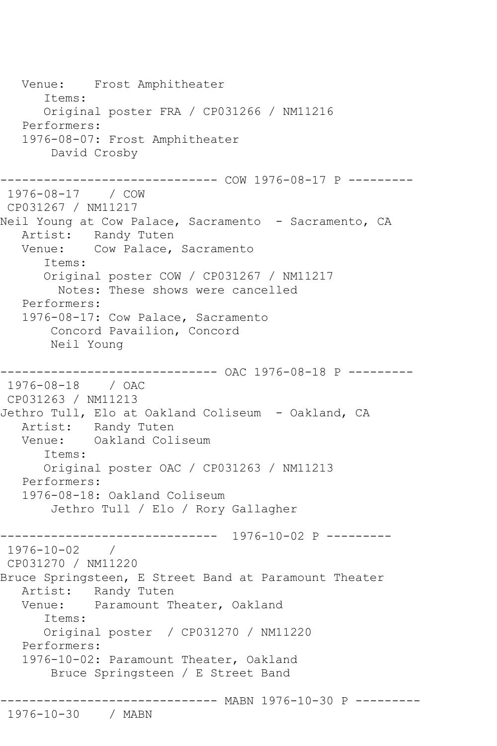```
   Venue:    Frost Amphitheater
      Items:
      Original poster FRA / CP031266 / NM11216
   Performers:
   1976-08-07: Frost Amphitheater
       David Crosby

------------------------------ COW 1976-08-17 P ---------
 1976-08-17    / COW
 CP031267 / NM11217
Neil Young at Cow Palace, Sacramento  - Sacramento, CA
   Artist:   Randy Tuten
   Venue:    Cow Palace, Sacramento
      Items:
      Original poster COW / CP031267 / NM11217
        Notes: These shows were cancelled
   Performers:
   1976-08-17: Cow Palace, Sacramento
       Concord Pavailion, Concord
       Neil Young

------------------------------ OAC 1976-08-18 P ---------
 1976-08-18    / OAC
 CP031263 / NM11213
Jethro Tull, Elo at Oakland Coliseum  - Oakland, CA
   Artist:   Randy Tuten
   Venue:    Oakland Coliseum
      Items:
      Original poster OAC / CP031263 / NM11213
   Performers:
   1976-08-18: Oakland Coliseum
       Jethro Tull / Elo / Rory Gallagher

------------------------------  1976-10-02 P ---------
 1976-10-02    /
 CP031270 / NM11220
Bruce Springsteen, E Street Band at Paramount Theater
   Artist:   Randy Tuten
   Venue:    Paramount Theater, Oakland
      Items:
      Original poster  / CP031270 / NM11220
   Performers:
   1976-10-02: Paramount Theater, Oakland
       Bruce Springsteen / E Street Band

------------------------------ MABN 1976-10-30 P ---------
 1976-10-30    / MABN
```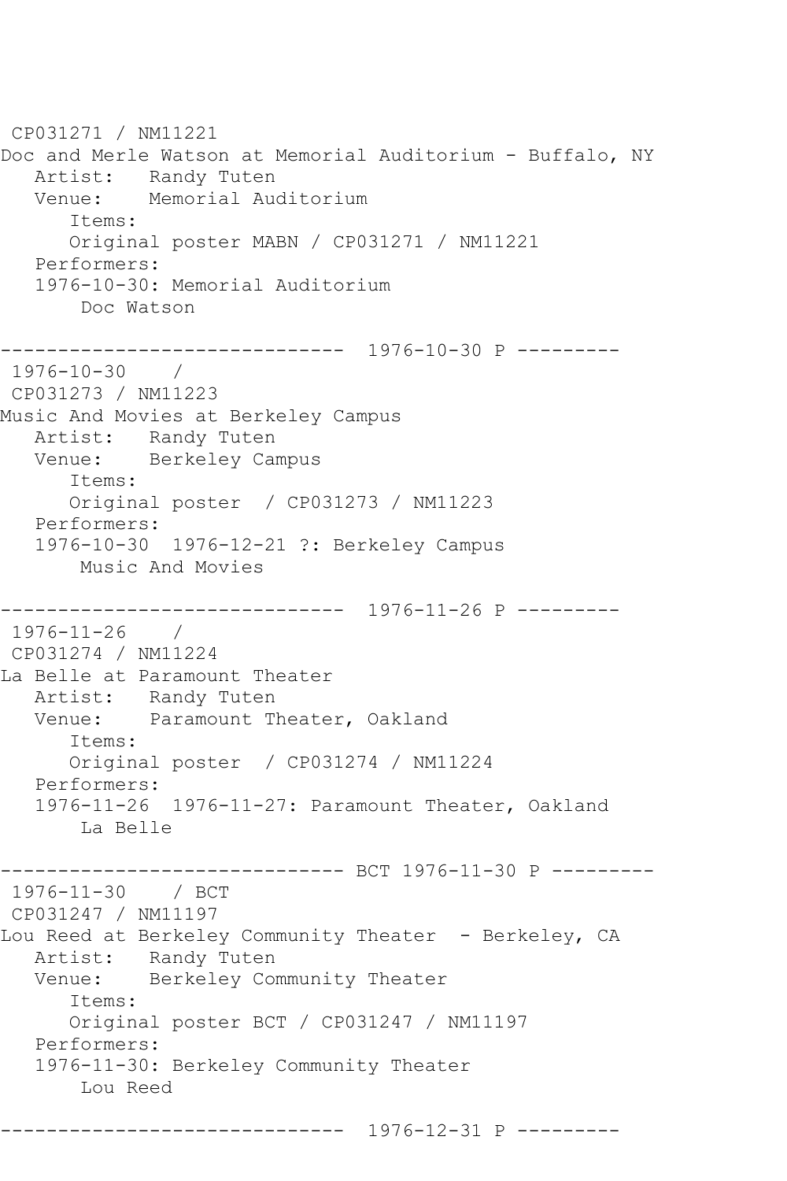```
CP031271 / NM11221
Doc and Merle Watson at Memorial Auditorium - Buffalo, NY
   Artist:   Randy Tuten
   Venue:    Memorial Auditorium
      Items:
      Original poster MABN / CP031271 / NM11221
   Performers:
   1976-10-30: Memorial Auditorium
       Doc Watson

------------------------------  1976-10-30 P ---------
 1976-10-30    /
 CP031273 / NM11223
Music And Movies at Berkeley Campus
   Artist:   Randy Tuten
   Venue:    Berkeley Campus
      Items:
      Original poster  / CP031273 / NM11223
   Performers:
   1976-10-30  1976-12-21 ?: Berkeley Campus
       Music And Movies

------------------------------  1976-11-26 P ---------
 1976-11-26    /
 CP031274 / NM11224
La Belle at Paramount Theater
   Artist:   Randy Tuten
   Venue:    Paramount Theater, Oakland
      Items:
      Original poster  / CP031274 / NM11224
   Performers:
   1976-11-26  1976-11-27: Paramount Theater, Oakland
       La Belle

------------------------------ BCT 1976-11-30 P ---------
 1976-11-30    / BCT
 CP031247 / NM11197
Lou Reed at Berkeley Community Theater  - Berkeley, CA
   Artist:   Randy Tuten
   Venue:    Berkeley Community Theater
      Items:
      Original poster BCT / CP031247 / NM11197
   Performers:
   1976-11-30: Berkeley Community Theater
       Lou Reed

------------------------------  1976-12-31 P ---------
```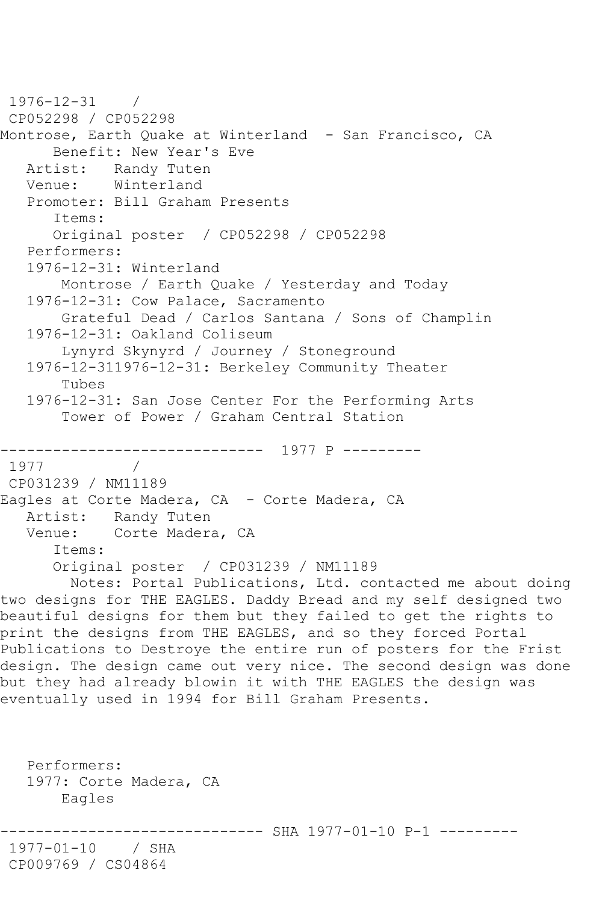1976-12-31 /
CP052298 / CP052298
Montrose, Earth Quake at Winterland - San Francisco, CA
Benefit: New Year's Eve
Artist: Randy Tuten
Venue: Winterland
Promoter: Bill Graham Presents
Items:
Original poster / CP052298 / CP052298
Performers:
1976-12-31: Winterland
Montrose / Earth Quake / Yesterday and Today
1976-12-31: Cow Palace, Sacramento
Grateful Dead / Carlos Santana / Sons of Champlin
1976-12-31: Oakland Coliseum
Lynyrd Skynyrd / Journey / Stoneground
1976-12-311976-12-31: Berkeley Community Theater
Tubes
1976-12-31: San Jose Center For the Performing Arts
Tower of Power / Graham Central Station

------------------------------ 1977 P ---------

1977 /
CP031239 / NM11189
Eagles at Corte Madera, CA - Corte Madera, CA
Artist: Randy Tuten
Venue: Corte Madera, CA
Items:
Original poster / CP031239 / NM11189
Notes: Portal Publications, Ltd. contacted me about doing two designs for THE EAGLES. Daddy Bread and my self designed two beautiful designs for them but they failed to get the rights to print the designs from THE EAGLES, and so they forced Portal Publications to Destroye the entire run of posters for the Frist design. The design came out very nice. The second design was done but they had already blowin it with THE EAGLES the design was eventually used in 1994 for Bill Graham Presents.

Performers:
1977: Corte Madera, CA
Eagles

------------------------------ SHA 1977-01-10 P-1 ---------

1977-01-10 / SHA
CP009769 / CS04864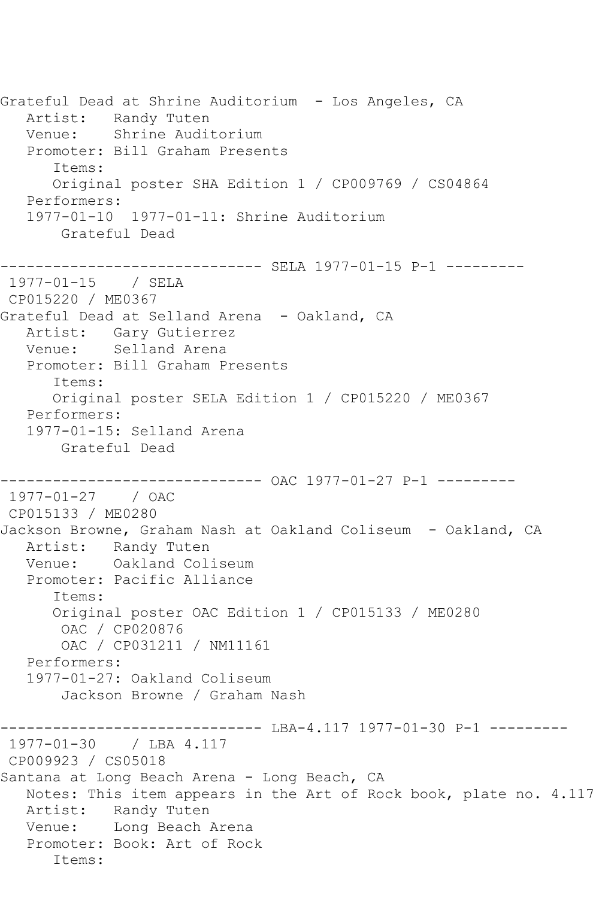```
Grateful Dead at Shrine Auditorium  - Los Angeles, CA
   Artist:   Randy Tuten
   Venue:    Shrine Auditorium
   Promoter: Bill Graham Presents
      Items:
      Original poster SHA Edition 1 / CP009769 / CS04864
   Performers:
   1977-01-10  1977-01-11: Shrine Auditorium
       Grateful Dead

------------------------------ SELA 1977-01-15 P-1 ---------
 1977-01-15    / SELA
 CP015220 / ME0367
Grateful Dead at Selland Arena  - Oakland, CA
   Artist:   Gary Gutierrez
   Venue:    Selland Arena
   Promoter: Bill Graham Presents
      Items:
      Original poster SELA Edition 1 / CP015220 / ME0367
   Performers:
   1977-01-15: Selland Arena
       Grateful Dead

------------------------------ OAC 1977-01-27 P-1 ---------
 1977-01-27    / OAC
 CP015133 / ME0280
Jackson Browne, Graham Nash at Oakland Coliseum  - Oakland, CA
   Artist:   Randy Tuten
   Venue:    Oakland Coliseum
   Promoter: Pacific Alliance
      Items:
      Original poster OAC Edition 1 / CP015133 / ME0280
       OAC / CP020876
       OAC / CP031211 / NM11161
   Performers:
   1977-01-27: Oakland Coliseum
       Jackson Browne / Graham Nash

------------------------------ LBA-4.117 1977-01-30 P-1 ---------
 1977-01-30    / LBA 4.117
 CP009923 / CS05018
Santana at Long Beach Arena - Long Beach, CA
   Notes: This item appears in the Art of Rock book, plate no. 4.117
   Artist:   Randy Tuten
   Venue:    Long Beach Arena
   Promoter: Book: Art of Rock
      Items:
```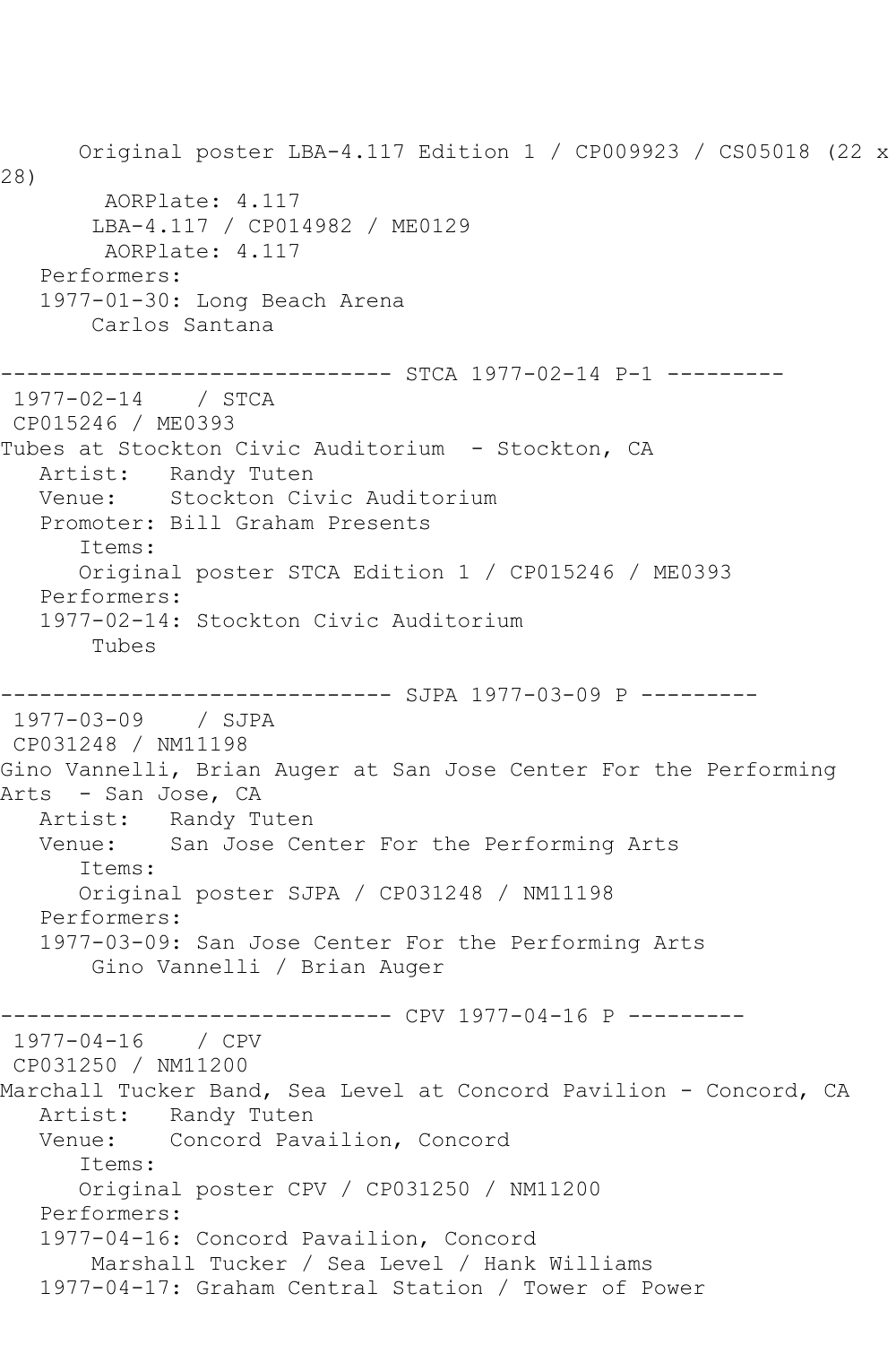```
      Original poster LBA-4.117 Edition 1 / CP009923 / CS05018 (22 x 
28)
        AORPlate: 4.117 
       LBA-4.117 / CP014982 / ME0129
        AORPlate: 4.117 
   Performers:
   1977-01-30: Long Beach Arena
       Carlos Santana

------------------------------ STCA 1977-02-14 P-1 ---------
 1977-02-14    / STCA 
 CP015246 / ME0393
Tubes at Stockton Civic Auditorium  - Stockton, CA
   Artist:   Randy Tuten
   Venue:    Stockton Civic Auditorium
   Promoter: Bill Graham Presents
      Items:
      Original poster STCA Edition 1 / CP015246 / ME0393
   Performers:
   1977-02-14: Stockton Civic Auditorium
       Tubes

------------------------------ SJPA 1977-03-09 P ---------
 1977-03-09    / SJPA 
 CP031248 / NM11198
Gino Vannelli, Brian Auger at San Jose Center For the Performing 
Arts  - San Jose, CA
   Artist:   Randy Tuten
   Venue:    San Jose Center For the Performing Arts
      Items:
      Original poster SJPA / CP031248 / NM11198
   Performers:
   1977-03-09: San Jose Center For the Performing Arts
       Gino Vannelli / Brian Auger

------------------------------ CPV 1977-04-16 P ---------
 1977-04-16    / CPV 
 CP031250 / NM11200
Marchall Tucker Band, Sea Level at Concord Pavilion - Concord, CA
   Artist:   Randy Tuten
   Venue:    Concord Pavailion, Concord
      Items:
      Original poster CPV / CP031250 / NM11200
   Performers:
   1977-04-16: Concord Pavailion, Concord
       Marshall Tucker / Sea Level / Hank Williams
   1977-04-17: Graham Central Station / Tower of Power
```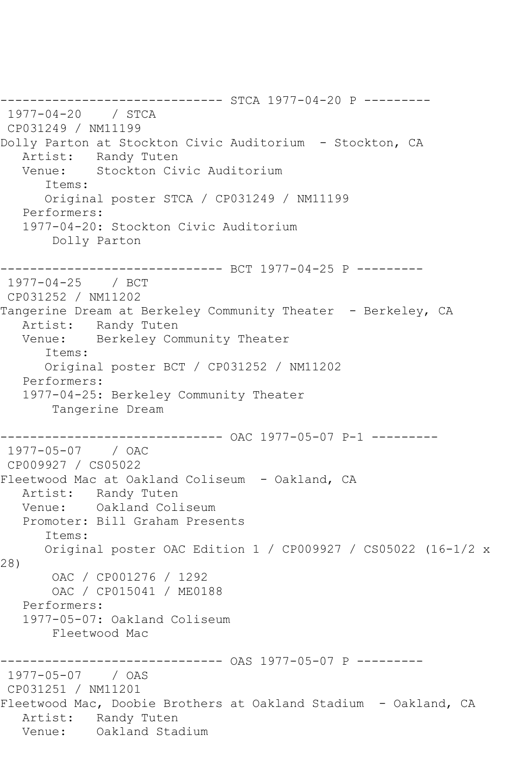------------------------------ STCA 1977-04-20 P ---------
 1977-04-20    / STCA
 CP031249 / NM11199
Dolly Parton at Stockton Civic Auditorium  - Stockton, CA
   Artist:   Randy Tuten
   Venue:    Stockton Civic Auditorium
      Items:
      Original poster STCA / CP031249 / NM11199
   Performers:
   1977-04-20: Stockton Civic Auditorium
       Dolly Parton

------------------------------ BCT 1977-04-25 P ---------
 1977-04-25    / BCT
 CP031252 / NM11202
Tangerine Dream at Berkeley Community Theater  - Berkeley, CA
   Artist:   Randy Tuten
   Venue:    Berkeley Community Theater
      Items:
      Original poster BCT / CP031252 / NM11202
   Performers:
   1977-04-25: Berkeley Community Theater
       Tangerine Dream

------------------------------ OAC 1977-05-07 P-1 ---------
 1977-05-07    / OAC
 CP009927 / CS05022
Fleetwood Mac at Oakland Coliseum  - Oakland, CA
   Artist:   Randy Tuten
   Venue:    Oakland Coliseum
   Promoter: Bill Graham Presents
      Items:
      Original poster OAC Edition 1 / CP009927 / CS05022 (16-1/2 x 28)
       OAC / CP001276 / 1292
       OAC / CP015041 / ME0188
   Performers:
   1977-05-07: Oakland Coliseum
       Fleetwood Mac

------------------------------ OAS 1977-05-07 P ---------
 1977-05-07    / OAS
 CP031251 / NM11201
Fleetwood Mac, Doobie Brothers at Oakland Stadium  - Oakland, CA
   Artist:   Randy Tuten
   Venue:    Oakland Stadium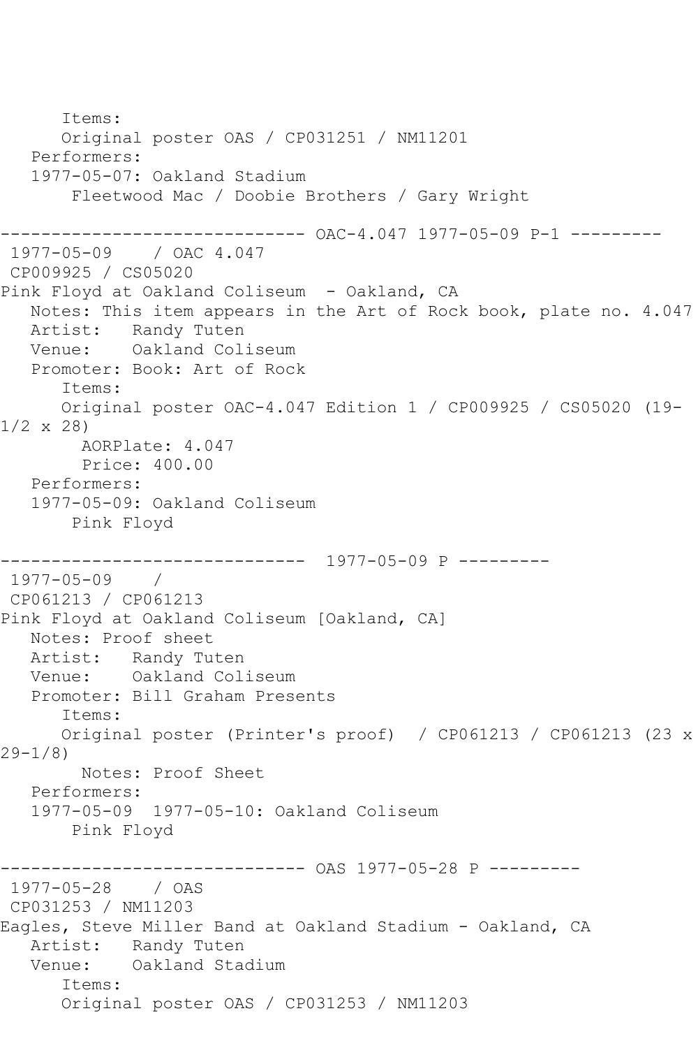```
      Items:
      Original poster OAS / CP031251 / NM11201
   Performers:
   1977-05-07: Oakland Stadium
       Fleetwood Mac / Doobie Brothers / Gary Wright

------------------------------ OAC-4.047 1977-05-09 P-1 ---------
 1977-05-09    / OAC 4.047
 CP009925 / CS05020
Pink Floyd at Oakland Coliseum  - Oakland, CA
   Notes: This item appears in the Art of Rock book, plate no. 4.047
   Artist:   Randy Tuten
   Venue:    Oakland Coliseum
   Promoter: Book: Art of Rock
      Items:
      Original poster OAC-4.047 Edition 1 / CP009925 / CS05020 (19-
1/2 x 28)
        AORPlate: 4.047
        Price: 400.00
   Performers:
   1977-05-09: Oakland Coliseum
       Pink Floyd

------------------------------  1977-05-09 P ---------
 1977-05-09    /
 CP061213 / CP061213
Pink Floyd at Oakland Coliseum [Oakland, CA]
   Notes: Proof sheet
   Artist:   Randy Tuten
   Venue:    Oakland Coliseum
   Promoter: Bill Graham Presents
      Items:
      Original poster (Printer's proof)  / CP061213 / CP061213 (23 x
29-1/8)
        Notes: Proof Sheet
   Performers:
   1977-05-09  1977-05-10: Oakland Coliseum
       Pink Floyd

------------------------------ OAS 1977-05-28 P ---------
 1977-05-28    / OAS
 CP031253 / NM11203
Eagles, Steve Miller Band at Oakland Stadium - Oakland, CA
   Artist:   Randy Tuten
   Venue:    Oakland Stadium
      Items:
      Original poster OAS / CP031253 / NM11203
```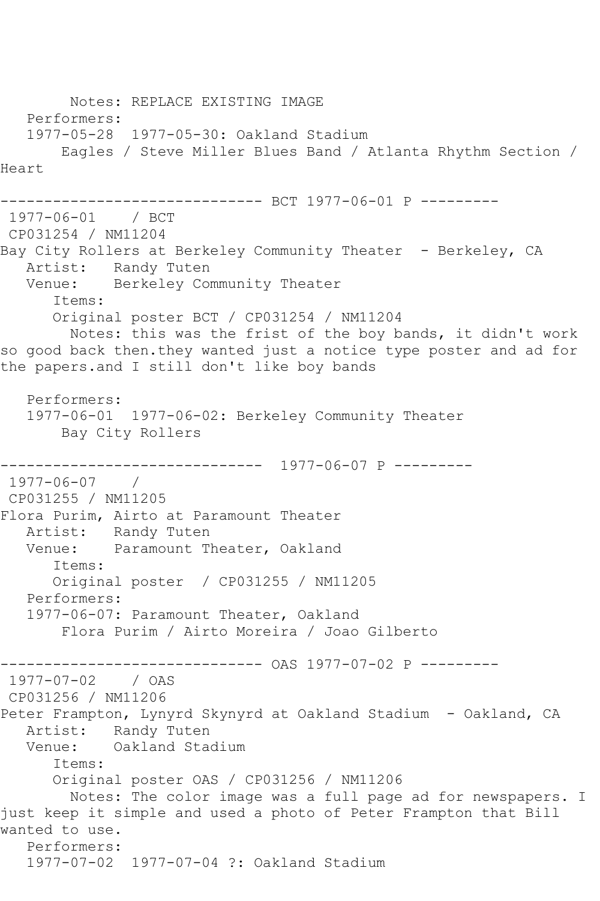```
        Notes: REPLACE EXISTING IMAGE
   Performers:
   1977-05-28  1977-05-30: Oakland Stadium
       Eagles / Steve Miller Blues Band / Atlanta Rhythm Section / 
Heart

------------------------------ BCT 1977-06-01 P ---------
 1977-06-01    / BCT
 CP031254 / NM11204
Bay City Rollers at Berkeley Community Theater  - Berkeley, CA
   Artist:   Randy Tuten
   Venue:    Berkeley Community Theater
      Items:
      Original poster BCT / CP031254 / NM11204
        Notes: this was the frist of the boy bands, it didn't work 
so good back then.they wanted just a notice type poster and ad for 
the papers.and I still don't like boy bands

   Performers:
   1977-06-01  1977-06-02: Berkeley Community Theater
       Bay City Rollers

------------------------------  1977-06-07 P ---------
 1977-06-07    / 
 CP031255 / NM11205
Flora Purim, Airto at Paramount Theater
   Artist:   Randy Tuten
   Venue:    Paramount Theater, Oakland
      Items:
      Original poster  / CP031255 / NM11205
   Performers:
   1977-06-07: Paramount Theater, Oakland
       Flora Purim / Airto Moreira / Joao Gilberto

------------------------------ OAS 1977-07-02 P ---------
 1977-07-02    / OAS
 CP031256 / NM11206
Peter Frampton, Lynyrd Skynyrd at Oakland Stadium  - Oakland, CA
   Artist:   Randy Tuten
   Venue:    Oakland Stadium
      Items:
      Original poster OAS / CP031256 / NM11206
        Notes: The color image was a full page ad for newspapers. I 
just keep it simple and used a photo of Peter Frampton that Bill 
wanted to use.
   Performers:
   1977-07-02  1977-07-04 ?: Oakland Stadium
```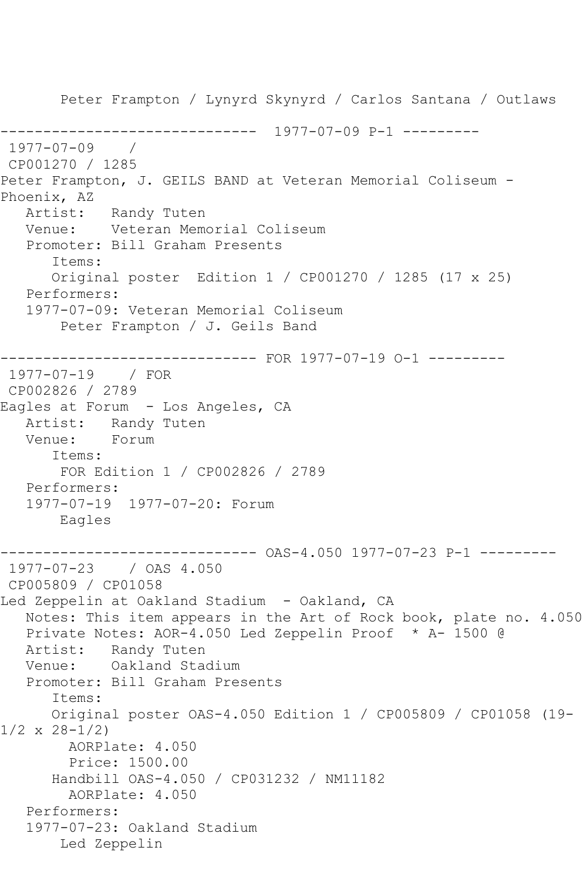Peter Frampton / Lynyrd Skynyrd / Carlos Santana / Outlaws

```
------------------------------  1977-07-09 P-1 ---------
 1977-07-09    / 
 CP001270 / 1285
Peter Frampton, J. GEILS BAND at Veteran Memorial Coliseum - 
Phoenix, AZ
   Artist:   Randy Tuten
   Venue:    Veteran Memorial Coliseum
   Promoter: Bill Graham Presents
      Items:
      Original poster  Edition 1 / CP001270 / 1285 (17 x 25)
   Performers:
   1977-07-09: Veteran Memorial Coliseum
       Peter Frampton / J. Geils Band

------------------------------ FOR 1977-07-19 O-1 ---------
 1977-07-19    / FOR
 CP002826 / 2789
Eagles at Forum  - Los Angeles, CA
   Artist:   Randy Tuten
   Venue:    Forum
      Items:
       FOR Edition 1 / CP002826 / 2789
   Performers:
   1977-07-19  1977-07-20: Forum
       Eagles

------------------------------ OAS-4.050 1977-07-23 P-1 ---------
 1977-07-23    / OAS 4.050
 CP005809 / CP01058
Led Zeppelin at Oakland Stadium  - Oakland, CA
   Notes: This item appears in the Art of Rock book, plate no. 4.050
   Private Notes: AOR-4.050 Led Zeppelin Proof  * A- 1500 @
   Artist:   Randy Tuten
   Venue:    Oakland Stadium
   Promoter: Bill Graham Presents
      Items:
      Original poster OAS-4.050 Edition 1 / CP005809 / CP01058 (19-
1/2 x 28-1/2)
        AORPlate: 4.050 
        Price: 1500.00
      Handbill OAS-4.050 / CP031232 / NM11182
        AORPlate: 4.050 
   Performers:
   1977-07-23: Oakland Stadium
       Led Zeppelin
```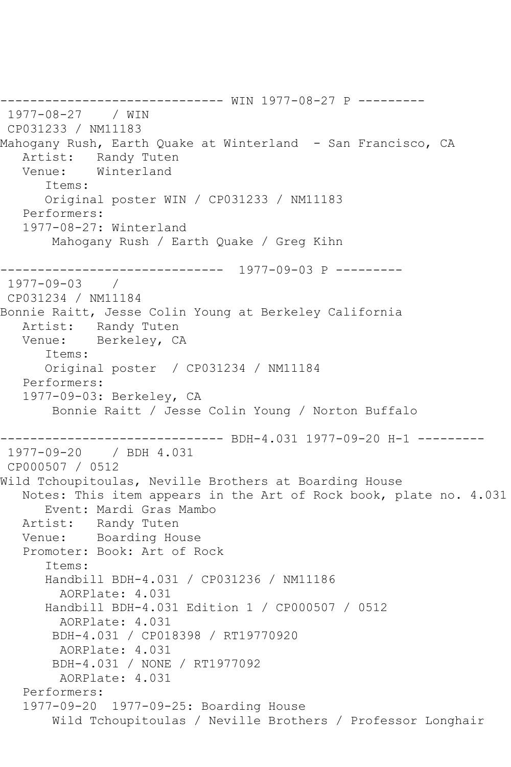```
------------------------------ WIN 1977-08-27 P ---------
 1977-08-27    / WIN
 CP031233 / NM11183
Mahogany Rush, Earth Quake at Winterland  - San Francisco, CA
   Artist:   Randy Tuten
   Venue:    Winterland
      Items:
      Original poster WIN / CP031233 / NM11183
   Performers:
   1977-08-27: Winterland
       Mahogany Rush / Earth Quake / Greg Kihn

------------------------------  1977-09-03 P ---------
 1977-09-03    /
 CP031234 / NM11184
Bonnie Raitt, Jesse Colin Young at Berkeley California
   Artist:   Randy Tuten
   Venue:    Berkeley, CA
      Items:
      Original poster  / CP031234 / NM11184
   Performers:
   1977-09-03: Berkeley, CA
       Bonnie Raitt / Jesse Colin Young / Norton Buffalo

------------------------------ BDH-4.031 1977-09-20 H-1 ---------
 1977-09-20    / BDH 4.031
 CP000507 / 0512
Wild Tchoupitoulas, Neville Brothers at Boarding House
   Notes: This item appears in the Art of Rock book, plate no. 4.031
      Event: Mardi Gras Mambo
   Artist:   Randy Tuten
   Venue:    Boarding House
   Promoter: Book: Art of Rock
      Items:
      Handbill BDH-4.031 / CP031236 / NM11186
        AORPlate: 4.031
      Handbill BDH-4.031 Edition 1 / CP000507 / 0512
        AORPlate: 4.031
       BDH-4.031 / CP018398 / RT19770920
        AORPlate: 4.031
       BDH-4.031 / NONE / RT1977092
        AORPlate: 4.031
   Performers:
   1977-09-20  1977-09-25: Boarding House
       Wild Tchoupitoulas / Neville Brothers / Professor Longhair
```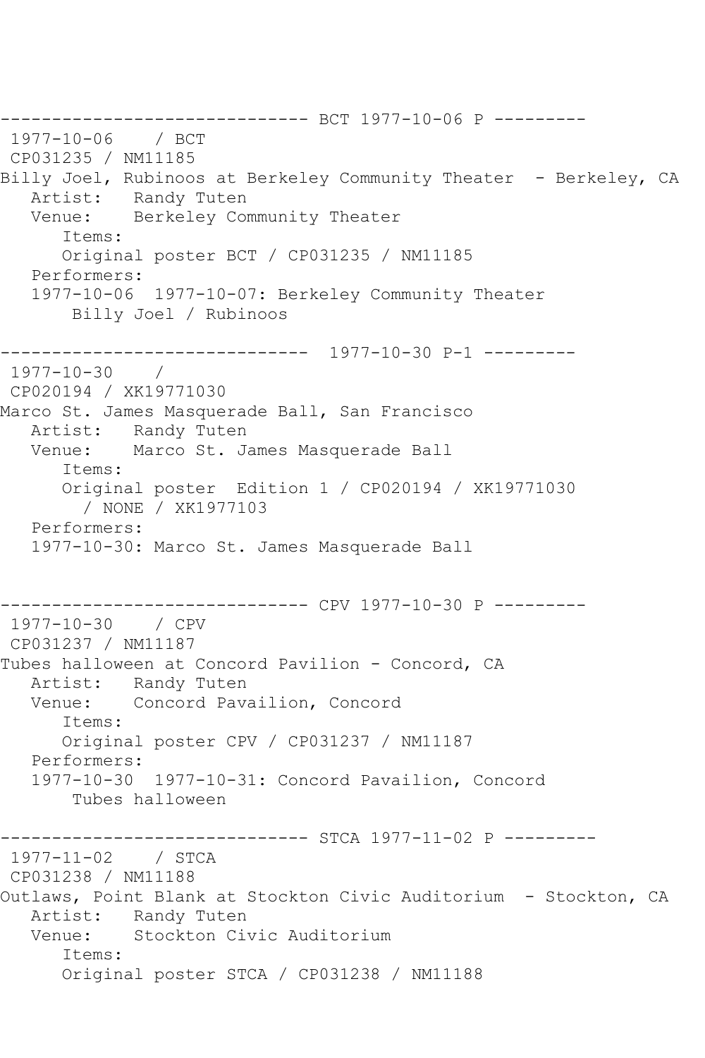```
------------------------------ BCT 1977-10-06 P ---------
 1977-10-06    / BCT
 CP031235 / NM11185
Billy Joel, Rubinoos at Berkeley Community Theater  - Berkeley, CA
   Artist:   Randy Tuten
   Venue:    Berkeley Community Theater
      Items:
      Original poster BCT / CP031235 / NM11185
   Performers:
   1977-10-06  1977-10-07: Berkeley Community Theater
       Billy Joel / Rubinoos

------------------------------  1977-10-30 P-1 ---------
 1977-10-30    /
 CP020194 / XK19771030
Marco St. James Masquerade Ball, San Francisco
   Artist:   Randy Tuten
   Venue:    Marco St. James Masquerade Ball
      Items:
      Original poster  Edition 1 / CP020194 / XK19771030
        / NONE / XK1977103
   Performers:
   1977-10-30: Marco St. James Masquerade Ball


------------------------------ CPV 1977-10-30 P ---------
 1977-10-30    / CPV
 CP031237 / NM11187
Tubes halloween at Concord Pavilion - Concord, CA
   Artist:   Randy Tuten
   Venue:    Concord Pavailion, Concord
      Items:
      Original poster CPV / CP031237 / NM11187
   Performers:
   1977-10-30  1977-10-31: Concord Pavailion, Concord
       Tubes halloween

------------------------------ STCA 1977-11-02 P ---------
 1977-11-02    / STCA
 CP031238 / NM11188
Outlaws, Point Blank at Stockton Civic Auditorium  - Stockton, CA
   Artist:   Randy Tuten
   Venue:    Stockton Civic Auditorium
      Items:
      Original poster STCA / CP031238 / NM11188
```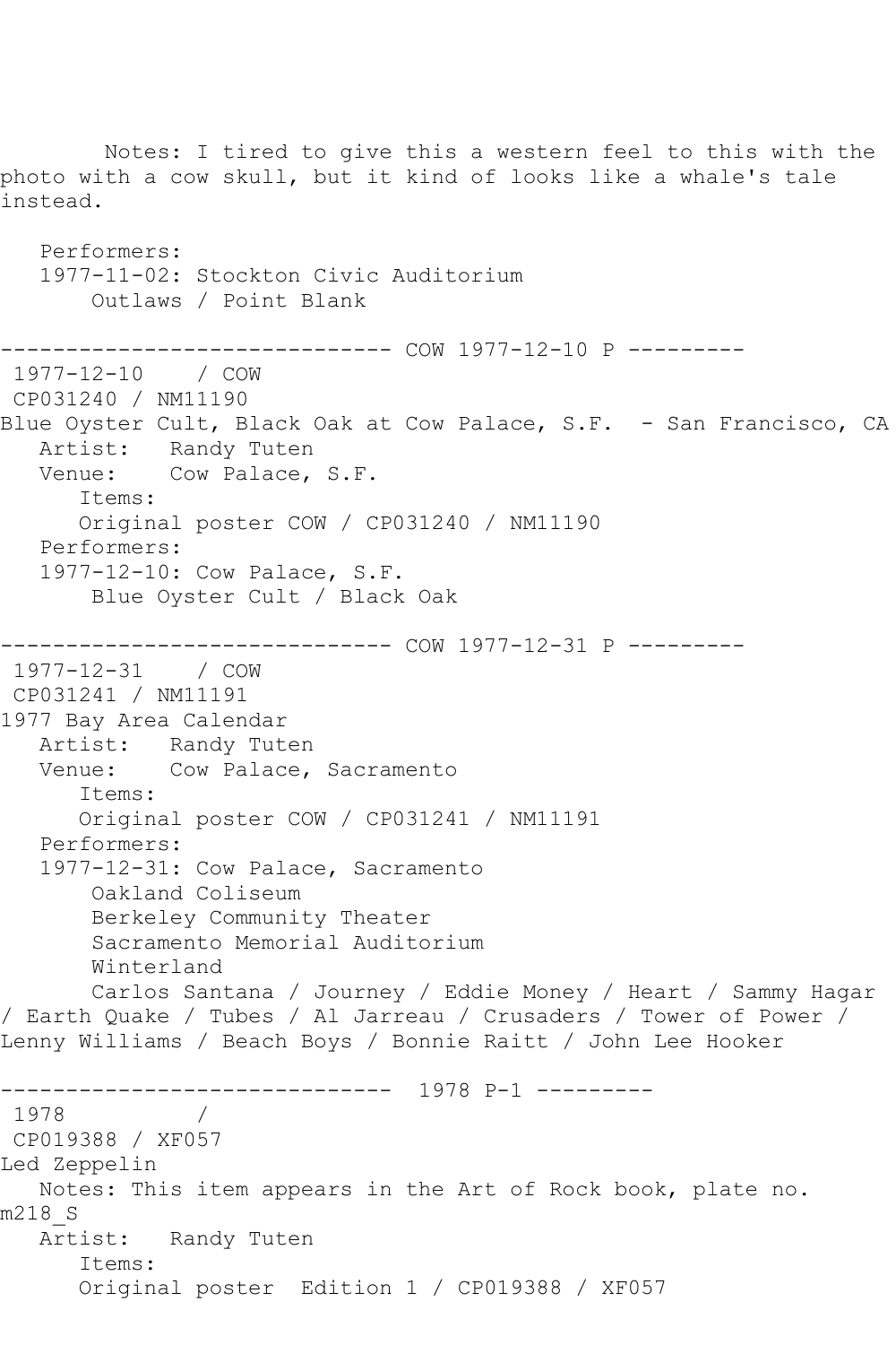Notes: I tired to give this a western feel to this with the photo with a cow skull, but it kind of looks like a whale's tale instead.

Performers:
1977-11-02: Stockton Civic Auditorium
Outlaws / Point Blank

------------------------------ COW 1977-12-10 P ---------

1977-12-10 / COW
CP031240 / NM11190
Blue Oyster Cult, Black Oak at Cow Palace, S.F. - San Francisco, CA
Artist: Randy Tuten
Venue: Cow Palace, S.F.
Items:
Original poster COW / CP031240 / NM11190
Performers:
1977-12-10: Cow Palace, S.F.
Blue Oyster Cult / Black Oak

------------------------------ COW 1977-12-31 P ---------

1977-12-31 / COW
CP031241 / NM11191
1977 Bay Area Calendar
Artist: Randy Tuten
Venue: Cow Palace, Sacramento
Items:
Original poster COW / CP031241 / NM11191
Performers:
1977-12-31: Cow Palace, Sacramento
Oakland Coliseum
Berkeley Community Theater
Sacramento Memorial Auditorium
Winterland
Carlos Santana / Journey / Eddie Money / Heart / Sammy Hagar / Earth Quake / Tubes / Al Jarreau / Crusaders / Tower of Power / Lenny Williams / Beach Boys / Bonnie Raitt / John Lee Hooker

------------------------------ 1978 P-1 ---------

1978 /
CP019388 / XF057
Led Zeppelin
Notes: This item appears in the Art of Rock book, plate no. m218_S
Artist: Randy Tuten
Items:
Original poster Edition 1 / CP019388 / XF057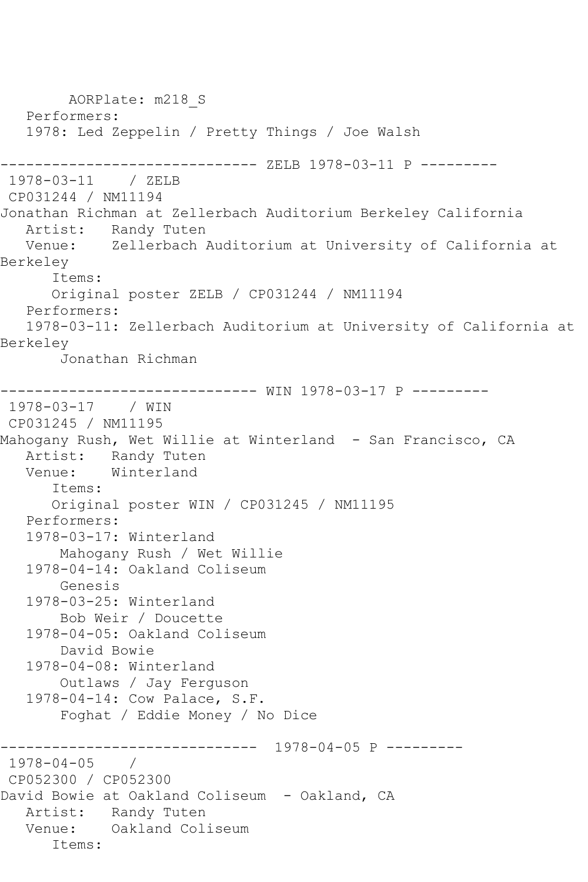```
        AORPlate: m218_S
   Performers:
   1978: Led Zeppelin / Pretty Things / Joe Walsh

------------------------------ ZELB 1978-03-11 P ---------
 1978-03-11    / ZELB
 CP031244 / NM11194
Jonathan Richman at Zellerbach Auditorium Berkeley California
   Artist:   Randy Tuten
   Venue:    Zellerbach Auditorium at University of California at
Berkeley
      Items:
      Original poster ZELB / CP031244 / NM11194
   Performers:
   1978-03-11: Zellerbach Auditorium at University of California at
Berkeley
       Jonathan Richman

------------------------------ WIN 1978-03-17 P ---------
 1978-03-17    / WIN
 CP031245 / NM11195
Mahogany Rush, Wet Willie at Winterland  - San Francisco, CA
   Artist:   Randy Tuten
   Venue:    Winterland
      Items:
      Original poster WIN / CP031245 / NM11195
   Performers:
   1978-03-17: Winterland
       Mahogany Rush / Wet Willie
   1978-04-14: Oakland Coliseum
       Genesis
   1978-03-25: Winterland
       Bob Weir / Doucette
   1978-04-05: Oakland Coliseum
       David Bowie
   1978-04-08: Winterland
       Outlaws / Jay Ferguson
   1978-04-14: Cow Palace, S.F.
       Foghat / Eddie Money / No Dice

------------------------------  1978-04-05 P ---------
 1978-04-05    /
 CP052300 / CP052300
David Bowie at Oakland Coliseum  - Oakland, CA
   Artist:   Randy Tuten
   Venue:    Oakland Coliseum
      Items:
```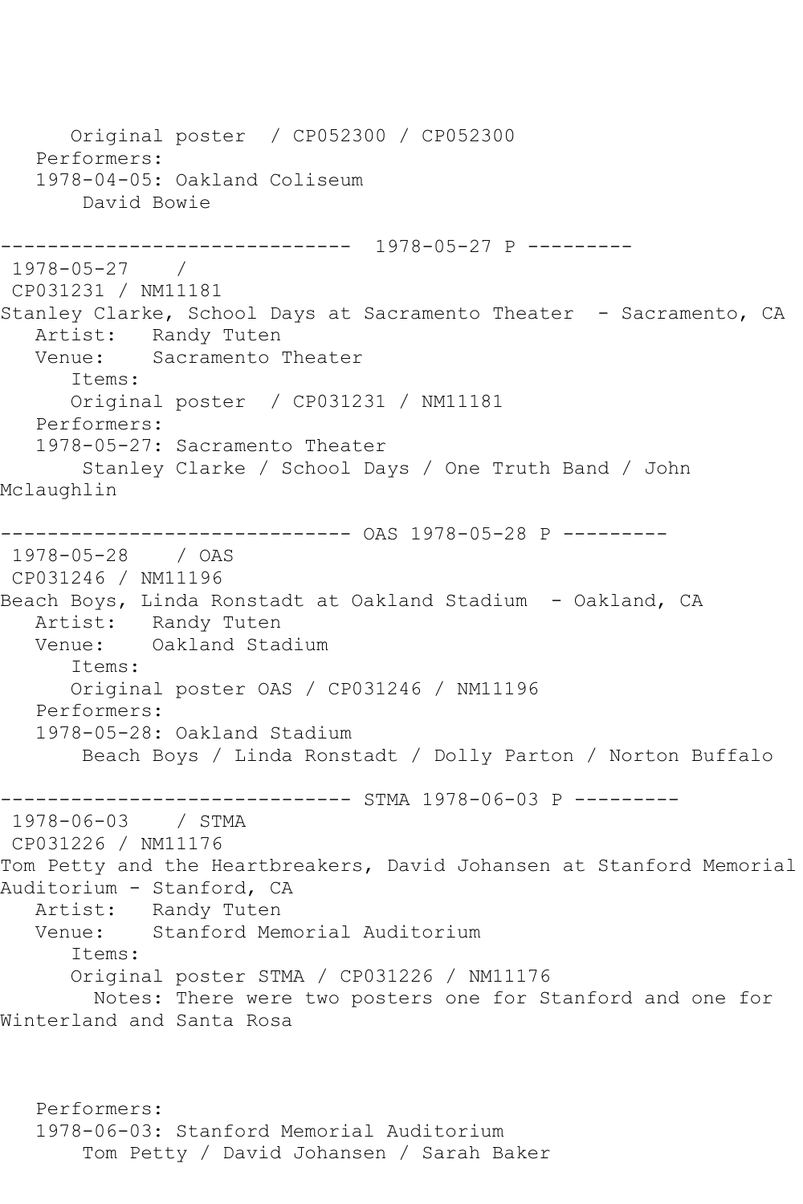Original poster / CP052300 / CP052300

Performers:

1978-04-05: Oakland Coliseum

David Bowie

------------------------------ 1978-05-27 P ---------

1978-05-27 /

CP031231 / NM11181

Stanley Clarke, School Days at Sacramento Theater - Sacramento, CA

Artist: Randy Tuten

Venue: Sacramento Theater

Items:

Original poster / CP031231 / NM11181

Performers:

1978-05-27: Sacramento Theater

Stanley Clarke / School Days / One Truth Band / John Mclaughlin

------------------------------ OAS 1978-05-28 P ---------

1978-05-28 / OAS

CP031246 / NM11196

Beach Boys, Linda Ronstadt at Oakland Stadium - Oakland, CA

Artist: Randy Tuten

Venue: Oakland Stadium

Items:

Original poster OAS / CP031246 / NM11196

Performers:

1978-05-28: Oakland Stadium

Beach Boys / Linda Ronstadt / Dolly Parton / Norton Buffalo

------------------------------ STMA 1978-06-03 P ---------

1978-06-03 / STMA

CP031226 / NM11176

Tom Petty and the Heartbreakers, David Johansen at Stanford Memorial Auditorium - Stanford, CA

Artist: Randy Tuten

Venue: Stanford Memorial Auditorium

Items:

Original poster STMA / CP031226 / NM11176

Notes: There were two posters one for Stanford and one for Winterland and Santa Rosa

Performers:

1978-06-03: Stanford Memorial Auditorium

Tom Petty / David Johansen / Sarah Baker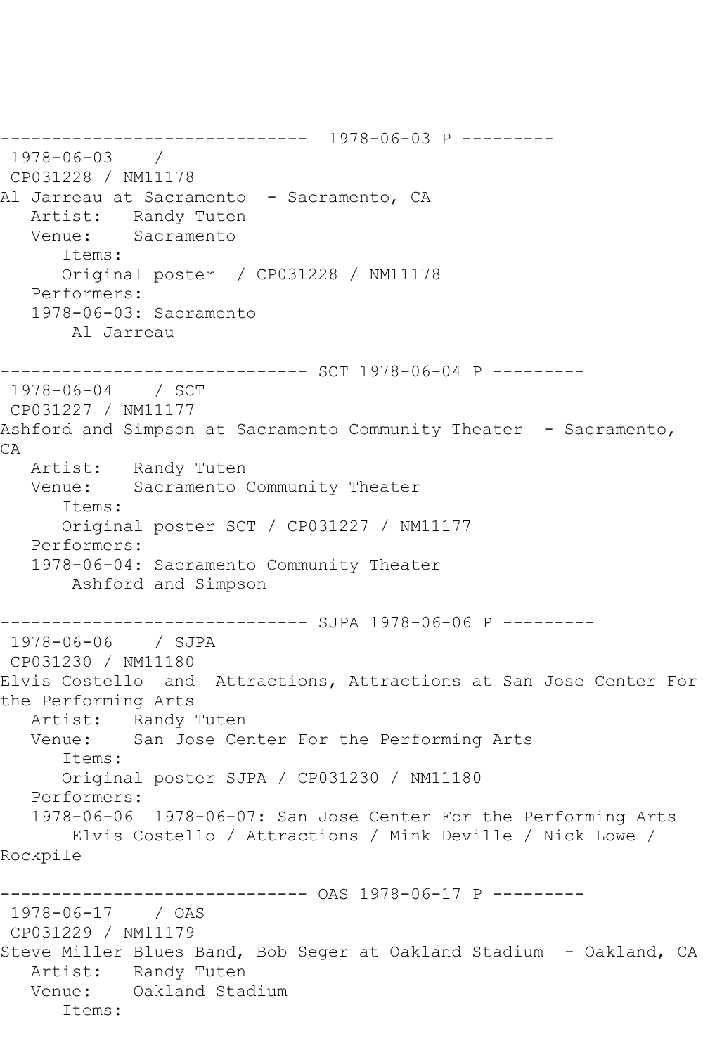------------------------------  1978-06-03 P ---------
 1978-06-03    /
 CP031228 / NM11178
Al Jarreau at Sacramento  - Sacramento, CA
   Artist:   Randy Tuten
   Venue:    Sacramento
      Items:
      Original poster  / CP031228 / NM11178
   Performers:
   1978-06-03: Sacramento
       Al Jarreau

------------------------------ SCT 1978-06-04 P ---------
 1978-06-04    / SCT
 CP031227 / NM11177
Ashford and Simpson at Sacramento Community Theater  - Sacramento, CA
   Artist:   Randy Tuten
   Venue:    Sacramento Community Theater
      Items:
      Original poster SCT / CP031227 / NM11177
   Performers:
   1978-06-04: Sacramento Community Theater
       Ashford and Simpson

------------------------------ SJPA 1978-06-06 P ---------
 1978-06-06    / SJPA
 CP031230 / NM11180
Elvis Costello  and  Attractions, Attractions at San Jose Center For the Performing Arts
   Artist:   Randy Tuten
   Venue:    San Jose Center For the Performing Arts
      Items:
      Original poster SJPA / CP031230 / NM11180
   Performers:
   1978-06-06  1978-06-07: San Jose Center For the Performing Arts
       Elvis Costello / Attractions / Mink Deville / Nick Lowe / Rockpile

------------------------------ OAS 1978-06-17 P ---------
 1978-06-17    / OAS
 CP031229 / NM11179
Steve Miller Blues Band, Bob Seger at Oakland Stadium  - Oakland, CA
   Artist:   Randy Tuten
   Venue:    Oakland Stadium
      Items: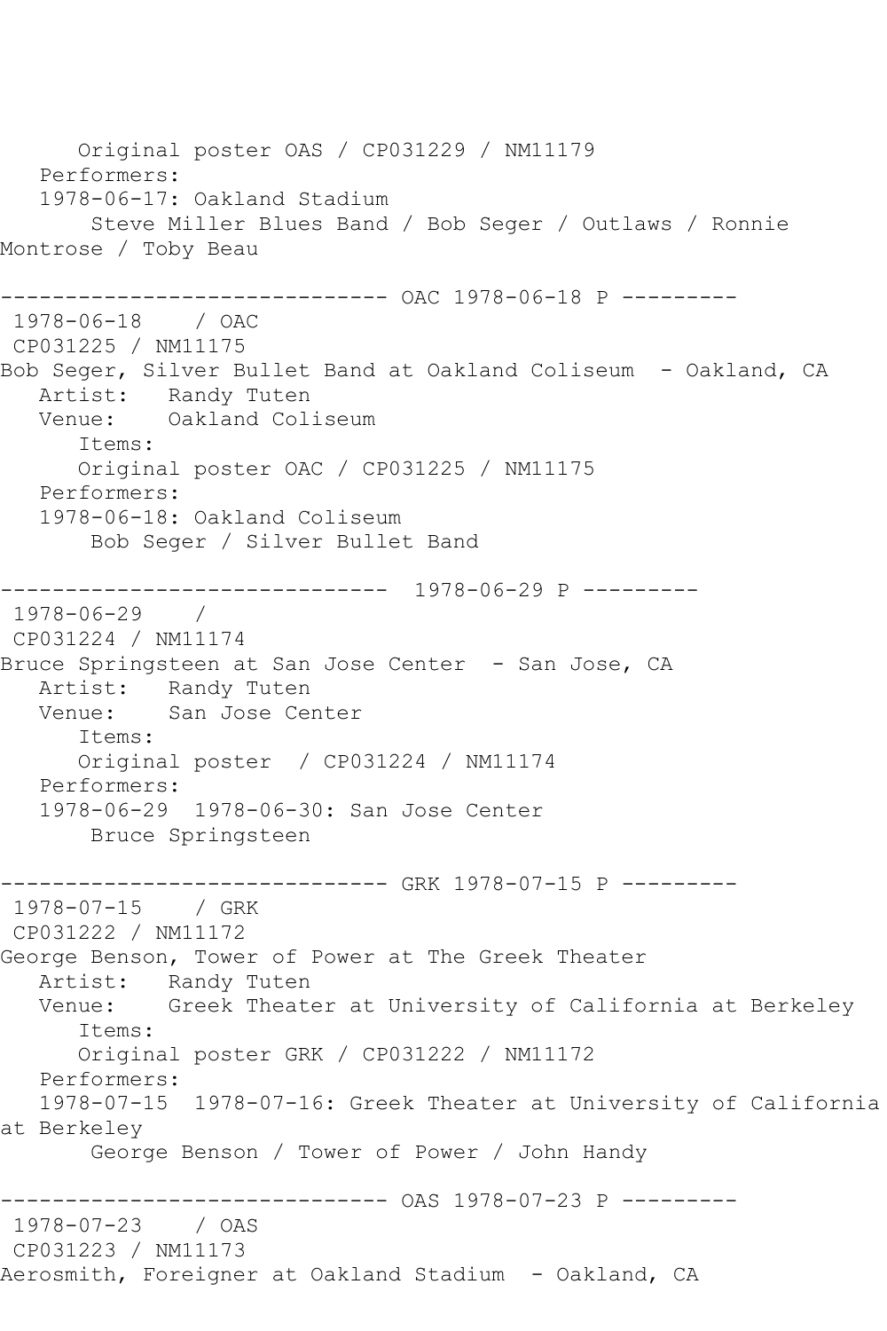Original poster OAS / CP031229 / NM11179
   Performers:
   1978-06-17: Oakland Stadium
       Steve Miller Blues Band / Bob Seger / Outlaws / Ronnie Montrose / Toby Beau

------------------------------ OAC 1978-06-18 P ---------
1978-06-18    / OAC
CP031225 / NM11175
Bob Seger, Silver Bullet Band at Oakland Coliseum  - Oakland, CA
   Artist:   Randy Tuten
   Venue:    Oakland Coliseum
      Items:
      Original poster OAC / CP031225 / NM11175
   Performers:
   1978-06-18: Oakland Coliseum
       Bob Seger / Silver Bullet Band

------------------------------  1978-06-29 P ---------
1978-06-29    /
CP031224 / NM11174
Bruce Springsteen at San Jose Center  - San Jose, CA
   Artist:   Randy Tuten
   Venue:    San Jose Center
      Items:
      Original poster  / CP031224 / NM11174
   Performers:
   1978-06-29  1978-06-30: San Jose Center
       Bruce Springsteen

------------------------------ GRK 1978-07-15 P ---------
1978-07-15    / GRK
CP031222 / NM11172
George Benson, Tower of Power at The Greek Theater
   Artist:   Randy Tuten
   Venue:    Greek Theater at University of California at Berkeley
      Items:
      Original poster GRK / CP031222 / NM11172
   Performers:
   1978-07-15  1978-07-16: Greek Theater at University of California at Berkeley
       George Benson / Tower of Power / John Handy

------------------------------ OAS 1978-07-23 P ---------
1978-07-23    / OAS
CP031223 / NM11173
Aerosmith, Foreigner at Oakland Stadium  - Oakland, CA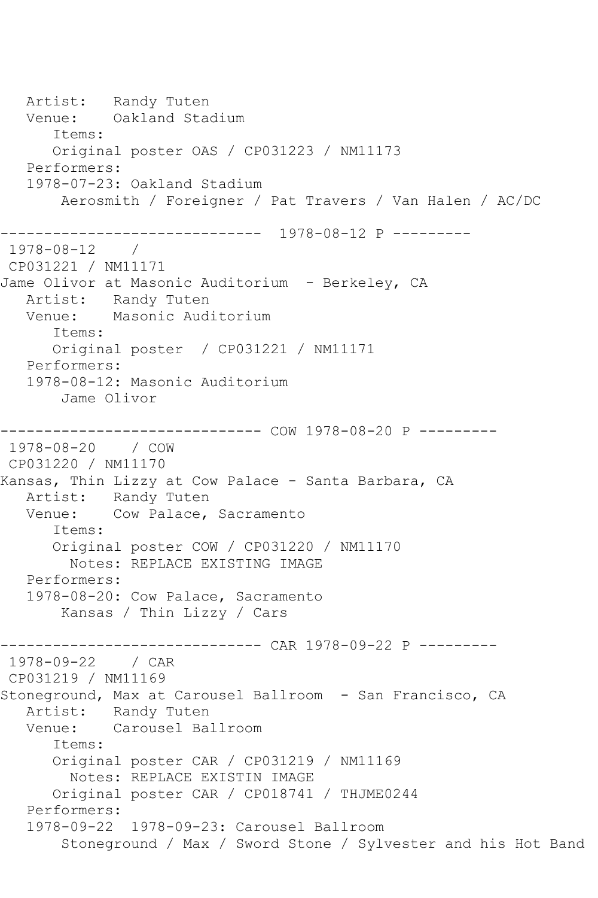```
   Artist:   Randy Tuten
   Venue:    Oakland Stadium
      Items:
      Original poster OAS / CP031223 / NM11173
   Performers:
   1978-07-23: Oakland Stadium
       Aerosmith / Foreigner / Pat Travers / Van Halen / AC/DC

------------------------------  1978-08-12 P ---------
 1978-08-12    /
 CP031221 / NM11171
Jame Olivor at Masonic Auditorium  - Berkeley, CA
   Artist:   Randy Tuten
   Venue:    Masonic Auditorium
      Items:
      Original poster  / CP031221 / NM11171
   Performers:
   1978-08-12: Masonic Auditorium
       Jame Olivor

------------------------------ COW 1978-08-20 P ---------
 1978-08-20    / COW
 CP031220 / NM11170
Kansas, Thin Lizzy at Cow Palace - Santa Barbara, CA
   Artist:   Randy Tuten
   Venue:    Cow Palace, Sacramento
      Items:
      Original poster COW / CP031220 / NM11170
        Notes: REPLACE EXISTING IMAGE
   Performers:
   1978-08-20: Cow Palace, Sacramento
       Kansas / Thin Lizzy / Cars

------------------------------ CAR 1978-09-22 P ---------
 1978-09-22    / CAR
 CP031219 / NM11169
Stoneground, Max at Carousel Ballroom  - San Francisco, CA
   Artist:   Randy Tuten
   Venue:    Carousel Ballroom
      Items:
      Original poster CAR / CP031219 / NM11169
        Notes: REPLACE EXISTIN IMAGE
      Original poster CAR / CP018741 / THJME0244
   Performers:
   1978-09-22  1978-09-23: Carousel Ballroom
       Stoneground / Max / Sword Stone / Sylvester and his Hot Band
```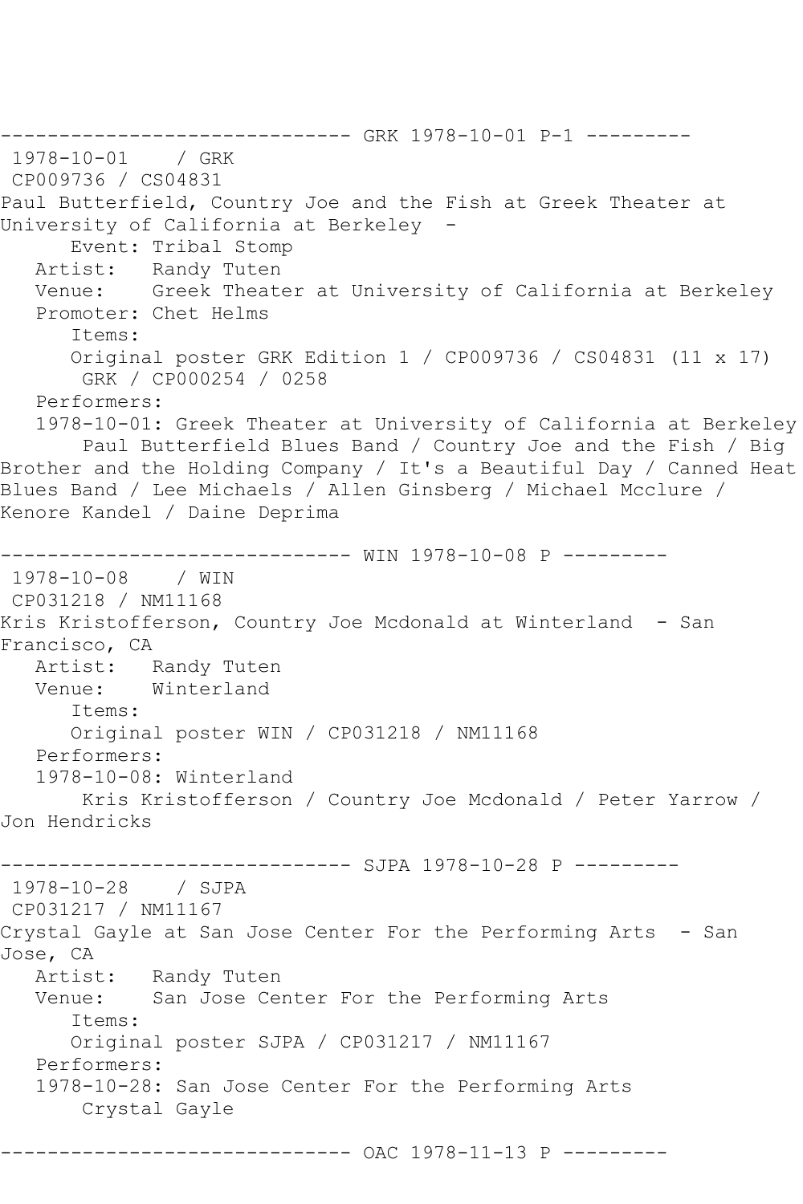------------------------------ GRK 1978-10-01 P-1 ---------
1978-10-01 / GRK
CP009736 / CS04831
Paul Butterfield, Country Joe and the Fish at Greek Theater at University of California at Berkeley -
Event: Tribal Stomp
Artist: Randy Tuten
Venue: Greek Theater at University of California at Berkeley
Promoter: Chet Helms
Items:
Original poster GRK Edition 1 / CP009736 / CS04831 (11 x 17)
GRK / CP000254 / 0258
Performers:
1978-10-01: Greek Theater at University of California at Berkeley
Paul Butterfield Blues Band / Country Joe and the Fish / Big Brother and the Holding Company / It's a Beautiful Day / Canned Heat Blues Band / Lee Michaels / Allen Ginsberg / Michael Mcclure / Kenore Kandel / Daine Deprima

------------------------------ WIN 1978-10-08 P ---------
1978-10-08 / WIN
CP031218 / NM11168
Kris Kristofferson, Country Joe Mcdonald at Winterland - San Francisco, CA
Artist: Randy Tuten
Venue: Winterland
Items:
Original poster WIN / CP031218 / NM11168
Performers:
1978-10-08: Winterland
Kris Kristofferson / Country Joe Mcdonald / Peter Yarrow / Jon Hendricks

------------------------------ SJPA 1978-10-28 P ---------
1978-10-28 / SJPA
CP031217 / NM11167
Crystal Gayle at San Jose Center For the Performing Arts - San Jose, CA
Artist: Randy Tuten
Venue: San Jose Center For the Performing Arts
Items:
Original poster SJPA / CP031217 / NM11167
Performers:
1978-10-28: San Jose Center For the Performing Arts
Crystal Gayle

------------------------------ OAC 1978-11-13 P ---------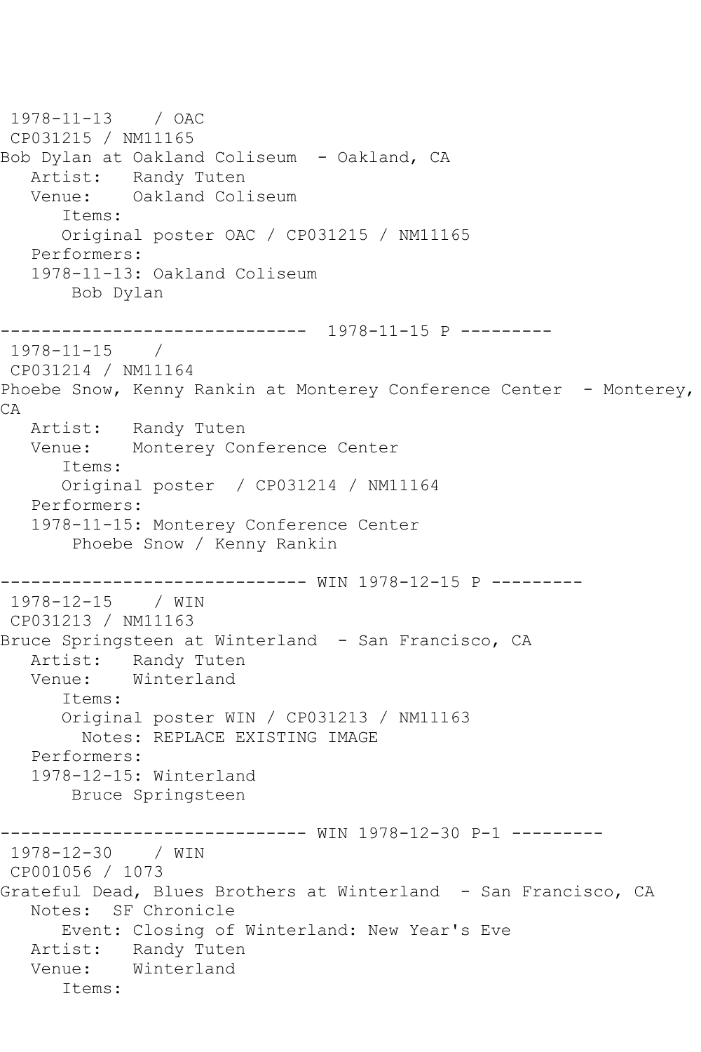```
1978-11-13    / OAC
 CP031215 / NM11165
Bob Dylan at Oakland Coliseum  - Oakland, CA
   Artist:   Randy Tuten
   Venue:    Oakland Coliseum
      Items:
      Original poster OAC / CP031215 / NM11165
   Performers:
   1978-11-13: Oakland Coliseum
       Bob Dylan

------------------------------  1978-11-15 P ---------
 1978-11-15    /
 CP031214 / NM11164
Phoebe Snow, Kenny Rankin at Monterey Conference Center  - Monterey,
CA
   Artist:   Randy Tuten
   Venue:    Monterey Conference Center
      Items:
      Original poster  / CP031214 / NM11164
   Performers:
   1978-11-15: Monterey Conference Center
       Phoebe Snow / Kenny Rankin

------------------------------ WIN 1978-12-15 P ---------
 1978-12-15    / WIN
 CP031213 / NM11163
Bruce Springsteen at Winterland  - San Francisco, CA
   Artist:   Randy Tuten
   Venue:    Winterland
      Items:
      Original poster WIN / CP031213 / NM11163
        Notes: REPLACE EXISTING IMAGE
   Performers:
   1978-12-15: Winterland
       Bruce Springsteen

------------------------------ WIN 1978-12-30 P-1 ---------
 1978-12-30    / WIN
 CP001056 / 1073
Grateful Dead, Blues Brothers at Winterland  - San Francisco, CA
   Notes:  SF Chronicle
      Event: Closing of Winterland: New Year's Eve
   Artist:   Randy Tuten
   Venue:    Winterland
      Items:
```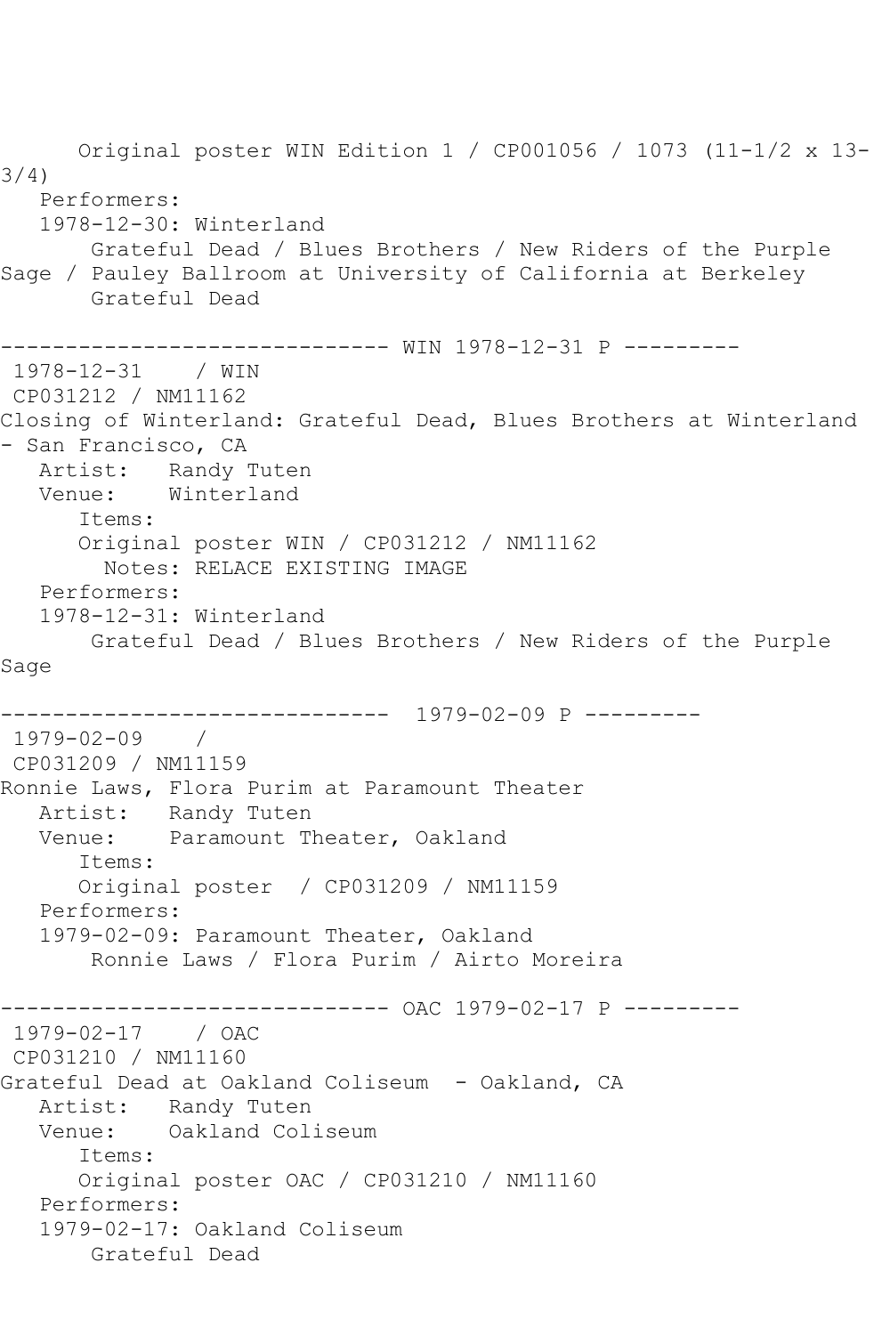Original poster WIN Edition 1 / CP001056 / 1073 (11-1/2 x 13-3/4)

Performers:

1978-12-30: Winterland

Grateful Dead / Blues Brothers / New Riders of the Purple Sage / Pauley Ballroom at University of California at Berkeley

Grateful Dead

------------------------------ WIN 1978-12-31 P ---------

1978-12-31 / WIN

CP031212 / NM11162

Closing of Winterland: Grateful Dead, Blues Brothers at Winterland - San Francisco, CA

Artist: Randy Tuten

Venue: Winterland

Items:

Original poster WIN / CP031212 / NM11162

Notes: RELACE EXISTING IMAGE

Performers:

1978-12-31: Winterland

Grateful Dead / Blues Brothers / New Riders of the Purple Sage

------------------------------ 1979-02-09 P ---------

1979-02-09 /

CP031209 / NM11159

Ronnie Laws, Flora Purim at Paramount Theater

Artist: Randy Tuten

Venue: Paramount Theater, Oakland

Items:

Original poster / CP031209 / NM11159

Performers:

1979-02-09: Paramount Theater, Oakland

Ronnie Laws / Flora Purim / Airto Moreira

------------------------------ OAC 1979-02-17 P ---------

1979-02-17 / OAC

CP031210 / NM11160

Grateful Dead at Oakland Coliseum - Oakland, CA

Artist: Randy Tuten

Venue: Oakland Coliseum

Items:

Original poster OAC / CP031210 / NM11160

Performers:

1979-02-17: Oakland Coliseum

Grateful Dead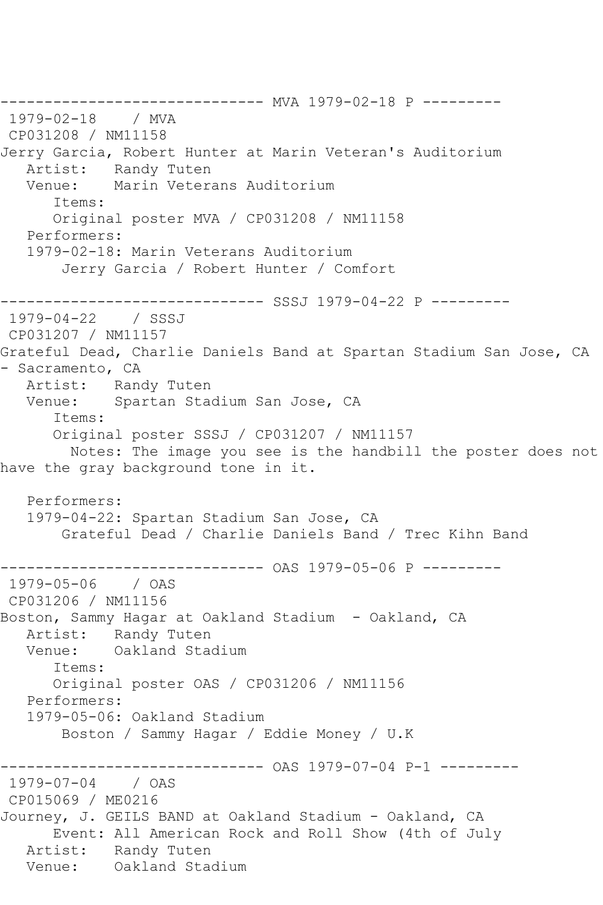------------------------------ MVA 1979-02-18 P ---------
1979-02-18 / MVA
CP031208 / NM11158
Jerry Garcia, Robert Hunter at Marin Veteran's Auditorium
Artist: Randy Tuten
Venue: Marin Veterans Auditorium
Items:
Original poster MVA / CP031208 / NM11158
Performers:
1979-02-18: Marin Veterans Auditorium
Jerry Garcia / Robert Hunter / Comfort

------------------------------ SSSJ 1979-04-22 P ---------
1979-04-22 / SSSJ
CP031207 / NM11157
Grateful Dead, Charlie Daniels Band at Spartan Stadium San Jose, CA - Sacramento, CA
Artist: Randy Tuten
Venue: Spartan Stadium San Jose, CA
Items:
Original poster SSSJ / CP031207 / NM11157
Notes: The image you see is the handbill the poster does not have the gray background tone in it.

Performers:
1979-04-22: Spartan Stadium San Jose, CA
Grateful Dead / Charlie Daniels Band / Trec Kihn Band

------------------------------ OAS 1979-05-06 P ---------
1979-05-06 / OAS
CP031206 / NM11156
Boston, Sammy Hagar at Oakland Stadium - Oakland, CA
Artist: Randy Tuten
Venue: Oakland Stadium
Items:
Original poster OAS / CP031206 / NM11156
Performers:
1979-05-06: Oakland Stadium
Boston / Sammy Hagar / Eddie Money / U.K

------------------------------ OAS 1979-07-04 P-1 ---------
1979-07-04 / OAS
CP015069 / ME0216
Journey, J. GEILS BAND at Oakland Stadium - Oakland, CA
Event: All American Rock and Roll Show (4th of July
Artist: Randy Tuten
Venue: Oakland Stadium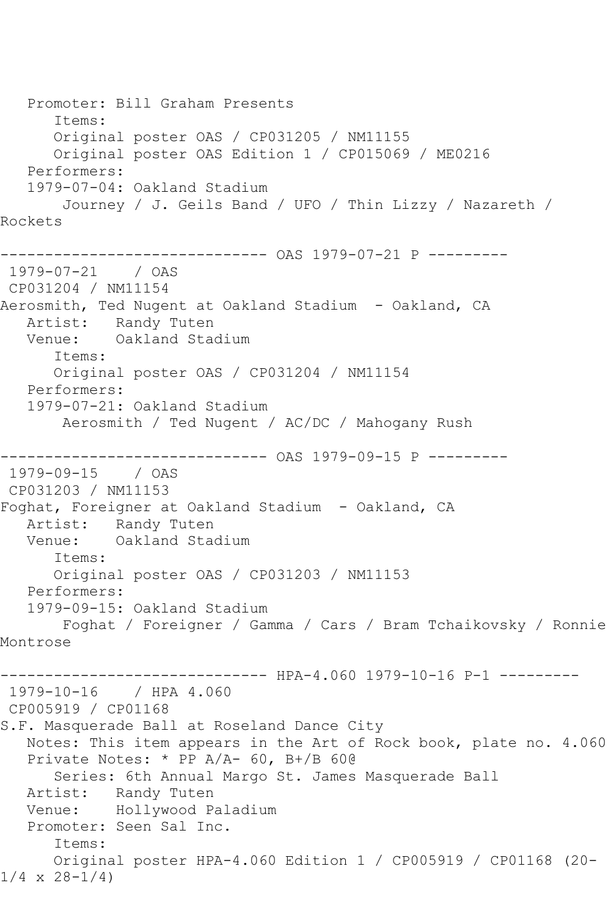```
   Promoter: Bill Graham Presents
      Items:
      Original poster OAS / CP031205 / NM11155
      Original poster OAS Edition 1 / CP015069 / ME0216
   Performers:
   1979-07-04: Oakland Stadium
       Journey / J. Geils Band / UFO / Thin Lizzy / Nazareth /
Rockets

------------------------------ OAS 1979-07-21 P ---------
 1979-07-21    / OAS
 CP031204 / NM11154
Aerosmith, Ted Nugent at Oakland Stadium  - Oakland, CA
   Artist:   Randy Tuten
   Venue:    Oakland Stadium
      Items:
      Original poster OAS / CP031204 / NM11154
   Performers:
   1979-07-21: Oakland Stadium
       Aerosmith / Ted Nugent / AC/DC / Mahogany Rush

------------------------------ OAS 1979-09-15 P ---------
 1979-09-15    / OAS
 CP031203 / NM11153
Foghat, Foreigner at Oakland Stadium  - Oakland, CA
   Artist:   Randy Tuten
   Venue:    Oakland Stadium
      Items:
      Original poster OAS / CP031203 / NM11153
   Performers:
   1979-09-15: Oakland Stadium
       Foghat / Foreigner / Gamma / Cars / Bram Tchaikovsky / Ronnie
Montrose

------------------------------ HPA-4.060 1979-10-16 P-1 ---------
 1979-10-16    / HPA 4.060
 CP005919 / CP01168
S.F. Masquerade Ball at Roseland Dance City
   Notes: This item appears in the Art of Rock book, plate no. 4.060
   Private Notes: * PP A/A- 60, B+/B 60@
      Series: 6th Annual Margo St. James Masquerade Ball
   Artist:   Randy Tuten
   Venue:    Hollywood Paladium
   Promoter: Seen Sal Inc.
      Items:
      Original poster HPA-4.060 Edition 1 / CP005919 / CP01168 (20-
1/4 x 28-1/4)
```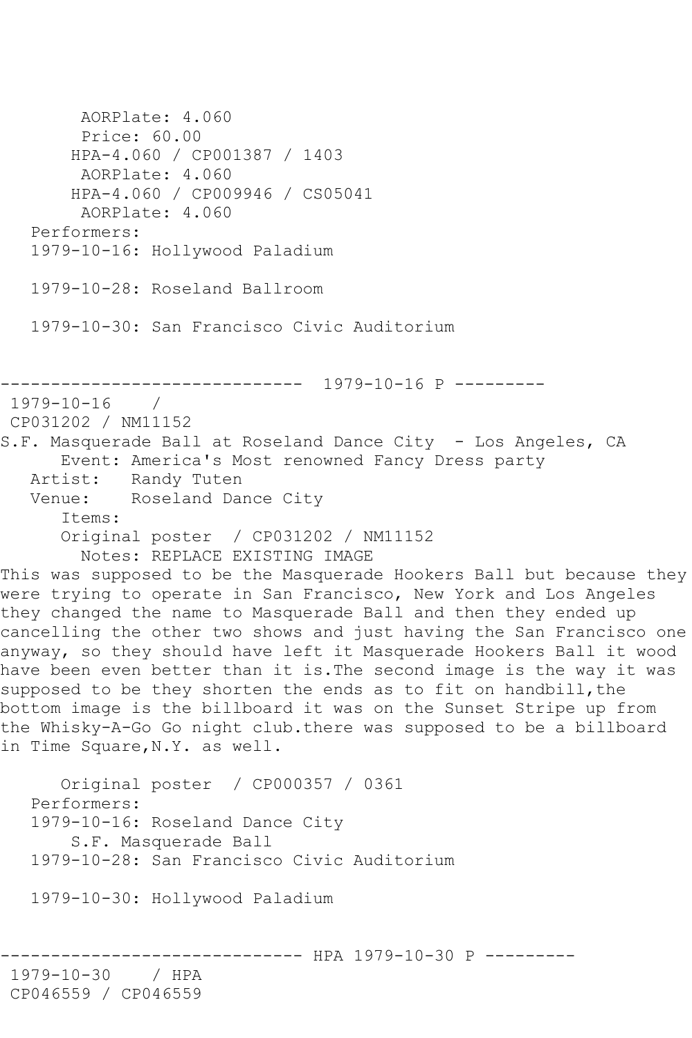```
        AORPlate: 4.060
        Price: 60.00
       HPA-4.060 / CP001387 / 1403
        AORPlate: 4.060
       HPA-4.060 / CP009946 / CS05041
        AORPlate: 4.060
   Performers:
   1979-10-16: Hollywood Paladium

   1979-10-28: Roseland Ballroom

   1979-10-30: San Francisco Civic Auditorium


------------------------------  1979-10-16 P ---------
 1979-10-16    /
 CP031202 / NM11152
S.F. Masquerade Ball at Roseland Dance City  - Los Angeles, CA
      Event: America's Most renowned Fancy Dress party
   Artist:   Randy Tuten
   Venue:    Roseland Dance City
      Items:
      Original poster  / CP031202 / NM11152
        Notes: REPLACE EXISTING IMAGE
This was supposed to be the Masquerade Hookers Ball but because they
were trying to operate in San Francisco, New York and Los Angeles
they changed the name to Masquerade Ball and then they ended up
cancelling the other two shows and just having the San Francisco one
anyway, so they should have left it Masquerade Hookers Ball it wood
have been even better than it is.The second image is the way it was
supposed to be they shorten the ends as to fit on handbill,the
bottom image is the billboard it was on the Sunset Stripe up from
the Whisky-A-Go Go night club.there was supposed to be a billboard
in Time Square,N.Y. as well.

      Original poster  / CP000357 / 0361
   Performers:
   1979-10-16: Roseland Dance City
       S.F. Masquerade Ball
   1979-10-28: San Francisco Civic Auditorium

   1979-10-30: Hollywood Paladium


------------------------------ HPA 1979-10-30 P ---------
 1979-10-30    / HPA
 CP046559 / CP046559
```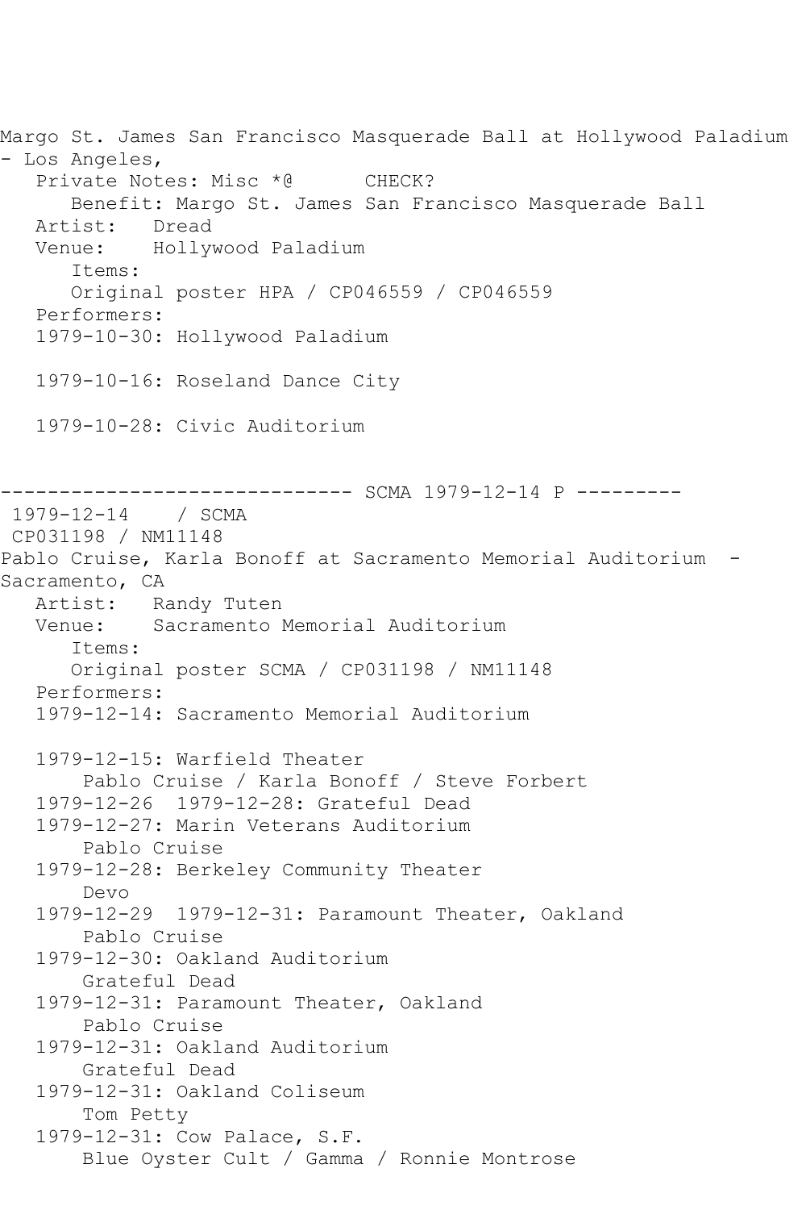Margo St. James San Francisco Masquerade Ball at Hollywood Paladium - Los Angeles,

Private Notes: Misc *@ CHECK?

Benefit: Margo St. James San Francisco Masquerade Ball

Artist: Dread

Venue: Hollywood Paladium

Items:

Original poster HPA / CP046559 / CP046559

Performers:

1979-10-30: Hollywood Paladium

1979-10-16: Roseland Dance City

1979-10-28: Civic Auditorium

------------------------------ SCMA 1979-12-14 P ---------

1979-12-14 / SCMA

CP031198 / NM11148

Pablo Cruise, Karla Bonoff at Sacramento Memorial Auditorium - Sacramento, CA

Artist: Randy Tuten

Venue: Sacramento Memorial Auditorium

Items:

Original poster SCMA / CP031198 / NM11148

Performers:

1979-12-14: Sacramento Memorial Auditorium

1979-12-15: Warfield Theater
Pablo Cruise / Karla Bonoff / Steve Forbert

1979-12-26 1979-12-28: Grateful Dead

1979-12-27: Marin Veterans Auditorium
Pablo Cruise

1979-12-28: Berkeley Community Theater
Devo

1979-12-29 1979-12-31: Paramount Theater, Oakland
Pablo Cruise

1979-12-30: Oakland Auditorium
Grateful Dead

1979-12-31: Paramount Theater, Oakland
Pablo Cruise

1979-12-31: Oakland Auditorium
Grateful Dead

1979-12-31: Oakland Coliseum
Tom Petty

1979-12-31: Cow Palace, S.F.
Blue Oyster Cult / Gamma / Ronnie Montrose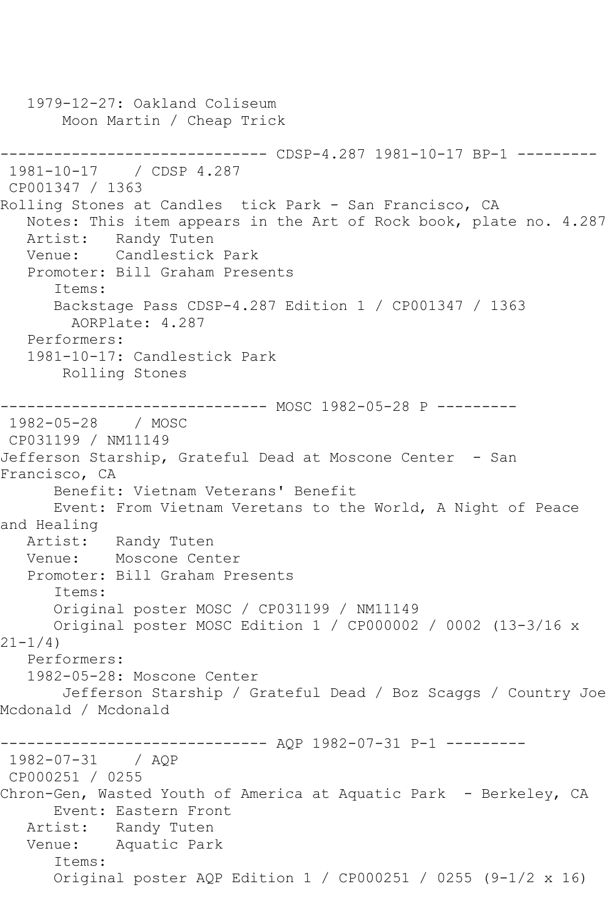1979-12-27: Oakland Coliseum
Moon Martin / Cheap Trick

------------------------------ CDSP-4.287 1981-10-17 BP-1 ---------
1981-10-17    / CDSP 4.287
CP001347 / 1363
Rolling Stones at Candles  tick Park - San Francisco, CA
Notes: This item appears in the Art of Rock book, plate no. 4.287
Artist:   Randy Tuten
Venue:    Candlestick Park
Promoter: Bill Graham Presents
Items:
Backstage Pass CDSP-4.287 Edition 1 / CP001347 / 1363
AORPlate: 4.287
Performers:
1981-10-17: Candlestick Park
Rolling Stones

------------------------------ MOSC 1982-05-28 P ---------
1982-05-28    / MOSC
CP031199 / NM11149
Jefferson Starship, Grateful Dead at Moscone Center  - San Francisco, CA
Benefit: Vietnam Veterans' Benefit
Event: From Vietnam Veretans to the World, A Night of Peace and Healing
Artist:   Randy Tuten
Venue:    Moscone Center
Promoter: Bill Graham Presents
Items:
Original poster MOSC / CP031199 / NM11149
Original poster MOSC Edition 1 / CP000002 / 0002 (13-3/16 x 21-1/4)
Performers:
1982-05-28: Moscone Center
Jefferson Starship / Grateful Dead / Boz Scaggs / Country Joe Mcdonald / Mcdonald

------------------------------ AQP 1982-07-31 P-1 ---------
1982-07-31    / AQP
CP000251 / 0255
Chron-Gen, Wasted Youth of America at Aquatic Park  - Berkeley, CA
Event: Eastern Front
Artist:   Randy Tuten
Venue:    Aquatic Park
Items:
Original poster AQP Edition 1 / CP000251 / 0255 (9-1/2 x 16)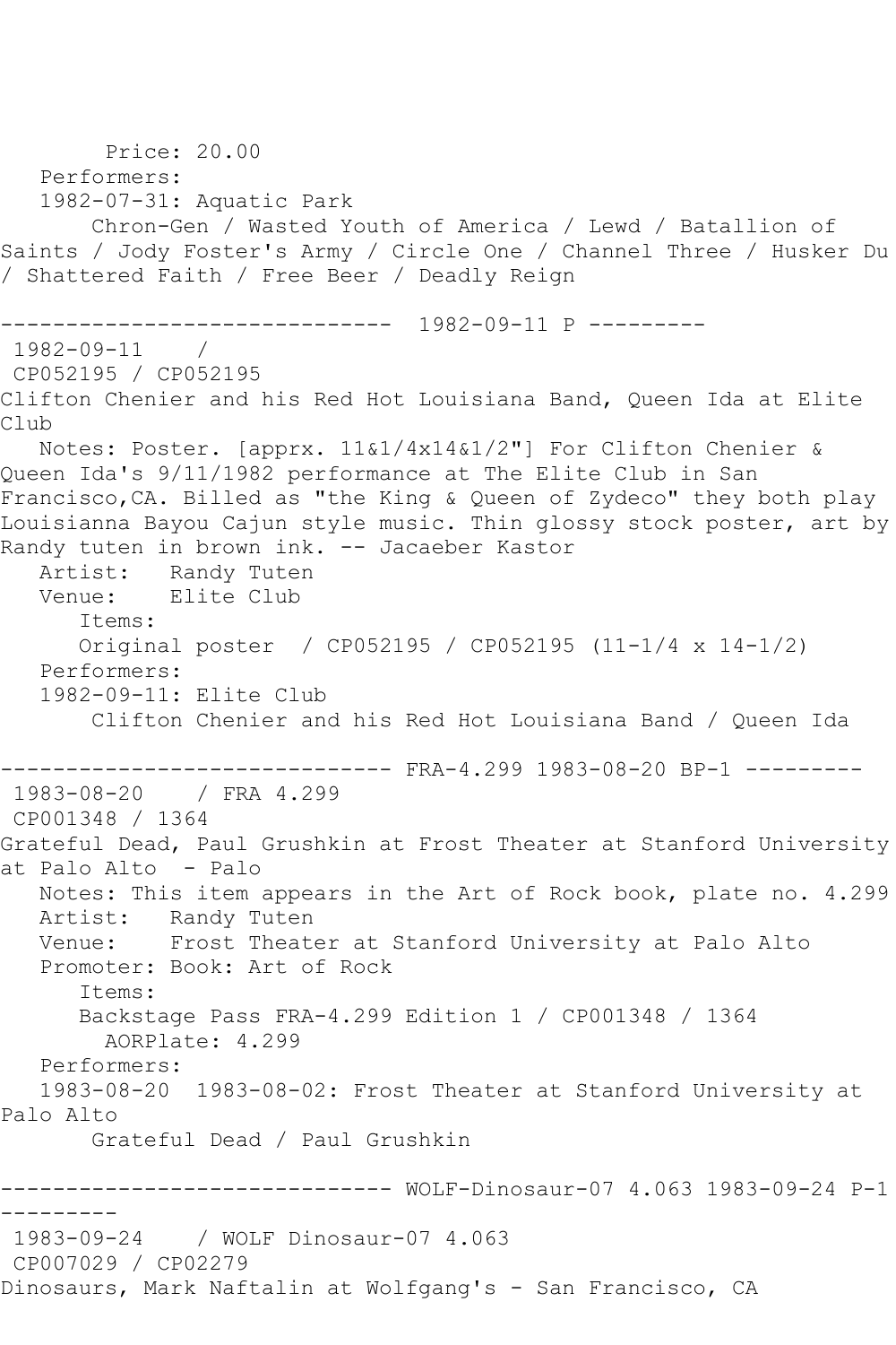```
        Price: 20.00
   Performers:
   1982-07-31: Aquatic Park
       Chron-Gen / Wasted Youth of America / Lewd / Batallion of
Saints / Jody Foster's Army / Circle One / Channel Three / Husker Du
/ Shattered Faith / Free Beer / Deadly Reign

------------------------------  1982-09-11 P ---------
 1982-09-11    /
 CP052195 / CP052195
Clifton Chenier and his Red Hot Louisiana Band, Queen Ida at Elite
Club
   Notes: Poster. [apprx. 11&1/4x14&1/2"] For Clifton Chenier &
Queen Ida's 9/11/1982 performance at The Elite Club in San
Francisco,CA. Billed as "the King & Queen of Zydeco" they both play
Louisianna Bayou Cajun style music. Thin glossy stock poster, art by
Randy tuten in brown ink. -- Jacaeber Kastor
   Artist:   Randy Tuten
   Venue:    Elite Club
      Items:
      Original poster  / CP052195 / CP052195 (11-1/4 x 14-1/2)
   Performers:
   1982-09-11: Elite Club
       Clifton Chenier and his Red Hot Louisiana Band / Queen Ida

------------------------------ FRA-4.299 1983-08-20 BP-1 ---------
 1983-08-20    / FRA 4.299
 CP001348 / 1364
Grateful Dead, Paul Grushkin at Frost Theater at Stanford University
at Palo Alto  - Palo
   Notes: This item appears in the Art of Rock book, plate no. 4.299
   Artist:   Randy Tuten
   Venue:    Frost Theater at Stanford University at Palo Alto
   Promoter: Book: Art of Rock
      Items:
      Backstage Pass FRA-4.299 Edition 1 / CP001348 / 1364
        AORPlate: 4.299
   Performers:
   1983-08-20  1983-08-02: Frost Theater at Stanford University at
Palo Alto
       Grateful Dead / Paul Grushkin

------------------------------ WOLF-Dinosaur-07 4.063 1983-09-24 P-1
---------
 1983-09-24    / WOLF Dinosaur-07 4.063
 CP007029 / CP02279
Dinosaurs, Mark Naftalin at Wolfgang's - San Francisco, CA
```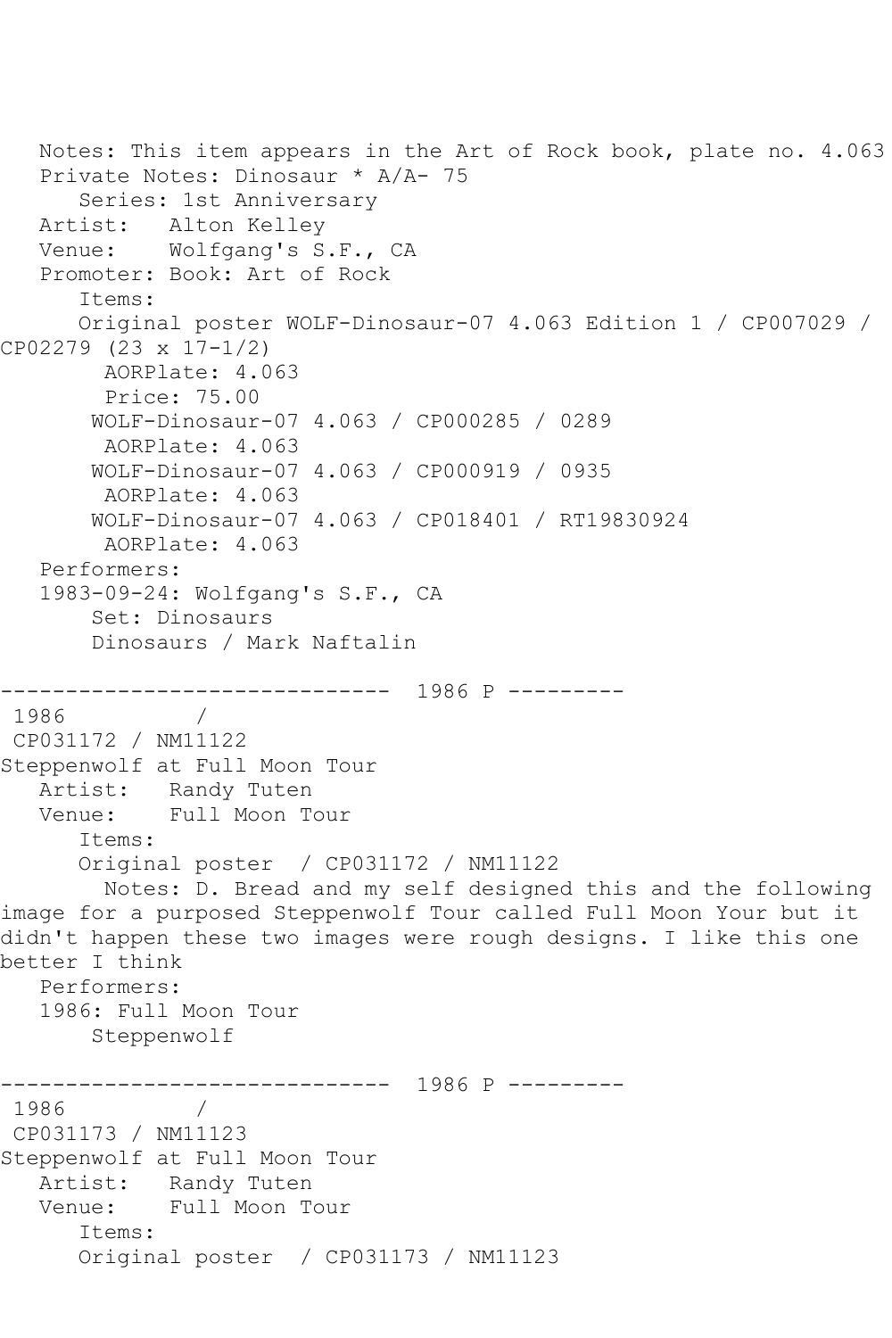```
   Notes: This item appears in the Art of Rock book, plate no. 4.063
   Private Notes: Dinosaur * A/A- 75
      Series: 1st Anniversary
   Artist:   Alton Kelley
   Venue:    Wolfgang's S.F., CA
   Promoter: Book: Art of Rock
      Items:
      Original poster WOLF-Dinosaur-07 4.063 Edition 1 / CP007029 / 
CP02279 (23 x 17-1/2)
        AORPlate: 4.063 
        Price: 75.00
       WOLF-Dinosaur-07 4.063 / CP000285 / 0289
        AORPlate: 4.063 
       WOLF-Dinosaur-07 4.063 / CP000919 / 0935
        AORPlate: 4.063 
       WOLF-Dinosaur-07 4.063 / CP018401 / RT19830924
        AORPlate: 4.063 
   Performers:
   1983-09-24: Wolfgang's S.F., CA
       Set: Dinosaurs
       Dinosaurs / Mark Naftalin

------------------------------  1986 P ---------
 1986          / 
 CP031172 / NM11122
Steppenwolf at Full Moon Tour
   Artist:   Randy Tuten
   Venue:    Full Moon Tour
      Items:
      Original poster  / CP031172 / NM11122
        Notes: D. Bread and my self designed this and the following 
image for a purposed Steppenwolf Tour called Full Moon Your but it 
didn't happen these two images were rough designs. I like this one 
better I think
   Performers:
   1986: Full Moon Tour
       Steppenwolf

------------------------------  1986 P ---------
 1986          / 
 CP031173 / NM11123
Steppenwolf at Full Moon Tour
   Artist:   Randy Tuten
   Venue:    Full Moon Tour
      Items:
      Original poster  / CP031173 / NM11123
```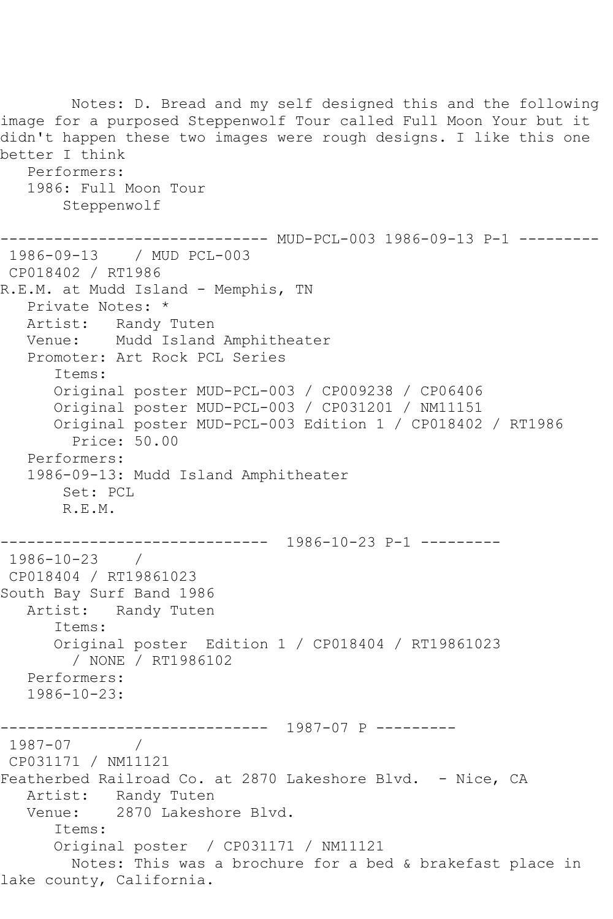Notes: D. Bread and my self designed this and the following image for a purposed Steppenwolf Tour called Full Moon Your but it didn't happen these two images were rough designs. I like this one better I think
   Performers:
   1986: Full Moon Tour
       Steppenwolf

------------------------------ MUD-PCL-003 1986-09-13 P-1 ---------
 1986-09-13    / MUD PCL-003
 CP018402 / RT1986
R.E.M. at Mudd Island - Memphis, TN
   Private Notes: *
   Artist:   Randy Tuten
   Venue:    Mudd Island Amphitheater
   Promoter: Art Rock PCL Series
      Items:
      Original poster MUD-PCL-003 / CP009238 / CP06406
      Original poster MUD-PCL-003 / CP031201 / NM11151
      Original poster MUD-PCL-003 Edition 1 / CP018402 / RT1986
        Price: 50.00
   Performers:
   1986-09-13: Mudd Island Amphitheater
       Set: PCL
       R.E.M.

------------------------------  1986-10-23 P-1 ---------
 1986-10-23    /
 CP018404 / RT19861023
South Bay Surf Band 1986
   Artist:   Randy Tuten
      Items:
      Original poster  Edition 1 / CP018404 / RT19861023
        / NONE / RT1986102
   Performers:
   1986-10-23:

------------------------------  1987-07 P ---------
 1987-07       /
 CP031171 / NM11121
Featherbed Railroad Co. at 2870 Lakeshore Blvd.  - Nice, CA
   Artist:   Randy Tuten
   Venue:    2870 Lakeshore Blvd.
      Items:
      Original poster  / CP031171 / NM11121
        Notes: This was a brochure for a bed & brakefast place in lake county, California.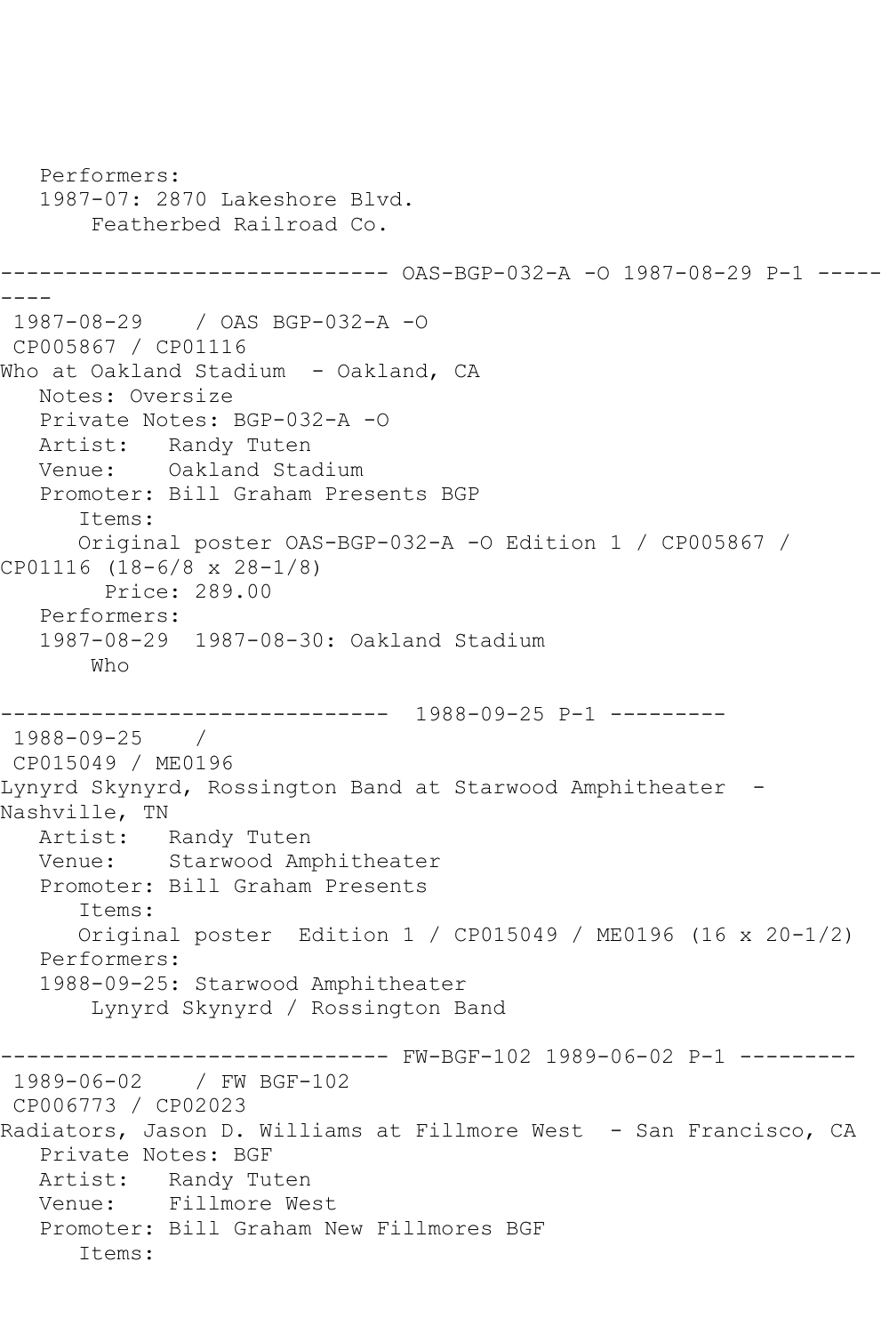```
   Performers:
   1987-07: 2870 Lakeshore Blvd.
       Featherbed Railroad Co.

------------------------------ OAS-BGP-032-A -O 1987-08-29 P-1 ---------
 1987-08-29    / OAS BGP-032-A -O
 CP005867 / CP01116
Who at Oakland Stadium  - Oakland, CA
   Notes: Oversize
   Private Notes: BGP-032-A -O
   Artist:   Randy Tuten
   Venue:    Oakland Stadium
   Promoter: Bill Graham Presents BGP
      Items:
      Original poster OAS-BGP-032-A -O Edition 1 / CP005867 /
CP01116 (18-6/8 x 28-1/8)
        Price: 289.00
   Performers:
   1987-08-29  1987-08-30: Oakland Stadium
       Who

------------------------------  1988-09-25 P-1 ---------
 1988-09-25    /
 CP015049 / ME0196
Lynyrd Skynyrd, Rossington Band at Starwood Amphitheater  -
Nashville, TN
   Artist:   Randy Tuten
   Venue:    Starwood Amphitheater
   Promoter: Bill Graham Presents
      Items:
      Original poster  Edition 1 / CP015049 / ME0196 (16 x 20-1/2)
   Performers:
   1988-09-25: Starwood Amphitheater
       Lynyrd Skynyrd / Rossington Band

------------------------------ FW-BGF-102 1989-06-02 P-1 ---------
 1989-06-02    / FW BGF-102
 CP006773 / CP02023
Radiators, Jason D. Williams at Fillmore West  - San Francisco, CA
   Private Notes: BGF
   Artist:   Randy Tuten
   Venue:    Fillmore West
   Promoter: Bill Graham New Fillmores BGF
      Items:
```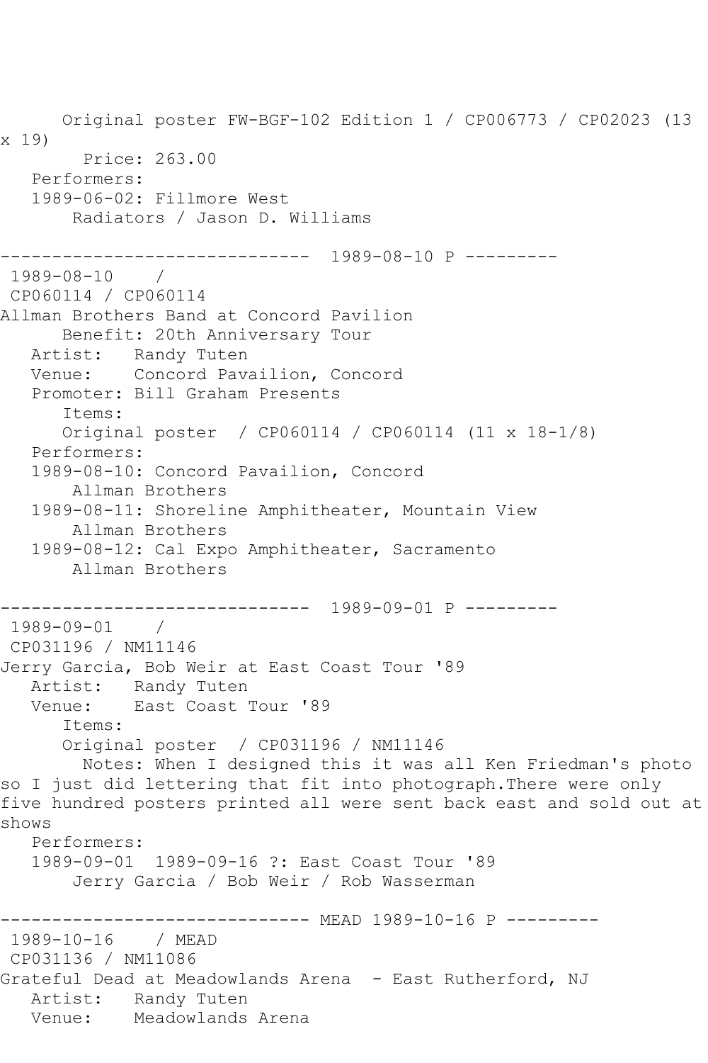Original poster FW-BGF-102 Edition 1 / CP006773 / CP02023 (13 x 19)
Price: 263.00
Performers:
1989-06-02: Fillmore West
Radiators / Jason D. Williams

------------------------------ 1989-08-10 P ---------

1989-08-10 /
CP060114 / CP060114
Allman Brothers Band at Concord Pavilion
Benefit: 20th Anniversary Tour
Artist: Randy Tuten
Venue: Concord Pavailion, Concord
Promoter: Bill Graham Presents
Items:
Original poster / CP060114 / CP060114 (11 x 18-1/8)
Performers:
1989-08-10: Concord Pavailion, Concord
Allman Brothers
1989-08-11: Shoreline Amphitheater, Mountain View
Allman Brothers
1989-08-12: Cal Expo Amphitheater, Sacramento
Allman Brothers

------------------------------ 1989-09-01 P ---------

1989-09-01 /
CP031196 / NM11146
Jerry Garcia, Bob Weir at East Coast Tour '89
Artist: Randy Tuten
Venue: East Coast Tour '89
Items:
Original poster / CP031196 / NM11146
Notes: When I designed this it was all Ken Friedman's photo so I just did lettering that fit into photograph.There were only five hundred posters printed all were sent back east and sold out at shows
Performers:
1989-09-01 1989-09-16 ?: East Coast Tour '89
Jerry Garcia / Bob Weir / Rob Wasserman

------------------------------ MEAD 1989-10-16 P ---------

1989-10-16 / MEAD
CP031136 / NM11086
Grateful Dead at Meadowlands Arena - East Rutherford, NJ
Artist: Randy Tuten
Venue: Meadowlands Arena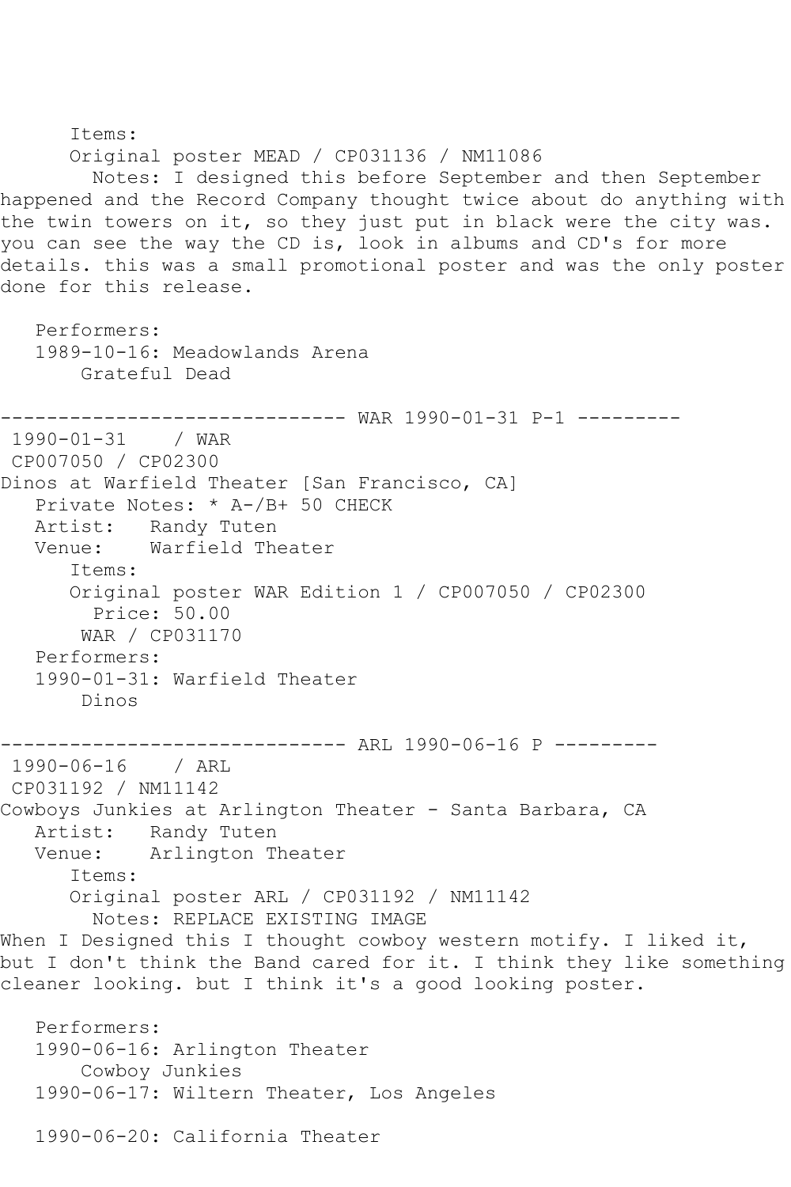Items:
      Original poster MEAD / CP031136 / NM11086
        Notes: I designed this before September and then September happened and the Record Company thought twice about do anything with the twin towers on it, so they just put in black were the city was. you can see the way the CD is, look in albums and CD's for more details. this was a small promotional poster and was the only poster done for this release.

   Performers:
   1989-10-16: Meadowlands Arena
       Grateful Dead

------------------------------ WAR 1990-01-31 P-1 ---------
 1990-01-31    / WAR
 CP007050 / CP02300
Dinos at Warfield Theater [San Francisco, CA]
   Private Notes: * A-/B+ 50 CHECK
   Artist:   Randy Tuten
   Venue:    Warfield Theater
      Items:
      Original poster WAR Edition 1 / CP007050 / CP02300
        Price: 50.00
       WAR / CP031170
   Performers:
   1990-01-31: Warfield Theater
       Dinos

------------------------------ ARL 1990-06-16 P ---------
 1990-06-16    / ARL
 CP031192 / NM11142
Cowboys Junkies at Arlington Theater - Santa Barbara, CA
   Artist:   Randy Tuten
   Venue:    Arlington Theater
      Items:
      Original poster ARL / CP031192 / NM11142
        Notes: REPLACE EXISTING IMAGE
When I Designed this I thought cowboy western motify. I liked it, but I don't think the Band cared for it. I think they like something cleaner looking. but I think it's a good looking poster.

   Performers:
   1990-06-16: Arlington Theater
       Cowboy Junkies
   1990-06-17: Wiltern Theater, Los Angeles

   1990-06-20: California Theater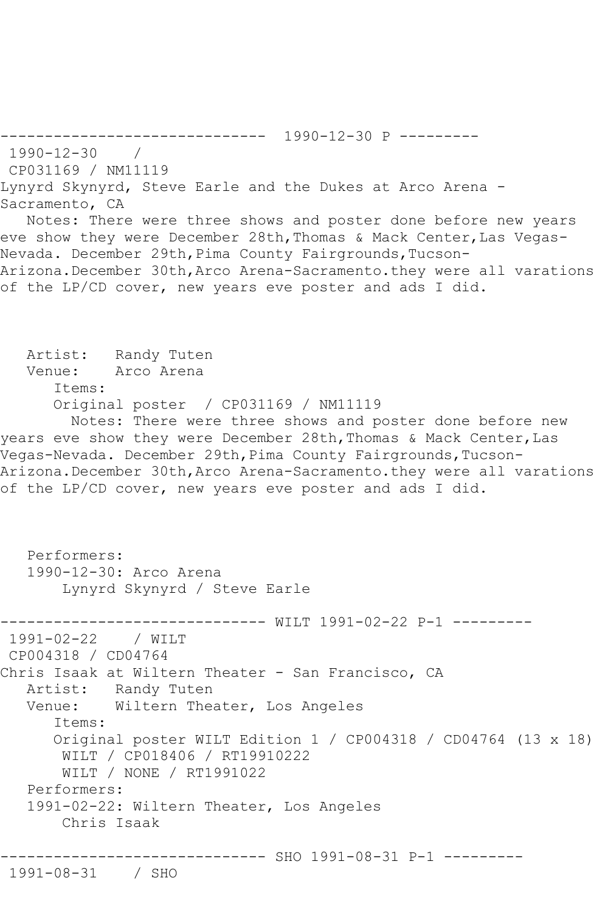------------------------------  1990-12-30 P ---------

1990-12-30    /

CP031169 / NM11119

Lynyrd Skynyrd, Steve Earle and the Dukes at Arco Arena - Sacramento, CA

Notes: There were three shows and poster done before new years eve show they were December 28th,Thomas & Mack Center,Las Vegas-Nevada. December 29th,Pima County Fairgrounds,Tucson-Arizona.December 30th,Arco Arena-Sacramento.they were all varations of the LP/CD cover, new years eve poster and ads I did.

Artist:   Randy Tuten

Venue:    Arco Arena

Items:

Original poster  / CP031169 / NM11119

Notes: There were three shows and poster done before new years eve show they were December 28th,Thomas & Mack Center,Las Vegas-Nevada. December 29th,Pima County Fairgrounds,Tucson-Arizona.December 30th,Arco Arena-Sacramento.they were all varations of the LP/CD cover, new years eve poster and ads I did.

Performers:

1990-12-30: Arco Arena

Lynyrd Skynyrd / Steve Earle

------------------------------ WILT 1991-02-22 P-1 ---------

1991-02-22    / WILT

CP004318 / CD04764

Chris Isaak at Wiltern Theater - San Francisco, CA

Artist:   Randy Tuten

Venue:    Wiltern Theater, Los Angeles

Items:

Original poster WILT Edition 1 / CP004318 / CD04764 (13 x 18)

WILT / CP018406 / RT19910222

WILT / NONE / RT1991022

Performers:

1991-02-22: Wiltern Theater, Los Angeles

Chris Isaak

------------------------------ SHO 1991-08-31 P-1 ---------

1991-08-31    / SHO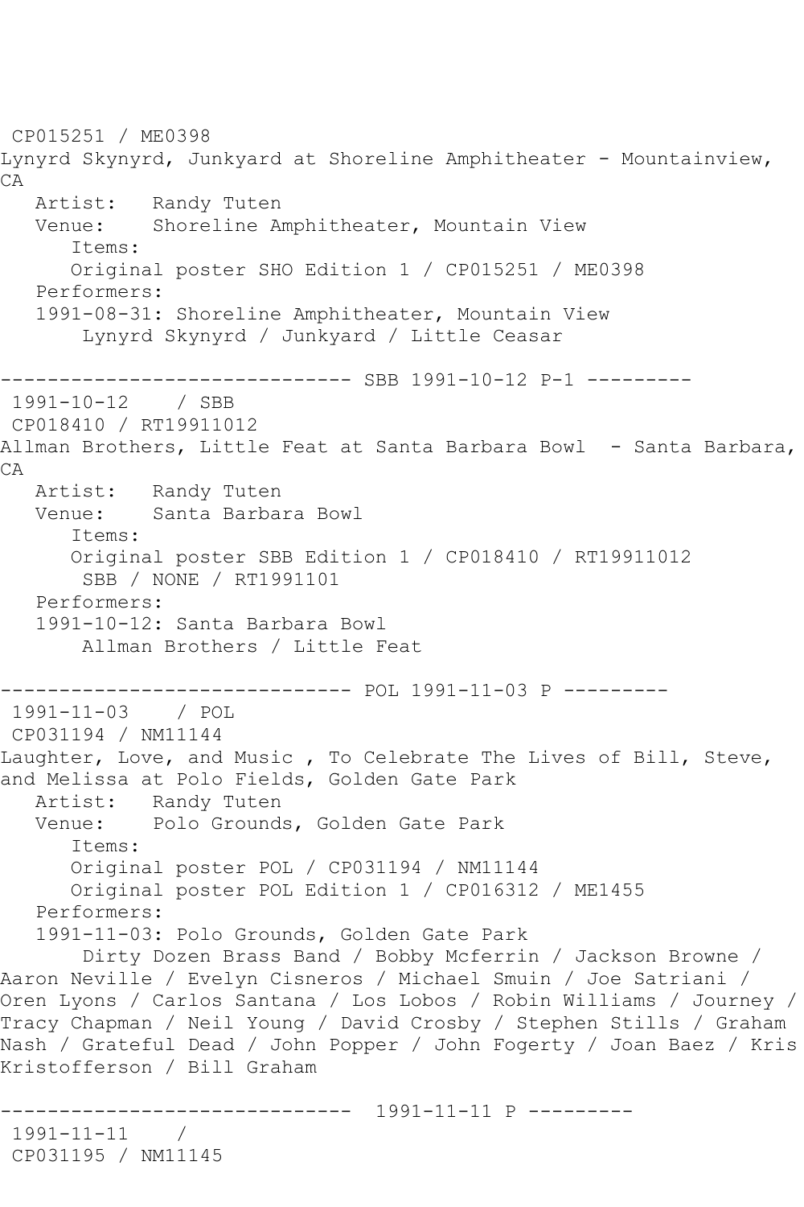CP015251 / ME0398
Lynyrd Skynyrd, Junkyard at Shoreline Amphitheater - Mountainview, CA
   Artist:   Randy Tuten
   Venue:    Shoreline Amphitheater, Mountain View
      Items:
      Original poster SHO Edition 1 / CP015251 / ME0398
   Performers:
   1991-08-31: Shoreline Amphitheater, Mountain View
       Lynyrd Skynyrd / Junkyard / Little Ceasar

------------------------------ SBB 1991-10-12 P-1 ---------
1991-10-12    / SBB
CP018410 / RT19911012
Allman Brothers, Little Feat at Santa Barbara Bowl  - Santa Barbara, CA
   Artist:   Randy Tuten
   Venue:    Santa Barbara Bowl
      Items:
      Original poster SBB Edition 1 / CP018410 / RT19911012
       SBB / NONE / RT1991101
   Performers:
   1991-10-12: Santa Barbara Bowl
       Allman Brothers / Little Feat

------------------------------ POL 1991-11-03 P ---------
1991-11-03    / POL
CP031194 / NM11144
Laughter, Love, and Music , To Celebrate The Lives of Bill, Steve, and Melissa at Polo Fields, Golden Gate Park
   Artist:   Randy Tuten
   Venue:    Polo Grounds, Golden Gate Park
      Items:
      Original poster POL / CP031194 / NM11144
      Original poster POL Edition 1 / CP016312 / ME1455
   Performers:
   1991-11-03: Polo Grounds, Golden Gate Park
       Dirty Dozen Brass Band / Bobby Mcferrin / Jackson Browne / Aaron Neville / Evelyn Cisneros / Michael Smuin / Joe Satriani / Oren Lyons / Carlos Santana / Los Lobos / Robin Williams / Journey / Tracy Chapman / Neil Young / David Crosby / Stephen Stills / Graham Nash / Grateful Dead / John Popper / John Fogerty / Joan Baez / Kris Kristofferson / Bill Graham

------------------------------  1991-11-11 P ---------
1991-11-11    /
CP031195 / NM11145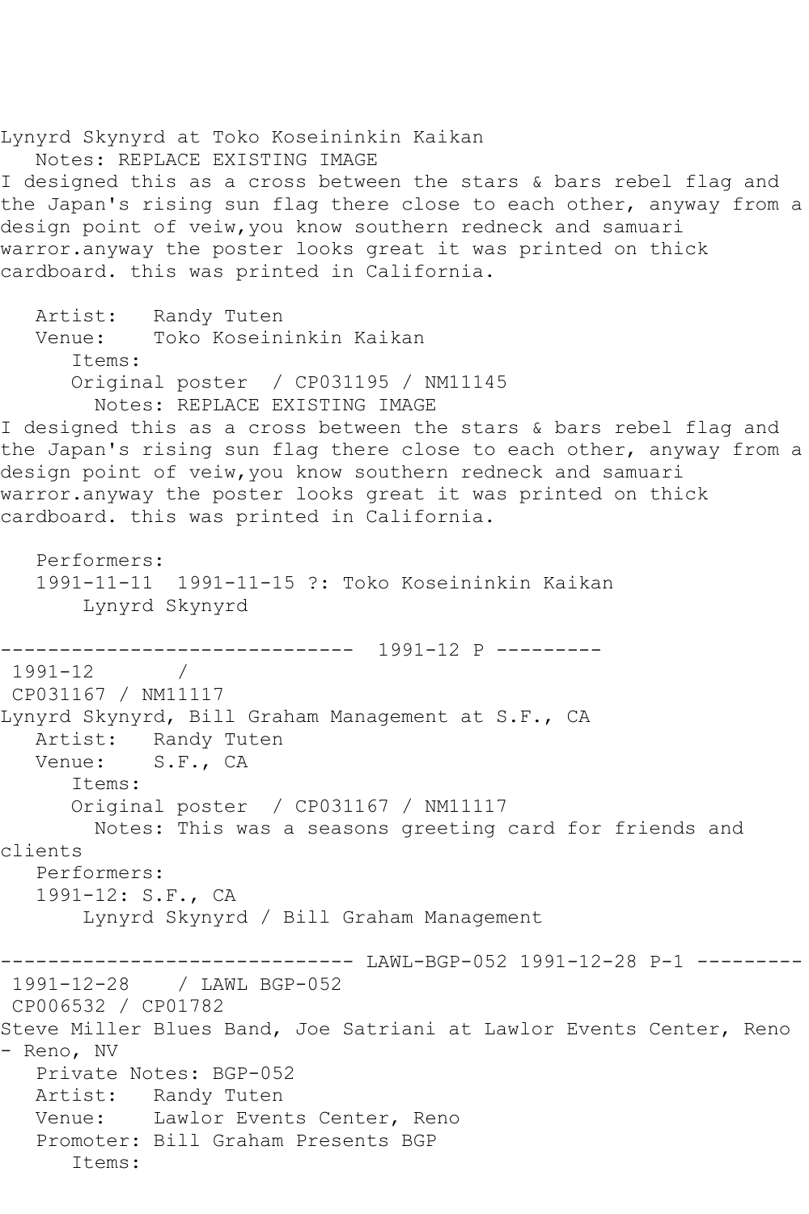Lynyrd Skynyrd at Toko Koseininkin Kaikan
   Notes: REPLACE EXISTING IMAGE
I designed this as a cross between the stars & bars rebel flag and the Japan's rising sun flag there close to each other, anyway from a design point of veiw,you know southern redneck and samuari warror.anyway the poster looks great it was printed on thick cardboard. this was printed in California.

   Artist:   Randy Tuten
   Venue:    Toko Koseininkin Kaikan
      Items:
      Original poster  / CP031195 / NM11145
        Notes: REPLACE EXISTING IMAGE
I designed this as a cross between the stars & bars rebel flag and the Japan's rising sun flag there close to each other, anyway from a design point of veiw,you know southern redneck and samuari warror.anyway the poster looks great it was printed on thick cardboard. this was printed in California.

   Performers:
   1991-11-11  1991-11-15 ?: Toko Koseininkin Kaikan
       Lynyrd Skynyrd

------------------------------  1991-12 P ---------
 1991-12       /
 CP031167 / NM11117
Lynyrd Skynyrd, Bill Graham Management at S.F., CA
   Artist:   Randy Tuten
   Venue:    S.F., CA
      Items:
      Original poster  / CP031167 / NM11117
        Notes: This was a seasons greeting card for friends and clients
   Performers:
   1991-12: S.F., CA
       Lynyrd Skynyrd / Bill Graham Management

------------------------------ LAWL-BGP-052 1991-12-28 P-1 ---------
 1991-12-28    / LAWL BGP-052
 CP006532 / CP01782
Steve Miller Blues Band, Joe Satriani at Lawlor Events Center, Reno - Reno, NV
   Private Notes: BGP-052
   Artist:   Randy Tuten
   Venue:    Lawlor Events Center, Reno
   Promoter: Bill Graham Presents BGP
      Items: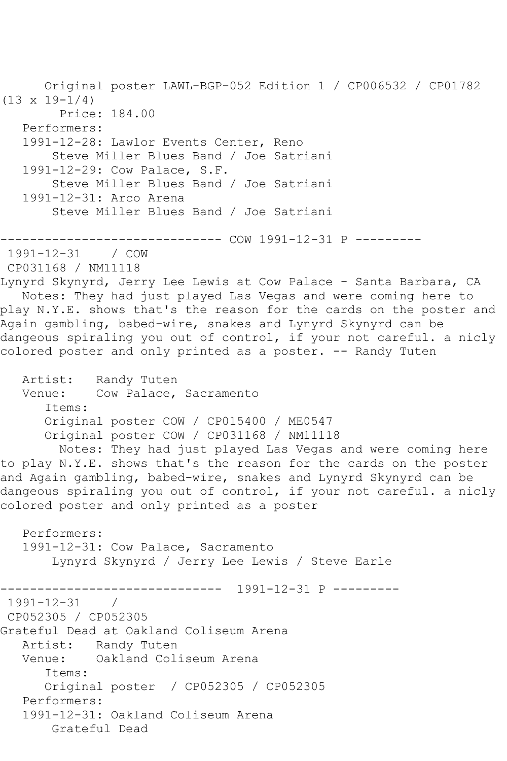Original poster LAWL-BGP-052 Edition 1 / CP006532 / CP01782 (13 x 19-1/4)

Price: 184.00

Performers:

1991-12-28: Lawlor Events Center, Reno
Steve Miller Blues Band / Joe Satriani

1991-12-29: Cow Palace, S.F.
Steve Miller Blues Band / Joe Satriani

1991-12-31: Arco Arena
Steve Miller Blues Band / Joe Satriani

------------------------------ COW 1991-12-31 P ---------

1991-12-31 / COW
CP031168 / NM11118

Lynyrd Skynyrd, Jerry Lee Lewis at Cow Palace - Santa Barbara, CA

Notes: They had just played Las Vegas and were coming here to play N.Y.E. shows that's the reason for the cards on the poster and Again gambling, babed-wire, snakes and Lynyrd Skynyrd can be dangeous spiraling you out of control, if your not careful. a nicly colored poster and only printed as a poster. -- Randy Tuten

Artist: Randy Tuten
Venue: Cow Palace, Sacramento

Items:

Original poster COW / CP015400 / ME0547

Original poster COW / CP031168 / NM11118

Notes: They had just played Las Vegas and were coming here to play N.Y.E. shows that's the reason for the cards on the poster and Again gambling, babed-wire, snakes and Lynyrd Skynyrd can be dangeous spiraling you out of control, if your not careful. a nicly colored poster and only printed as a poster

Performers:

1991-12-31: Cow Palace, Sacramento
Lynyrd Skynyrd / Jerry Lee Lewis / Steve Earle

------------------------------ 1991-12-31 P ---------

1991-12-31 /
CP052305 / CP052305

Grateful Dead at Oakland Coliseum Arena

Artist: Randy Tuten
Venue: Oakland Coliseum Arena

Items:

Original poster / CP052305 / CP052305

Performers:

1991-12-31: Oakland Coliseum Arena
Grateful Dead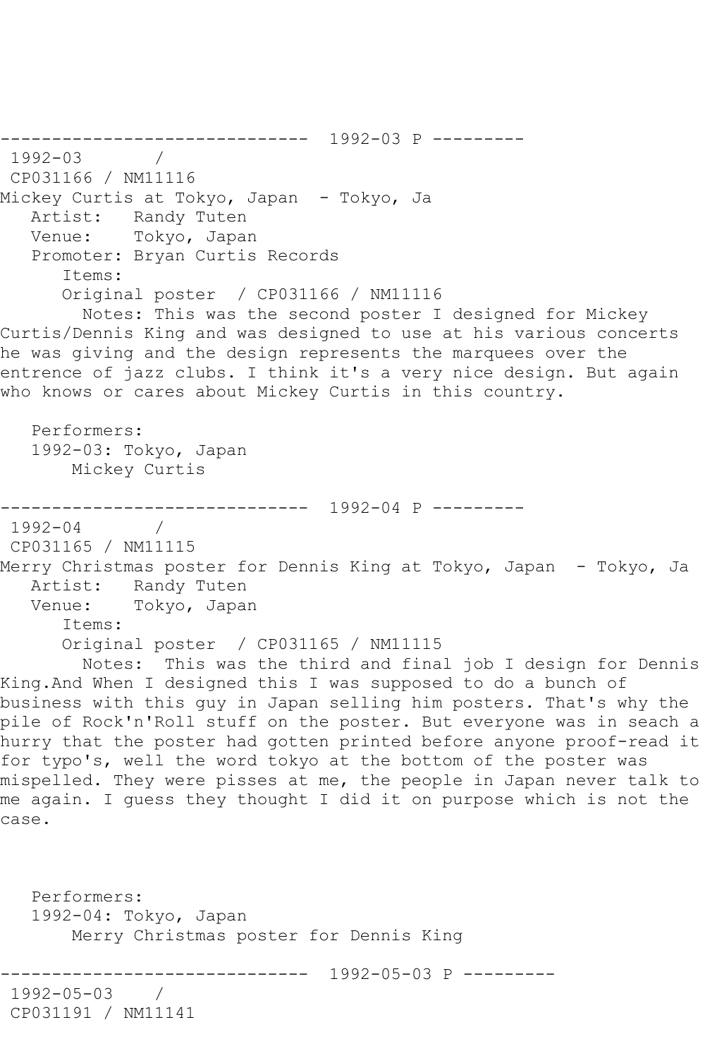------------------------------ 1992-03 P ---------

1992-03 /

CP031166 / NM11116

Mickey Curtis at Tokyo, Japan - Tokyo, Ja

Artist: Randy Tuten

Venue: Tokyo, Japan

Promoter: Bryan Curtis Records

Items:

Original poster / CP031166 / NM11116

Notes: This was the second poster I designed for Mickey Curtis/Dennis King and was designed to use at his various concerts he was giving and the design represents the marquees over the entrence of jazz clubs. I think it's a very nice design. But again who knows or cares about Mickey Curtis in this country.

Performers:

1992-03: Tokyo, Japan

Mickey Curtis

------------------------------ 1992-04 P ---------

1992-04 /

CP031165 / NM11115

Merry Christmas poster for Dennis King at Tokyo, Japan - Tokyo, Ja

Artist: Randy Tuten

Venue: Tokyo, Japan

Items:

Original poster / CP031165 / NM11115

Notes: This was the third and final job I design for Dennis King.And When I designed this I was supposed to do a bunch of business with this guy in Japan selling him posters. That's why the pile of Rock'n'Roll stuff on the poster. But everyone was in seach a hurry that the poster had gotten printed before anyone proof-read it for typo's, well the word tokyo at the bottom of the poster was mispelled. They were pisses at me, the people in Japan never talk to me again. I guess they thought I did it on purpose which is not the case.

Performers:

1992-04: Tokyo, Japan

Merry Christmas poster for Dennis King

------------------------------ 1992-05-03 P ---------

1992-05-03 /

CP031191 / NM11141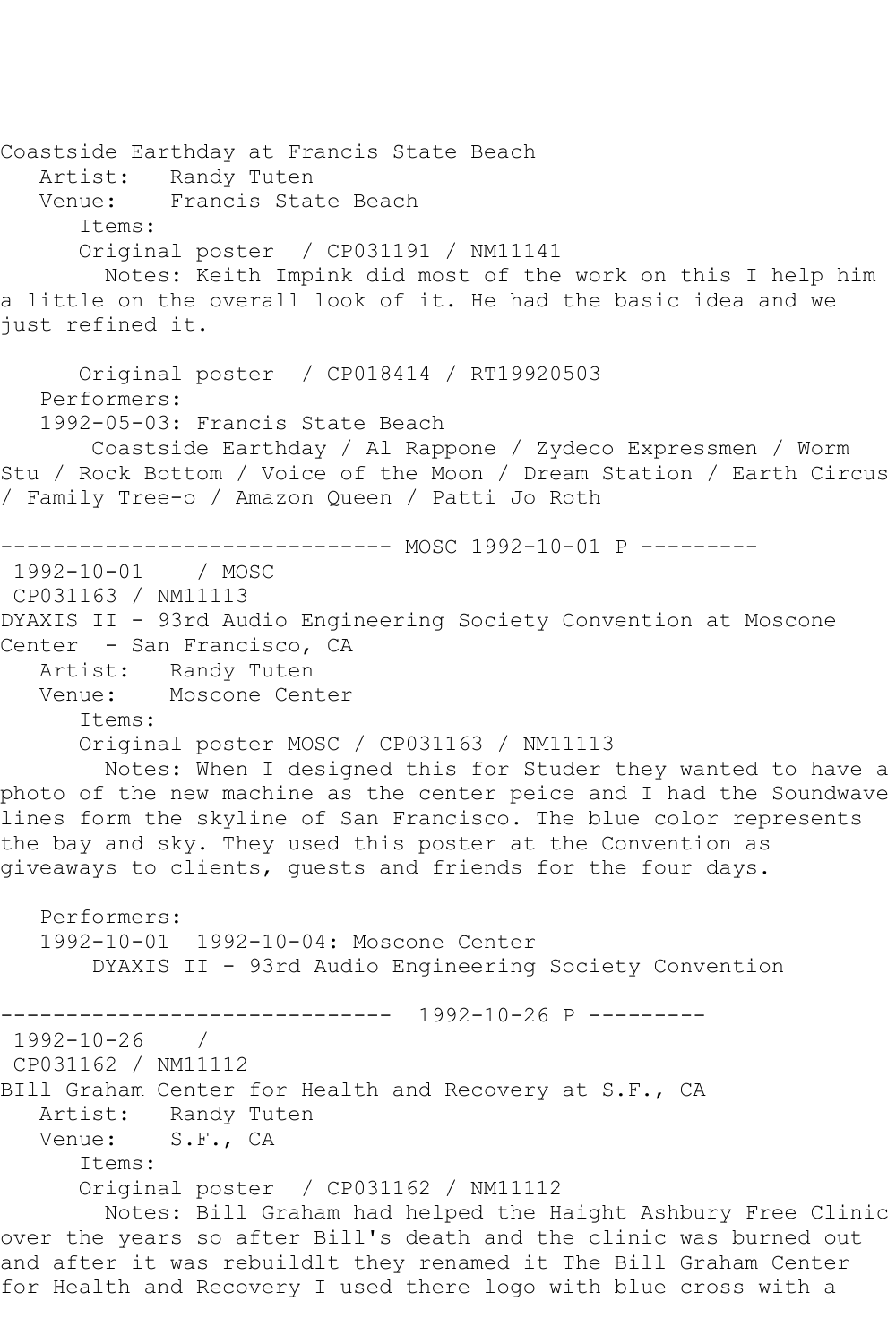Coastside Earthday at Francis State Beach
   Artist:   Randy Tuten
   Venue:    Francis State Beach
      Items:
      Original poster  / CP031191 / NM11141
        Notes: Keith Impink did most of the work on this I help him a little on the overall look of it. He had the basic idea and we just refined it.

      Original poster  / CP018414 / RT19920503
   Performers:
   1992-05-03: Francis State Beach
       Coastside Earthday / Al Rappone / Zydeco Expressmen / Worm Stu / Rock Bottom / Voice of the Moon / Dream Station / Earth Circus / Family Tree-o / Amazon Queen / Patti Jo Roth

------------------------------ MOSC 1992-10-01 P ---------
 1992-10-01    / MOSC
 CP031163 / NM11113
DYAXIS II - 93rd Audio Engineering Society Convention at Moscone Center  - San Francisco, CA
   Artist:   Randy Tuten
   Venue:    Moscone Center
      Items:
      Original poster MOSC / CP031163 / NM11113
        Notes: When I designed this for Studer they wanted to have a photo of the new machine as the center peice and I had the Soundwave lines form the skyline of San Francisco. The blue color represents the bay and sky. They used this poster at the Convention as giveaways to clients, guests and friends for the four days.

   Performers:
   1992-10-01  1992-10-04: Moscone Center
       DYAXIS II - 93rd Audio Engineering Society Convention

------------------------------  1992-10-26 P ---------
 1992-10-26    /
 CP031162 / NM11112
BIll Graham Center for Health and Recovery at S.F., CA
   Artist:   Randy Tuten
   Venue:    S.F., CA
      Items:
      Original poster  / CP031162 / NM11112
        Notes: Bill Graham had helped the Haight Ashbury Free Clinic over the years so after Bill's death and the clinic was burned out and after it was rebuildlt they renamed it The Bill Graham Center for Health and Recovery I used there logo with blue cross with a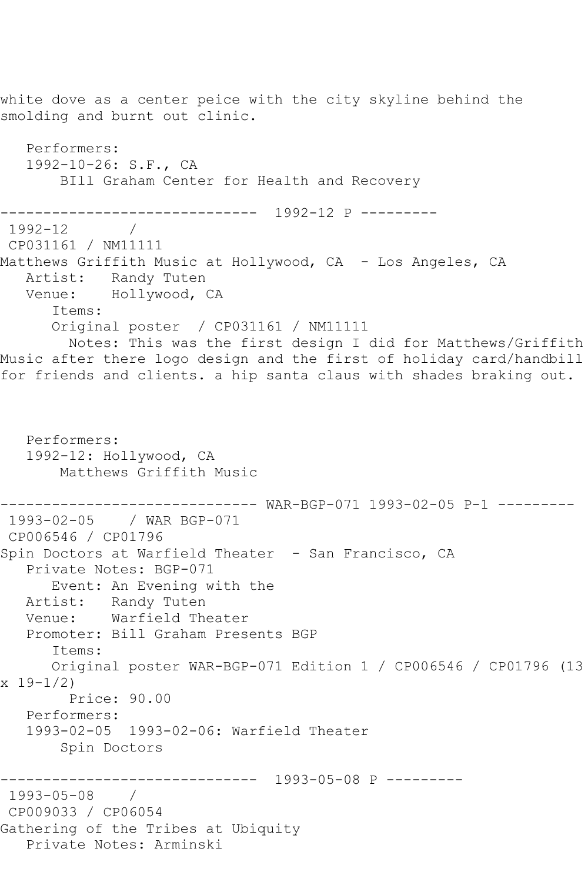white dove as a center peice with the city skyline behind the smolding and burnt out clinic.

Performers:
1992-10-26: S.F., CA
BIll Graham Center for Health and Recovery

------------------------------ 1992-12 P ---------

1992-12 /
CP031161 / NM11111
Matthews Griffith Music at Hollywood, CA - Los Angeles, CA
Artist: Randy Tuten
Venue: Hollywood, CA
Items:
Original poster / CP031161 / NM11111
Notes: This was the first design I did for Matthews/Griffith Music after there logo design and the first of holiday card/handbill for friends and clients. a hip santa claus with shades braking out.

Performers:
1992-12: Hollywood, CA
Matthews Griffith Music

------------------------------ WAR-BGP-071 1993-02-05 P-1 ---------

1993-02-05 / WAR BGP-071
CP006546 / CP01796
Spin Doctors at Warfield Theater - San Francisco, CA
Private Notes: BGP-071
Event: An Evening with the
Artist: Randy Tuten
Venue: Warfield Theater
Promoter: Bill Graham Presents BGP
Items:
Original poster WAR-BGP-071 Edition 1 / CP006546 / CP01796 (13 x 19-1/2)
Price: 90.00
Performers:
1993-02-05 1993-02-06: Warfield Theater
Spin Doctors

------------------------------ 1993-05-08 P ---------

1993-05-08 /
CP009033 / CP06054
Gathering of the Tribes at Ubiquity
Private Notes: Arminski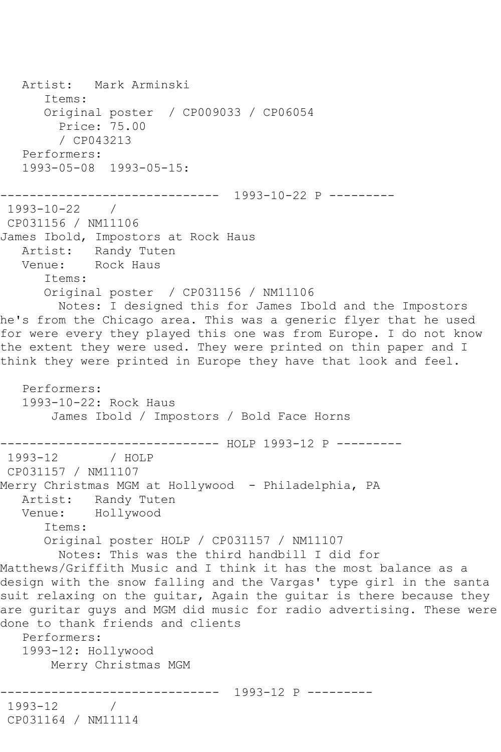```
   Artist:   Mark Arminski
      Items:
      Original poster  / CP009033 / CP06054
        Price: 75.00
        / CP043213
   Performers:
   1993-05-08  1993-05-15:

------------------------------  1993-10-22 P ---------
 1993-10-22    /
 CP031156 / NM11106
James Ibold, Impostors at Rock Haus
   Artist:   Randy Tuten
   Venue:    Rock Haus
      Items:
      Original poster  / CP031156 / NM11106
        Notes: I designed this for James Ibold and the Impostors
he's from the Chicago area. This was a generic flyer that he used
for were every they played this one was from Europe. I do not know
the extent they were used. They were printed on thin paper and I
think they were printed in Europe they have that look and feel.

   Performers:
   1993-10-22: Rock Haus
       James Ibold / Impostors / Bold Face Horns

------------------------------ HOLP 1993-12 P ---------
 1993-12       / HOLP
 CP031157 / NM11107
Merry Christmas MGM at Hollywood  - Philadelphia, PA
   Artist:   Randy Tuten
   Venue:    Hollywood
      Items:
      Original poster HOLP / CP031157 / NM11107
        Notes: This was the third handbill I did for
Matthews/Griffith Music and I think it has the most balance as a
design with the snow falling and the Vargas' type girl in the santa
suit relaxing on the guitar, Again the guitar is there because they
are guritar guys and MGM did music for radio advertising. These were
done to thank friends and clients
   Performers:
   1993-12: Hollywood
       Merry Christmas MGM

------------------------------  1993-12 P ---------
 1993-12       /
 CP031164 / NM11114
```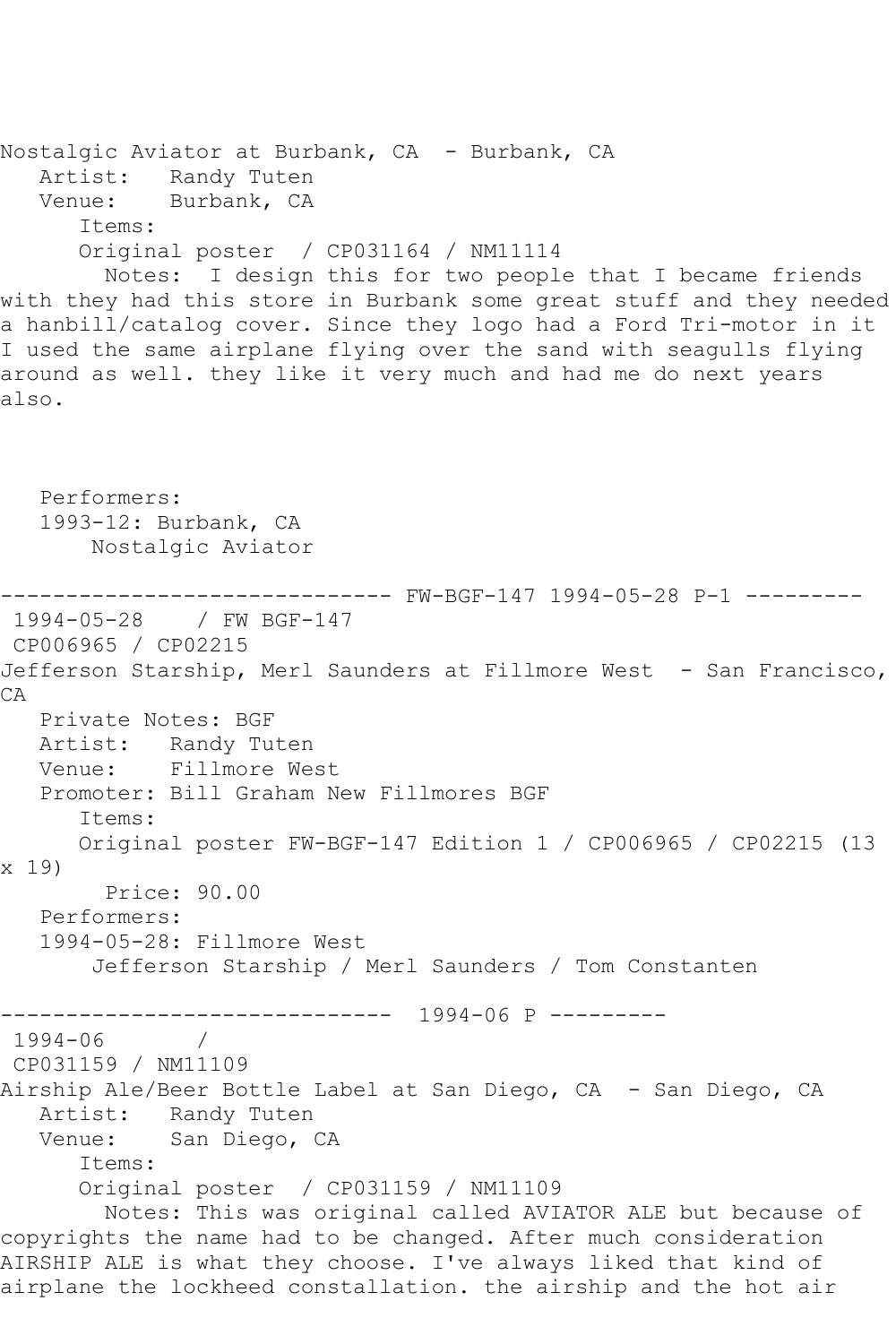Nostalgic Aviator at Burbank, CA - Burbank, CA
   Artist: Randy Tuten
   Venue: Burbank, CA
      Items:
      Original poster / CP031164 / NM11114
        Notes: I design this for two people that I became friends with they had this store in Burbank some great stuff and they needed a hanbill/catalog cover. Since they logo had a Ford Tri-motor in it I used the same airplane flying over the sand with seagulls flying around as well. they like it very much and had me do next years also.

   Performers:
   1993-12: Burbank, CA
       Nostalgic Aviator

------------------------------ FW-BGF-147 1994-05-28 P-1 ---------
 1994-05-28 / FW BGF-147
 CP006965 / CP02215
Jefferson Starship, Merl Saunders at Fillmore West - San Francisco, CA
   Private Notes: BGF
   Artist: Randy Tuten
   Venue: Fillmore West
   Promoter: Bill Graham New Fillmores BGF
      Items:
      Original poster FW-BGF-147 Edition 1 / CP006965 / CP02215 (13 x 19)
        Price: 90.00
   Performers:
   1994-05-28: Fillmore West
       Jefferson Starship / Merl Saunders / Tom Constanten

------------------------------ 1994-06 P ---------
 1994-06 /
 CP031159 / NM11109
Airship Ale/Beer Bottle Label at San Diego, CA - San Diego, CA
   Artist: Randy Tuten
   Venue: San Diego, CA
      Items:
      Original poster / CP031159 / NM11109
        Notes: This was original called AVIATOR ALE but because of copyrights the name had to be changed. After much consideration AIRSHIP ALE is what they choose. I've always liked that kind of airplane the lockheed constallation. the airship and the hot air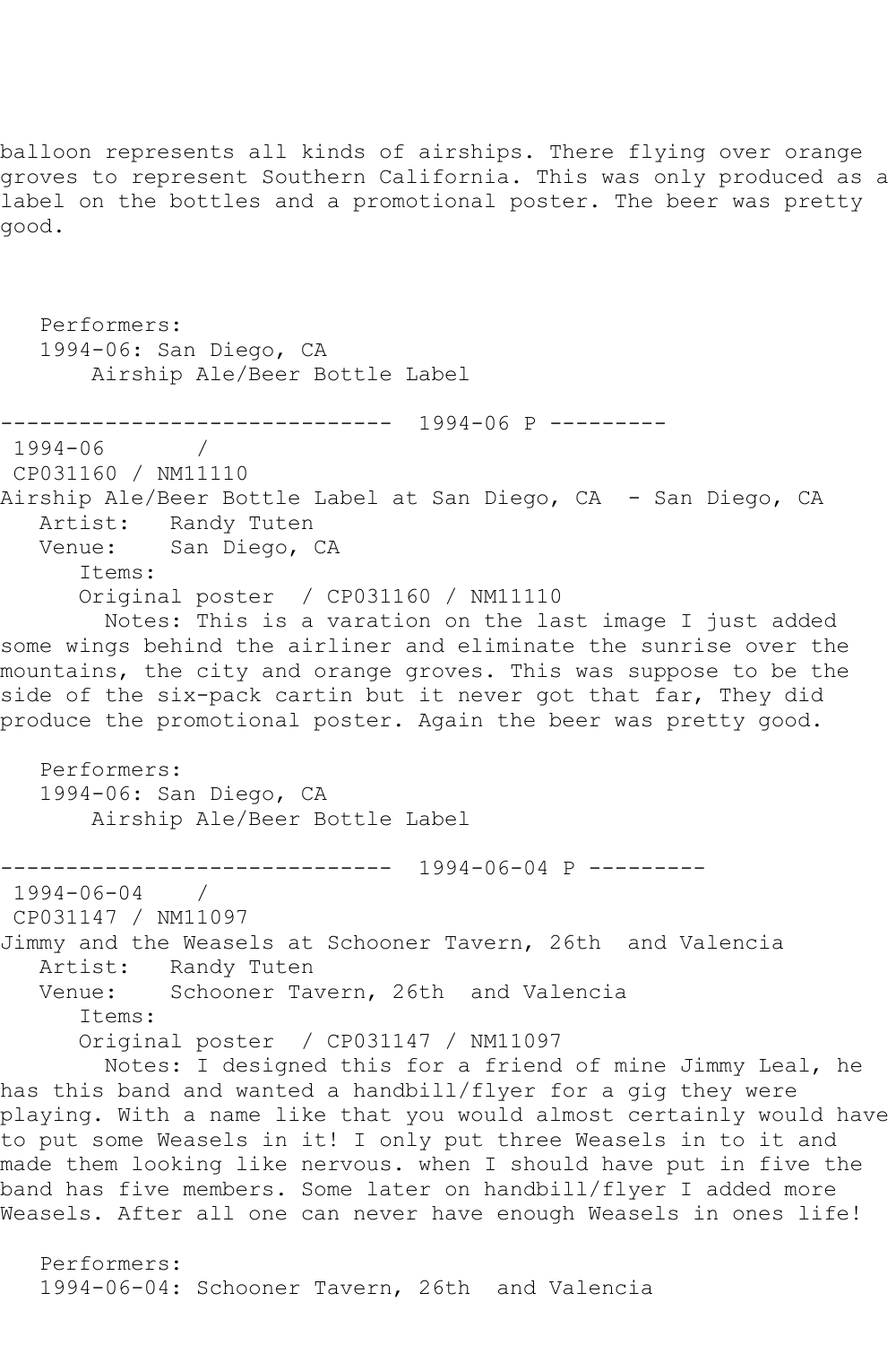balloon represents all kinds of airships. There flying over orange groves to represent Southern California. This was only produced as a label on the bottles and a promotional poster. The beer was pretty good.

Performers:
1994-06: San Diego, CA
Airship Ale/Beer Bottle Label

------------------------------ 1994-06 P ---------

1994-06 /
CP031160 / NM11110
Airship Ale/Beer Bottle Label at San Diego, CA - San Diego, CA
Artist: Randy Tuten
Venue: San Diego, CA
Items:
Original poster / CP031160 / NM11110
Notes: This is a varation on the last image I just added some wings behind the airliner and eliminate the sunrise over the mountains, the city and orange groves. This was suppose to be the side of the six-pack cartin but it never got that far, They did produce the promotional poster. Again the beer was pretty good.

Performers:
1994-06: San Diego, CA
Airship Ale/Beer Bottle Label

------------------------------ 1994-06-04 P ---------

1994-06-04 /
CP031147 / NM11097
Jimmy and the Weasels at Schooner Tavern, 26th and Valencia
Artist: Randy Tuten
Venue: Schooner Tavern, 26th and Valencia
Items:
Original poster / CP031147 / NM11097
Notes: I designed this for a friend of mine Jimmy Leal, he has this band and wanted a handbill/flyer for a gig they were playing. With a name like that you would almost certainly would have to put some Weasels in it! I only put three Weasels in to it and made them looking like nervous. when I should have put in five the band has five members. Some later on handbill/flyer I added more Weasels. After all one can never have enough Weasels in ones life!

Performers:
1994-06-04: Schooner Tavern, 26th and Valencia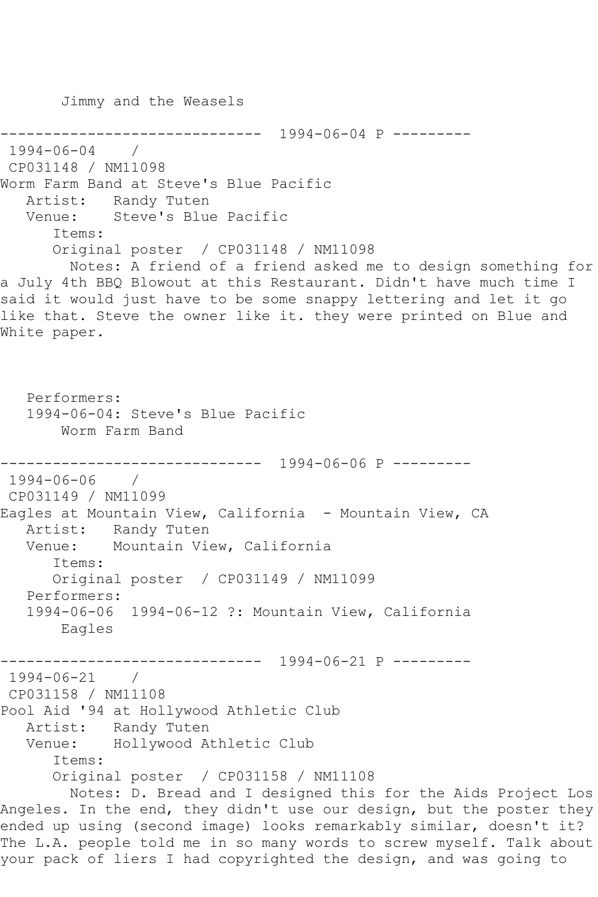Jimmy and the Weasels

------------------------------ 1994-06-04 P ---------

1994-06-04 /
CP031148 / NM11098

Worm Farm Band at Steve's Blue Pacific

Artist: Randy Tuten
Venue: Steve's Blue Pacific
Items:
Original poster / CP031148 / NM11098

Notes: A friend of a friend asked me to design something for a July 4th BBQ Blowout at this Restaurant. Didn't have much time I said it would just have to be some snappy lettering and let it go like that. Steve the owner like it. they were printed on Blue and White paper.

Performers:
1994-06-04: Steve's Blue Pacific
Worm Farm Band

------------------------------ 1994-06-06 P ---------

1994-06-06 /
CP031149 / NM11099

Eagles at Mountain View, California - Mountain View, CA

Artist: Randy Tuten
Venue: Mountain View, California
Items:
Original poster / CP031149 / NM11099

Performers:
1994-06-06 1994-06-12 ?: Mountain View, California
Eagles

------------------------------ 1994-06-21 P ---------

1994-06-21 /
CP031158 / NM11108

Pool Aid '94 at Hollywood Athletic Club

Artist: Randy Tuten
Venue: Hollywood Athletic Club
Items:
Original poster / CP031158 / NM11108

Notes: D. Bread and I designed this for the Aids Project Los Angeles. In the end, they didn't use our design, but the poster they ended up using (second image) looks remarkably similar, doesn't it? The L.A. people told me in so many words to screw myself. Talk about your pack of liers I had copyrighted the design, and was going to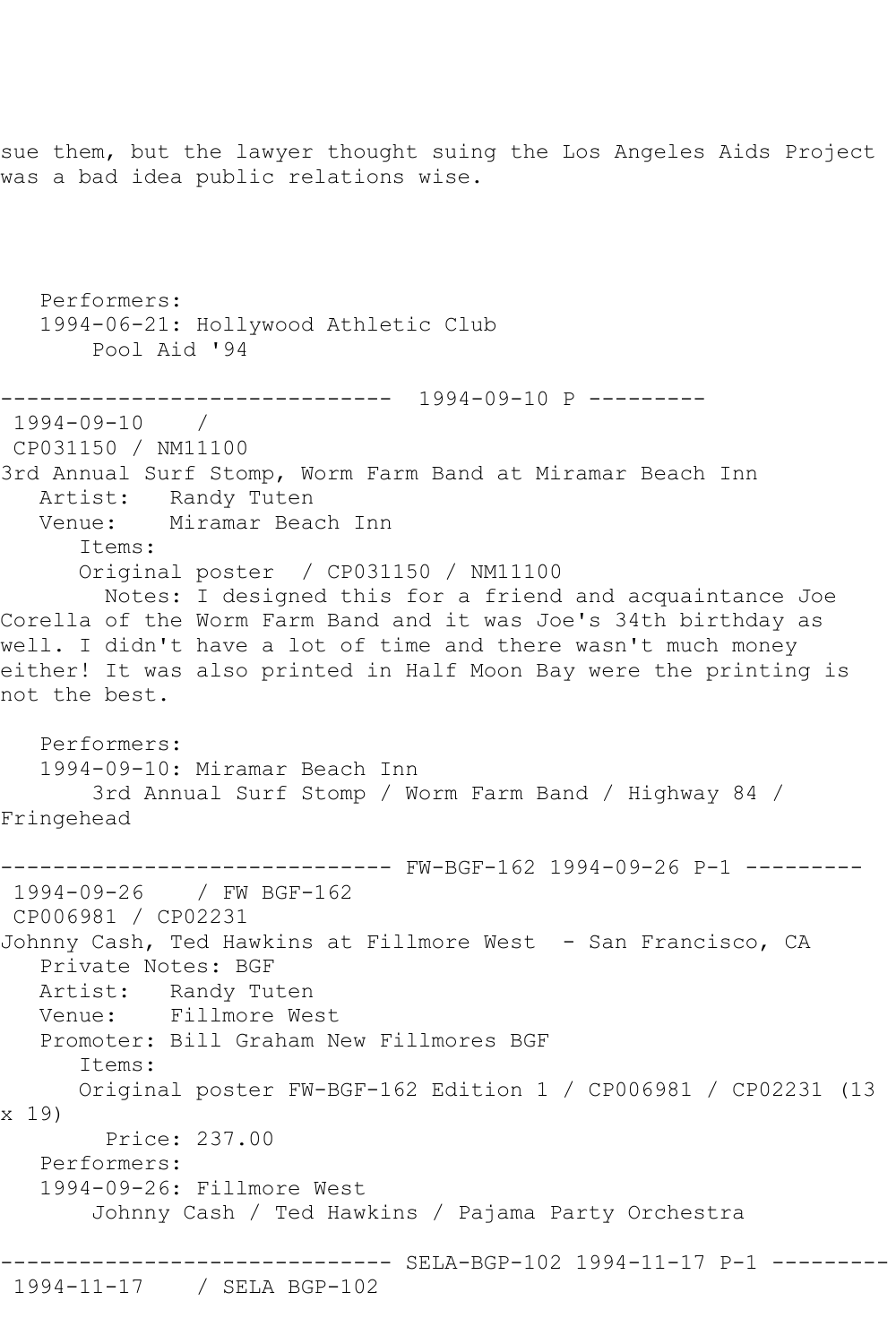sue them, but the lawyer thought suing the Los Angeles Aids Project was a bad idea public relations wise.

Performers:
1994-06-21: Hollywood Athletic Club
Pool Aid '94

------------------------------ 1994-09-10 P ---------

1994-09-10 /
CP031150 / NM11100

3rd Annual Surf Stomp, Worm Farm Band at Miramar Beach Inn

Artist: Randy Tuten
Venue: Miramar Beach Inn
Items:
Original poster / CP031150 / NM11100
Notes: I designed this for a friend and acquaintance Joe Corella of the Worm Farm Band and it was Joe's 34th birthday as well. I didn't have a lot of time and there wasn't much money either! It was also printed in Half Moon Bay were the printing is not the best.

Performers:
1994-09-10: Miramar Beach Inn
3rd Annual Surf Stomp / Worm Farm Band / Highway 84 / Fringehead

------------------------------ FW-BGF-162 1994-09-26 P-1 ---------

1994-09-26 / FW BGF-162
CP006981 / CP02231

Johnny Cash, Ted Hawkins at Fillmore West - San Francisco, CA

Private Notes: BGF
Artist: Randy Tuten
Venue: Fillmore West
Promoter: Bill Graham New Fillmores BGF
Items:
Original poster FW-BGF-162 Edition 1 / CP006981 / CP02231 (13 x 19)
Price: 237.00
Performers:
1994-09-26: Fillmore West
Johnny Cash / Ted Hawkins / Pajama Party Orchestra

------------------------------ SELA-BGP-102 1994-11-17 P-1 ---------

1994-11-17 / SELA BGP-102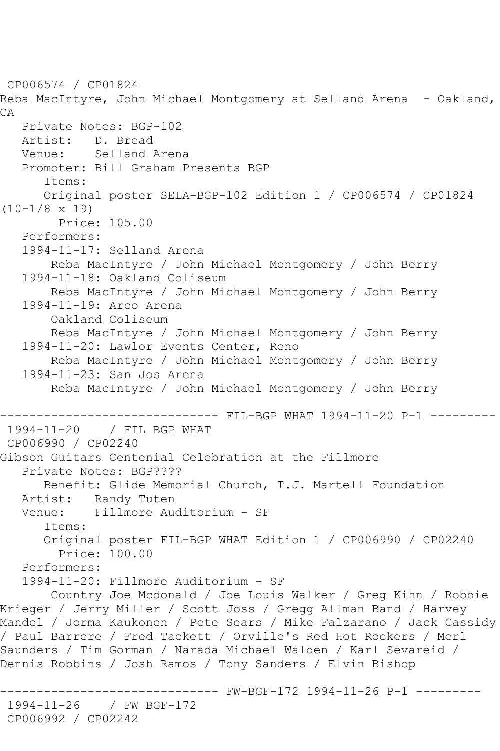CP006574 / CP01824
Reba MacIntyre, John Michael Montgomery at Selland Arena - Oakland, CA
   Private Notes: BGP-102
   Artist:   D. Bread
   Venue:    Selland Arena
   Promoter: Bill Graham Presents BGP
      Items:
      Original poster SELA-BGP-102 Edition 1 / CP006574 / CP01824 (10-1/8 x 19)
        Price: 105.00
   Performers:
   1994-11-17: Selland Arena
       Reba MacIntyre / John Michael Montgomery / John Berry
   1994-11-18: Oakland Coliseum
       Reba MacIntyre / John Michael Montgomery / John Berry
   1994-11-19: Arco Arena
       Oakland Coliseum
       Reba MacIntyre / John Michael Montgomery / John Berry
   1994-11-20: Lawlor Events Center, Reno
       Reba MacIntyre / John Michael Montgomery / John Berry
   1994-11-23: San Jos Arena
       Reba MacIntyre / John Michael Montgomery / John Berry

------------------------------ FIL-BGP WHAT 1994-11-20 P-1 ---------
1994-11-20    / FIL BGP WHAT
CP006990 / CP02240
Gibson Guitars Centenial Celebration at the Fillmore
   Private Notes: BGP????
      Benefit: Glide Memorial Church, T.J. Martell Foundation
   Artist:   Randy Tuten
   Venue:    Fillmore Auditorium - SF
      Items:
      Original poster FIL-BGP WHAT Edition 1 / CP006990 / CP02240
        Price: 100.00
   Performers:
   1994-11-20: Fillmore Auditorium - SF
       Country Joe Mcdonald / Joe Louis Walker / Greg Kihn / Robbie Krieger / Jerry Miller / Scott Joss / Gregg Allman Band / Harvey Mandel / Jorma Kaukonen / Pete Sears / Mike Falzarano / Jack Cassidy / Paul Barrere / Fred Tackett / Orville's Red Hot Rockers / Merl Saunders / Tim Gorman / Narada Michael Walden / Karl Sevareid / Dennis Robbins / Josh Ramos / Tony Sanders / Elvin Bishop

------------------------------ FW-BGF-172 1994-11-26 P-1 ---------
1994-11-26    / FW BGF-172
CP006992 / CP02242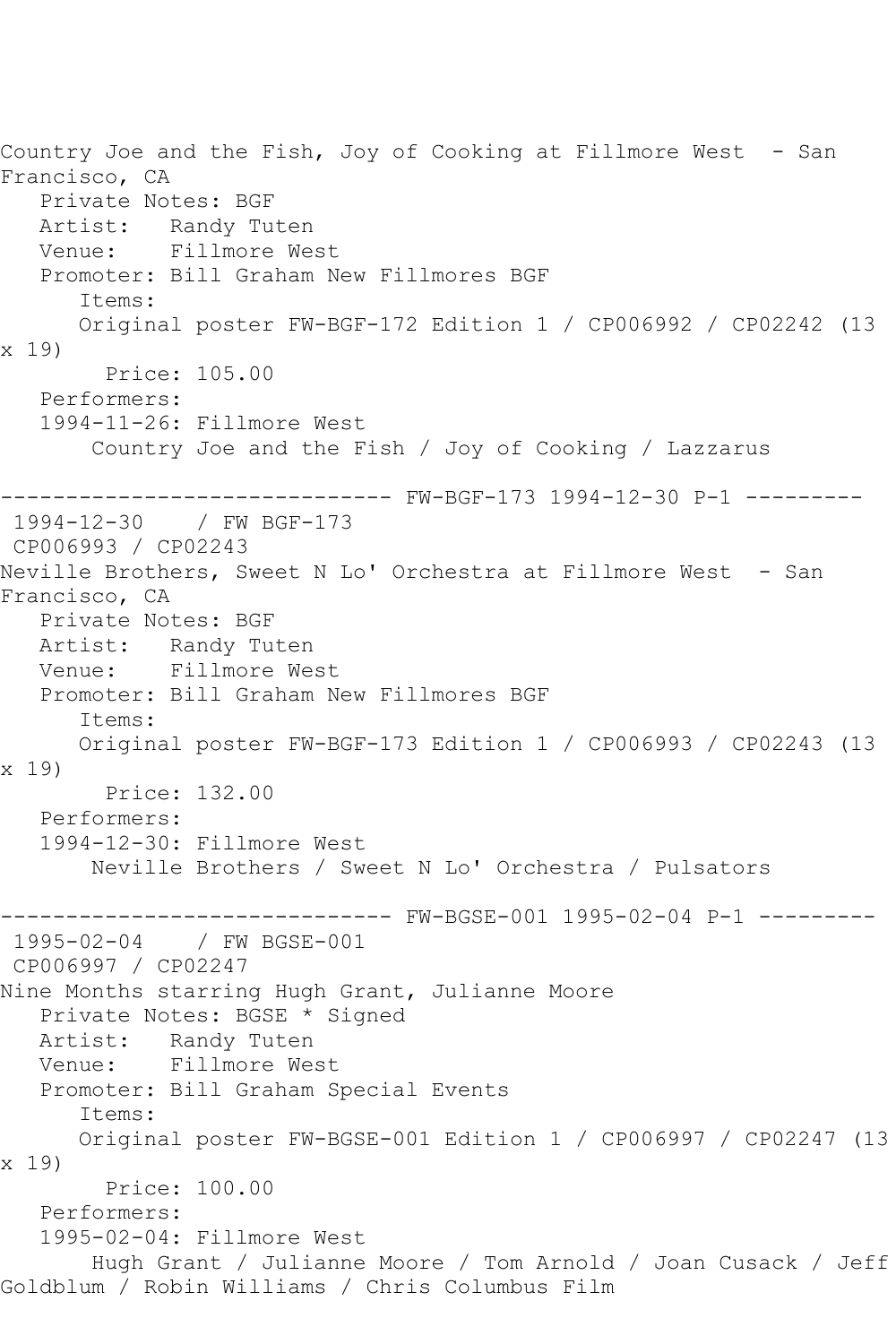Country Joe and the Fish, Joy of Cooking at Fillmore West - San Francisco, CA

Private Notes: BGF
Artist: Randy Tuten
Venue: Fillmore West
Promoter: Bill Graham New Fillmores BGF
Items:
Original poster FW-BGF-172 Edition 1 / CP006992 / CP02242 (13 x 19)
Price: 105.00
Performers:
1994-11-26: Fillmore West
Country Joe and the Fish / Joy of Cooking / Lazzarus

------------------------------ FW-BGF-173 1994-12-30 P-1 ---------

1994-12-30 / FW BGF-173
CP006993 / CP02243
Neville Brothers, Sweet N Lo' Orchestra at Fillmore West - San Francisco, CA

Private Notes: BGF
Artist: Randy Tuten
Venue: Fillmore West
Promoter: Bill Graham New Fillmores BGF
Items:
Original poster FW-BGF-173 Edition 1 / CP006993 / CP02243 (13 x 19)
Price: 132.00
Performers:
1994-12-30: Fillmore West
Neville Brothers / Sweet N Lo' Orchestra / Pulsators

------------------------------ FW-BGSE-001 1995-02-04 P-1 ---------

1995-02-04 / FW BGSE-001
CP006997 / CP02247
Nine Months starring Hugh Grant, Julianne Moore

Private Notes: BGSE * Signed
Artist: Randy Tuten
Venue: Fillmore West
Promoter: Bill Graham Special Events
Items:
Original poster FW-BGSE-001 Edition 1 / CP006997 / CP02247 (13 x 19)
Price: 100.00
Performers:
1995-02-04: Fillmore West
Hugh Grant / Julianne Moore / Tom Arnold / Joan Cusack / Jeff Goldblum / Robin Williams / Chris Columbus Film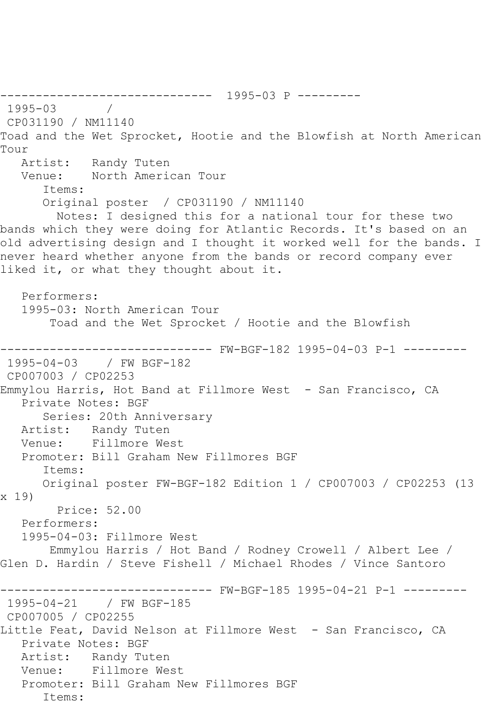------------------------------ 1995-03 P ---------

1995-03 /

CP031190 / NM11140

Toad and the Wet Sprocket, Hootie and the Blowfish at North American Tour

Artist: Randy Tuten

Venue: North American Tour

Items:

Original poster / CP031190 / NM11140

Notes: I designed this for a national tour for these two bands which they were doing for Atlantic Records. It's based on an old advertising design and I thought it worked well for the bands. I never heard whether anyone from the bands or record company ever liked it, or what they thought about it.

Performers:

1995-03: North American Tour

Toad and the Wet Sprocket / Hootie and the Blowfish

------------------------------ FW-BGF-182 1995-04-03 P-1 ---------

1995-04-03 / FW BGF-182

CP007003 / CP02253

Emmylou Harris, Hot Band at Fillmore West - San Francisco, CA

Private Notes: BGF

Series: 20th Anniversary

Artist: Randy Tuten

Venue: Fillmore West

Promoter: Bill Graham New Fillmores BGF

Items:

Original poster FW-BGF-182 Edition 1 / CP007003 / CP02253 (13 x 19)

Price: 52.00

Performers:

1995-04-03: Fillmore West

Emmylou Harris / Hot Band / Rodney Crowell / Albert Lee / Glen D. Hardin / Steve Fishell / Michael Rhodes / Vince Santoro

------------------------------ FW-BGF-185 1995-04-21 P-1 ---------

1995-04-21 / FW BGF-185

CP007005 / CP02255

Little Feat, David Nelson at Fillmore West - San Francisco, CA

Private Notes: BGF

Artist: Randy Tuten

Venue: Fillmore West

Promoter: Bill Graham New Fillmores BGF

Items: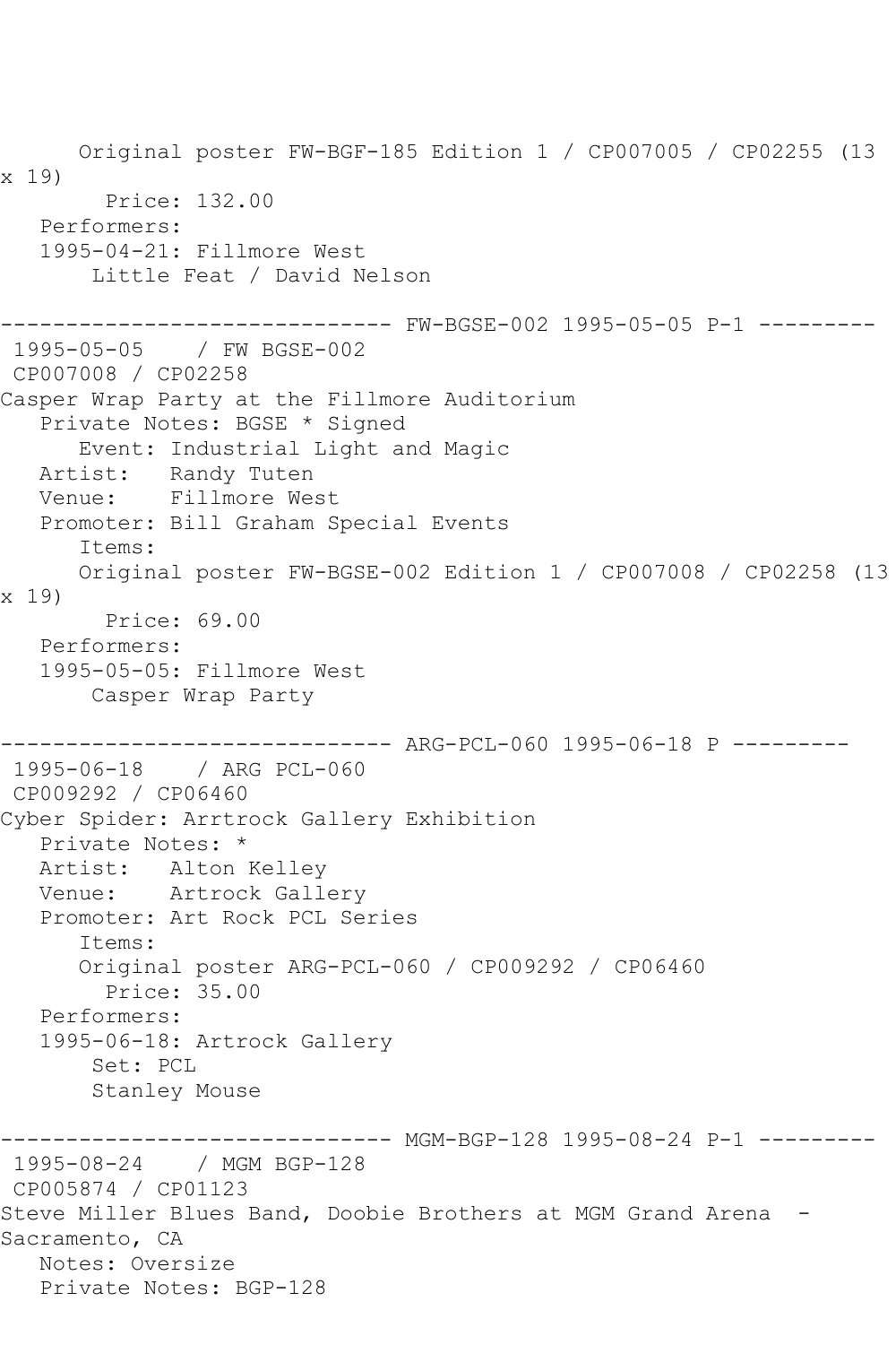Original poster FW-BGF-185 Edition 1 / CP007005 / CP02255 (13 x 19)
Price: 132.00
Performers:
1995-04-21: Fillmore West
Little Feat / David Nelson

------------------------------ FW-BGSE-002 1995-05-05 P-1 ---------

1995-05-05 / FW BGSE-002
CP007008 / CP02258
Casper Wrap Party at the Fillmore Auditorium
Private Notes: BGSE * Signed
Event: Industrial Light and Magic
Artist: Randy Tuten
Venue: Fillmore West
Promoter: Bill Graham Special Events
Items:
Original poster FW-BGSE-002 Edition 1 / CP007008 / CP02258 (13 x 19)
Price: 69.00
Performers:
1995-05-05: Fillmore West
Casper Wrap Party

------------------------------ ARG-PCL-060 1995-06-18 P ---------

1995-06-18 / ARG PCL-060
CP009292 / CP06460
Cyber Spider: Arrtrock Gallery Exhibition
Private Notes: *
Artist: Alton Kelley
Venue: Artrock Gallery
Promoter: Art Rock PCL Series
Items:
Original poster ARG-PCL-060 / CP009292 / CP06460
Price: 35.00
Performers:
1995-06-18: Artrock Gallery
Set: PCL
Stanley Mouse

------------------------------ MGM-BGP-128 1995-08-24 P-1 ---------

1995-08-24 / MGM BGP-128
CP005874 / CP01123
Steve Miller Blues Band, Doobie Brothers at MGM Grand Arena - Sacramento, CA
Notes: Oversize
Private Notes: BGP-128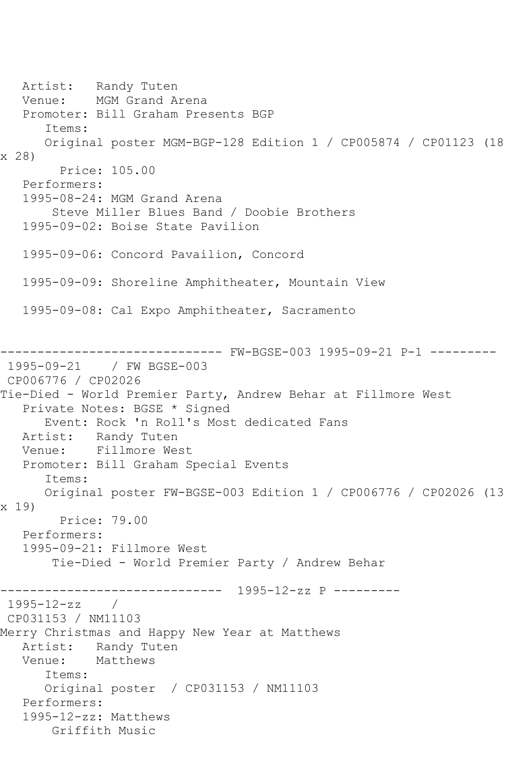```
   Artist:   Randy Tuten
   Venue:    MGM Grand Arena
   Promoter: Bill Graham Presents BGP
      Items:
      Original poster MGM-BGP-128 Edition 1 / CP005874 / CP01123 (18
x 28)
        Price: 105.00
   Performers:
   1995-08-24: MGM Grand Arena
       Steve Miller Blues Band / Doobie Brothers
   1995-09-02: Boise State Pavilion

   1995-09-06: Concord Pavailion, Concord

   1995-09-09: Shoreline Amphitheater, Mountain View

   1995-09-08: Cal Expo Amphitheater, Sacramento


------------------------------ FW-BGSE-003 1995-09-21 P-1 ---------
 1995-09-21    / FW BGSE-003
 CP006776 / CP02026
Tie-Died - World Premier Party, Andrew Behar at Fillmore West
   Private Notes: BGSE * Signed
      Event: Rock 'n Roll's Most dedicated Fans
   Artist:   Randy Tuten
   Venue:    Fillmore West
   Promoter: Bill Graham Special Events
      Items:
      Original poster FW-BGSE-003 Edition 1 / CP006776 / CP02026 (13
x 19)
        Price: 79.00
   Performers:
   1995-09-21: Fillmore West
       Tie-Died - World Premier Party / Andrew Behar

------------------------------  1995-12-zz P ---------
 1995-12-zz    /
 CP031153 / NM11103
Merry Christmas and Happy New Year at Matthews
   Artist:   Randy Tuten
   Venue:    Matthews
      Items:
      Original poster  / CP031153 / NM11103
   Performers:
   1995-12-zz: Matthews
       Griffith Music
```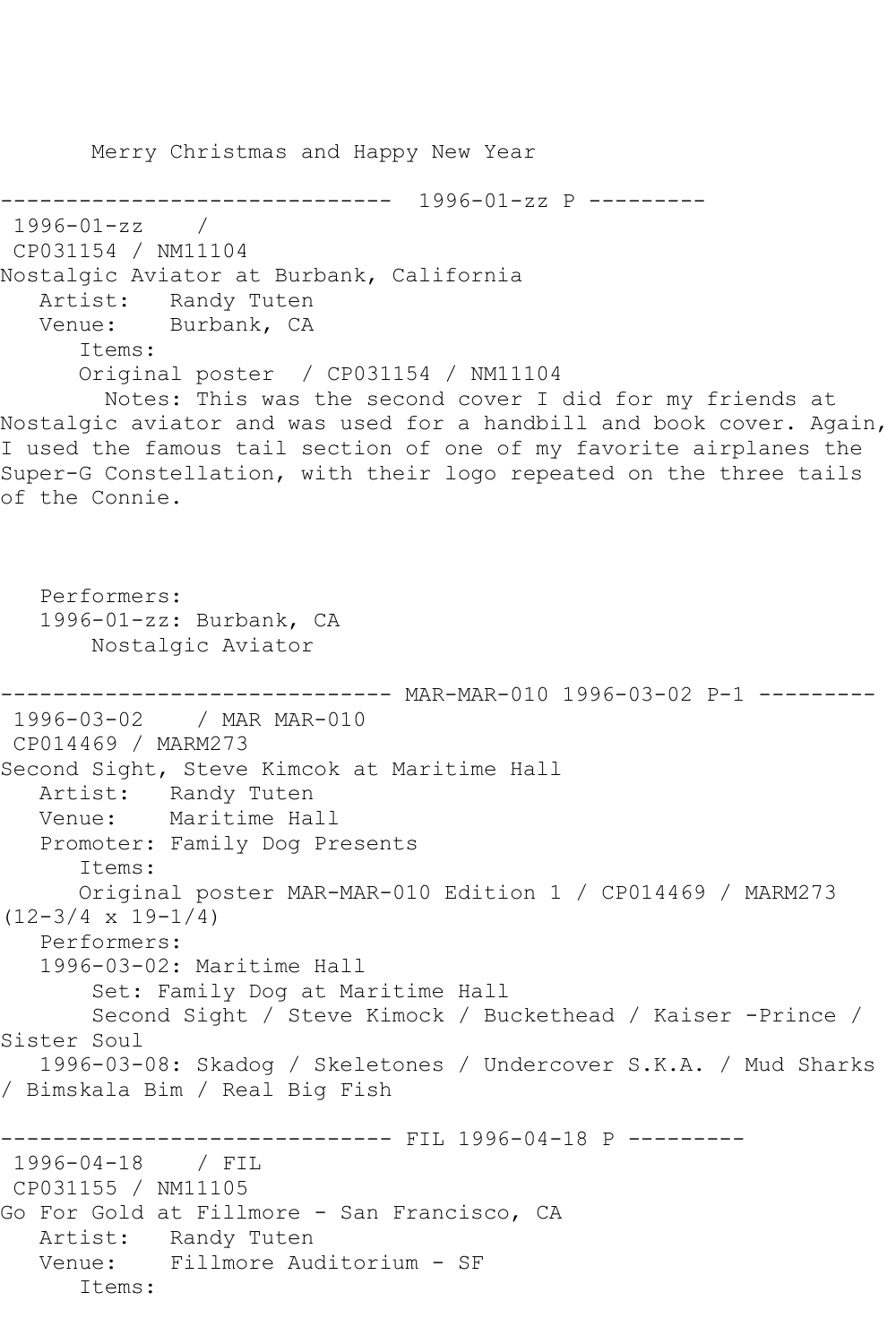Merry Christmas and Happy New Year

------------------------------ 1996-01-zz P ---------

1996-01-zz /
CP031154 / NM11104
Nostalgic Aviator at Burbank, California
Artist: Randy Tuten
Venue: Burbank, CA
Items:
Original poster / CP031154 / NM11104
Notes: This was the second cover I did for my friends at Nostalgic aviator and was used for a handbill and book cover. Again, I used the famous tail section of one of my favorite airplanes the Super-G Constellation, with their logo repeated on the three tails of the Connie.

Performers:
1996-01-zz: Burbank, CA
Nostalgic Aviator

------------------------------ MAR-MAR-010 1996-03-02 P-1 ---------

1996-03-02 / MAR MAR-010
CP014469 / MARM273
Second Sight, Steve Kimcok at Maritime Hall
Artist: Randy Tuten
Venue: Maritime Hall
Promoter: Family Dog Presents
Items:
Original poster MAR-MAR-010 Edition 1 / CP014469 / MARM273 (12-3/4 x 19-1/4)
Performers:
1996-03-02: Maritime Hall
Set: Family Dog at Maritime Hall
Second Sight / Steve Kimock / Buckethead / Kaiser -Prince / Sister Soul
1996-03-08: Skadog / Skeletones / Undercover S.K.A. / Mud Sharks / Bimskala Bim / Real Big Fish

------------------------------ FIL 1996-04-18 P ---------

1996-04-18 / FIL
CP031155 / NM11105
Go For Gold at Fillmore - San Francisco, CA
Artist: Randy Tuten
Venue: Fillmore Auditorium - SF
Items: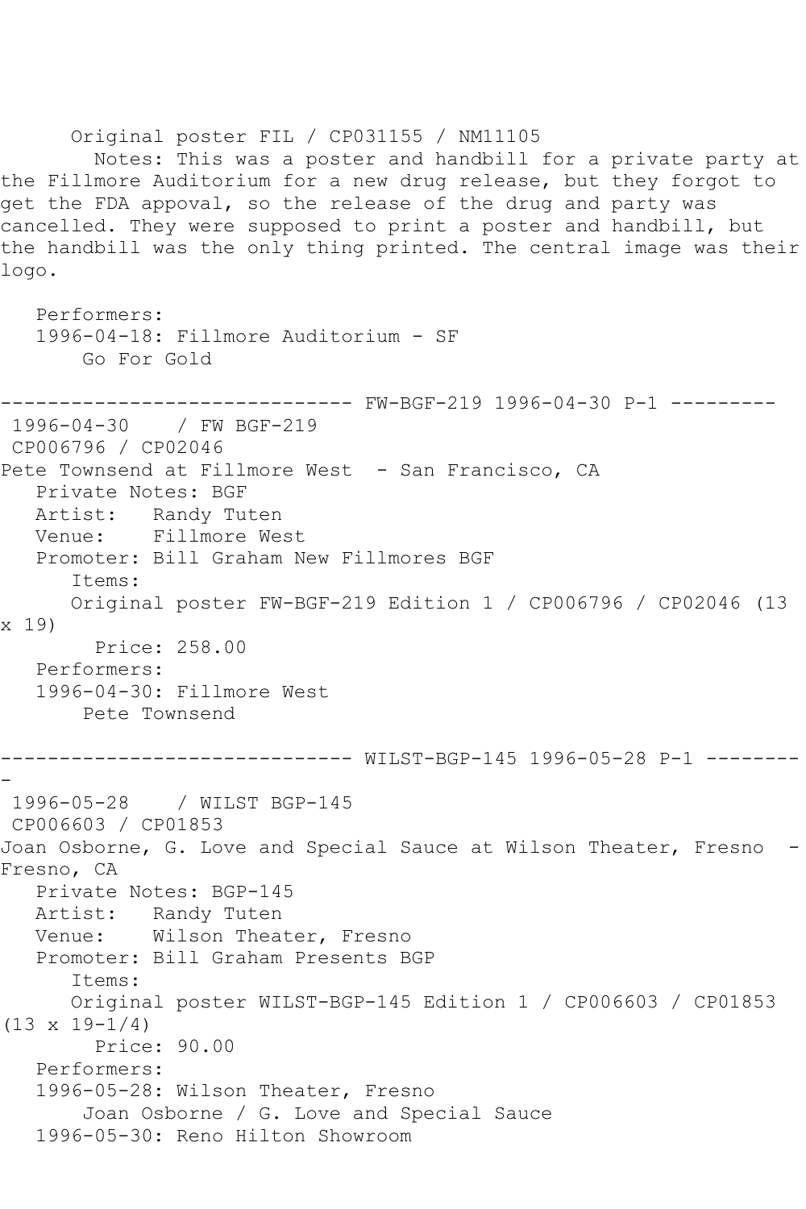Original poster FIL / CP031155 / NM11105

Notes: This was a poster and handbill for a private party at the Fillmore Auditorium for a new drug release, but they forgot to get the FDA appoval, so the release of the drug and party was cancelled. They were supposed to print a poster and handbill, but the handbill was the only thing printed. The central image was their logo.

Performers:

1996-04-18: Fillmore Auditorium - SF

Go For Gold

------------------------------ FW-BGF-219 1996-04-30 P-1 ---------

1996-04-30 / FW BGF-219

CP006796 / CP02046

Pete Townsend at Fillmore West - San Francisco, CA

Private Notes: BGF

Artist: Randy Tuten

Venue: Fillmore West

Promoter: Bill Graham New Fillmores BGF

Items:

Original poster FW-BGF-219 Edition 1 / CP006796 / CP02046 (13 x 19)

Price: 258.00

Performers:

1996-04-30: Fillmore West

Pete Townsend

------------------------------ WILST-BGP-145 1996-05-28 P-1 ---------

1996-05-28 / WILST BGP-145

CP006603 / CP01853

Joan Osborne, G. Love and Special Sauce at Wilson Theater, Fresno - Fresno, CA

Private Notes: BGP-145

Artist: Randy Tuten

Venue: Wilson Theater, Fresno

Promoter: Bill Graham Presents BGP

Items:

Original poster WILST-BGP-145 Edition 1 / CP006603 / CP01853 (13 x 19-1/4)

Price: 90.00

Performers:

1996-05-28: Wilson Theater, Fresno

Joan Osborne / G. Love and Special Sauce

1996-05-30: Reno Hilton Showroom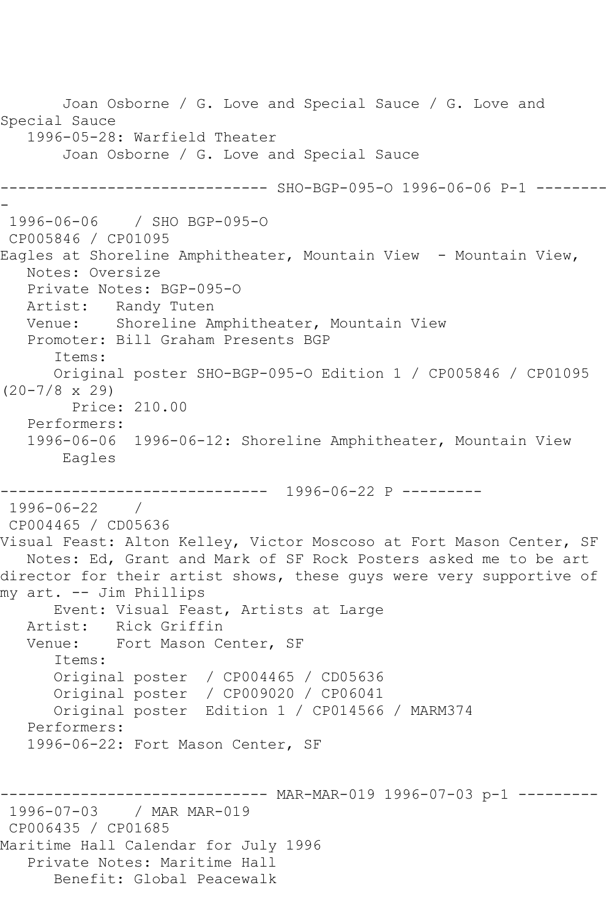Joan Osborne / G. Love and Special Sauce / G. Love and Special Sauce
   1996-05-28: Warfield Theater
       Joan Osborne / G. Love and Special Sauce

------------------------------ SHO-BGP-095-O 1996-06-06 P-1 ---------
-
 1996-06-06    / SHO BGP-095-O
 CP005846 / CP01095
Eagles at Shoreline Amphitheater, Mountain View  - Mountain View,
   Notes: Oversize
   Private Notes: BGP-095-O
   Artist:   Randy Tuten
   Venue:    Shoreline Amphitheater, Mountain View
   Promoter: Bill Graham Presents BGP
      Items:
      Original poster SHO-BGP-095-O Edition 1 / CP005846 / CP01095
(20-7/8 x 29)
        Price: 210.00
   Performers:
   1996-06-06  1996-06-12: Shoreline Amphitheater, Mountain View
       Eagles

------------------------------  1996-06-22 P ---------
 1996-06-22    /
 CP004465 / CD05636
Visual Feast: Alton Kelley, Victor Moscoso at Fort Mason Center, SF
   Notes: Ed, Grant and Mark of SF Rock Posters asked me to be art director for their artist shows, these guys were very supportive of my art. -- Jim Phillips
      Event: Visual Feast, Artists at Large
   Artist:   Rick Griffin
   Venue:    Fort Mason Center, SF
      Items:
      Original poster  / CP004465 / CD05636
      Original poster  / CP009020 / CP06041
      Original poster  Edition 1 / CP014566 / MARM374
   Performers:
   1996-06-22: Fort Mason Center, SF

------------------------------ MAR-MAR-019 1996-07-03 p-1 ---------
 1996-07-03    / MAR MAR-019
 CP006435 / CP01685
Maritime Hall Calendar for July 1996
   Private Notes: Maritime Hall
      Benefit: Global Peacewalk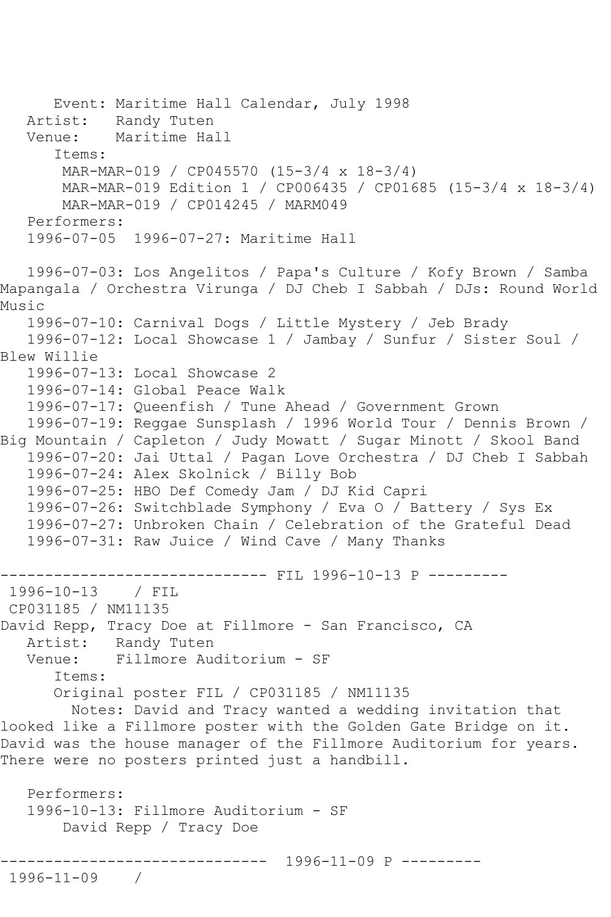Event: Maritime Hall Calendar, July 1998
Artist: Randy Tuten
Venue: Maritime Hall
Items:
MAR-MAR-019 / CP045570 (15-3/4 x 18-3/4)
MAR-MAR-019 Edition 1 / CP006435 / CP01685 (15-3/4 x 18-3/4)
MAR-MAR-019 / CP014245 / MARM049
Performers:
1996-07-05 1996-07-27: Maritime Hall

1996-07-03: Los Angelitos / Papa's Culture / Kofy Brown / Samba Mapangala / Orchestra Virunga / DJ Cheb I Sabbah / DJs: Round World Music
1996-07-10: Carnival Dogs / Little Mystery / Jeb Brady
1996-07-12: Local Showcase 1 / Jambay / Sunfur / Sister Soul / Blew Willie
1996-07-13: Local Showcase 2
1996-07-14: Global Peace Walk
1996-07-17: Queenfish / Tune Ahead / Government Grown
1996-07-19: Reggae Sunsplash / 1996 World Tour / Dennis Brown / Big Mountain / Capleton / Judy Mowatt / Sugar Minott / Skool Band
1996-07-20: Jai Uttal / Pagan Love Orchestra / DJ Cheb I Sabbah
1996-07-24: Alex Skolnick / Billy Bob
1996-07-25: HBO Def Comedy Jam / DJ Kid Capri
1996-07-26: Switchblade Symphony / Eva O / Battery / Sys Ex
1996-07-27: Unbroken Chain / Celebration of the Grateful Dead
1996-07-31: Raw Juice / Wind Cave / Many Thanks

------------------------------ FIL 1996-10-13 P ---------

1996-10-13 / FIL
CP031185 / NM11135
David Repp, Tracy Doe at Fillmore - San Francisco, CA
Artist: Randy Tuten
Venue: Fillmore Auditorium - SF
Items:
Original poster FIL / CP031185 / NM11135
Notes: David and Tracy wanted a wedding invitation that looked like a Fillmore poster with the Golden Gate Bridge on it. David was the house manager of the Fillmore Auditorium for years. There were no posters printed just a handbill.

Performers:
1996-10-13: Fillmore Auditorium - SF
David Repp / Tracy Doe

------------------------------ 1996-11-09 P ---------

1996-11-09 /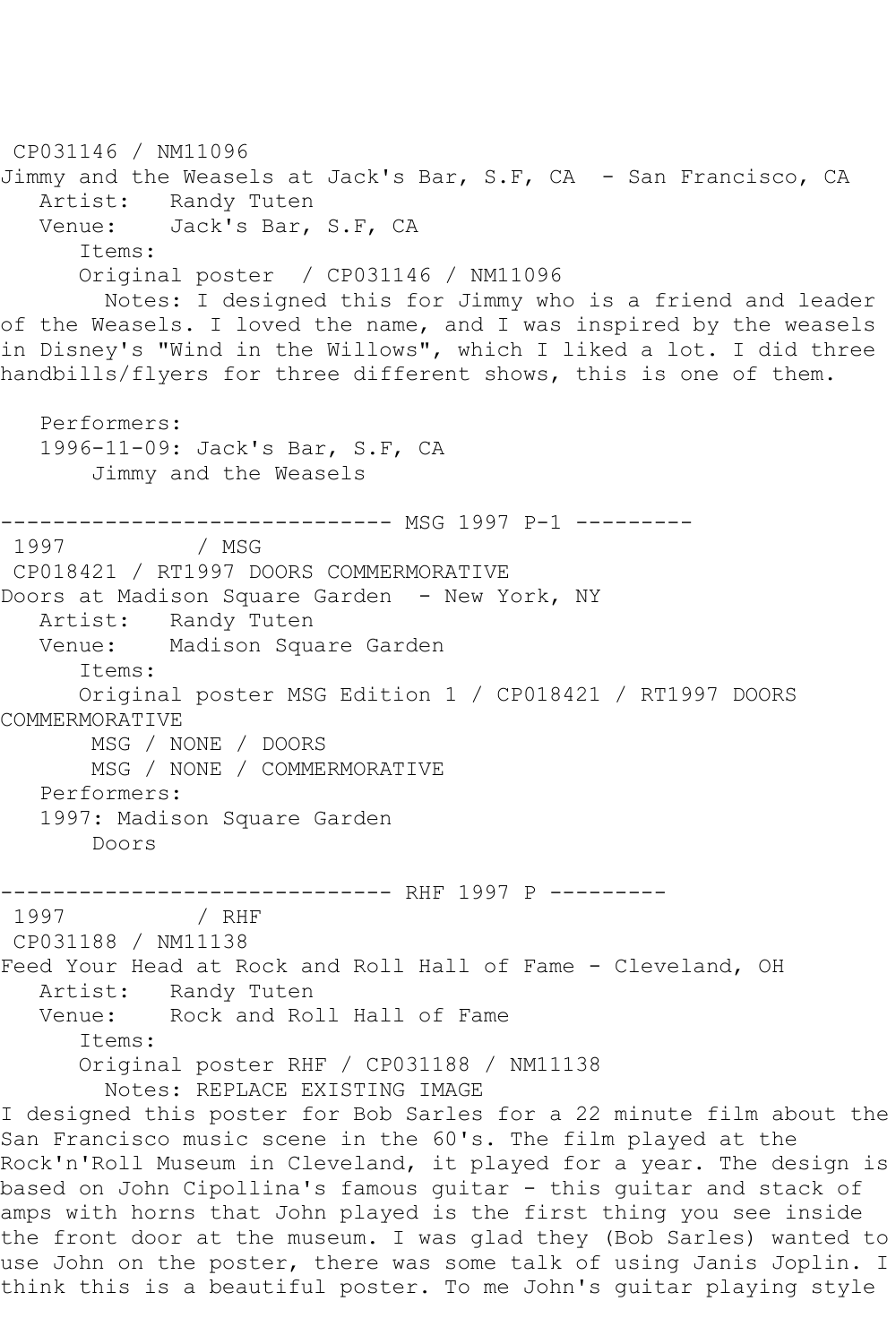CP031146 / NM11096
Jimmy and the Weasels at Jack's Bar, S.F, CA - San Francisco, CA
Artist: Randy Tuten
Venue: Jack's Bar, S.F, CA
Items:
Original poster / CP031146 / NM11096
Notes: I designed this for Jimmy who is a friend and leader of the Weasels. I loved the name, and I was inspired by the weasels in Disney's "Wind in the Willows", which I liked a lot. I did three handbills/flyers for three different shows, this is one of them.

Performers:
1996-11-09: Jack's Bar, S.F, CA
Jimmy and the Weasels

------------------------------ MSG 1997 P-1 ---------
1997 / MSG
CP018421 / RT1997 DOORS COMMERMORATIVE
Doors at Madison Square Garden - New York, NY
Artist: Randy Tuten
Venue: Madison Square Garden
Items:
Original poster MSG Edition 1 / CP018421 / RT1997 DOORS COMMERMORATIVE
MSG / NONE / DOORS
MSG / NONE / COMMERMORATIVE
Performers:
1997: Madison Square Garden
Doors

------------------------------ RHF 1997 P ---------
1997 / RHF
CP031188 / NM11138
Feed Your Head at Rock and Roll Hall of Fame - Cleveland, OH
Artist: Randy Tuten
Venue: Rock and Roll Hall of Fame
Items:
Original poster RHF / CP031188 / NM11138
Notes: REPLACE EXISTING IMAGE
I designed this poster for Bob Sarles for a 22 minute film about the San Francisco music scene in the 60's. The film played at the Rock'n'Roll Museum in Cleveland, it played for a year. The design is based on John Cipollina's famous guitar - this guitar and stack of amps with horns that John played is the first thing you see inside the front door at the museum. I was glad they (Bob Sarles) wanted to use John on the poster, there was some talk of using Janis Joplin. I think this is a beautiful poster. To me John's guitar playing style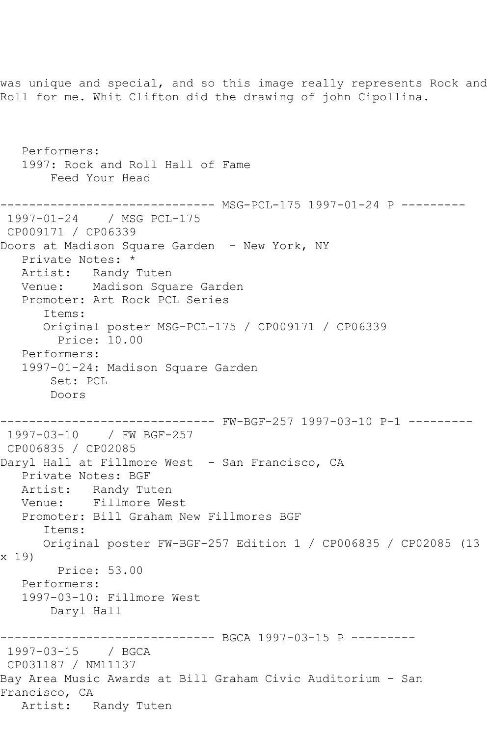was unique and special, and so this image really represents Rock and Roll for me. Whit Clifton did the drawing of john Cipollina.

```
   Performers:
   1997: Rock and Roll Hall of Fame
       Feed Your Head

------------------------------ MSG-PCL-175 1997-01-24 P ---------
 1997-01-24    / MSG PCL-175
 CP009171 / CP06339
Doors at Madison Square Garden  - New York, NY
   Private Notes: *
   Artist:   Randy Tuten
   Venue:    Madison Square Garden
   Promoter: Art Rock PCL Series
      Items:
      Original poster MSG-PCL-175 / CP009171 / CP06339
        Price: 10.00
   Performers:
   1997-01-24: Madison Square Garden
       Set: PCL
       Doors

------------------------------ FW-BGF-257 1997-03-10 P-1 ---------
 1997-03-10    / FW BGF-257
 CP006835 / CP02085
Daryl Hall at Fillmore West  - San Francisco, CA
   Private Notes: BGF
   Artist:   Randy Tuten
   Venue:    Fillmore West
   Promoter: Bill Graham New Fillmores BGF
      Items:
      Original poster FW-BGF-257 Edition 1 / CP006835 / CP02085 (13 x 19)
        Price: 53.00
   Performers:
   1997-03-10: Fillmore West
       Daryl Hall

------------------------------ BGCA 1997-03-15 P ---------
 1997-03-15    / BGCA
 CP031187 / NM11137
Bay Area Music Awards at Bill Graham Civic Auditorium - San Francisco, CA
   Artist:   Randy Tuten
```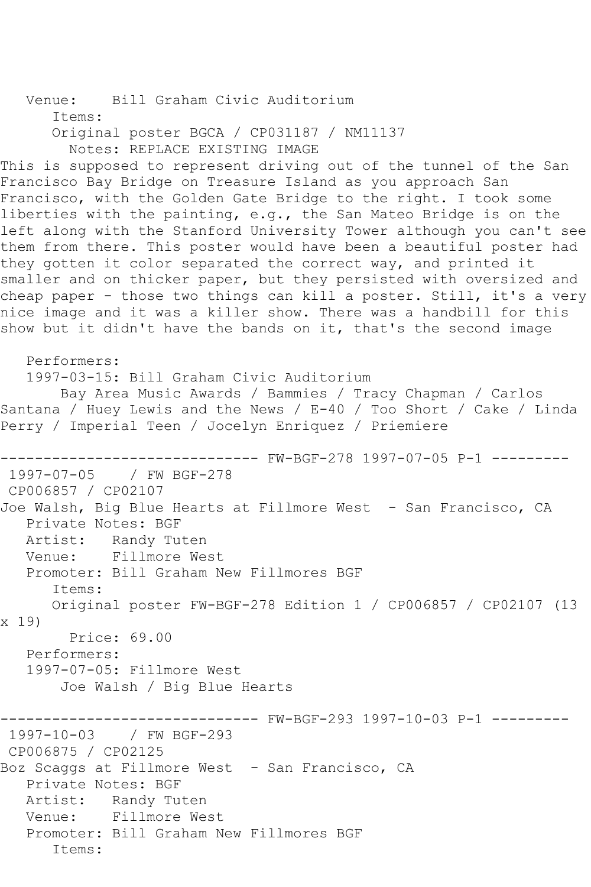Venue:    Bill Graham Civic Auditorium
      Items:
      Original poster BGCA / CP031187 / NM11137
        Notes: REPLACE EXISTING IMAGE
This is supposed to represent driving out of the tunnel of the San Francisco Bay Bridge on Treasure Island as you approach San Francisco, with the Golden Gate Bridge to the right. I took some liberties with the painting, e.g., the San Mateo Bridge is on the left along with the Stanford University Tower although you can't see them from there. This poster would have been a beautiful poster had they gotten it color separated the correct way, and printed it smaller and on thicker paper, but they persisted with oversized and cheap paper - those two things can kill a poster. Still, it's a very nice image and it was a killer show. There was a handbill for this show but it didn't have the bands on it, that's the second image

   Performers:
   1997-03-15: Bill Graham Civic Auditorium
       Bay Area Music Awards / Bammies / Tracy Chapman / Carlos Santana / Huey Lewis and the News / E-40 / Too Short / Cake / Linda Perry / Imperial Teen / Jocelyn Enriquez / Priemiere

------------------------------ FW-BGF-278 1997-07-05 P-1 ---------
 1997-07-05    / FW BGF-278
 CP006857 / CP02107
Joe Walsh, Big Blue Hearts at Fillmore West  - San Francisco, CA
   Private Notes: BGF
   Artist:   Randy Tuten
   Venue:    Fillmore West
   Promoter: Bill Graham New Fillmores BGF
      Items:
      Original poster FW-BGF-278 Edition 1 / CP006857 / CP02107 (13 x 19)
        Price: 69.00
   Performers:
   1997-07-05: Fillmore West
       Joe Walsh / Big Blue Hearts

------------------------------ FW-BGF-293 1997-10-03 P-1 ---------
 1997-10-03    / FW BGF-293
 CP006875 / CP02125
Boz Scaggs at Fillmore West  - San Francisco, CA
   Private Notes: BGF
   Artist:   Randy Tuten
   Venue:    Fillmore West
   Promoter: Bill Graham New Fillmores BGF
      Items: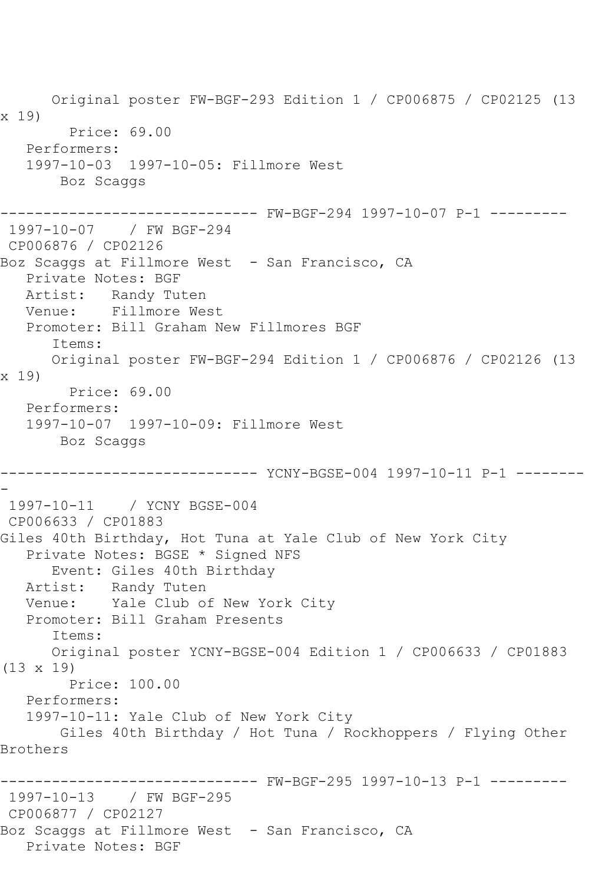```
      Original poster FW-BGF-293 Edition 1 / CP006875 / CP02125 (13
x 19)
        Price: 69.00
   Performers:
   1997-10-03  1997-10-05: Fillmore West
       Boz Scaggs

------------------------------ FW-BGF-294 1997-10-07 P-1 ---------
 1997-10-07    / FW BGF-294
 CP006876 / CP02126
Boz Scaggs at Fillmore West  - San Francisco, CA
   Private Notes: BGF
   Artist:   Randy Tuten
   Venue:    Fillmore West
   Promoter: Bill Graham New Fillmores BGF
      Items:
      Original poster FW-BGF-294 Edition 1 / CP006876 / CP02126 (13
x 19)
        Price: 69.00
   Performers:
   1997-10-07  1997-10-09: Fillmore West
       Boz Scaggs

------------------------------ YCNY-BGSE-004 1997-10-11 P-1 --------
-
 1997-10-11    / YCNY BGSE-004
 CP006633 / CP01883
Giles 40th Birthday, Hot Tuna at Yale Club of New York City
   Private Notes: BGSE * Signed NFS
      Event: Giles 40th Birthday
   Artist:   Randy Tuten
   Venue:    Yale Club of New York City
   Promoter: Bill Graham Presents
      Items:
      Original poster YCNY-BGSE-004 Edition 1 / CP006633 / CP01883
(13 x 19)
        Price: 100.00
   Performers:
   1997-10-11: Yale Club of New York City
       Giles 40th Birthday / Hot Tuna / Rockhoppers / Flying Other
Brothers

------------------------------ FW-BGF-295 1997-10-13 P-1 ---------
 1997-10-13    / FW BGF-295
 CP006877 / CP02127
Boz Scaggs at Fillmore West  - San Francisco, CA
   Private Notes: BGF
```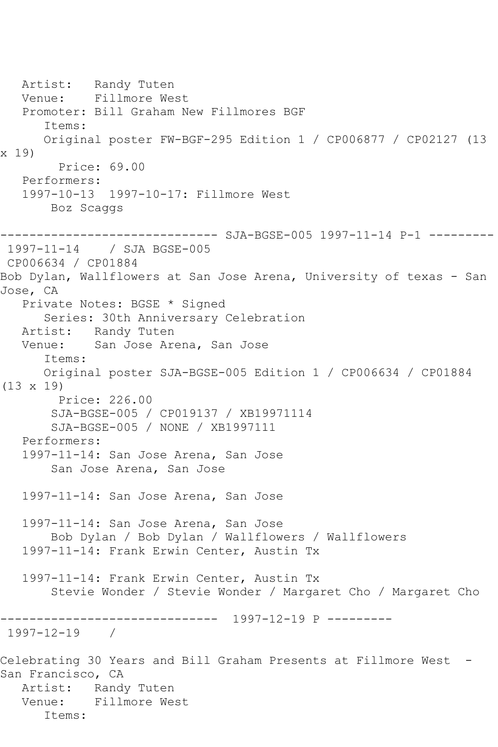Artist: Randy Tuten
Venue: Fillmore West
Promoter: Bill Graham New Fillmores BGF
Items:
Original poster FW-BGF-295 Edition 1 / CP006877 / CP02127 (13 x 19)
Price: 69.00
Performers:
1997-10-13 1997-10-17: Fillmore West
Boz Scaggs

------------------------------ SJA-BGSE-005 1997-11-14 P-1 ---------

1997-11-14 / SJA BGSE-005
CP006634 / CP01884
Bob Dylan, Wallflowers at San Jose Arena, University of texas - San Jose, CA
Private Notes: BGSE * Signed
Series: 30th Anniversary Celebration
Artist: Randy Tuten
Venue: San Jose Arena, San Jose
Items:
Original poster SJA-BGSE-005 Edition 1 / CP006634 / CP01884 (13 x 19)
Price: 226.00
SJA-BGSE-005 / CP019137 / XB19971114
SJA-BGSE-005 / NONE / XB1997111
Performers:
1997-11-14: San Jose Arena, San Jose
San Jose Arena, San Jose

1997-11-14: San Jose Arena, San Jose

1997-11-14: San Jose Arena, San Jose
Bob Dylan / Bob Dylan / Wallflowers / Wallflowers
1997-11-14: Frank Erwin Center, Austin Tx

1997-11-14: Frank Erwin Center, Austin Tx
Stevie Wonder / Stevie Wonder / Margaret Cho / Margaret Cho

------------------------------ 1997-12-19 P ---------

1997-12-19 /

Celebrating 30 Years and Bill Graham Presents at Fillmore West - San Francisco, CA
Artist: Randy Tuten
Venue: Fillmore West
Items: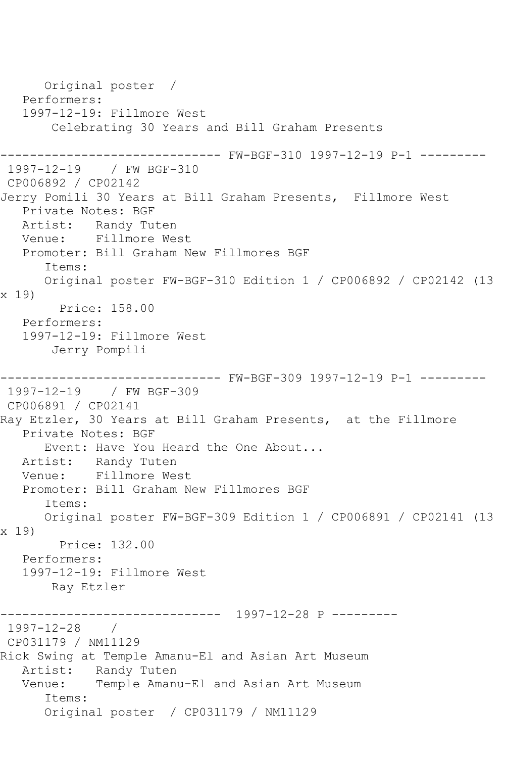```
      Original poster  / 
   Performers:
   1997-12-19: Fillmore West
       Celebrating 30 Years and Bill Graham Presents

------------------------------ FW-BGF-310 1997-12-19 P-1 ---------
 1997-12-19    / FW BGF-310
 CP006892 / CP02142
Jerry Pomili 30 Years at Bill Graham Presents,  Fillmore West
   Private Notes: BGF
   Artist:   Randy Tuten
   Venue:    Fillmore West
   Promoter: Bill Graham New Fillmores BGF
      Items:
      Original poster FW-BGF-310 Edition 1 / CP006892 / CP02142 (13
x 19)
        Price: 158.00
   Performers:
   1997-12-19: Fillmore West
       Jerry Pompili

------------------------------ FW-BGF-309 1997-12-19 P-1 ---------
 1997-12-19    / FW BGF-309
 CP006891 / CP02141
Ray Etzler, 30 Years at Bill Graham Presents,  at the Fillmore
   Private Notes: BGF
      Event: Have You Heard the One About...
   Artist:   Randy Tuten
   Venue:    Fillmore West
   Promoter: Bill Graham New Fillmores BGF
      Items:
      Original poster FW-BGF-309 Edition 1 / CP006891 / CP02141 (13
x 19)
        Price: 132.00
   Performers:
   1997-12-19: Fillmore West
       Ray Etzler

------------------------------  1997-12-28 P ---------
 1997-12-28    / 
 CP031179 / NM11129
Rick Swing at Temple Amanu-El and Asian Art Museum
   Artist:   Randy Tuten
   Venue:    Temple Amanu-El and Asian Art Museum
      Items:
      Original poster  / CP031179 / NM11129
```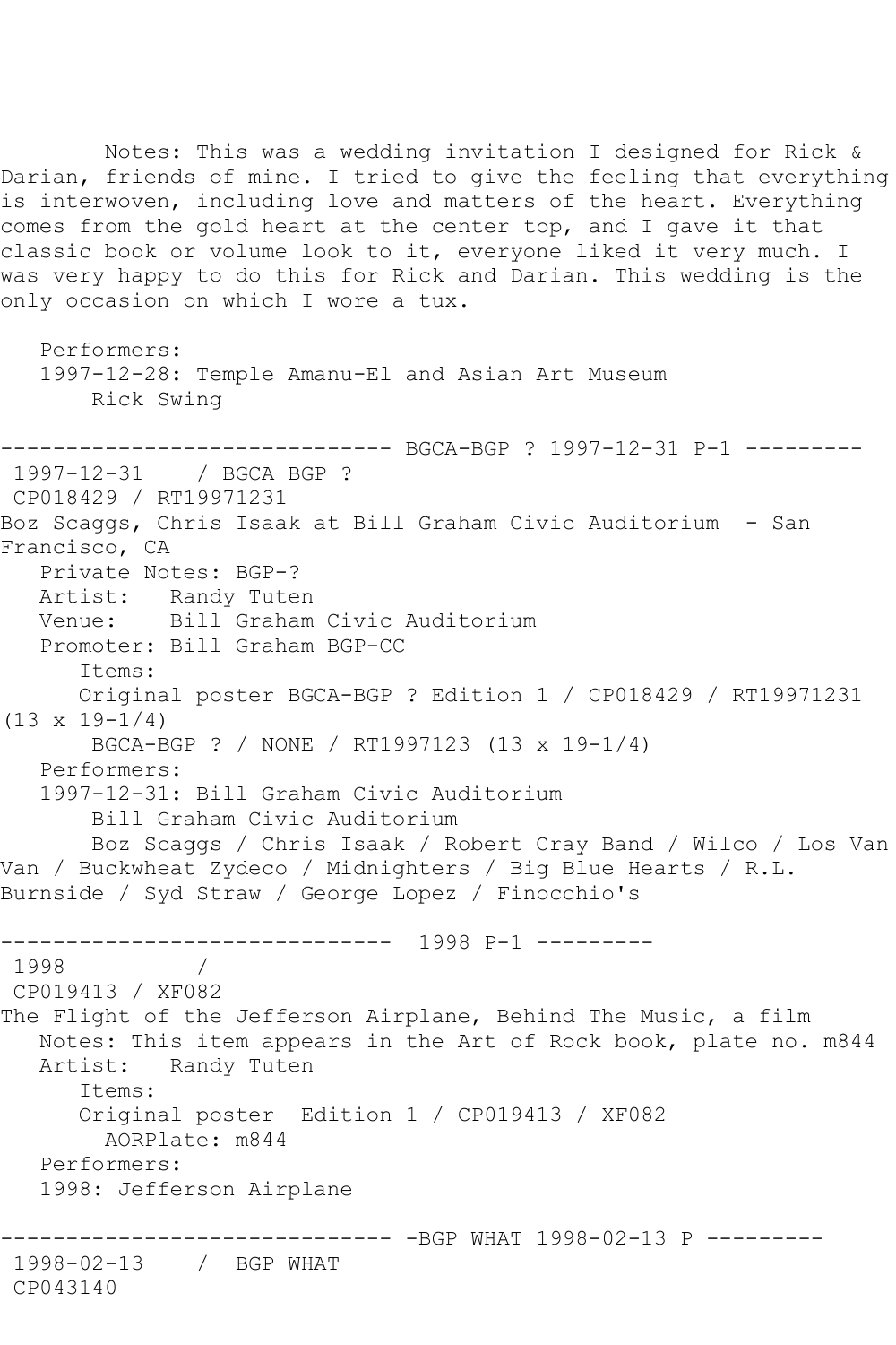Notes: This was a wedding invitation I designed for Rick & Darian, friends of mine. I tried to give the feeling that everything is interwoven, including love and matters of the heart. Everything comes from the gold heart at the center top, and I gave it that classic book or volume look to it, everyone liked it very much. I was very happy to do this for Rick and Darian. This wedding is the only occasion on which I wore a tux.

Performers:
1997-12-28: Temple Amanu-El and Asian Art Museum
Rick Swing

------------------------------ BGCA-BGP ? 1997-12-31 P-1 ---------

1997-12-31 / BGCA BGP ?
CP018429 / RT19971231
Boz Scaggs, Chris Isaak at Bill Graham Civic Auditorium - San Francisco, CA
Private Notes: BGP-?
Artist: Randy Tuten
Venue: Bill Graham Civic Auditorium
Promoter: Bill Graham BGP-CC
Items:
Original poster BGCA-BGP ? Edition 1 / CP018429 / RT19971231 (13 x 19-1/4)
BGCA-BGP ? / NONE / RT1997123 (13 x 19-1/4)
Performers:
1997-12-31: Bill Graham Civic Auditorium
Bill Graham Civic Auditorium
Boz Scaggs / Chris Isaak / Robert Cray Band / Wilco / Los Van Van / Buckwheat Zydeco / Midnighters / Big Blue Hearts / R.L. Burnside / Syd Straw / George Lopez / Finocchio's

------------------------------ 1998 P-1 ---------

1998 /
CP019413 / XF082
The Flight of the Jefferson Airplane, Behind The Music, a film
Notes: This item appears in the Art of Rock book, plate no. m844
Artist: Randy Tuten
Items:
Original poster Edition 1 / CP019413 / XF082
AORPlate: m844
Performers:
1998: Jefferson Airplane

------------------------------ -BGP WHAT 1998-02-13 P ---------

1998-02-13 / BGP WHAT
CP043140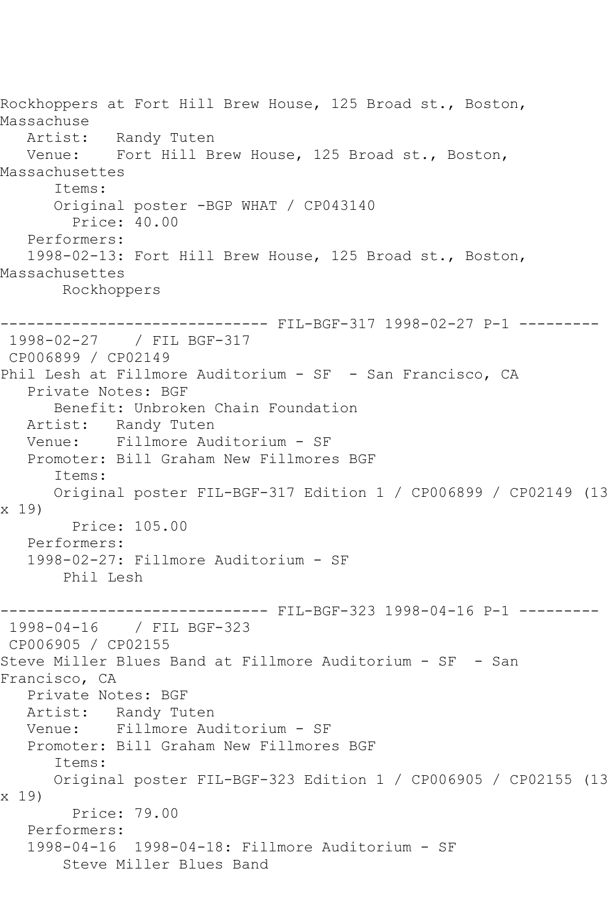Rockhoppers at Fort Hill Brew House, 125 Broad st., Boston, Massachuse
   Artist:   Randy Tuten
   Venue:    Fort Hill Brew House, 125 Broad st., Boston, Massachusettes
      Items:
      Original poster -BGP WHAT / CP043140
        Price: 40.00
   Performers:
   1998-02-13: Fort Hill Brew House, 125 Broad st., Boston, Massachusettes
       Rockhoppers

------------------------------ FIL-BGF-317 1998-02-27 P-1 ---------
 1998-02-27    / FIL BGF-317
 CP006899 / CP02149
Phil Lesh at Fillmore Auditorium - SF  - San Francisco, CA
   Private Notes: BGF
      Benefit: Unbroken Chain Foundation
   Artist:   Randy Tuten
   Venue:    Fillmore Auditorium - SF
   Promoter: Bill Graham New Fillmores BGF
      Items:
      Original poster FIL-BGF-317 Edition 1 / CP006899 / CP02149 (13 x 19)
        Price: 105.00
   Performers:
   1998-02-27: Fillmore Auditorium - SF
       Phil Lesh

------------------------------ FIL-BGF-323 1998-04-16 P-1 ---------
 1998-04-16    / FIL BGF-323
 CP006905 / CP02155
Steve Miller Blues Band at Fillmore Auditorium - SF  - San Francisco, CA
   Private Notes: BGF
   Artist:   Randy Tuten
   Venue:    Fillmore Auditorium - SF
   Promoter: Bill Graham New Fillmores BGF
      Items:
      Original poster FIL-BGF-323 Edition 1 / CP006905 / CP02155 (13 x 19)
        Price: 79.00
   Performers:
   1998-04-16  1998-04-18: Fillmore Auditorium - SF
       Steve Miller Blues Band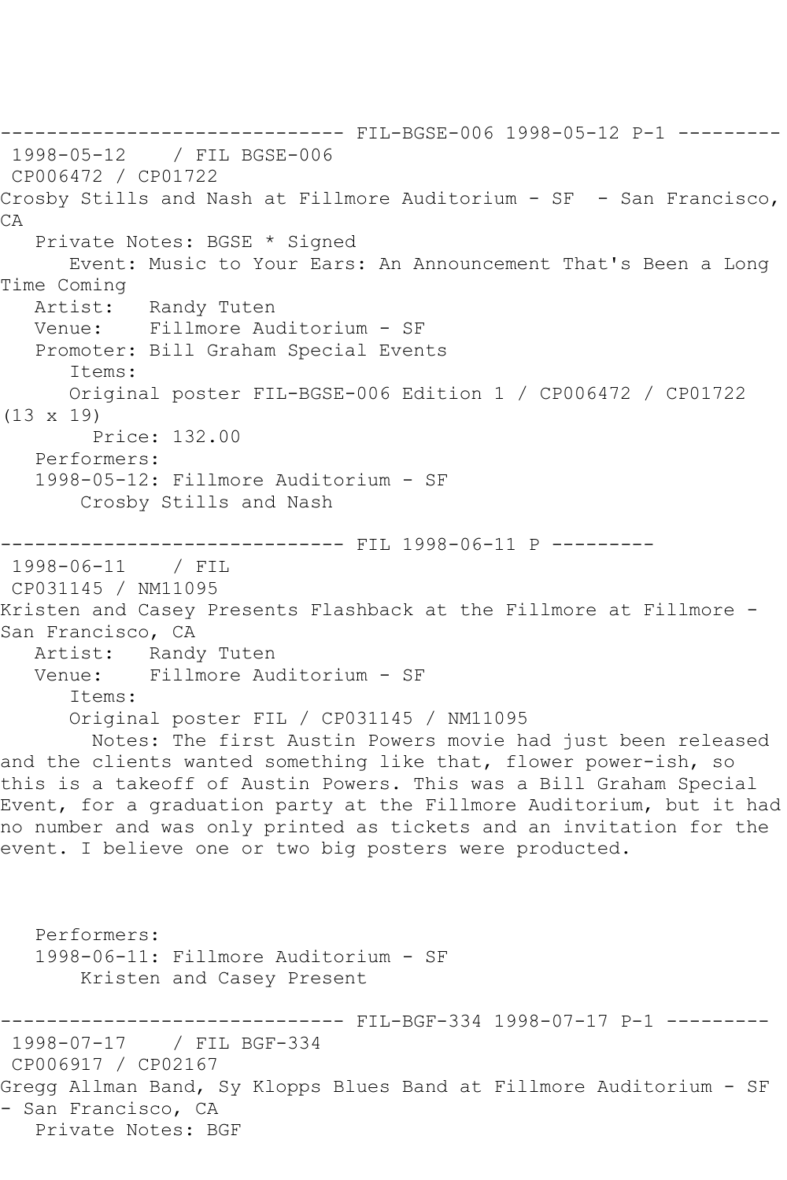------------------------------ FIL-BGSE-006 1998-05-12 P-1 ---------
1998-05-12 / FIL BGSE-006
CP006472 / CP01722
Crosby Stills and Nash at Fillmore Auditorium - SF - San Francisco, CA
Private Notes: BGSE * Signed
Event: Music to Your Ears: An Announcement That's Been a Long Time Coming
Artist: Randy Tuten
Venue: Fillmore Auditorium - SF
Promoter: Bill Graham Special Events
Items:
Original poster FIL-BGSE-006 Edition 1 / CP006472 / CP01722 (13 x 19)
Price: 132.00
Performers:
1998-05-12: Fillmore Auditorium - SF
Crosby Stills and Nash

------------------------------ FIL 1998-06-11 P ---------
1998-06-11 / FIL
CP031145 / NM11095
Kristen and Casey Presents Flashback at the Fillmore at Fillmore - San Francisco, CA
Artist: Randy Tuten
Venue: Fillmore Auditorium - SF
Items:
Original poster FIL / CP031145 / NM11095
Notes: The first Austin Powers movie had just been released and the clients wanted something like that, flower power-ish, so this is a takeoff of Austin Powers. This was a Bill Graham Special Event, for a graduation party at the Fillmore Auditorium, but it had no number and was only printed as tickets and an invitation for the event. I believe one or two big posters were producted.

Performers:
1998-06-11: Fillmore Auditorium - SF
Kristen and Casey Present

------------------------------ FIL-BGF-334 1998-07-17 P-1 ---------
1998-07-17 / FIL BGF-334
CP006917 / CP02167
Gregg Allman Band, Sy Klopps Blues Band at Fillmore Auditorium - SF - San Francisco, CA
Private Notes: BGF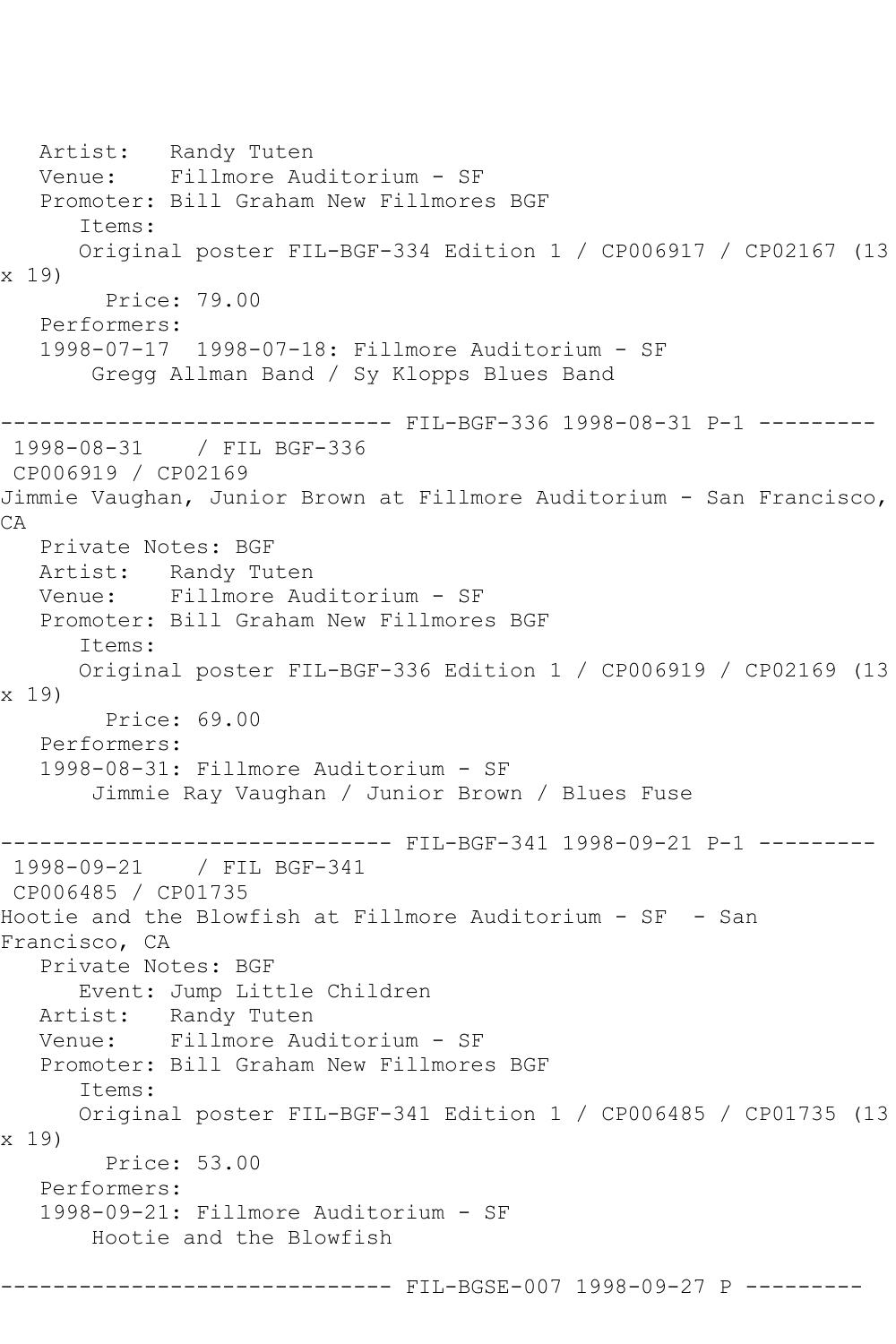Artist: Randy Tuten
Venue: Fillmore Auditorium - SF
Promoter: Bill Graham New Fillmores BGF
Items:
Original poster FIL-BGF-334 Edition 1 / CP006917 / CP02167 (13 x 19)
Price: 79.00
Performers:
1998-07-17 1998-07-18: Fillmore Auditorium - SF
Gregg Allman Band / Sy Klopps Blues Band

------------------------------ FIL-BGF-336 1998-08-31 P-1 ---------

1998-08-31 / FIL BGF-336
CP006919 / CP02169
Jimmie Vaughan, Junior Brown at Fillmore Auditorium - San Francisco, CA
Private Notes: BGF
Artist: Randy Tuten
Venue: Fillmore Auditorium - SF
Promoter: Bill Graham New Fillmores BGF
Items:
Original poster FIL-BGF-336 Edition 1 / CP006919 / CP02169 (13 x 19)
Price: 69.00
Performers:
1998-08-31: Fillmore Auditorium - SF
Jimmie Ray Vaughan / Junior Brown / Blues Fuse

------------------------------ FIL-BGF-341 1998-09-21 P-1 ---------

1998-09-21 / FIL BGF-341
CP006485 / CP01735
Hootie and the Blowfish at Fillmore Auditorium - SF - San Francisco, CA
Private Notes: BGF
Event: Jump Little Children
Artist: Randy Tuten
Venue: Fillmore Auditorium - SF
Promoter: Bill Graham New Fillmores BGF
Items:
Original poster FIL-BGF-341 Edition 1 / CP006485 / CP01735 (13 x 19)
Price: 53.00
Performers:
1998-09-21: Fillmore Auditorium - SF
Hootie and the Blowfish

------------------------------ FIL-BGSE-007 1998-09-27 P ---------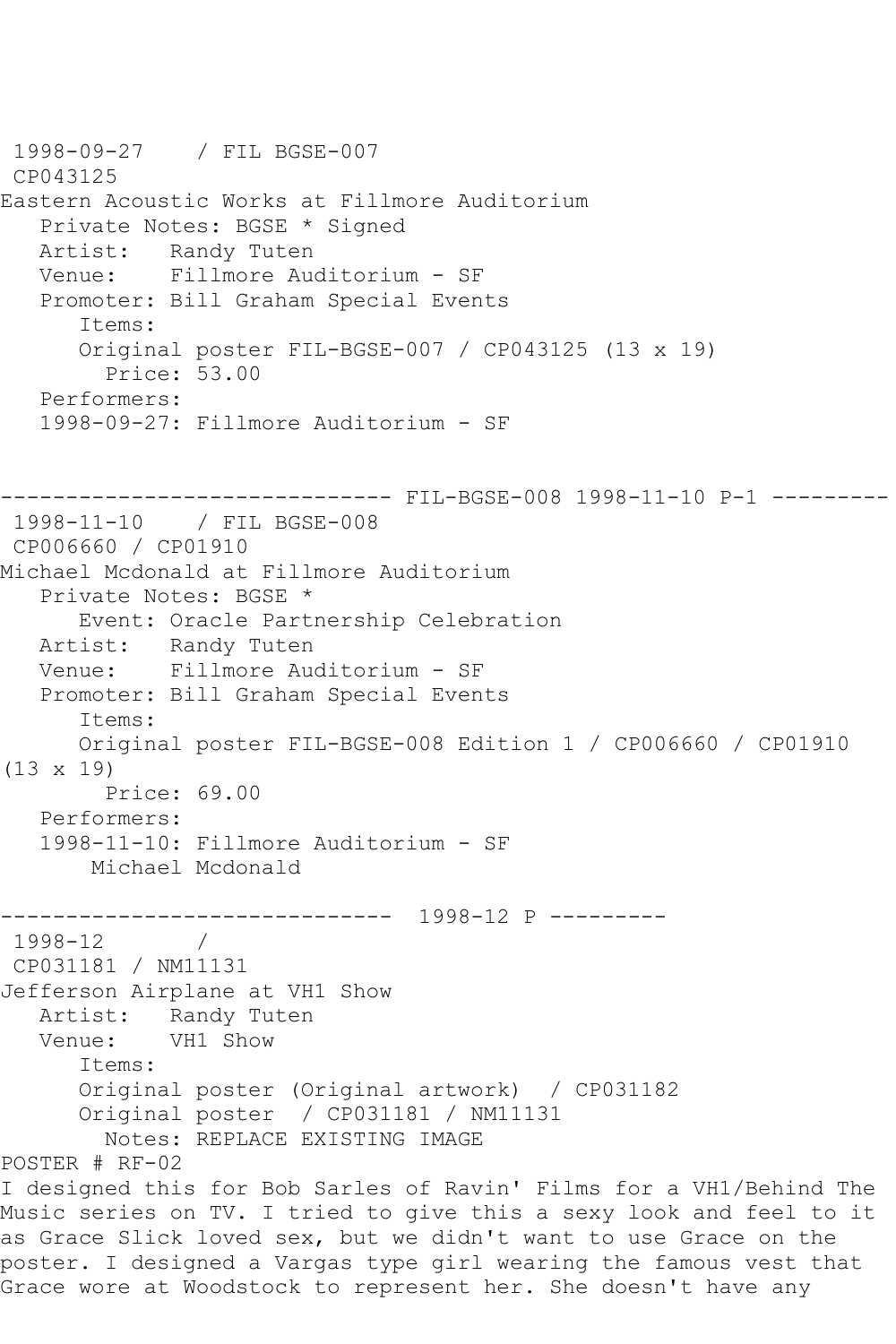1998-09-27 / FIL BGSE-007
CP043125
Eastern Acoustic Works at Fillmore Auditorium
Private Notes: BGSE * Signed
Artist: Randy Tuten
Venue: Fillmore Auditorium - SF
Promoter: Bill Graham Special Events
Items:
Original poster FIL-BGSE-007 / CP043125 (13 x 19)
Price: 53.00
Performers:
1998-09-27: Fillmore Auditorium - SF

------------------------------ FIL-BGSE-008 1998-11-10 P-1 ---------

1998-11-10 / FIL BGSE-008
CP006660 / CP01910
Michael Mcdonald at Fillmore Auditorium
Private Notes: BGSE *
Event: Oracle Partnership Celebration
Artist: Randy Tuten
Venue: Fillmore Auditorium - SF
Promoter: Bill Graham Special Events
Items:
Original poster FIL-BGSE-008 Edition 1 / CP006660 / CP01910 (13 x 19)
Price: 69.00
Performers:
1998-11-10: Fillmore Auditorium - SF
Michael Mcdonald

------------------------------ 1998-12 P ---------

1998-12 /
CP031181 / NM11131
Jefferson Airplane at VH1 Show
Artist: Randy Tuten
Venue: VH1 Show
Items:
Original poster (Original artwork) / CP031182
Original poster / CP031181 / NM11131
Notes: REPLACE EXISTING IMAGE
POSTER # RF-02
I designed this for Bob Sarles of Ravin' Films for a VH1/Behind The Music series on TV. I tried to give this a sexy look and feel to it as Grace Slick loved sex, but we didn't want to use Grace on the poster. I designed a Vargas type girl wearing the famous vest that Grace wore at Woodstock to represent her. She doesn't have any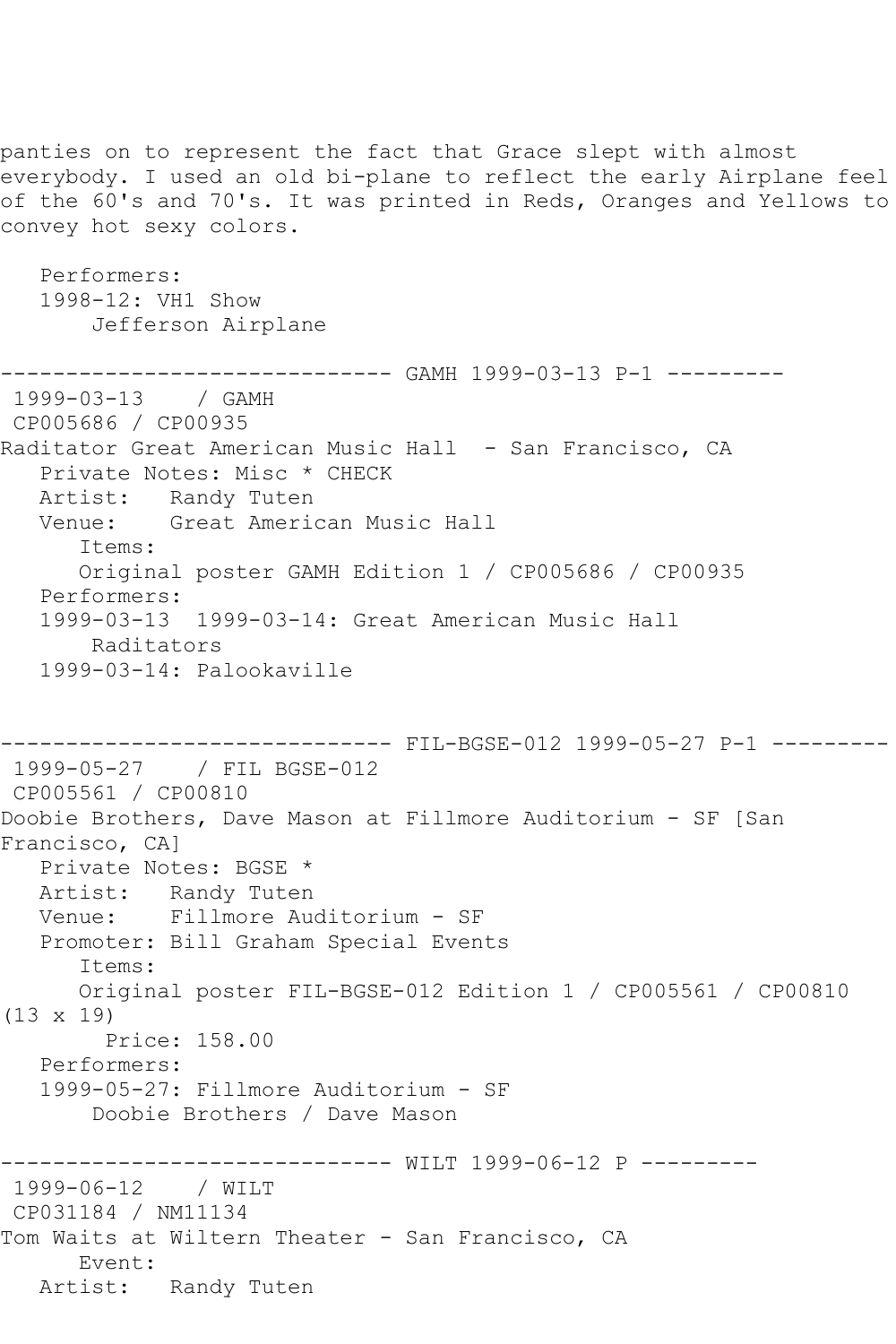panties on to represent the fact that Grace slept with almost everybody. I used an old bi-plane to reflect the early Airplane feel of the 60's and 70's. It was printed in Reds, Oranges and Yellows to convey hot sexy colors.

```
   Performers:
   1998-12: VH1 Show
       Jefferson Airplane

------------------------------ GAMH 1999-03-13 P-1 ---------
 1999-03-13    / GAMH
 CP005686 / CP00935
Raditator Great American Music Hall  - San Francisco, CA
   Private Notes: Misc * CHECK
   Artist:   Randy Tuten
   Venue:    Great American Music Hall
      Items:
      Original poster GAMH Edition 1 / CP005686 / CP00935
   Performers:
   1999-03-13  1999-03-14: Great American Music Hall
       Raditators
   1999-03-14: Palookaville


------------------------------ FIL-BGSE-012 1999-05-27 P-1 ---------
 1999-05-27    / FIL BGSE-012
 CP005561 / CP00810
Doobie Brothers, Dave Mason at Fillmore Auditorium - SF [San
Francisco, CA]
   Private Notes: BGSE *
   Artist:   Randy Tuten
   Venue:    Fillmore Auditorium - SF
   Promoter: Bill Graham Special Events
      Items:
      Original poster FIL-BGSE-012 Edition 1 / CP005561 / CP00810
(13 x 19)
        Price: 158.00
   Performers:
   1999-05-27: Fillmore Auditorium - SF
       Doobie Brothers / Dave Mason

------------------------------ WILT 1999-06-12 P ---------
 1999-06-12    / WILT
 CP031184 / NM11134
Tom Waits at Wiltern Theater - San Francisco, CA
      Event:
   Artist:   Randy Tuten
```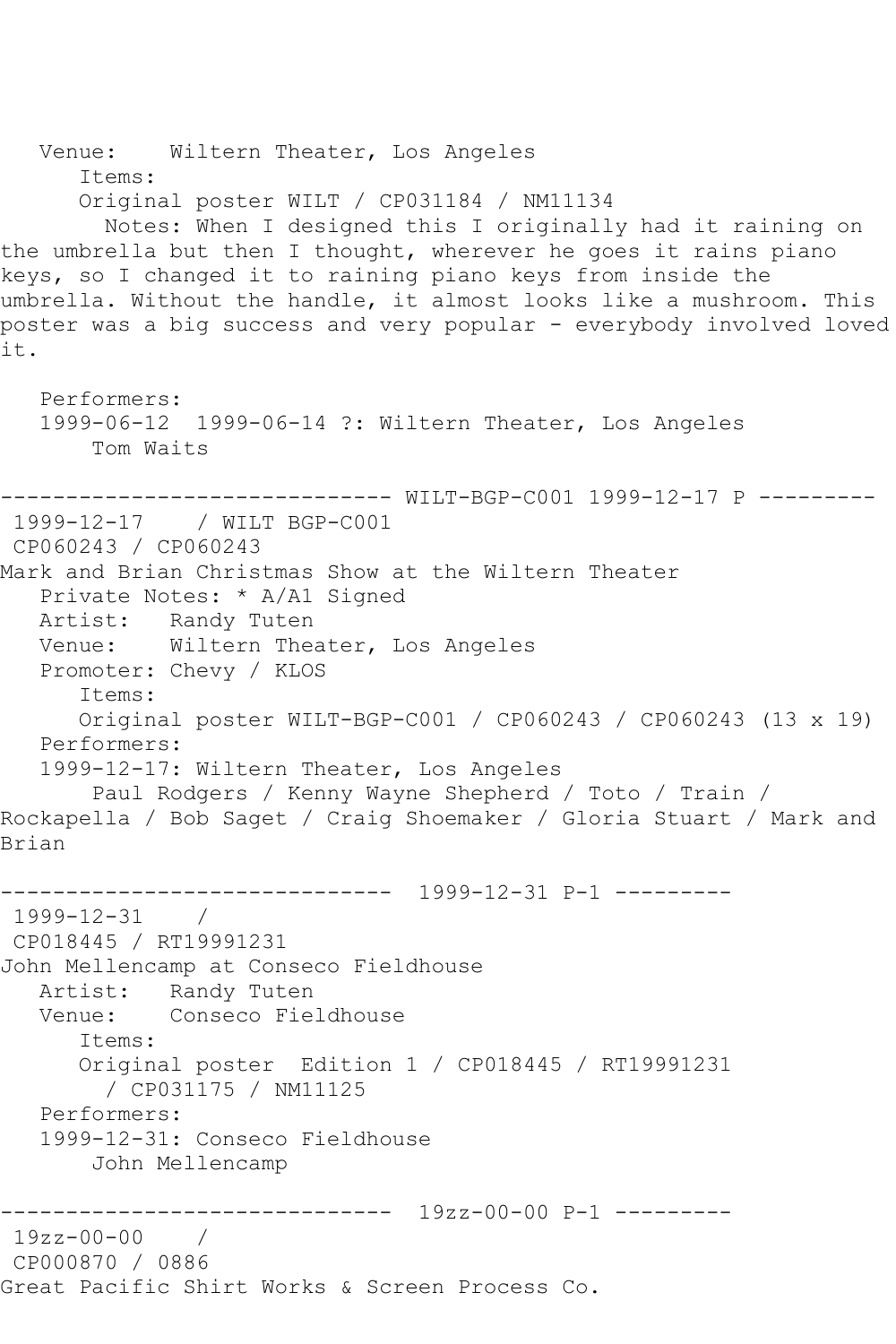Venue:    Wiltern Theater, Los Angeles

Items:

Original poster WILT / CP031184 / NM11134

Notes: When I designed this I originally had it raining on the umbrella but then I thought, wherever he goes it rains piano keys, so I changed it to raining piano keys from inside the umbrella. Without the handle, it almost looks like a mushroom. This poster was a big success and very popular - everybody involved loved it.

Performers:

1999-06-12  1999-06-14 ?: Wiltern Theater, Los Angeles

Tom Waits

------------------------------ WILT-BGP-C001 1999-12-17 P ---------

1999-12-17    / WILT BGP-C001

CP060243 / CP060243

Mark and Brian Christmas Show at the Wiltern Theater

Private Notes: * A/A1 Signed

Artist:   Randy Tuten

Venue:    Wiltern Theater, Los Angeles

Promoter: Chevy / KLOS

Items:

Original poster WILT-BGP-C001 / CP060243 / CP060243 (13 x 19)

Performers:

1999-12-17: Wiltern Theater, Los Angeles

Paul Rodgers / Kenny Wayne Shepherd / Toto / Train / Rockapella / Bob Saget / Craig Shoemaker / Gloria Stuart / Mark and Brian

------------------------------  1999-12-31 P-1 ---------

1999-12-31    /

CP018445 / RT19991231

John Mellencamp at Conseco Fieldhouse

Artist:   Randy Tuten

Venue:    Conseco Fieldhouse

Items:

Original poster  Edition 1 / CP018445 / RT19991231 / CP031175 / NM11125

Performers:

1999-12-31: Conseco Fieldhouse

John Mellencamp

------------------------------  19zz-00-00 P-1 ---------

19zz-00-00    /

CP000870 / 0886

Great Pacific Shirt Works & Screen Process Co.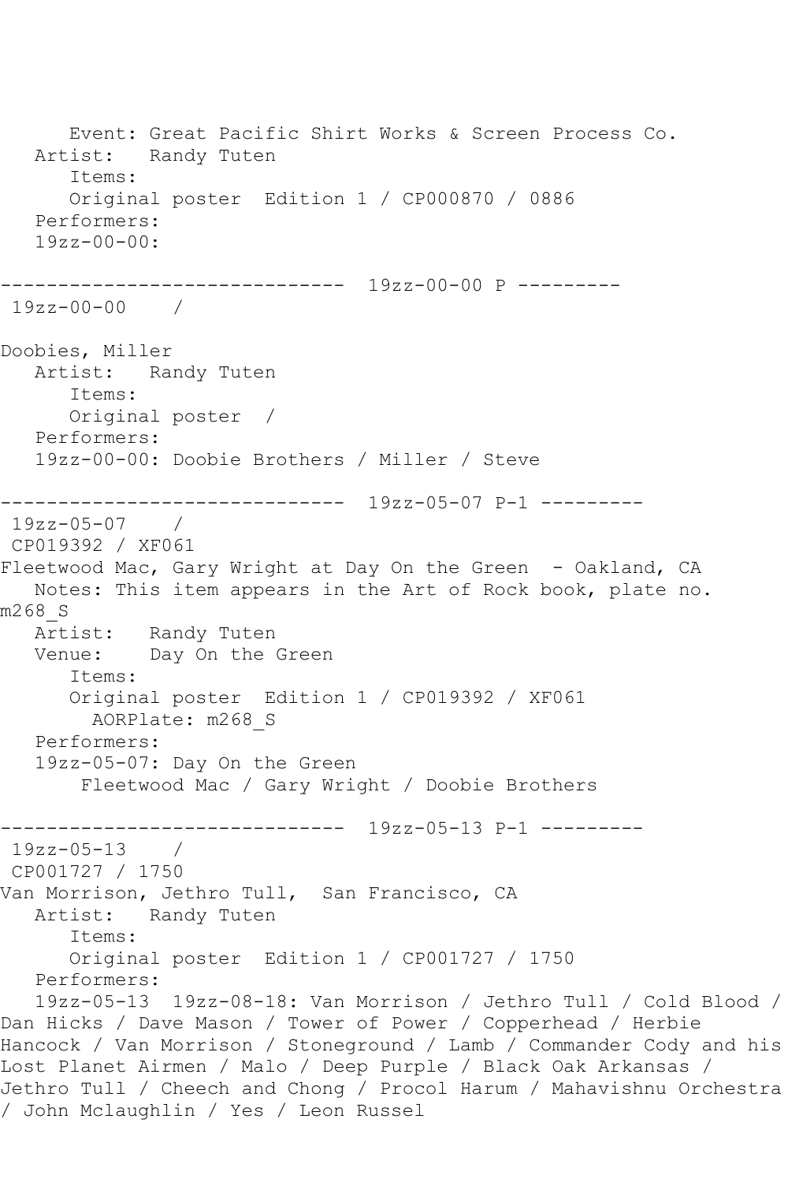Event: Great Pacific Shirt Works & Screen Process Co.
   Artist:   Randy Tuten
      Items:
      Original poster  Edition 1 / CP000870 / 0886
   Performers:
   19zz-00-00:

------------------------------  19zz-00-00 P ---------
 19zz-00-00    /

Doobies, Miller
   Artist:   Randy Tuten
      Items:
      Original poster  /
   Performers:
   19zz-00-00: Doobie Brothers / Miller / Steve

------------------------------  19zz-05-07 P-1 ---------
 19zz-05-07    /
 CP019392 / XF061
Fleetwood Mac, Gary Wright at Day On the Green  - Oakland, CA
   Notes: This item appears in the Art of Rock book, plate no. m268_S
   Artist:   Randy Tuten
   Venue:    Day On the Green
      Items:
      Original poster  Edition 1 / CP019392 / XF061
        AORPlate: m268_S
   Performers:
   19zz-05-07: Day On the Green
       Fleetwood Mac / Gary Wright / Doobie Brothers

------------------------------  19zz-05-13 P-1 ---------
 19zz-05-13    /
 CP001727 / 1750
Van Morrison, Jethro Tull,  San Francisco, CA
   Artist:   Randy Tuten
      Items:
      Original poster  Edition 1 / CP001727 / 1750
   Performers:
   19zz-05-13  19zz-08-18: Van Morrison / Jethro Tull / Cold Blood / Dan Hicks / Dave Mason / Tower of Power / Copperhead / Herbie Hancock / Van Morrison / Stoneground / Lamb / Commander Cody and his Lost Planet Airmen / Malo / Deep Purple / Black Oak Arkansas / Jethro Tull / Cheech and Chong / Procol Harum / Mahavishnu Orchestra / John Mclaughlin / Yes / Leon Russel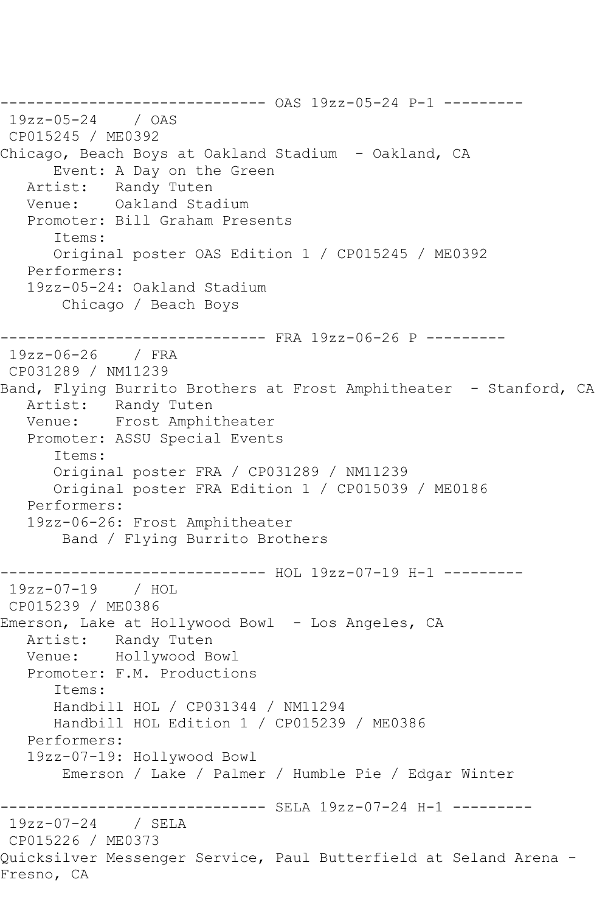------------------------------ OAS 19zz-05-24 P-1 ---------

```
 19zz-05-24    / OAS
 CP015245 / ME0392
Chicago, Beach Boys at Oakland Stadium  - Oakland, CA
      Event: A Day on the Green
   Artist:   Randy Tuten
   Venue:    Oakland Stadium
   Promoter: Bill Graham Presents
      Items:
      Original poster OAS Edition 1 / CP015245 / ME0392
   Performers:
   19zz-05-24: Oakland Stadium
       Chicago / Beach Boys
```

------------------------------ FRA 19zz-06-26 P ---------

```
 19zz-06-26    / FRA
 CP031289 / NM11239
Band, Flying Burrito Brothers at Frost Amphitheater  - Stanford, CA
   Artist:   Randy Tuten
   Venue:    Frost Amphitheater
   Promoter: ASSU Special Events
      Items:
      Original poster FRA / CP031289 / NM11239
      Original poster FRA Edition 1 / CP015039 / ME0186
   Performers:
   19zz-06-26: Frost Amphitheater
       Band / Flying Burrito Brothers
```

------------------------------ HOL 19zz-07-19 H-1 ---------

```
 19zz-07-19    / HOL
 CP015239 / ME0386
Emerson, Lake at Hollywood Bowl  - Los Angeles, CA
   Artist:   Randy Tuten
   Venue:    Hollywood Bowl
   Promoter: F.M. Productions
      Items:
      Handbill HOL / CP031344 / NM11294
      Handbill HOL Edition 1 / CP015239 / ME0386
   Performers:
   19zz-07-19: Hollywood Bowl
       Emerson / Lake / Palmer / Humble Pie / Edgar Winter
```

------------------------------ SELA 19zz-07-24 H-1 ---------

```
 19zz-07-24    / SELA
 CP015226 / ME0373
Quicksilver Messenger Service, Paul Butterfield at Seland Arena - 
Fresno, CA
```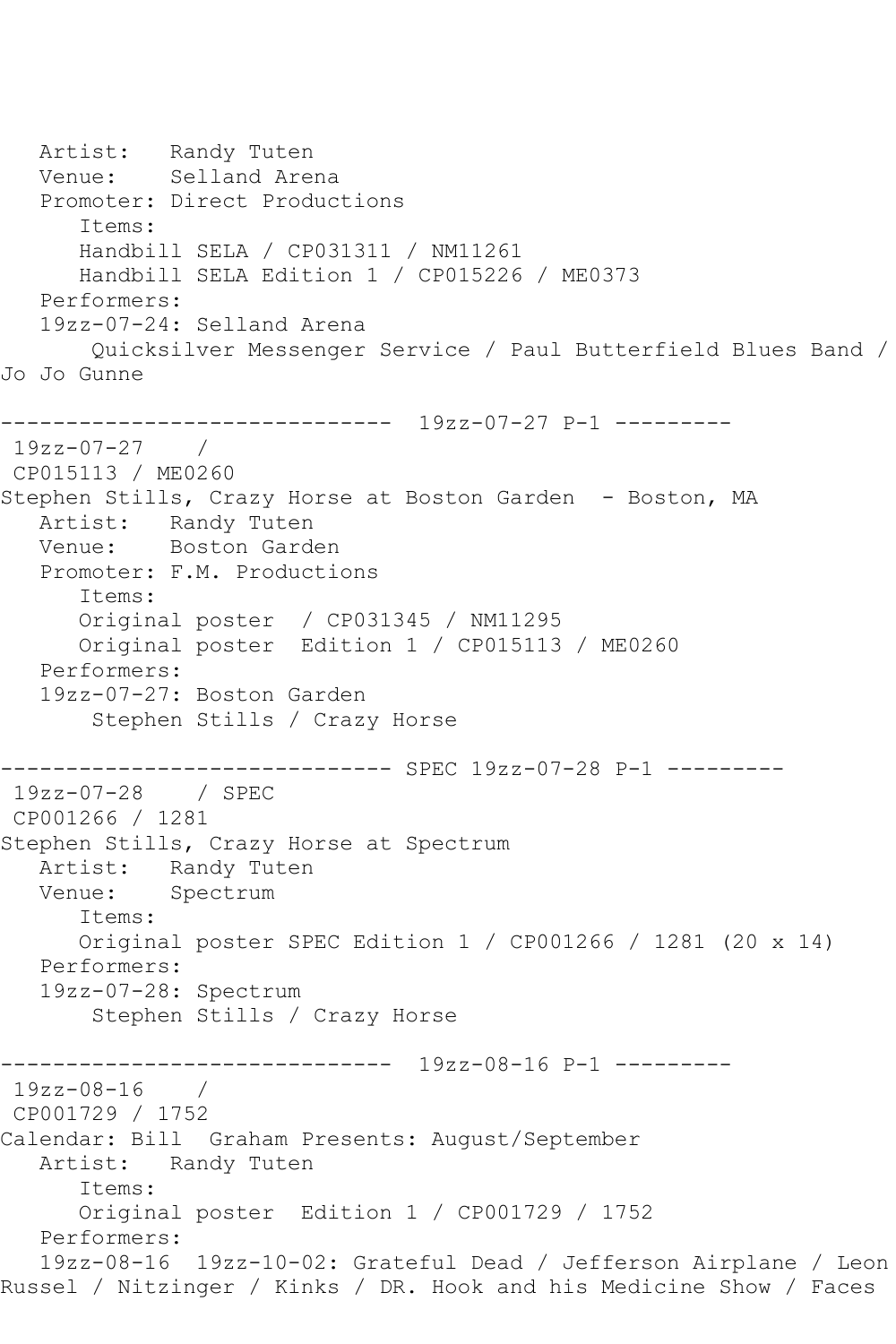```
   Artist:   Randy Tuten
   Venue:    Selland Arena
   Promoter: Direct Productions
      Items:
      Handbill SELA / CP031311 / NM11261
      Handbill SELA Edition 1 / CP015226 / ME0373
   Performers:
   19zz-07-24: Selland Arena
       Quicksilver Messenger Service / Paul Butterfield Blues Band / 
Jo Jo Gunne

------------------------------  19zz-07-27 P-1 ---------
 19zz-07-27    / 
 CP015113 / ME0260
Stephen Stills, Crazy Horse at Boston Garden  - Boston, MA
   Artist:   Randy Tuten
   Venue:    Boston Garden
   Promoter: F.M. Productions
      Items:
      Original poster  / CP031345 / NM11295
      Original poster  Edition 1 / CP015113 / ME0260
   Performers:
   19zz-07-27: Boston Garden
       Stephen Stills / Crazy Horse

------------------------------ SPEC 19zz-07-28 P-1 ---------
 19zz-07-28    / SPEC
 CP001266 / 1281
Stephen Stills, Crazy Horse at Spectrum
   Artist:   Randy Tuten
   Venue:    Spectrum
      Items:
      Original poster SPEC Edition 1 / CP001266 / 1281 (20 x 14)
   Performers:
   19zz-07-28: Spectrum
       Stephen Stills / Crazy Horse

------------------------------  19zz-08-16 P-1 ---------
 19zz-08-16    / 
 CP001729 / 1752
Calendar: Bill  Graham Presents: August/September
   Artist:   Randy Tuten
      Items:
      Original poster  Edition 1 / CP001729 / 1752
   Performers:
   19zz-08-16  19zz-10-02: Grateful Dead / Jefferson Airplane / Leon 
Russel / Nitzinger / Kinks / DR. Hook and his Medicine Show / Faces
```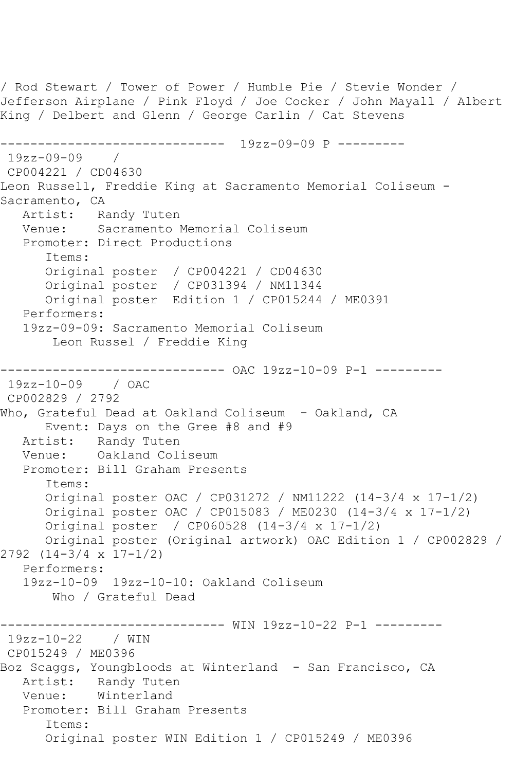/ Rod Stewart / Tower of Power / Humble Pie / Stevie Wonder / Jefferson Airplane / Pink Floyd / Joe Cocker / John Mayall / Albert King / Delbert and Glenn / George Carlin / Cat Stevens

------------------------------ 19zz-09-09 P ---------

19zz-09-09 /
CP004221 / CD04630
Leon Russell, Freddie King at Sacramento Memorial Coliseum - Sacramento, CA
   Artist: Randy Tuten
   Venue: Sacramento Memorial Coliseum
   Promoter: Direct Productions
      Items:
      Original poster / CP004221 / CD04630
      Original poster / CP031394 / NM11344
      Original poster Edition 1 / CP015244 / ME0391
   Performers:
   19zz-09-09: Sacramento Memorial Coliseum
      Leon Russel / Freddie King

------------------------------ OAC 19zz-10-09 P-1 ---------

19zz-10-09 / OAC
CP002829 / 2792
Who, Grateful Dead at Oakland Coliseum - Oakland, CA
      Event: Days on the Gree #8 and #9
   Artist: Randy Tuten
   Venue: Oakland Coliseum
   Promoter: Bill Graham Presents
      Items:
      Original poster OAC / CP031272 / NM11222 (14-3/4 x 17-1/2)
      Original poster OAC / CP015083 / ME0230 (14-3/4 x 17-1/2)
      Original poster / CP060528 (14-3/4 x 17-1/2)
      Original poster (Original artwork) OAC Edition 1 / CP002829 / 2792 (14-3/4 x 17-1/2)
   Performers:
   19zz-10-09 19zz-10-10: Oakland Coliseum
      Who / Grateful Dead

------------------------------ WIN 19zz-10-22 P-1 ---------

19zz-10-22 / WIN
CP015249 / ME0396
Boz Scaggs, Youngbloods at Winterland - San Francisco, CA
   Artist: Randy Tuten
   Venue: Winterland
   Promoter: Bill Graham Presents
      Items:
      Original poster WIN Edition 1 / CP015249 / ME0396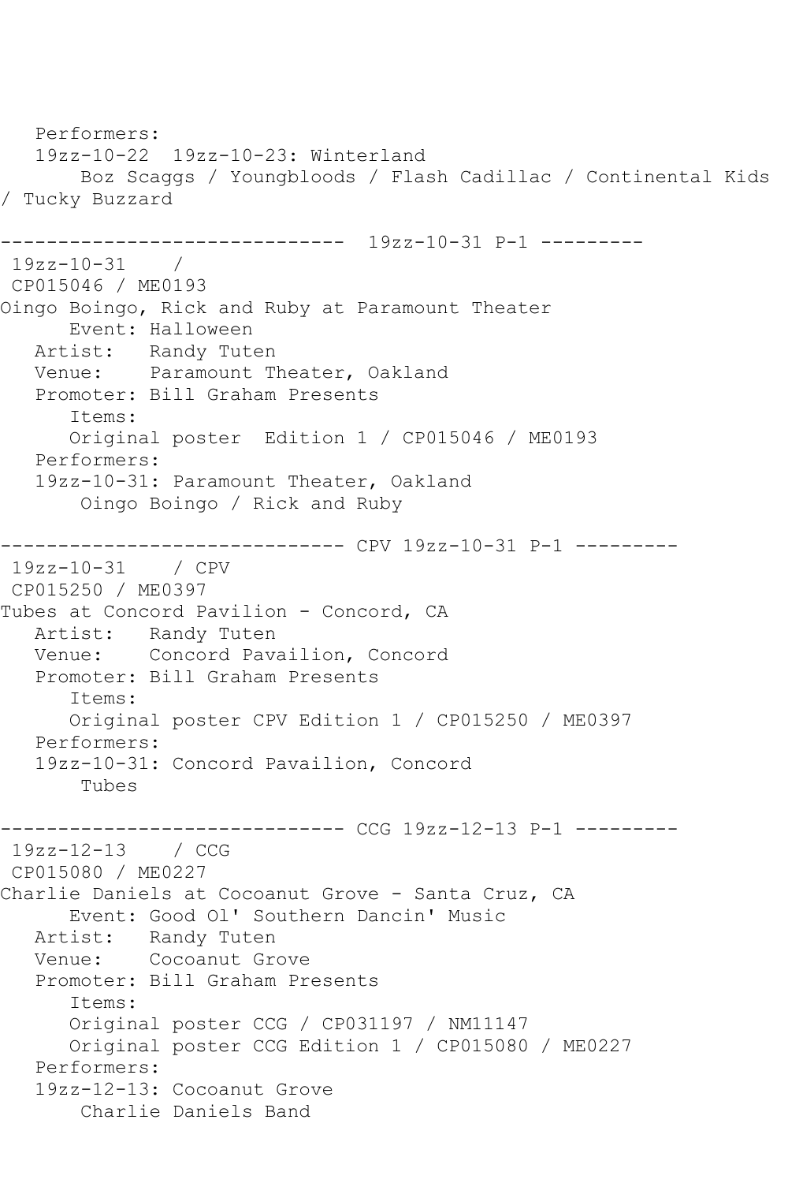```
   Performers:
   19zz-10-22  19zz-10-23: Winterland
       Boz Scaggs / Youngbloods / Flash Cadillac / Continental Kids
/ Tucky Buzzard

------------------------------  19zz-10-31 P-1 ---------
 19zz-10-31    /
 CP015046 / ME0193
Oingo Boingo, Rick and Ruby at Paramount Theater
      Event: Halloween
   Artist:   Randy Tuten
   Venue:    Paramount Theater, Oakland
   Promoter: Bill Graham Presents
      Items:
      Original poster  Edition 1 / CP015046 / ME0193
   Performers:
   19zz-10-31: Paramount Theater, Oakland
       Oingo Boingo / Rick and Ruby

------------------------------ CPV 19zz-10-31 P-1 ---------
 19zz-10-31    / CPV
 CP015250 / ME0397
Tubes at Concord Pavilion - Concord, CA
   Artist:   Randy Tuten
   Venue:    Concord Pavailion, Concord
   Promoter: Bill Graham Presents
      Items:
      Original poster CPV Edition 1 / CP015250 / ME0397
   Performers:
   19zz-10-31: Concord Pavailion, Concord
       Tubes

------------------------------ CCG 19zz-12-13 P-1 ---------
 19zz-12-13    / CCG
 CP015080 / ME0227
Charlie Daniels at Cocoanut Grove - Santa Cruz, CA
      Event: Good Ol' Southern Dancin' Music
   Artist:   Randy Tuten
   Venue:    Cocoanut Grove
   Promoter: Bill Graham Presents
      Items:
      Original poster CCG / CP031197 / NM11147
      Original poster CCG Edition 1 / CP015080 / ME0227
   Performers:
   19zz-12-13: Cocoanut Grove
       Charlie Daniels Band
```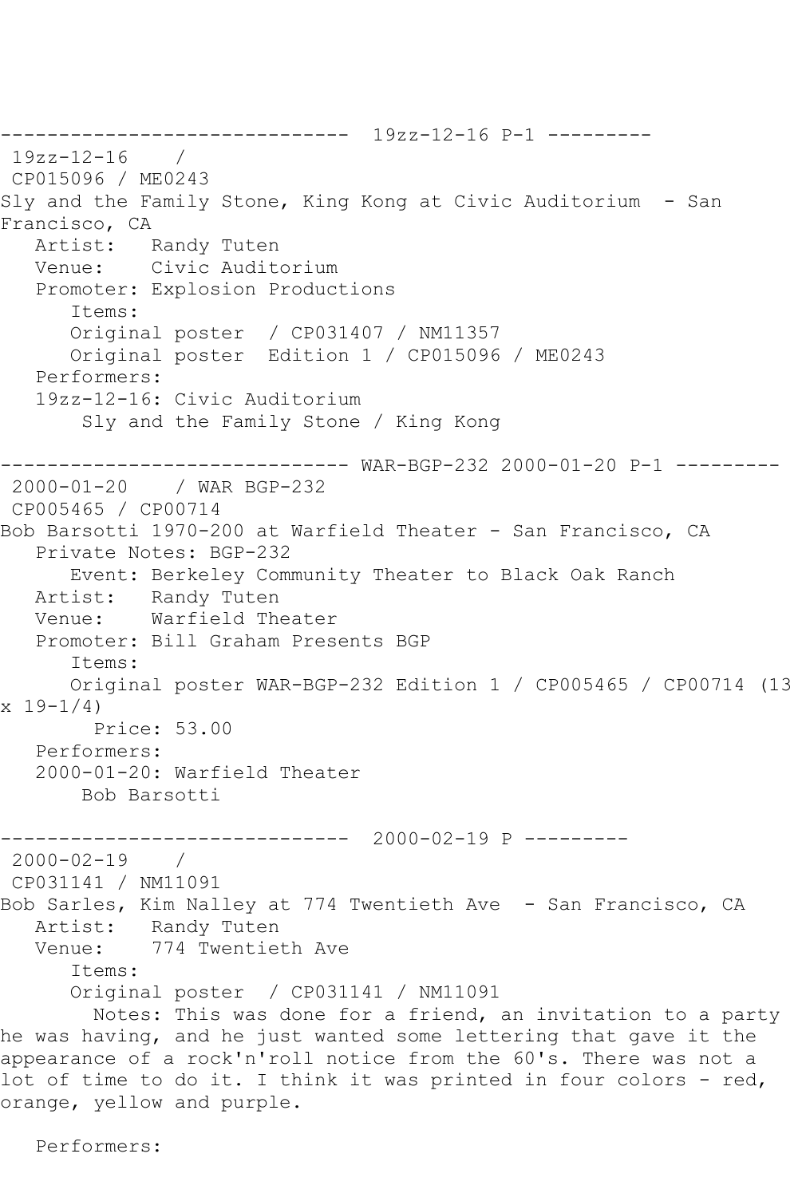------------------------------ 19zz-12-16 P-1 ---------
19zz-12-16 /
CP015096 / ME0243
Sly and the Family Stone, King Kong at Civic Auditorium - San Francisco, CA
Artist: Randy Tuten
Venue: Civic Auditorium
Promoter: Explosion Productions
Items:
Original poster / CP031407 / NM11357
Original poster Edition 1 / CP015096 / ME0243
Performers:
19zz-12-16: Civic Auditorium
Sly and the Family Stone / King Kong

------------------------------ WAR-BGP-232 2000-01-20 P-1 ---------
2000-01-20 / WAR BGP-232
CP005465 / CP00714
Bob Barsotti 1970-200 at Warfield Theater - San Francisco, CA
Private Notes: BGP-232
Event: Berkeley Community Theater to Black Oak Ranch
Artist: Randy Tuten
Venue: Warfield Theater
Promoter: Bill Graham Presents BGP
Items:
Original poster WAR-BGP-232 Edition 1 / CP005465 / CP00714 (13 x 19-1/4)
Price: 53.00
Performers:
2000-01-20: Warfield Theater
Bob Barsotti

------------------------------ 2000-02-19 P ---------
2000-02-19 /
CP031141 / NM11091
Bob Sarles, Kim Nalley at 774 Twentieth Ave - San Francisco, CA
Artist: Randy Tuten
Venue: 774 Twentieth Ave
Items:
Original poster / CP031141 / NM11091
Notes: This was done for a friend, an invitation to a party he was having, and he just wanted some lettering that gave it the appearance of a rock'n'roll notice from the 60's. There was not a lot of time to do it. I think it was printed in four colors - red, orange, yellow and purple.

Performers: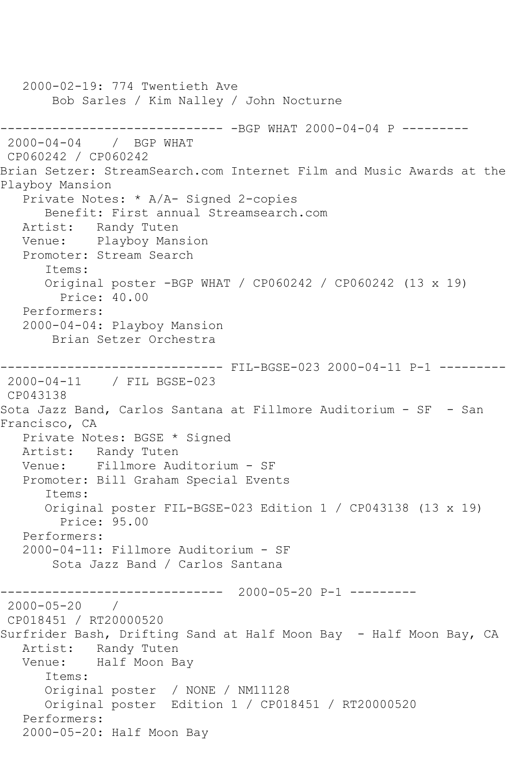```
   2000-02-19: 774 Twentieth Ave
       Bob Sarles / Kim Nalley / John Nocturne

------------------------------ -BGP WHAT 2000-04-04 P ---------
 2000-04-04    /  BGP WHAT
 CP060242 / CP060242
Brian Setzer: StreamSearch.com Internet Film and Music Awards at the 
Playboy Mansion
   Private Notes: * A/A- Signed 2-copies
      Benefit: First annual Streamsearch.com
   Artist:   Randy Tuten
   Venue:    Playboy Mansion
   Promoter: Stream Search
      Items:
      Original poster -BGP WHAT / CP060242 / CP060242 (13 x 19)
        Price: 40.00
   Performers:
   2000-04-04: Playboy Mansion
       Brian Setzer Orchestra

------------------------------ FIL-BGSE-023 2000-04-11 P-1 ---------
 2000-04-11    / FIL BGSE-023
 CP043138
Sota Jazz Band, Carlos Santana at Fillmore Auditorium - SF  - San 
Francisco, CA
   Private Notes: BGSE * Signed
   Artist:   Randy Tuten
   Venue:    Fillmore Auditorium - SF
   Promoter: Bill Graham Special Events
      Items:
      Original poster FIL-BGSE-023 Edition 1 / CP043138 (13 x 19)
        Price: 95.00
   Performers:
   2000-04-11: Fillmore Auditorium - SF
       Sota Jazz Band / Carlos Santana

------------------------------  2000-05-20 P-1 ---------
 2000-05-20    /
 CP018451 / RT20000520
Surfrider Bash, Drifting Sand at Half Moon Bay  - Half Moon Bay, CA
   Artist:   Randy Tuten
   Venue:    Half Moon Bay
      Items:
      Original poster  / NONE / NM11128
      Original poster  Edition 1 / CP018451 / RT20000520
   Performers:
   2000-05-20: Half Moon Bay
```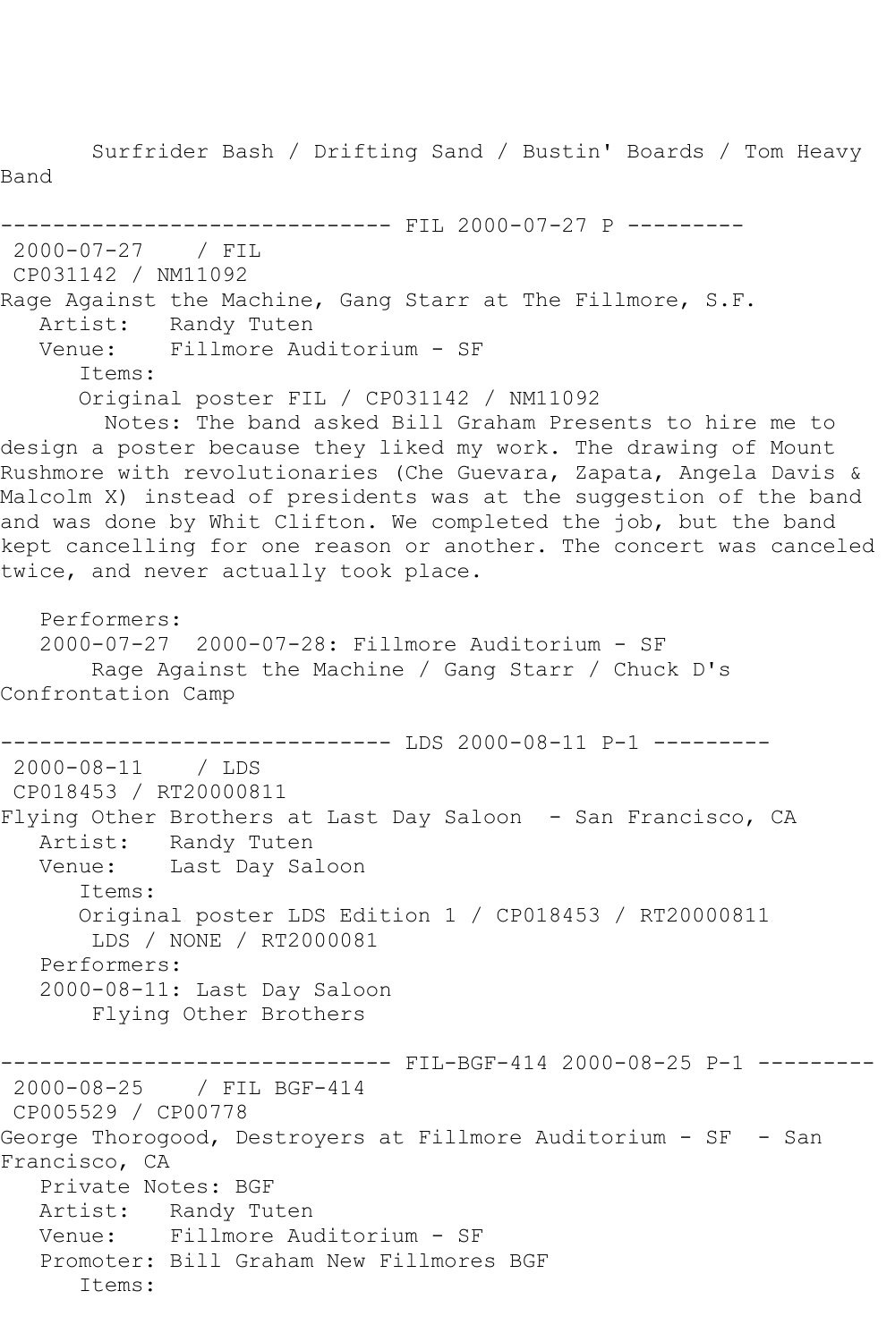Surfrider Bash / Drifting Sand / Bustin' Boards / Tom Heavy Band

------------------------------ FIL 2000-07-27 P ---------

2000-07-27 / FIL
CP031142 / NM11092
Rage Against the Machine, Gang Starr at The Fillmore, S.F.
Artist: Randy Tuten
Venue: Fillmore Auditorium - SF
Items:
Original poster FIL / CP031142 / NM11092
Notes: The band asked Bill Graham Presents to hire me to design a poster because they liked my work. The drawing of Mount Rushmore with revolutionaries (Che Guevara, Zapata, Angela Davis & Malcolm X) instead of presidents was at the suggestion of the band and was done by Whit Clifton. We completed the job, but the band kept cancelling for one reason or another. The concert was canceled twice, and never actually took place.

Performers:
2000-07-27 2000-07-28: Fillmore Auditorium - SF
Rage Against the Machine / Gang Starr / Chuck D's Confrontation Camp

------------------------------ LDS 2000-08-11 P-1 ---------

2000-08-11 / LDS
CP018453 / RT20000811
Flying Other Brothers at Last Day Saloon - San Francisco, CA
Artist: Randy Tuten
Venue: Last Day Saloon
Items:
Original poster LDS Edition 1 / CP018453 / RT20000811
LDS / NONE / RT2000081
Performers:
2000-08-11: Last Day Saloon
Flying Other Brothers

------------------------------ FIL-BGF-414 2000-08-25 P-1 ---------

2000-08-25 / FIL BGF-414
CP005529 / CP00778
George Thorogood, Destroyers at Fillmore Auditorium - SF - San Francisco, CA
Private Notes: BGF
Artist: Randy Tuten
Venue: Fillmore Auditorium - SF
Promoter: Bill Graham New Fillmores BGF
Items: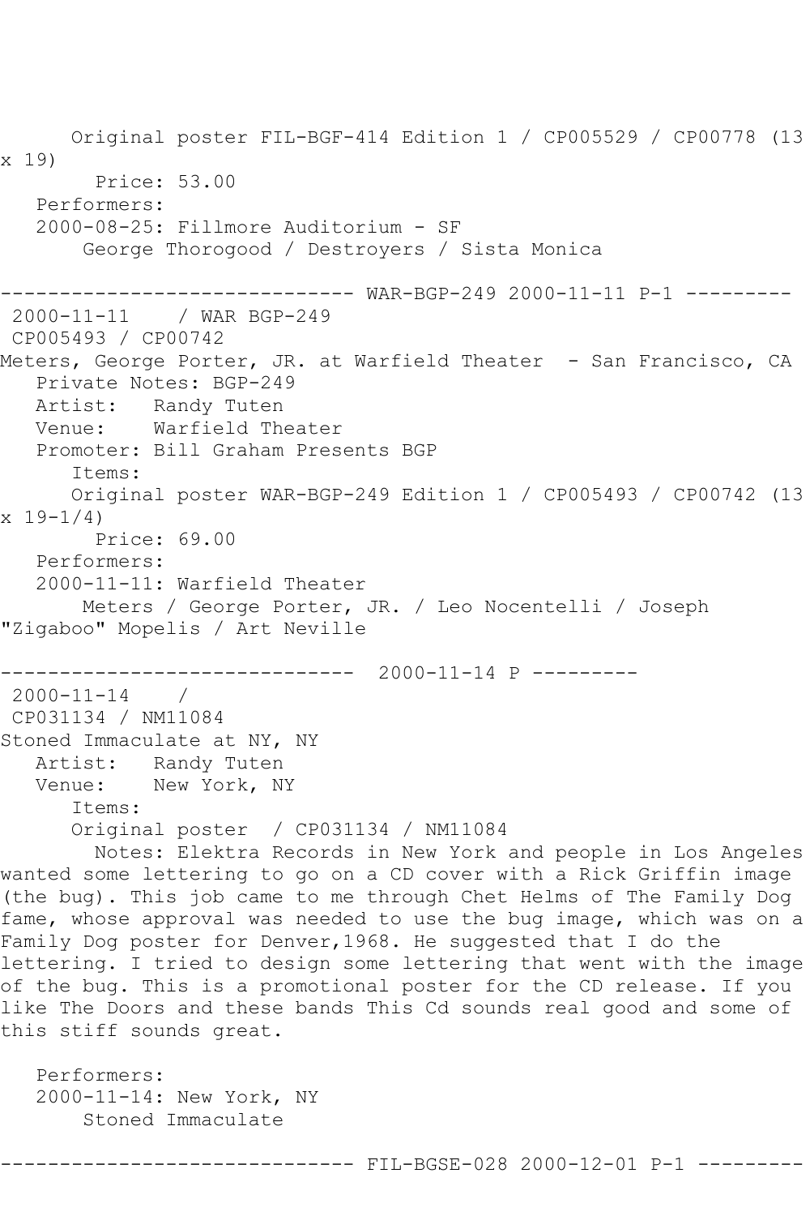Original poster FIL-BGF-414 Edition 1 / CP005529 / CP00778 (13 x 19)

Price: 53.00

Performers:

2000-08-25: Fillmore Auditorium - SF

George Thorogood / Destroyers / Sista Monica

------------------------------ WAR-BGP-249 2000-11-11 P-1 ---------

2000-11-11 / WAR BGP-249

CP005493 / CP00742

Meters, George Porter, JR. at Warfield Theater - San Francisco, CA

Private Notes: BGP-249

Artist: Randy Tuten

Venue: Warfield Theater

Promoter: Bill Graham Presents BGP

Items:

Original poster WAR-BGP-249 Edition 1 / CP005493 / CP00742 (13 x 19-1/4)

Price: 69.00

Performers:

2000-11-11: Warfield Theater

Meters / George Porter, JR. / Leo Nocentelli / Joseph "Zigaboo" Mopelis / Art Neville

------------------------------ 2000-11-14 P ---------

2000-11-14 /

CP031134 / NM11084

Stoned Immaculate at NY, NY

Artist: Randy Tuten

Venue: New York, NY

Items:

Original poster / CP031134 / NM11084

Notes: Elektra Records in New York and people in Los Angeles wanted some lettering to go on a CD cover with a Rick Griffin image (the bug). This job came to me through Chet Helms of The Family Dog fame, whose approval was needed to use the bug image, which was on a Family Dog poster for Denver,1968. He suggested that I do the lettering. I tried to design some lettering that went with the image of the bug. This is a promotional poster for the CD release. If you like The Doors and these bands This Cd sounds real good and some of this stiff sounds great.

Performers:

2000-11-14: New York, NY

Stoned Immaculate

------------------------------ FIL-BGSE-028 2000-12-01 P-1 ---------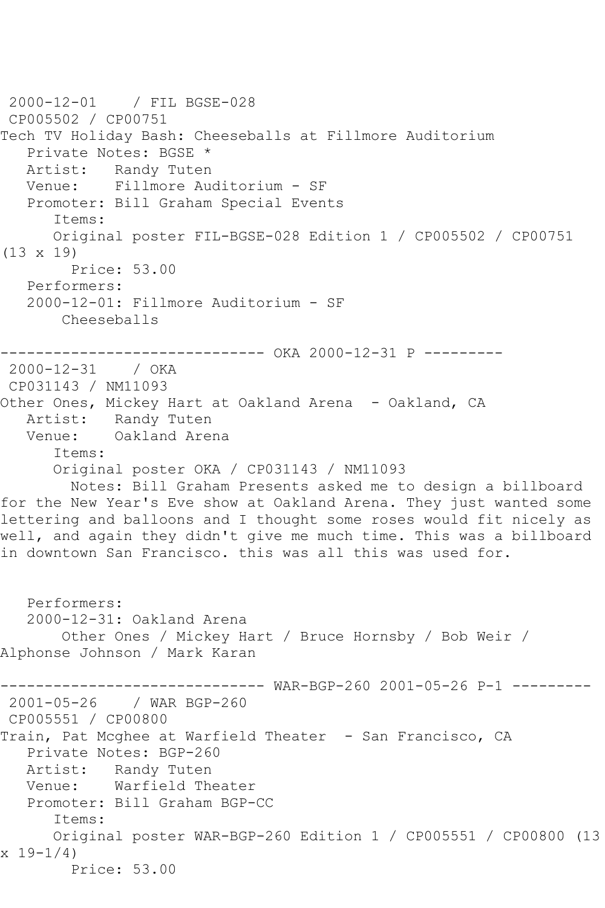2000-12-01    / FIL BGSE-028
CP005502 / CP00751
Tech TV Holiday Bash: Cheeseballs at Fillmore Auditorium
   Private Notes: BGSE *
   Artist:   Randy Tuten
   Venue:    Fillmore Auditorium - SF
   Promoter: Bill Graham Special Events
      Items:
      Original poster FIL-BGSE-028 Edition 1 / CP005502 / CP00751 (13 x 19)
        Price: 53.00
   Performers:
   2000-12-01: Fillmore Auditorium - SF
       Cheeseballs

------------------------------ OKA 2000-12-31 P ---------
2000-12-31    / OKA
CP031143 / NM11093
Other Ones, Mickey Hart at Oakland Arena  - Oakland, CA
   Artist:   Randy Tuten
   Venue:    Oakland Arena
      Items:
      Original poster OKA / CP031143 / NM11093
        Notes: Bill Graham Presents asked me to design a billboard for the New Year's Eve show at Oakland Arena. They just wanted some lettering and balloons and I thought some roses would fit nicely as well, and again they didn't give me much time. This was a billboard in downtown San Francisco. this was all this was used for.

   Performers:
   2000-12-31: Oakland Arena
       Other Ones / Mickey Hart / Bruce Hornsby / Bob Weir / Alphonse Johnson / Mark Karan

------------------------------ WAR-BGP-260 2001-05-26 P-1 ---------
2001-05-26    / WAR BGP-260
CP005551 / CP00800
Train, Pat Mcghee at Warfield Theater  - San Francisco, CA
   Private Notes: BGP-260
   Artist:   Randy Tuten
   Venue:    Warfield Theater
   Promoter: Bill Graham BGP-CC
      Items:
      Original poster WAR-BGP-260 Edition 1 / CP005551 / CP00800 (13 x 19-1/4)
        Price: 53.00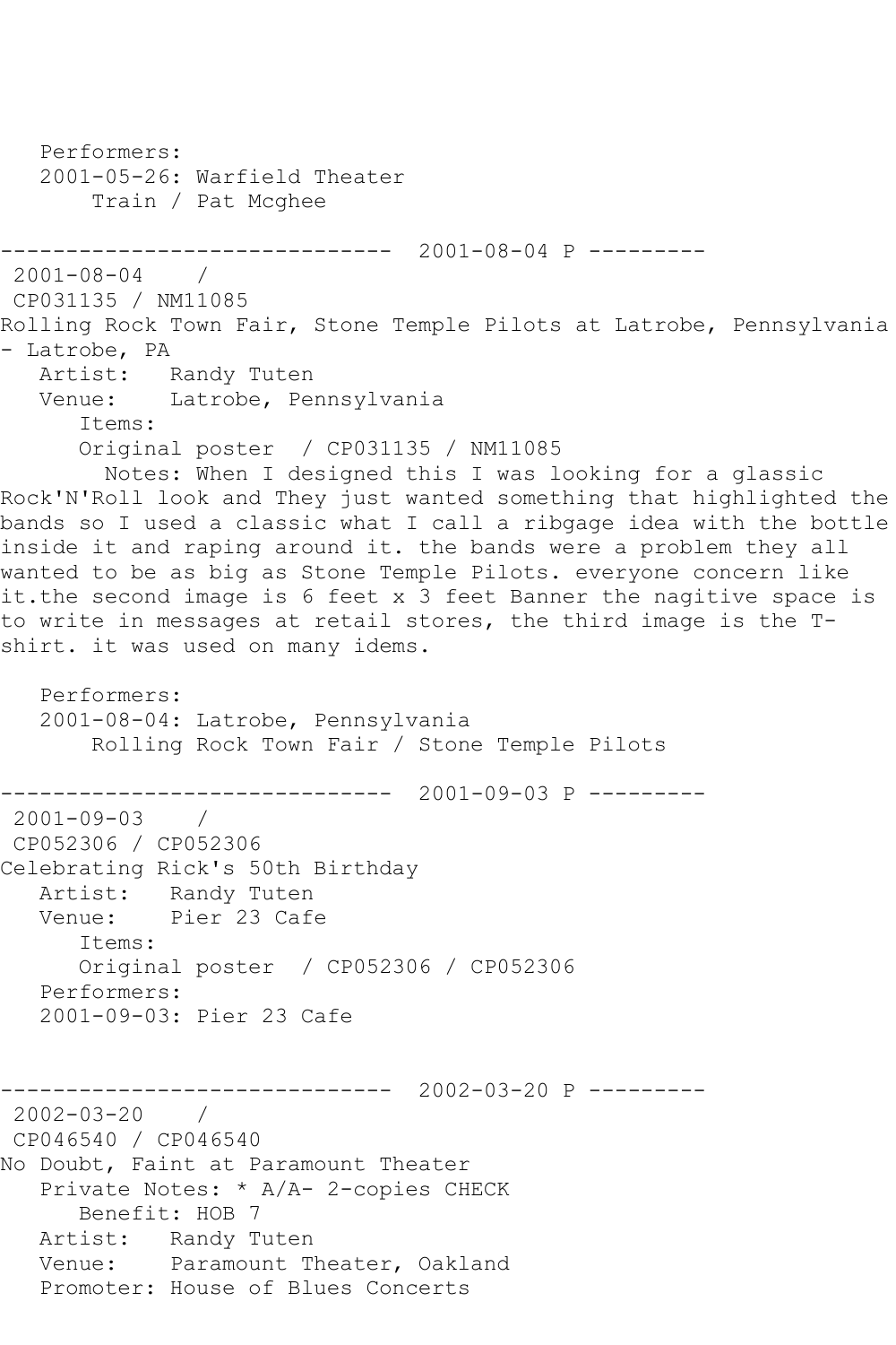Performers:
2001-05-26: Warfield Theater
Train / Pat Mcghee

------------------------------ 2001-08-04 P ---------

2001-08-04 /
CP031135 / NM11085
Rolling Rock Town Fair, Stone Temple Pilots at Latrobe, Pennsylvania - Latrobe, PA
Artist: Randy Tuten
Venue: Latrobe, Pennsylvania
Items:
Original poster / CP031135 / NM11085
Notes: When I designed this I was looking for a glassic Rock'N'Roll look and They just wanted something that highlighted the bands so I used a classic what I call a ribgage idea with the bottle inside it and raping around it. the bands were a problem they all wanted to be as big as Stone Temple Pilots. everyone concern like it.the second image is 6 feet x 3 feet Banner the nagitive space is to write in messages at retail stores, the third image is the T-shirt. it was used on many idems.

Performers:
2001-08-04: Latrobe, Pennsylvania
Rolling Rock Town Fair / Stone Temple Pilots

------------------------------ 2001-09-03 P ---------

2001-09-03 /
CP052306 / CP052306
Celebrating Rick's 50th Birthday
Artist: Randy Tuten
Venue: Pier 23 Cafe
Items:
Original poster / CP052306 / CP052306
Performers:
2001-09-03: Pier 23 Cafe

------------------------------ 2002-03-20 P ---------

2002-03-20 /
CP046540 / CP046540
No Doubt, Faint at Paramount Theater
Private Notes: * A/A- 2-copies CHECK
Benefit: HOB 7
Artist: Randy Tuten
Venue: Paramount Theater, Oakland
Promoter: House of Blues Concerts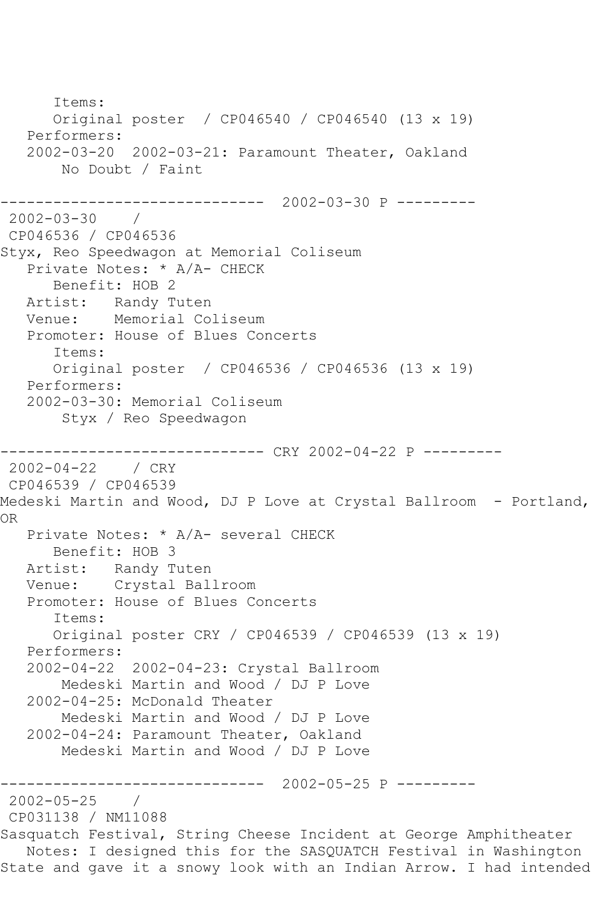Items:
      Original poster  / CP046540 / CP046540 (13 x 19)
   Performers:
   2002-03-20  2002-03-21: Paramount Theater, Oakland
       No Doubt / Faint

------------------------------  2002-03-30 P ---------
 2002-03-30    /
 CP046536 / CP046536
Styx, Reo Speedwagon at Memorial Coliseum
   Private Notes: * A/A- CHECK
      Benefit: HOB 2
   Artist:   Randy Tuten
   Venue:    Memorial Coliseum
   Promoter: House of Blues Concerts
      Items:
      Original poster  / CP046536 / CP046536 (13 x 19)
   Performers:
   2002-03-30: Memorial Coliseum
       Styx / Reo Speedwagon

------------------------------ CRY 2002-04-22 P ---------
 2002-04-22    / CRY
 CP046539 / CP046539
Medeski Martin and Wood, DJ P Love at Crystal Ballroom  - Portland, OR
   Private Notes: * A/A- several CHECK
      Benefit: HOB 3
   Artist:   Randy Tuten
   Venue:    Crystal Ballroom
   Promoter: House of Blues Concerts
      Items:
      Original poster CRY / CP046539 / CP046539 (13 x 19)
   Performers:
   2002-04-22  2002-04-23: Crystal Ballroom
       Medeski Martin and Wood / DJ P Love
   2002-04-25: McDonald Theater
       Medeski Martin and Wood / DJ P Love
   2002-04-24: Paramount Theater, Oakland
       Medeski Martin and Wood / DJ P Love

------------------------------  2002-05-25 P ---------
 2002-05-25    /
 CP031138 / NM11088
Sasquatch Festival, String Cheese Incident at George Amphitheater
   Notes: I designed this for the SASQUATCH Festival in Washington State and gave it a snowy look with an Indian Arrow. I had intended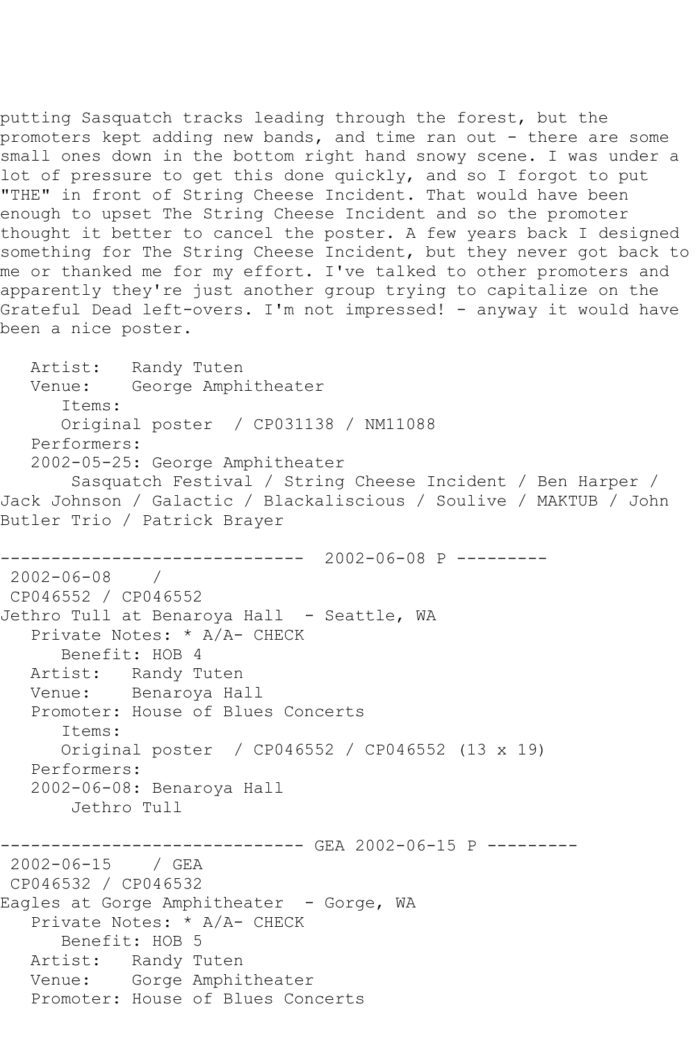putting Sasquatch tracks leading through the forest, but the promoters kept adding new bands, and time ran out - there are some small ones down in the bottom right hand snowy scene. I was under a lot of pressure to get this done quickly, and so I forgot to put "THE" in front of String Cheese Incident. That would have been enough to upset The String Cheese Incident and so the promoter thought it better to cancel the poster. A few years back I designed something for The String Cheese Incident, but they never got back to me or thanked me for my effort. I've talked to other promoters and apparently they're just another group trying to capitalize on the Grateful Dead left-overs. I'm not impressed! - anyway it would have been a nice poster.

```
   Artist:   Randy Tuten
   Venue:    George Amphitheater
      Items:
      Original poster  / CP031138 / NM11088
   Performers:
   2002-05-25: George Amphitheater
       Sasquatch Festival / String Cheese Incident / Ben Harper / 
Jack Johnson / Galactic / Blackaliscious / Soulive / MAKTUB / John 
Butler Trio / Patrick Brayer

------------------------------  2002-06-08 P ---------
 2002-06-08    / 
 CP046552 / CP046552
Jethro Tull at Benaroya Hall  - Seattle, WA
   Private Notes: * A/A- CHECK
      Benefit: HOB 4
   Artist:   Randy Tuten
   Venue:    Benaroya Hall
   Promoter: House of Blues Concerts
      Items:
      Original poster  / CP046552 / CP046552 (13 x 19)
   Performers:
   2002-06-08: Benaroya Hall
       Jethro Tull

------------------------------ GEA 2002-06-15 P ---------
 2002-06-15    / GEA
 CP046532 / CP046532
Eagles at Gorge Amphitheater  - Gorge, WA
   Private Notes: * A/A- CHECK
      Benefit: HOB 5
   Artist:   Randy Tuten
   Venue:    Gorge Amphitheater
   Promoter: House of Blues Concerts
```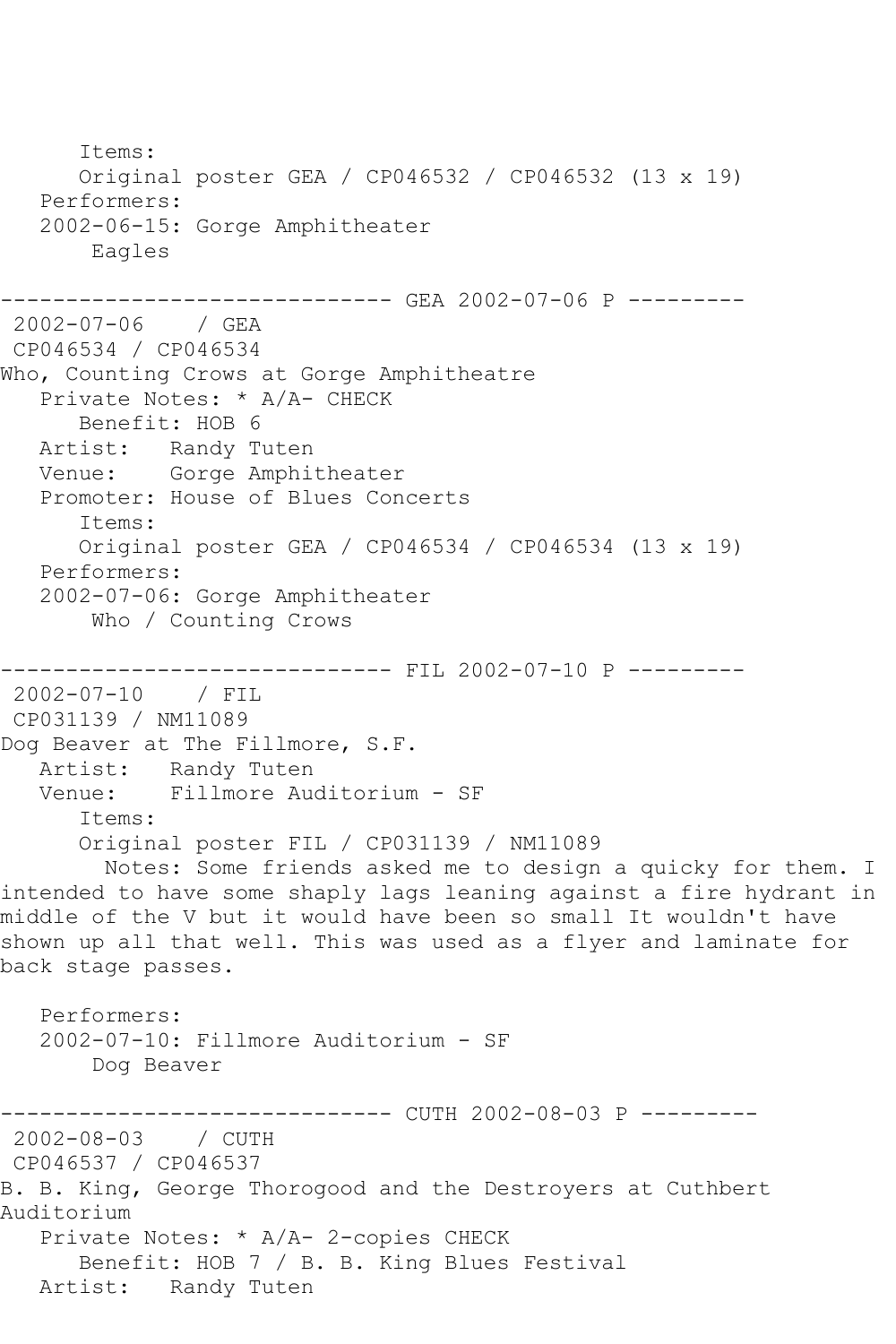Items:
      Original poster GEA / CP046532 / CP046532 (13 x 19)
   Performers:
   2002-06-15: Gorge Amphitheater
       Eagles

------------------------------ GEA 2002-07-06 P ---------
 2002-07-06    / GEA
 CP046534 / CP046534
Who, Counting Crows at Gorge Amphitheatre
   Private Notes: * A/A- CHECK
      Benefit: HOB 6
   Artist:   Randy Tuten
   Venue:    Gorge Amphitheater
   Promoter: House of Blues Concerts
      Items:
      Original poster GEA / CP046534 / CP046534 (13 x 19)
   Performers:
   2002-07-06: Gorge Amphitheater
       Who / Counting Crows

------------------------------ FIL 2002-07-10 P ---------
 2002-07-10    / FIL
 CP031139 / NM11089
Dog Beaver at The Fillmore, S.F.
   Artist:   Randy Tuten
   Venue:    Fillmore Auditorium - SF
      Items:
      Original poster FIL / CP031139 / NM11089
        Notes: Some friends asked me to design a quicky for them. I intended to have some shaply lags leaning against a fire hydrant in middle of the V but it would have been so small It wouldn't have shown up all that well. This was used as a flyer and laminate for back stage passes.

   Performers:
   2002-07-10: Fillmore Auditorium - SF
       Dog Beaver

------------------------------ CUTH 2002-08-03 P ---------
 2002-08-03    / CUTH
 CP046537 / CP046537
B. B. King, George Thorogood and the Destroyers at Cuthbert Auditorium
   Private Notes: * A/A- 2-copies CHECK
      Benefit: HOB 7 / B. B. King Blues Festival
   Artist:   Randy Tuten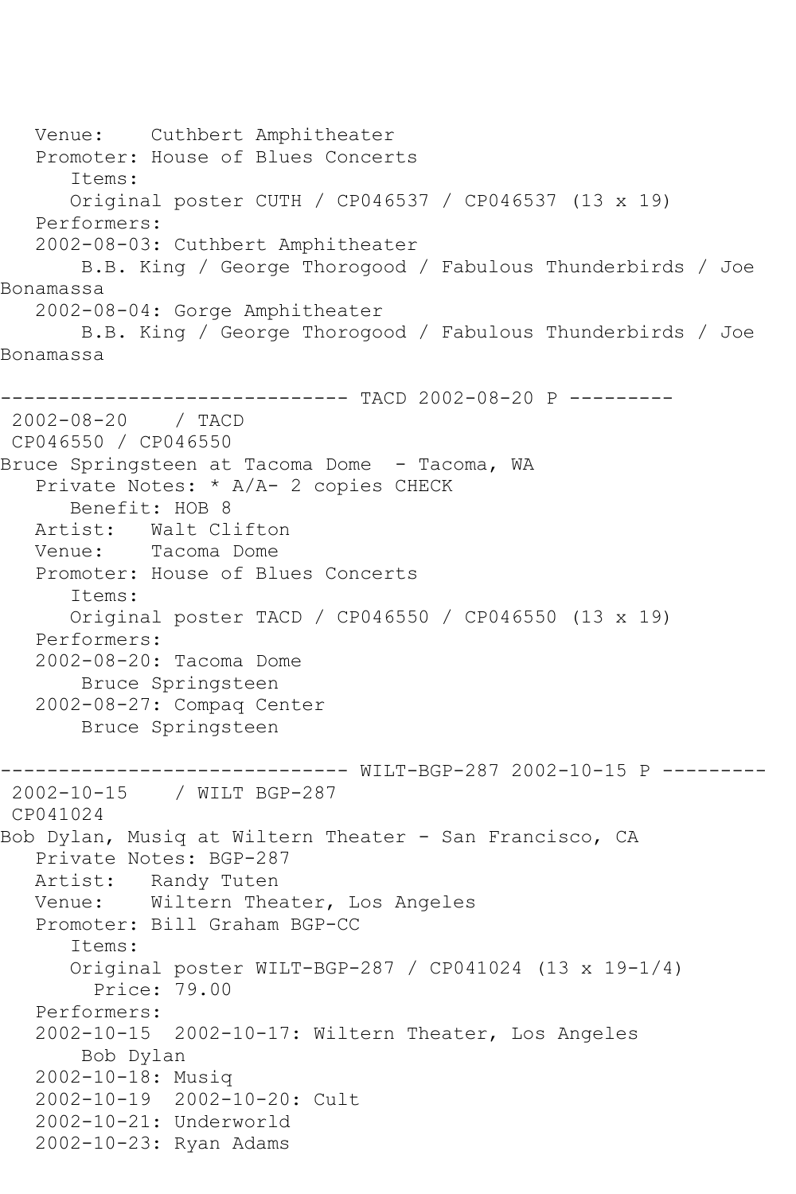```
   Venue:    Cuthbert Amphitheater
   Promoter: House of Blues Concerts
      Items:
      Original poster CUTH / CP046537 / CP046537 (13 x 19)
   Performers:
   2002-08-03: Cuthbert Amphitheater
       B.B. King / George Thorogood / Fabulous Thunderbirds / Joe
Bonamassa
   2002-08-04: Gorge Amphitheater
       B.B. King / George Thorogood / Fabulous Thunderbirds / Joe
Bonamassa

------------------------------ TACD 2002-08-20 P ---------
 2002-08-20    / TACD
 CP046550 / CP046550
Bruce Springsteen at Tacoma Dome  - Tacoma, WA
   Private Notes: * A/A- 2 copies CHECK
      Benefit: HOB 8
   Artist:   Walt Clifton
   Venue:    Tacoma Dome
   Promoter: House of Blues Concerts
      Items:
      Original poster TACD / CP046550 / CP046550 (13 x 19)
   Performers:
   2002-08-20: Tacoma Dome
       Bruce Springsteen
   2002-08-27: Compaq Center
       Bruce Springsteen

------------------------------ WILT-BGP-287 2002-10-15 P ---------
 2002-10-15    / WILT BGP-287
 CP041024
Bob Dylan, Musiq at Wiltern Theater - San Francisco, CA
   Private Notes: BGP-287
   Artist:   Randy Tuten
   Venue:    Wiltern Theater, Los Angeles
   Promoter: Bill Graham BGP-CC
      Items:
      Original poster WILT-BGP-287 / CP041024 (13 x 19-1/4)
        Price: 79.00
   Performers:
   2002-10-15  2002-10-17: Wiltern Theater, Los Angeles
       Bob Dylan
   2002-10-18: Musiq
   2002-10-19  2002-10-20: Cult
   2002-10-21: Underworld
   2002-10-23: Ryan Adams
```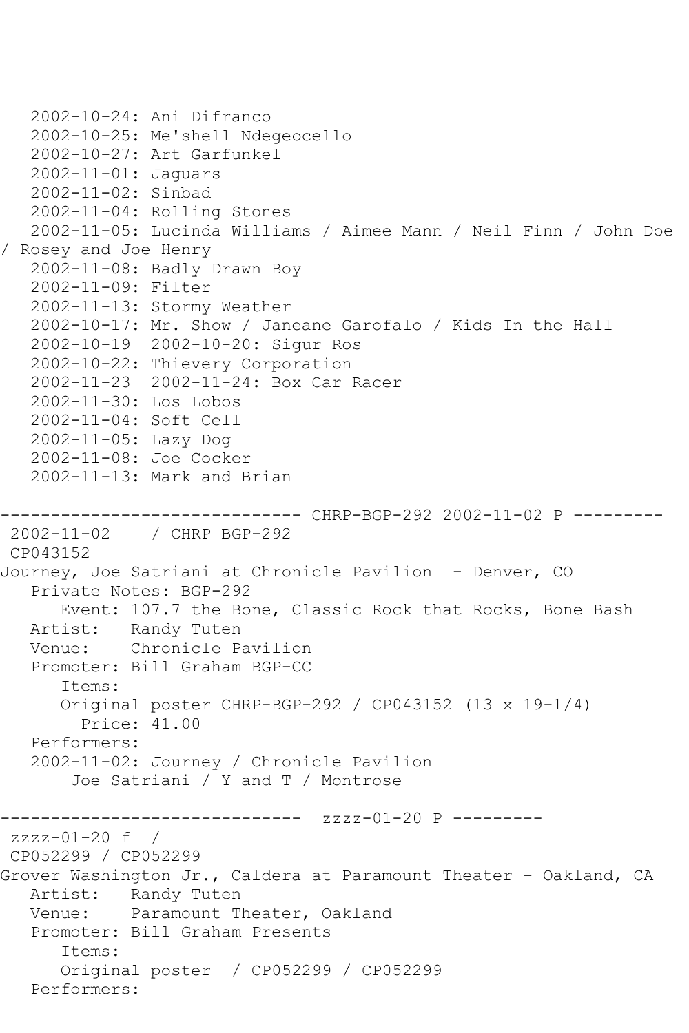2002-10-24: Ani Difranco
2002-10-25: Me'shell Ndegeocello
2002-10-27: Art Garfunkel
2002-11-01: Jaguars
2002-11-02: Sinbad
2002-11-04: Rolling Stones
2002-11-05: Lucinda Williams / Aimee Mann / Neil Finn / John Doe / Rosey and Joe Henry
2002-11-08: Badly Drawn Boy
2002-11-09: Filter
2002-11-13: Stormy Weather
2002-10-17: Mr. Show / Janeane Garofalo / Kids In the Hall
2002-10-19 2002-10-20: Sigur Ros
2002-10-22: Thievery Corporation
2002-11-23 2002-11-24: Box Car Racer
2002-11-30: Los Lobos
2002-11-04: Soft Cell
2002-11-05: Lazy Dog
2002-11-08: Joe Cocker
2002-11-13: Mark and Brian

------------------------------ CHRP-BGP-292 2002-11-02 P ---------

2002-11-02 / CHRP BGP-292
CP043152
Journey, Joe Satriani at Chronicle Pavilion - Denver, CO
Private Notes: BGP-292
Event: 107.7 the Bone, Classic Rock that Rocks, Bone Bash
Artist: Randy Tuten
Venue: Chronicle Pavilion
Promoter: Bill Graham BGP-CC
Items:
Original poster CHRP-BGP-292 / CP043152 (13 x 19-1/4)
Price: 41.00
Performers:
2002-11-02: Journey / Chronicle Pavilion
Joe Satriani / Y and T / Montrose

------------------------------ zzzz-01-20 P ---------

zzzz-01-20 f /
CP052299 / CP052299
Grover Washington Jr., Caldera at Paramount Theater - Oakland, CA
Artist: Randy Tuten
Venue: Paramount Theater, Oakland
Promoter: Bill Graham Presents
Items:
Original poster / CP052299 / CP052299
Performers: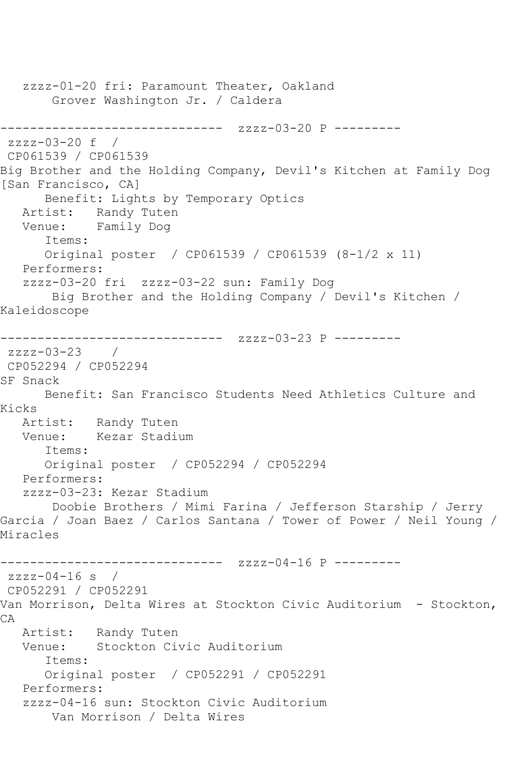```
   zzzz-01-20 fri: Paramount Theater, Oakland
       Grover Washington Jr. / Caldera

------------------------------  zzzz-03-20 P ---------
 zzzz-03-20 f  / 
 CP061539 / CP061539
Big Brother and the Holding Company, Devil's Kitchen at Family Dog 
[San Francisco, CA]
      Benefit: Lights by Temporary Optics
   Artist:   Randy Tuten
   Venue:    Family Dog
      Items:
      Original poster  / CP061539 / CP061539 (8-1/2 x 11)
   Performers:
   zzzz-03-20 fri  zzzz-03-22 sun: Family Dog
       Big Brother and the Holding Company / Devil's Kitchen / 
Kaleidoscope

------------------------------  zzzz-03-23 P ---------
 zzzz-03-23    / 
 CP052294 / CP052294
SF Snack
      Benefit: San Francisco Students Need Athletics Culture and 
Kicks
   Artist:   Randy Tuten
   Venue:    Kezar Stadium
      Items:
      Original poster  / CP052294 / CP052294
   Performers:
   zzzz-03-23: Kezar Stadium
       Doobie Brothers / Mimi Farina / Jefferson Starship / Jerry 
Garcia / Joan Baez / Carlos Santana / Tower of Power / Neil Young / 
Miracles

------------------------------  zzzz-04-16 P ---------
 zzzz-04-16 s  / 
 CP052291 / CP052291
Van Morrison, Delta Wires at Stockton Civic Auditorium  - Stockton, 
CA
   Artist:   Randy Tuten
   Venue:    Stockton Civic Auditorium
      Items:
      Original poster  / CP052291 / CP052291
   Performers:
   zzzz-04-16 sun: Stockton Civic Auditorium
       Van Morrison / Delta Wires
```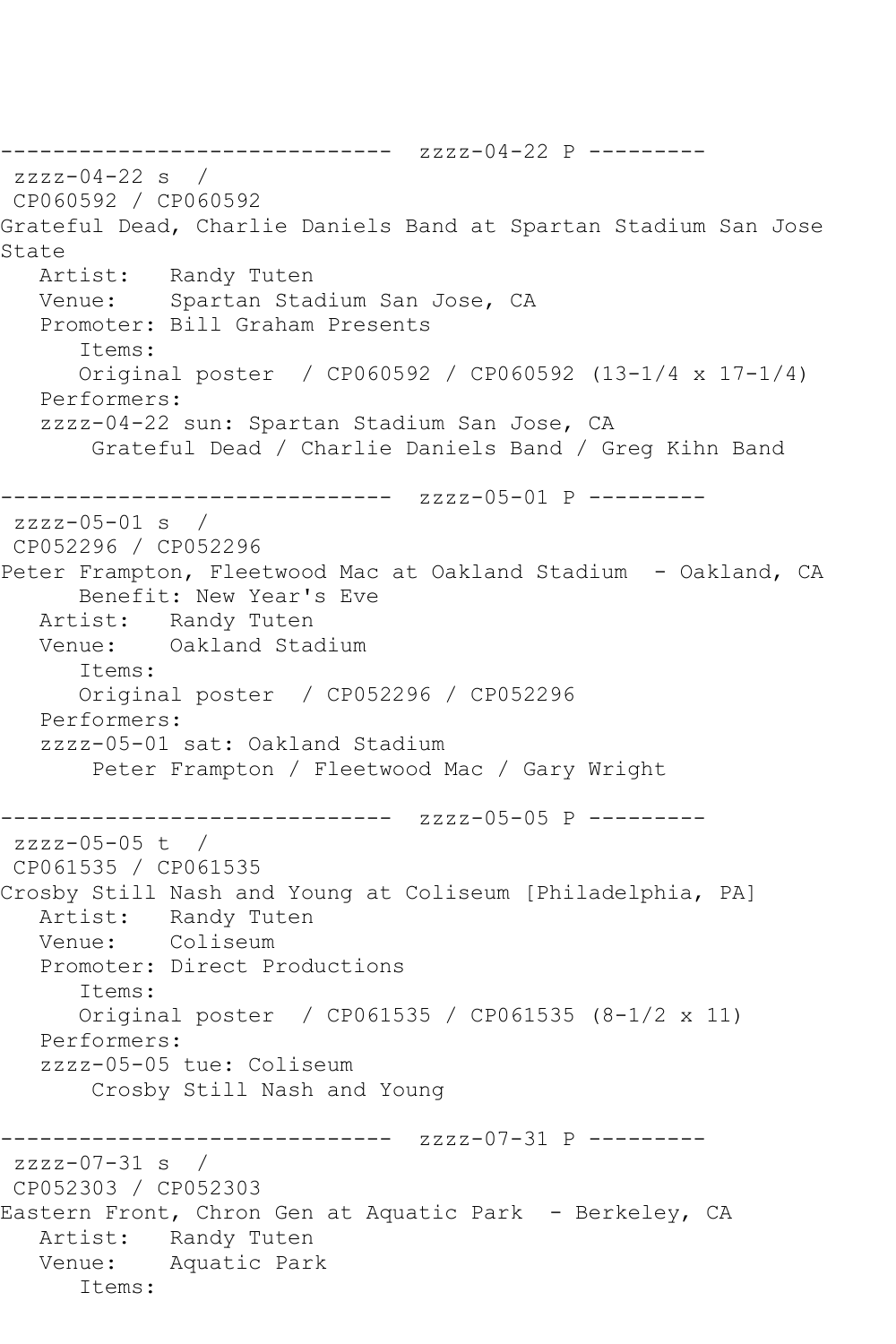```
------------------------------  zzzz-04-22 P ---------
 zzzz-04-22 s  /
 CP060592 / CP060592
Grateful Dead, Charlie Daniels Band at Spartan Stadium San Jose
State
   Artist:   Randy Tuten
   Venue:    Spartan Stadium San Jose, CA
   Promoter: Bill Graham Presents
      Items:
      Original poster  / CP060592 / CP060592 (13-1/4 x 17-1/4)
   Performers:
   zzzz-04-22 sun: Spartan Stadium San Jose, CA
       Grateful Dead / Charlie Daniels Band / Greg Kihn Band

------------------------------  zzzz-05-01 P ---------
 zzzz-05-01 s  /
 CP052296 / CP052296
Peter Frampton, Fleetwood Mac at Oakland Stadium  - Oakland, CA
      Benefit: New Year's Eve
   Artist:   Randy Tuten
   Venue:    Oakland Stadium
      Items:
      Original poster  / CP052296 / CP052296
   Performers:
   zzzz-05-01 sat: Oakland Stadium
       Peter Frampton / Fleetwood Mac / Gary Wright

------------------------------  zzzz-05-05 P ---------
 zzzz-05-05 t  /
 CP061535 / CP061535
Crosby Still Nash and Young at Coliseum [Philadelphia, PA]
   Artist:   Randy Tuten
   Venue:    Coliseum
   Promoter: Direct Productions
      Items:
      Original poster  / CP061535 / CP061535 (8-1/2 x 11)
   Performers:
   zzzz-05-05 tue: Coliseum
       Crosby Still Nash and Young

------------------------------  zzzz-07-31 P ---------
 zzzz-07-31 s  /
 CP052303 / CP052303
Eastern Front, Chron Gen at Aquatic Park  - Berkeley, CA
   Artist:   Randy Tuten
   Venue:    Aquatic Park
      Items:
```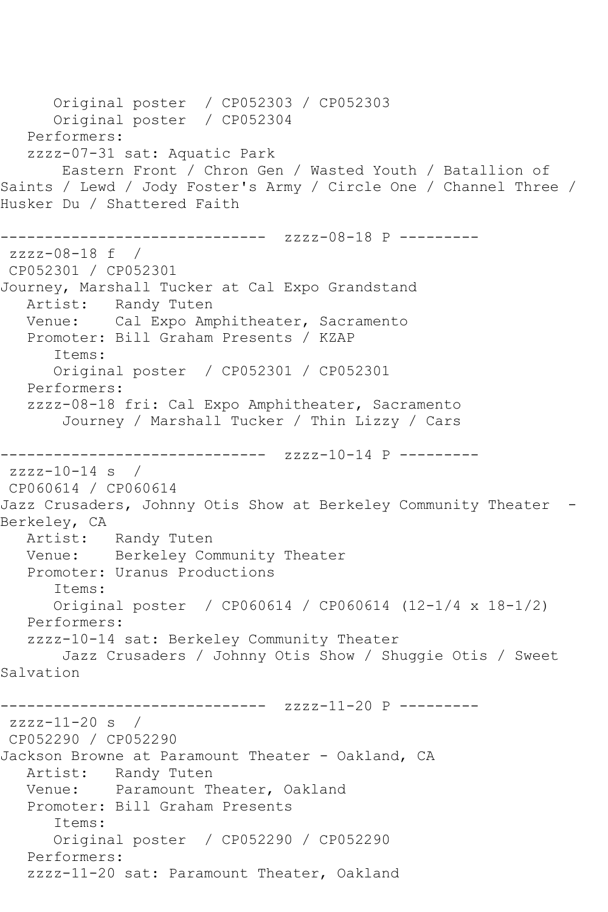```
      Original poster  / CP052303 / CP052303
      Original poster  / CP052304
   Performers:
   zzzz-07-31 sat: Aquatic Park
       Eastern Front / Chron Gen / Wasted Youth / Batallion of
Saints / Lewd / Jody Foster's Army / Circle One / Channel Three /
Husker Du / Shattered Faith

------------------------------  zzzz-08-18 P ---------
 zzzz-08-18 f  /
 CP052301 / CP052301
Journey, Marshall Tucker at Cal Expo Grandstand
   Artist:   Randy Tuten
   Venue:    Cal Expo Amphitheater, Sacramento
   Promoter: Bill Graham Presents / KZAP
      Items:
      Original poster  / CP052301 / CP052301
   Performers:
   zzzz-08-18 fri: Cal Expo Amphitheater, Sacramento
       Journey / Marshall Tucker / Thin Lizzy / Cars

------------------------------  zzzz-10-14 P ---------
 zzzz-10-14 s  /
 CP060614 / CP060614
Jazz Crusaders, Johnny Otis Show at Berkeley Community Theater  -
Berkeley, CA
   Artist:   Randy Tuten
   Venue:    Berkeley Community Theater
   Promoter: Uranus Productions
      Items:
      Original poster  / CP060614 / CP060614 (12-1/4 x 18-1/2)
   Performers:
   zzzz-10-14 sat: Berkeley Community Theater
       Jazz Crusaders / Johnny Otis Show / Shuggie Otis / Sweet
Salvation

------------------------------  zzzz-11-20 P ---------
 zzzz-11-20 s  /
 CP052290 / CP052290
Jackson Browne at Paramount Theater - Oakland, CA
   Artist:   Randy Tuten
   Venue:    Paramount Theater, Oakland
   Promoter: Bill Graham Presents
      Items:
      Original poster  / CP052290 / CP052290
   Performers:
   zzzz-11-20 sat: Paramount Theater, Oakland
```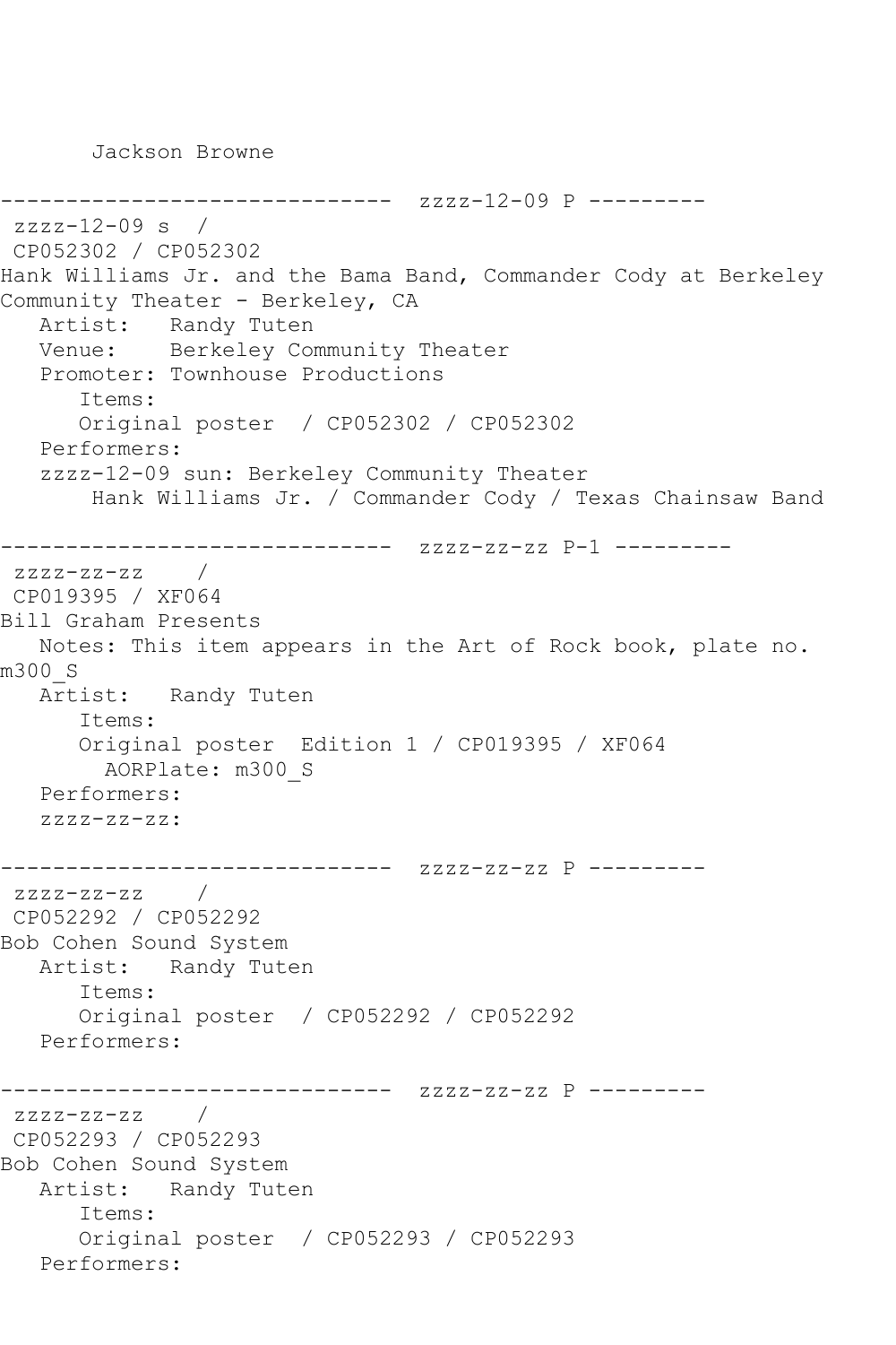```
       Jackson Browne

------------------------------  zzzz-12-09 P ---------
 zzzz-12-09 s  / 
 CP052302 / CP052302
Hank Williams Jr. and the Bama Band, Commander Cody at Berkeley
Community Theater - Berkeley, CA
   Artist:   Randy Tuten
   Venue:    Berkeley Community Theater
   Promoter: Townhouse Productions
      Items:
      Original poster  / CP052302 / CP052302
   Performers:
   zzzz-12-09 sun: Berkeley Community Theater
       Hank Williams Jr. / Commander Cody / Texas Chainsaw Band

------------------------------  zzzz-zz-zz P-1 ---------
 zzzz-zz-zz    / 
 CP019395 / XF064
Bill Graham Presents
   Notes: This item appears in the Art of Rock book, plate no.
m300_S
   Artist:   Randy Tuten
      Items:
      Original poster  Edition 1 / CP019395 / XF064
        AORPlate: m300_S 
   Performers:
   zzzz-zz-zz:

------------------------------  zzzz-zz-zz P ---------
 zzzz-zz-zz    / 
 CP052292 / CP052292
Bob Cohen Sound System
   Artist:   Randy Tuten
      Items:
      Original poster  / CP052292 / CP052292
   Performers:

------------------------------  zzzz-zz-zz P ---------
 zzzz-zz-zz    / 
 CP052293 / CP052293
Bob Cohen Sound System
   Artist:   Randy Tuten
      Items:
      Original poster  / CP052293 / CP052293
   Performers:
```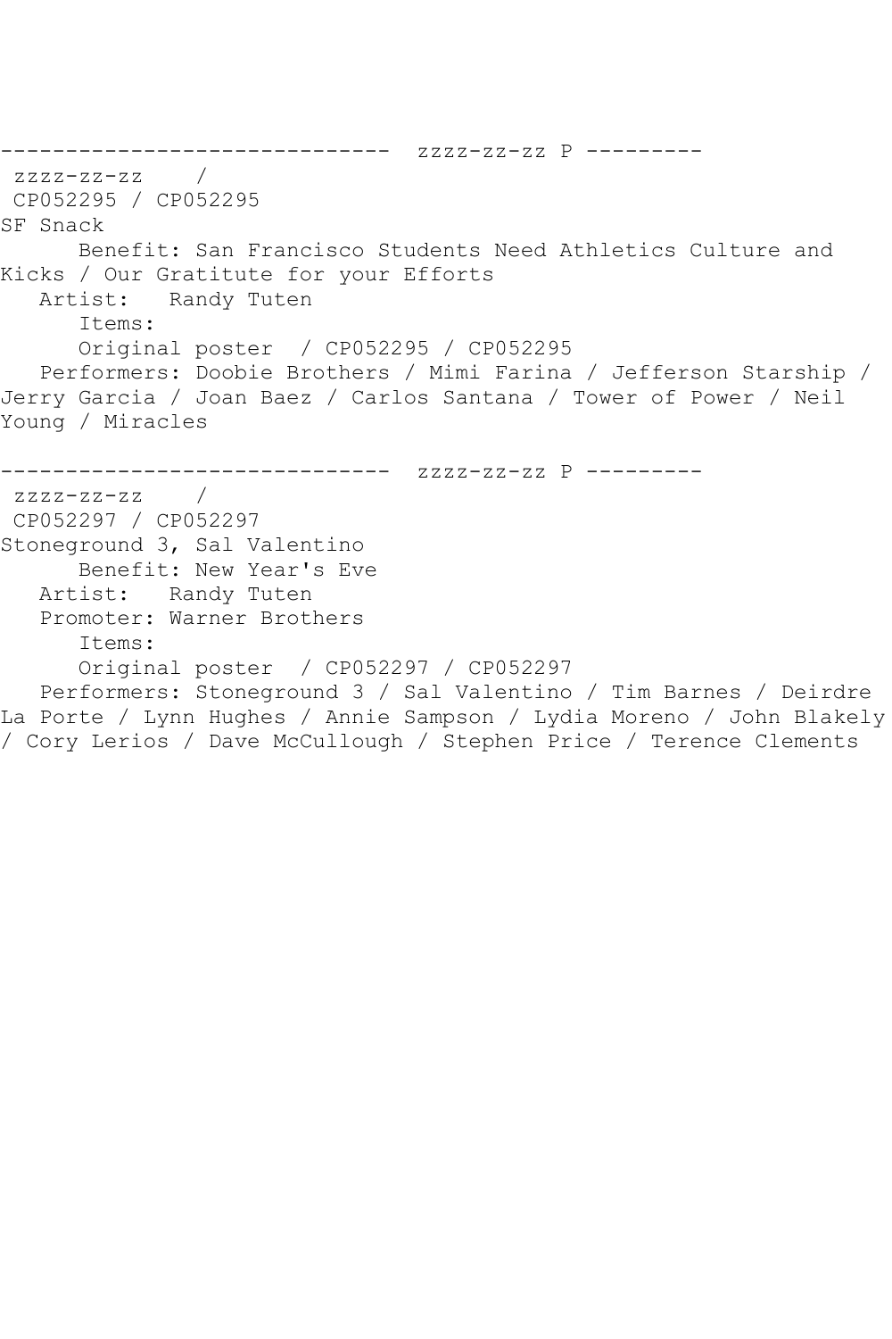------------------------------ zzzz-zz-zz P ---------

zzzz-zz-zz /

CP052295 / CP052295

SF Snack

Benefit: San Francisco Students Need Athletics Culture and Kicks / Our Gratitute for your Efforts

Artist: Randy Tuten

Items:

Original poster / CP052295 / CP052295

Performers: Doobie Brothers / Mimi Farina / Jefferson Starship / Jerry Garcia / Joan Baez / Carlos Santana / Tower of Power / Neil Young / Miracles

------------------------------ zzzz-zz-zz P ---------

zzzz-zz-zz /

CP052297 / CP052297

Stoneground 3, Sal Valentino

Benefit: New Year's Eve

Artist: Randy Tuten

Promoter: Warner Brothers

Items:

Original poster / CP052297 / CP052297

Performers: Stoneground 3 / Sal Valentino / Tim Barnes / Deirdre La Porte / Lynn Hughes / Annie Sampson / Lydia Moreno / John Blakely / Cory Lerios / Dave McCullough / Stephen Price / Terence Clements